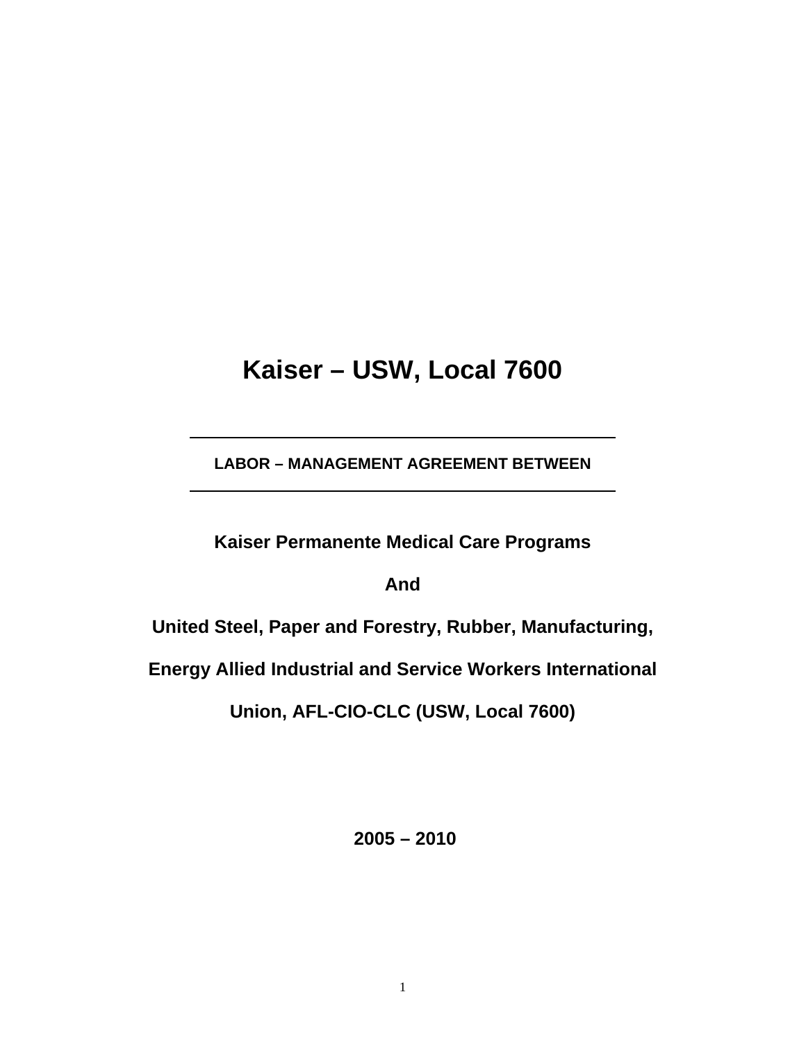# Kaiser – USW, Local 7600

---

**LABOR – MANAGEMENT AGREEMENT BETWEEN**

---

**Kaiser Permanente Medical Care Programs**

**And**

**United Steel, Paper and Forestry, Rubber, Manufacturing,**

**Energy Allied Industrial and Service Workers International**

**Union, AFL-CIO-CLC (USW, Local 7600)**

**2005 – 2010**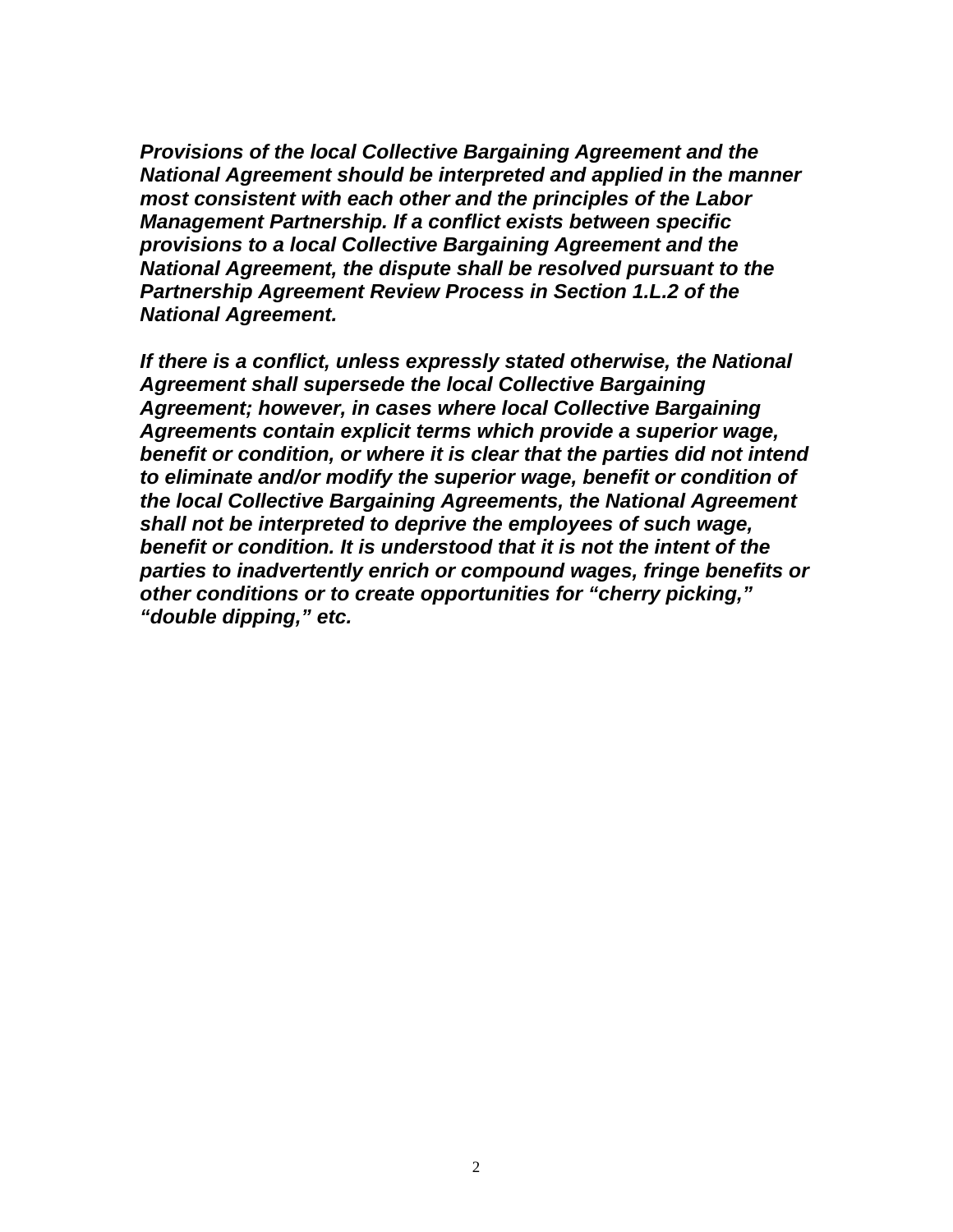***Provisions of the local Collective Bargaining Agreement and the National Agreement should be interpreted and applied in the manner most consistent with each other and the principles of the Labor Management Partnership. If a conflict exists between specific provisions to a local Collective Bargaining Agreement and the National Agreement, the dispute shall be resolved pursuant to the Partnership Agreement Review Process in Section 1.L.2 of the National Agreement.***

***If there is a conflict, unless expressly stated otherwise, the National Agreement shall supersede the local Collective Bargaining Agreement; however, in cases where local Collective Bargaining Agreements contain explicit terms which provide a superior wage, benefit or condition, or where it is clear that the parties did not intend to eliminate and/or modify the superior wage, benefit or condition of the local Collective Bargaining Agreements, the National Agreement shall not be interpreted to deprive the employees of such wage, benefit or condition. It is understood that it is not the intent of the parties to inadvertently enrich or compound wages, fringe benefits or other conditions or to create opportunities for "cherry picking," "double dipping," etc.***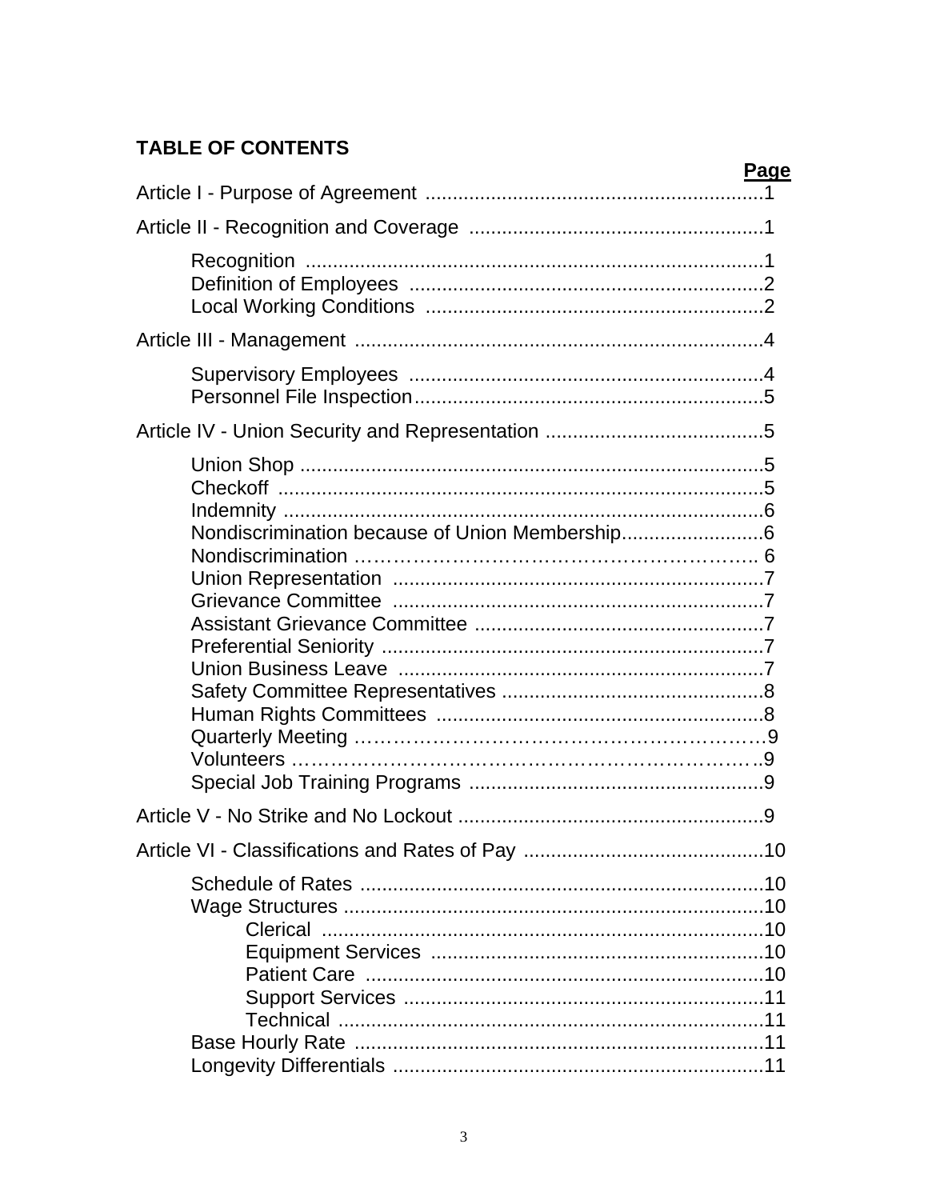## TABLE OF CONTENTS

| | Page |
|---|---|
| Article I - Purpose of Agreement | 1 |
| Article II - Recognition and Coverage | 1 |
| &nbsp;&nbsp;&nbsp;&nbsp;Recognition | 1 |
| &nbsp;&nbsp;&nbsp;&nbsp;Definition of Employees | 2 |
| &nbsp;&nbsp;&nbsp;&nbsp;Local Working Conditions | 2 |
| Article III - Management | 4 |
| &nbsp;&nbsp;&nbsp;&nbsp;Supervisory Employees | 4 |
| &nbsp;&nbsp;&nbsp;&nbsp;Personnel File Inspection | 5 |
| Article IV - Union Security and Representation | 5 |
| &nbsp;&nbsp;&nbsp;&nbsp;Union Shop | 5 |
| &nbsp;&nbsp;&nbsp;&nbsp;Checkoff | 5 |
| &nbsp;&nbsp;&nbsp;&nbsp;Indemnity | 6 |
| &nbsp;&nbsp;&nbsp;&nbsp;Nondiscrimination because of Union Membership | 6 |
| &nbsp;&nbsp;&nbsp;&nbsp;Nondiscrimination | 6 |
| &nbsp;&nbsp;&nbsp;&nbsp;Union Representation | 7 |
| &nbsp;&nbsp;&nbsp;&nbsp;Grievance Committee | 7 |
| &nbsp;&nbsp;&nbsp;&nbsp;Assistant Grievance Committee | 7 |
| &nbsp;&nbsp;&nbsp;&nbsp;Preferential Seniority | 7 |
| &nbsp;&nbsp;&nbsp;&nbsp;Union Business Leave | 7 |
| &nbsp;&nbsp;&nbsp;&nbsp;Safety Committee Representatives | 8 |
| &nbsp;&nbsp;&nbsp;&nbsp;Human Rights Committees | 8 |
| &nbsp;&nbsp;&nbsp;&nbsp;Quarterly Meeting | 9 |
| &nbsp;&nbsp;&nbsp;&nbsp;Volunteers | 9 |
| &nbsp;&nbsp;&nbsp;&nbsp;Special Job Training Programs | 9 |
| Article V - No Strike and No Lockout | 9 |
| Article VI - Classifications and Rates of Pay | 10 |
| &nbsp;&nbsp;&nbsp;&nbsp;Schedule of Rates | 10 |
| &nbsp;&nbsp;&nbsp;&nbsp;Wage Structures | 10 |
| &nbsp;&nbsp;&nbsp;&nbsp;&nbsp;&nbsp;&nbsp;&nbsp;Clerical | 10 |
| &nbsp;&nbsp;&nbsp;&nbsp;&nbsp;&nbsp;&nbsp;&nbsp;Equipment Services | 10 |
| &nbsp;&nbsp;&nbsp;&nbsp;&nbsp;&nbsp;&nbsp;&nbsp;Patient Care | 10 |
| &nbsp;&nbsp;&nbsp;&nbsp;&nbsp;&nbsp;&nbsp;&nbsp;Support Services | 11 |
| &nbsp;&nbsp;&nbsp;&nbsp;&nbsp;&nbsp;&nbsp;&nbsp;Technical | 11 |
| &nbsp;&nbsp;&nbsp;&nbsp;Base Hourly Rate | 11 |
| &nbsp;&nbsp;&nbsp;&nbsp;Longevity Differentials | 11 |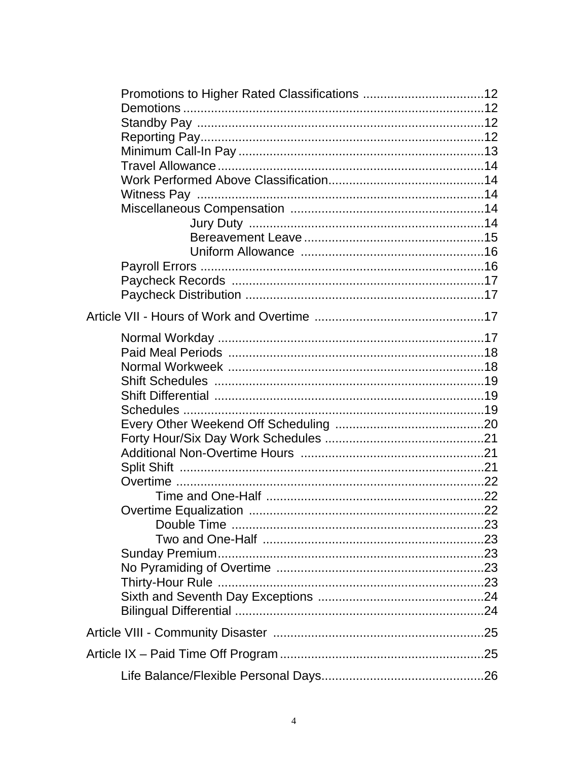Promotions to Higher Rated Classifications ....................................12
Demotions .......................................................................................12
Standby Pay ...................................................................................12
Reporting Pay..................................................................................12
Minimum Call-In Pay .......................................................................13
Travel Allowance.............................................................................14
Work Performed Above Classification.............................................14
Witness Pay ...................................................................................14
Miscellaneous Compensation ........................................................14
Jury Duty ....................................................................14
Bereavement Leave ....................................................15
Uniform Allowance .....................................................16
Payroll Errors ..................................................................................16
Paycheck Records .........................................................................17
Paycheck Distribution .....................................................................17

Article VII - Hours of Work and Overtime .................................................17

Normal Workday .............................................................................17
Paid Meal Periods ..........................................................................18
Normal Workweek ..........................................................................18
Shift Schedules ..............................................................................19
Shift Differential ..............................................................................19
Schedules .......................................................................................19
Every Other Weekend Off Scheduling ...........................................20
Forty Hour/Six Day Work Schedules ..............................................21
Additional Non-Overtime Hours .....................................................21
Split Shift ........................................................................................21
Overtime .........................................................................................22
Time and One-Half ................................................................22
Overtime Equalization ....................................................................22
Double Time .........................................................................23
Two and One-Half .................................................................23
Sunday Premium.............................................................................23
No Pyramiding of Overtime ............................................................23
Thirty-Hour Rule .............................................................................23
Sixth and Seventh Day Exceptions ................................................24
Bilingual Differential ........................................................................24

Article VIII - Community Disaster .............................................................25

Article IX – Paid Time Off Program ...........................................................25

Life Balance/Flexible Personal Days...............................................26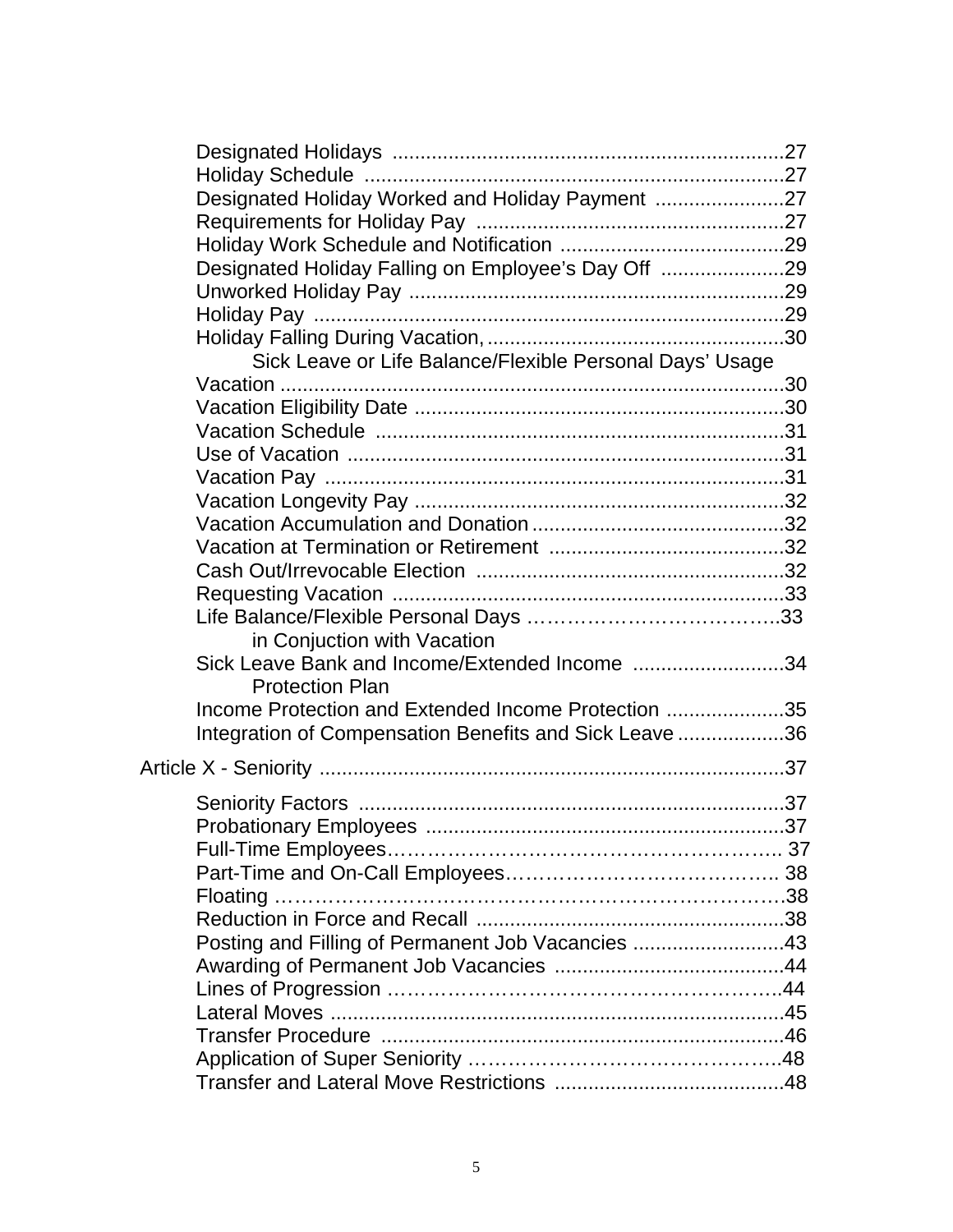Designated Holidays ..................................................................... 27
Holiday Schedule .......................................................................... 27
Designated Holiday Worked and Holiday Payment ....................... 27
Requirements for Holiday Pay ....................................................... 27
Holiday Work Schedule and Notification ........................................ 29
Designated Holiday Falling on Employee's Day Off ...................... 29
Unworked Holiday Pay ................................................................... 29
Holiday Pay .................................................................................... 29
Holiday Falling During Vacation, ..................................................... 30
    Sick Leave or Life Balance/Flexible Personal Days' Usage
Vacation .......................................................................................... 30
Vacation Eligibility Date .................................................................. 30
Vacation Schedule ......................................................................... 31
Use of Vacation .............................................................................. 31
Vacation Pay .................................................................................. 31
Vacation Longevity Pay .................................................................. 32
Vacation Accumulation and Donation ............................................. 32
Vacation at Termination or Retirement .......................................... 32
Cash Out/Irrevocable Election ....................................................... 32
Requesting Vacation ...................................................................... 33
Life Balance/Flexible Personal Days ……………………………….. 33
    in Conjuction with Vacation
Sick Leave Bank and Income/Extended Income ........................... 34
    Protection Plan
Income Protection and Extended Income Protection ..................... 35
Integration of Compensation Benefits and Sick Leave ................... 36

Article X - Seniority .................................................................................. 37

Seniority Factors ............................................................................ 37
Probationary Employees ................................................................ 37
Full-Time Employees……………………………………………….. 37
Part-Time and On-Call Employees………………………………….. 38
Floating ………………………………………………………………… 38
Reduction in Force and Recall ........................................................ 38
Posting and Filling of Permanent Job Vacancies ........................... 43
Awarding of Permanent Job Vacancies ......................................... 44
Lines of Progression ……………………………………………….. 44
Lateral Moves ................................................................................ 45
Transfer Procedure ........................................................................ 46
Application of Super Seniority …………………………………….. 48
Transfer and Lateral Move Restrictions ......................................... 48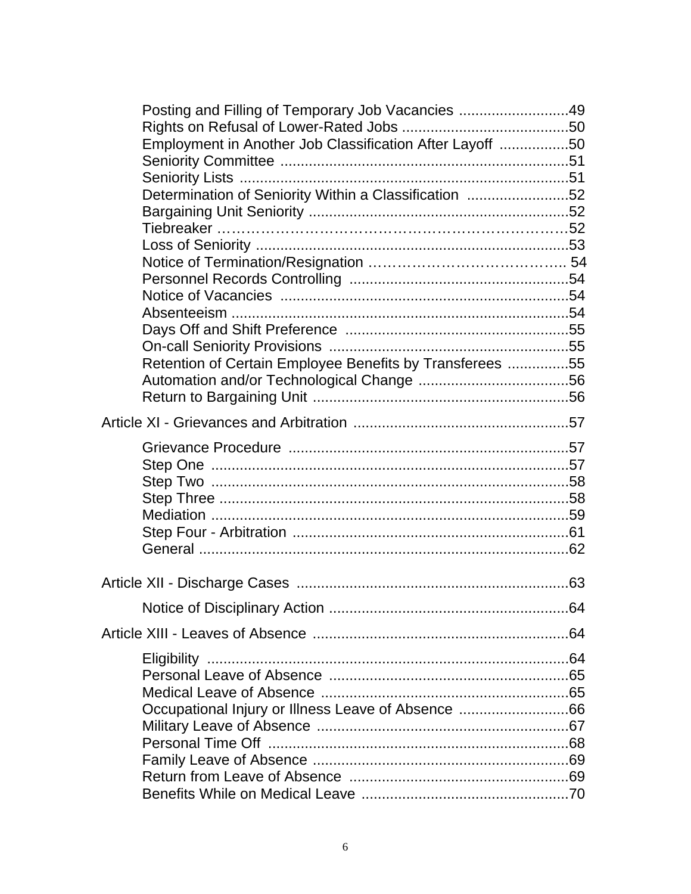Posting and Filling of Temporary Job Vacancies ...........................49
Rights on Refusal of Lower-Rated Jobs .........................................50
Employment in Another Job Classification After Layoff .................50
Seniority Committee .......................................................................51
Seniority Lists .................................................................................51
Determination of Seniority Within a Classification .........................52
Bargaining Unit Seniority ................................................................52
Tiebreaker ……………………………………………………………52
Loss of Seniority .............................................................................53
Notice of Termination/Resignation ………………………………… 54
Personnel Records Controlling ......................................................54
Notice of Vacancies .......................................................................54
Absenteeism ...................................................................................54
Days Off and Shift Preference .......................................................55
On-call Seniority Provisions ...........................................................55
Retention of Certain Employee Benefits by Transferees ...............55
Automation and/or Technological Change .....................................56
Return to Bargaining Unit ...............................................................56

Article XI - Grievances and Arbitration .....................................................57

Grievance Procedure .....................................................................57
Step One .......................................................................................57
Step Two .......................................................................................58
Step Three .....................................................................................58
Mediation .......................................................................................59
Step Four - Arbitration ....................................................................61
General ..........................................................................................62

Article XII - Discharge Cases ...................................................................63

Notice of Disciplinary Action ...........................................................64

Article XIII - Leaves of Absence ...............................................................64

Eligibility .........................................................................................64
Personal Leave of Absence ...........................................................65
Medical Leave of Absence .............................................................65
Occupational Injury or Illness Leave of Absence ...........................66
Military Leave of Absence ..............................................................67
Personal Time Off ..........................................................................68
Family Leave of Absence ...............................................................69
Return from Leave of Absence ......................................................69
Benefits While on Medical Leave ...................................................70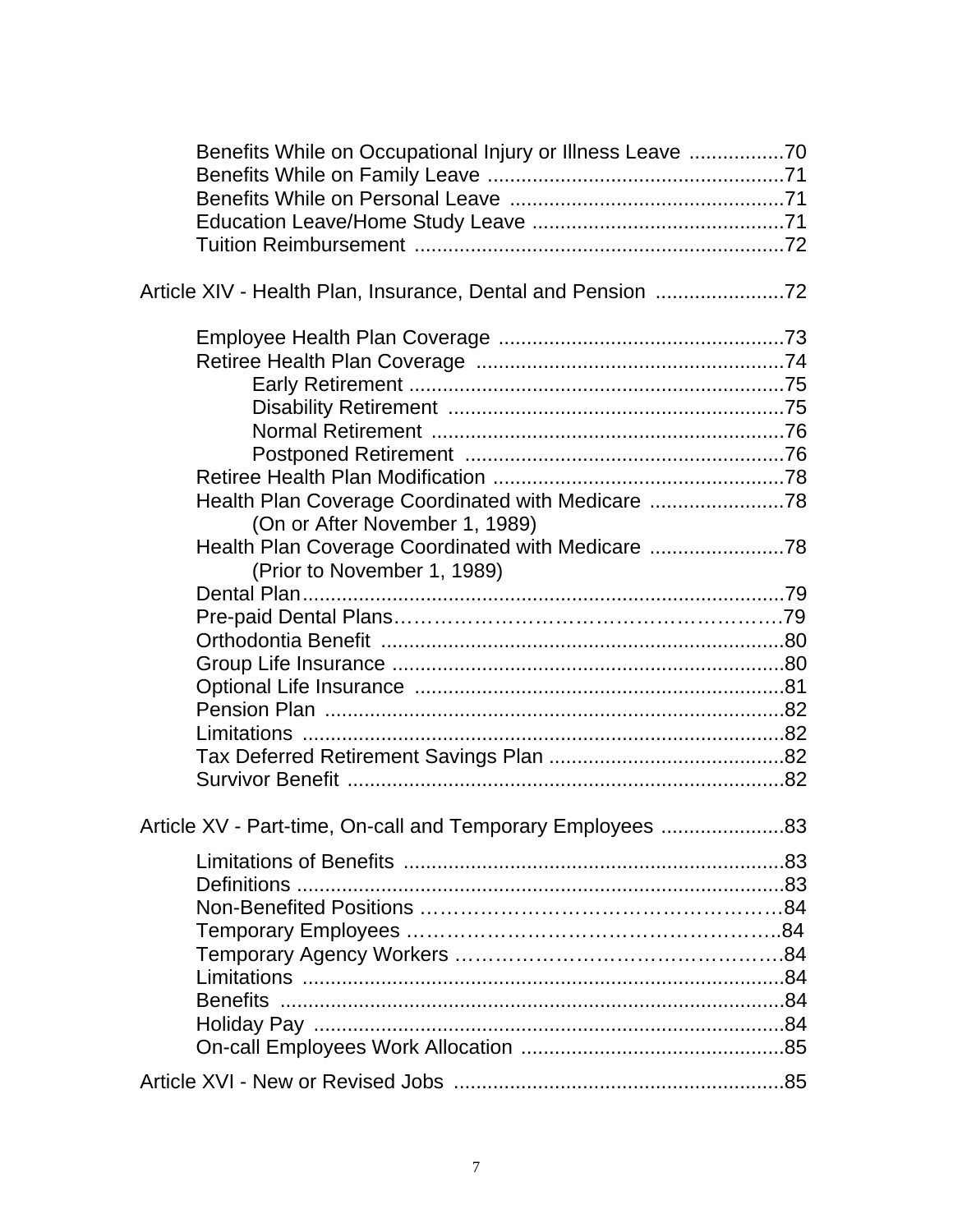Benefits While on Occupational Injury or Illness Leave .................70
Benefits While on Family Leave ....................................................71
Benefits While on Personal Leave ................................................71
Education Leave/Home Study Leave ............................................71
Tuition Reimbursement ................................................................72

Article XIV - Health Plan, Insurance, Dental and Pension .......................72

Employee Health Plan Coverage ..................................................73
Retiree Health Plan Coverage ......................................................74
Early Retirement ..................................................................75
Disability Retirement ...........................................................75
Normal Retirement ..............................................................76
Postponed Retirement .........................................................76
Retiree Health Plan Modification ...................................................78
Health Plan Coverage Coordinated with Medicare ........................78
(On or After November 1, 1989)
Health Plan Coverage Coordinated with Medicare ........................78
(Prior to November 1, 1989)
Dental Plan.....................................................................................79
Pre-paid Dental Plans……………………………………………………79
Orthodontia Benefit .......................................................................80
Group Life Insurance .....................................................................80
Optional Life Insurance .................................................................81
Pension Plan .................................................................................82
Limitations .....................................................................................82
Tax Deferred Retirement Savings Plan ..........................................82
Survivor Benefit .............................................................................82

Article XV - Part-time, On-call and Temporary Employees ......................83

Limitations of Benefits ...................................................................83
Definitions ......................................................................................83
Non-Benefited Positions ………………………………………………84
Temporary Employees ………………………………………………..84
Temporary Agency Workers …………………………………………84
Limitations .....................................................................................84
Benefits .........................................................................................84
Holiday Pay ...................................................................................84
On-call Employees Work Allocation ...............................................85

Article XVI - New or Revised Jobs ...........................................................85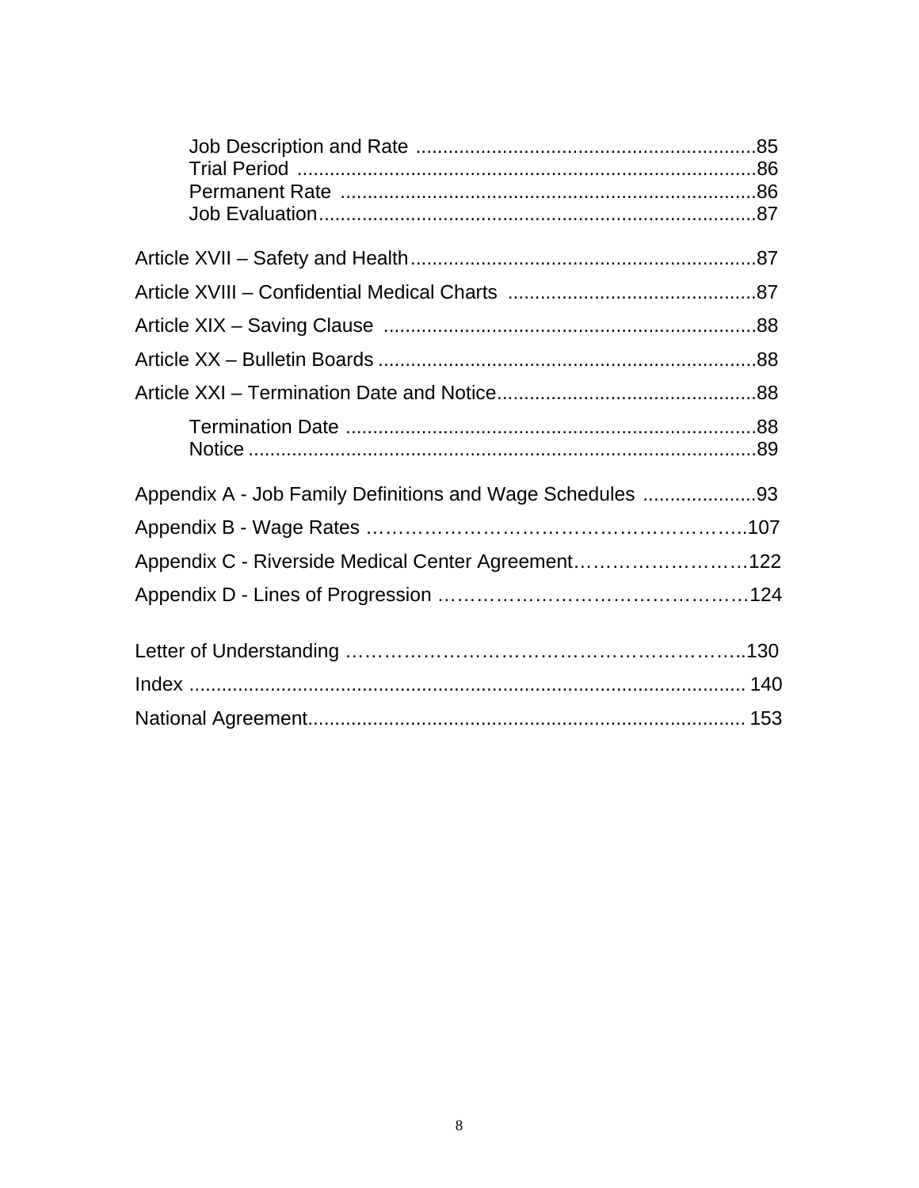Job Description and Rate ..............................................................85
Trial Period ....................................................................................86
Permanent Rate ............................................................................86
Job Evaluation................................................................................87

Article XVII – Safety and Health...............................................................87

Article XVIII – Confidential Medical Charts ..............................................87

Article XIX – Saving Clause ....................................................................88

Article XX – Bulletin Boards .....................................................................88

Article XXI – Termination Date and Notice................................................88

Termination Date ...........................................................................88
Notice .............................................................................................89

Appendix A - Job Family Definitions and Wage Schedules .....................93

Appendix B - Wage Rates …………………………………………………..107

Appendix C - Riverside Medical Center Agreement………………………122

Appendix D - Lines of Progression …………………………………………124

Letter of Understanding ……………………………………………………..130

Index ...................................................................................................... 140

National Agreement............................................................................... 153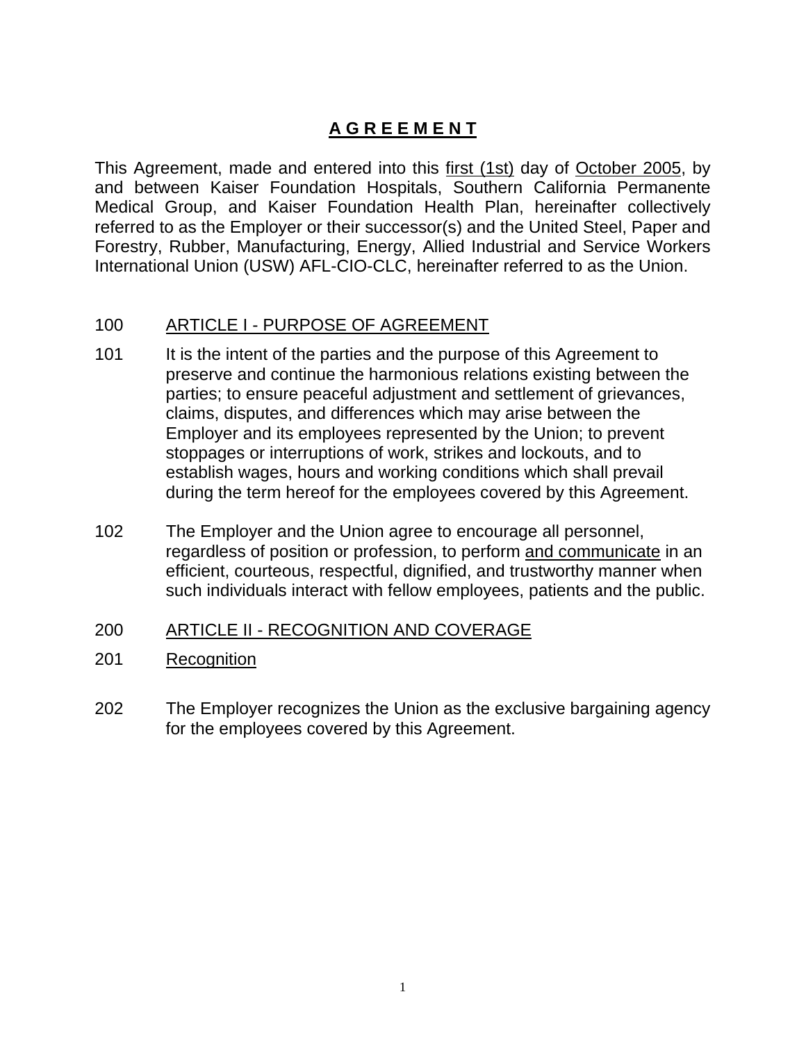# A G R E E M E N T

This Agreement, made and entered into this first (1st) day of October 2005, by and between Kaiser Foundation Hospitals, Southern California Permanente Medical Group, and Kaiser Foundation Health Plan, hereinafter collectively referred to as the Employer or their successor(s) and the United Steel, Paper and Forestry, Rubber, Manufacturing, Energy, Allied Industrial and Service Workers International Union (USW) AFL-CIO-CLC, hereinafter referred to as the Union.

## 100 ARTICLE I - PURPOSE OF AGREEMENT

101 It is the intent of the parties and the purpose of this Agreement to preserve and continue the harmonious relations existing between the parties; to ensure peaceful adjustment and settlement of grievances, claims, disputes, and differences which may arise between the Employer and its employees represented by the Union; to prevent stoppages or interruptions of work, strikes and lockouts, and to establish wages, hours and working conditions which shall prevail during the term hereof for the employees covered by this Agreement.

102 The Employer and the Union agree to encourage all personnel, regardless of position or profession, to perform and communicate in an efficient, courteous, respectful, dignified, and trustworthy manner when such individuals interact with fellow employees, patients and the public.

## 200 ARTICLE II - RECOGNITION AND COVERAGE

### 201 Recognition

202 The Employer recognizes the Union as the exclusive bargaining agency for the employees covered by this Agreement.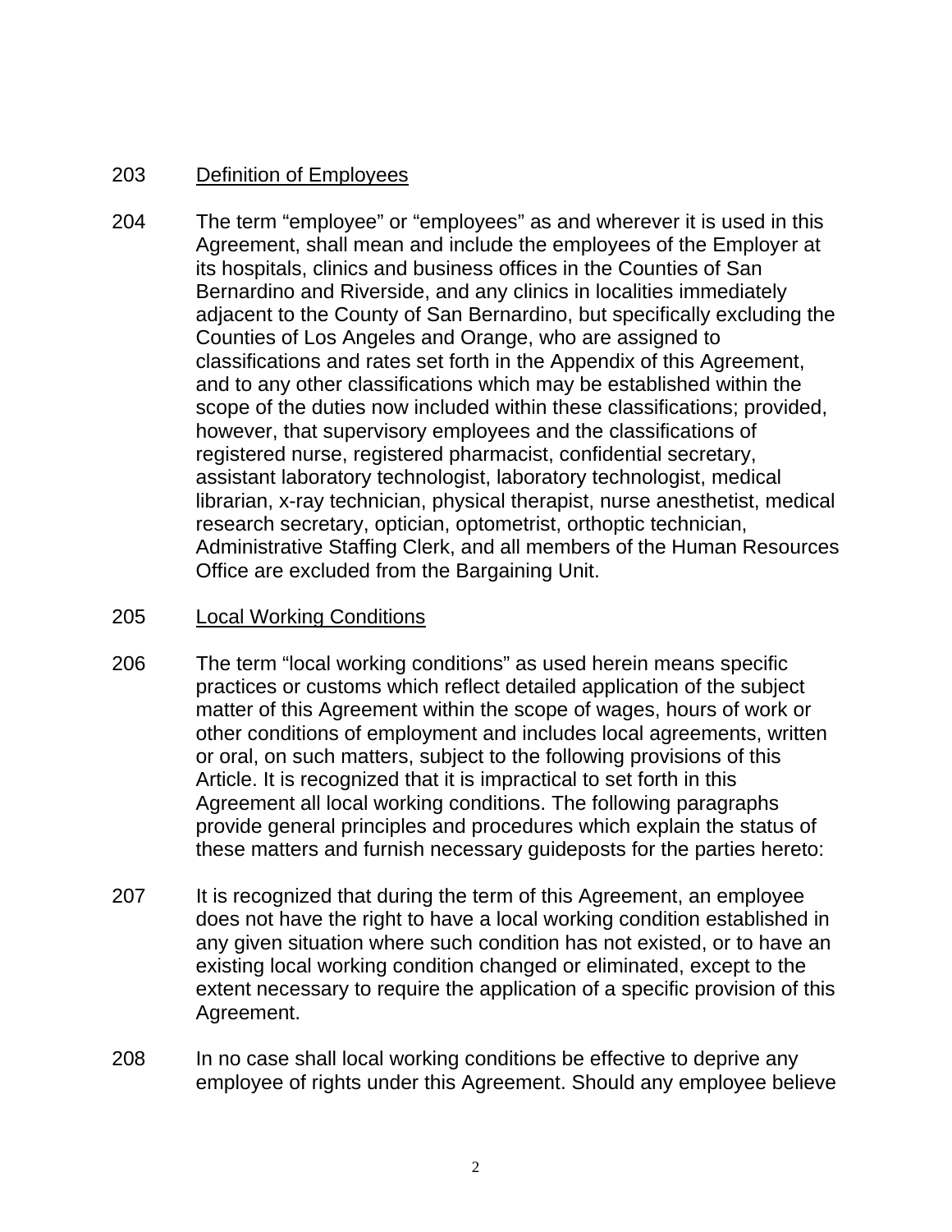203 <u>Definition of Employees</u>

204 The term “employee” or “employees” as and wherever it is used in this Agreement, shall mean and include the employees of the Employer at its hospitals, clinics and business offices in the Counties of San Bernardino and Riverside, and any clinics in localities immediately adjacent to the County of San Bernardino, but specifically excluding the Counties of Los Angeles and Orange, who are assigned to classifications and rates set forth in the Appendix of this Agreement, and to any other classifications which may be established within the scope of the duties now included within these classifications; provided, however, that supervisory employees and the classifications of registered nurse, registered pharmacist, confidential secretary, assistant laboratory technologist, laboratory technologist, medical librarian, x-ray technician, physical therapist, nurse anesthetist, medical research secretary, optician, optometrist, orthoptic technician, Administrative Staffing Clerk, and all members of the Human Resources Office are excluded from the Bargaining Unit.

205 <u>Local Working Conditions</u>

206 The term “local working conditions” as used herein means specific practices or customs which reflect detailed application of the subject matter of this Agreement within the scope of wages, hours of work or other conditions of employment and includes local agreements, written or oral, on such matters, subject to the following provisions of this Article. It is recognized that it is impractical to set forth in this Agreement all local working conditions. The following paragraphs provide general principles and procedures which explain the status of these matters and furnish necessary guideposts for the parties hereto:

207 It is recognized that during the term of this Agreement, an employee does not have the right to have a local working condition established in any given situation where such condition has not existed, or to have an existing local working condition changed or eliminated, except to the extent necessary to require the application of a specific provision of this Agreement.

208 In no case shall local working conditions be effective to deprive any employee of rights under this Agreement. Should any employee believe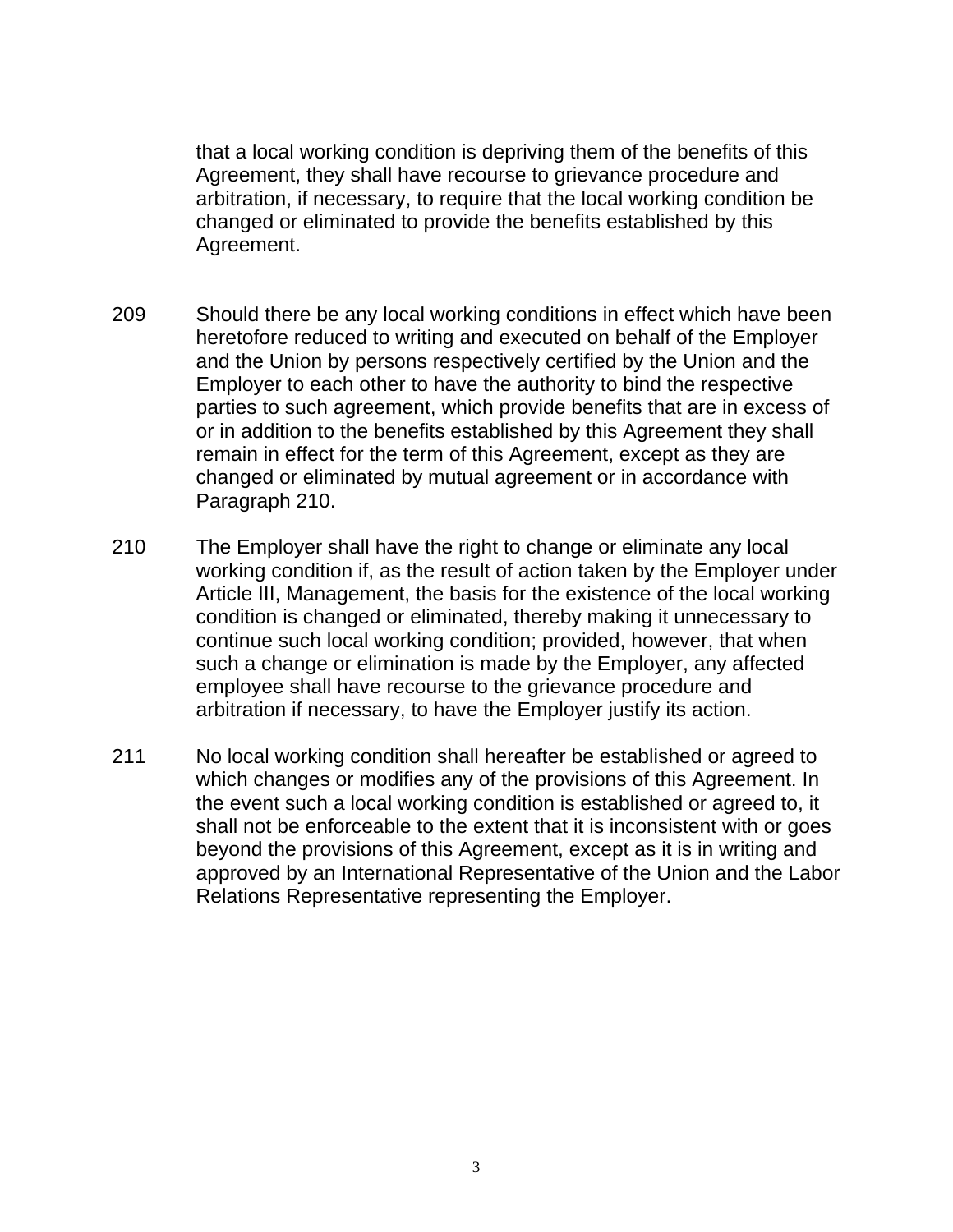that a local working condition is depriving them of the benefits of this Agreement, they shall have recourse to grievance procedure and arbitration, if necessary, to require that the local working condition be changed or eliminated to provide the benefits established by this Agreement.

209 Should there be any local working conditions in effect which have been heretofore reduced to writing and executed on behalf of the Employer and the Union by persons respectively certified by the Union and the Employer to each other to have the authority to bind the respective parties to such agreement, which provide benefits that are in excess of or in addition to the benefits established by this Agreement they shall remain in effect for the term of this Agreement, except as they are changed or eliminated by mutual agreement or in accordance with Paragraph 210.

210 The Employer shall have the right to change or eliminate any local working condition if, as the result of action taken by the Employer under Article III, Management, the basis for the existence of the local working condition is changed or eliminated, thereby making it unnecessary to continue such local working condition; provided, however, that when such a change or elimination is made by the Employer, any affected employee shall have recourse to the grievance procedure and arbitration if necessary, to have the Employer justify its action.

211 No local working condition shall hereafter be established or agreed to which changes or modifies any of the provisions of this Agreement. In the event such a local working condition is established or agreed to, it shall not be enforceable to the extent that it is inconsistent with or goes beyond the provisions of this Agreement, except as it is in writing and approved by an International Representative of the Union and the Labor Relations Representative representing the Employer.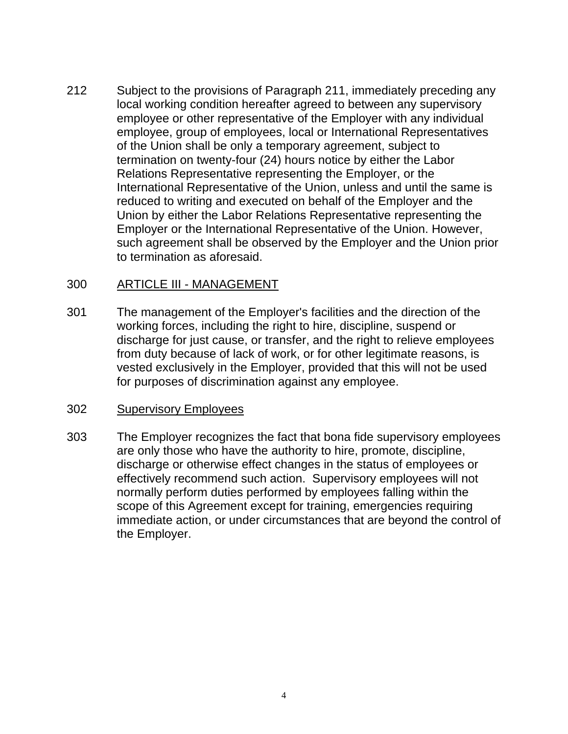212 Subject to the provisions of Paragraph 211, immediately preceding any local working condition hereafter agreed to between any supervisory employee or other representative of the Employer with any individual employee, group of employees, local or International Representatives of the Union shall be only a temporary agreement, subject to termination on twenty-four (24) hours notice by either the Labor Relations Representative representing the Employer, or the International Representative of the Union, unless and until the same is reduced to writing and executed on behalf of the Employer and the Union by either the Labor Relations Representative representing the Employer or the International Representative of the Union. However, such agreement shall be observed by the Employer and the Union prior to termination as aforesaid.

## 300 ARTICLE III - MANAGEMENT

301 The management of the Employer's facilities and the direction of the working forces, including the right to hire, discipline, suspend or discharge for just cause, or transfer, and the right to relieve employees from duty because of lack of work, or for other legitimate reasons, is vested exclusively in the Employer, provided that this will not be used for purposes of discrimination against any employee.

### 302 Supervisory Employees

303 The Employer recognizes the fact that bona fide supervisory employees are only those who have the authority to hire, promote, discipline, discharge or otherwise effect changes in the status of employees or effectively recommend such action. Supervisory employees will not normally perform duties performed by employees falling within the scope of this Agreement except for training, emergencies requiring immediate action, or under circumstances that are beyond the control of the Employer.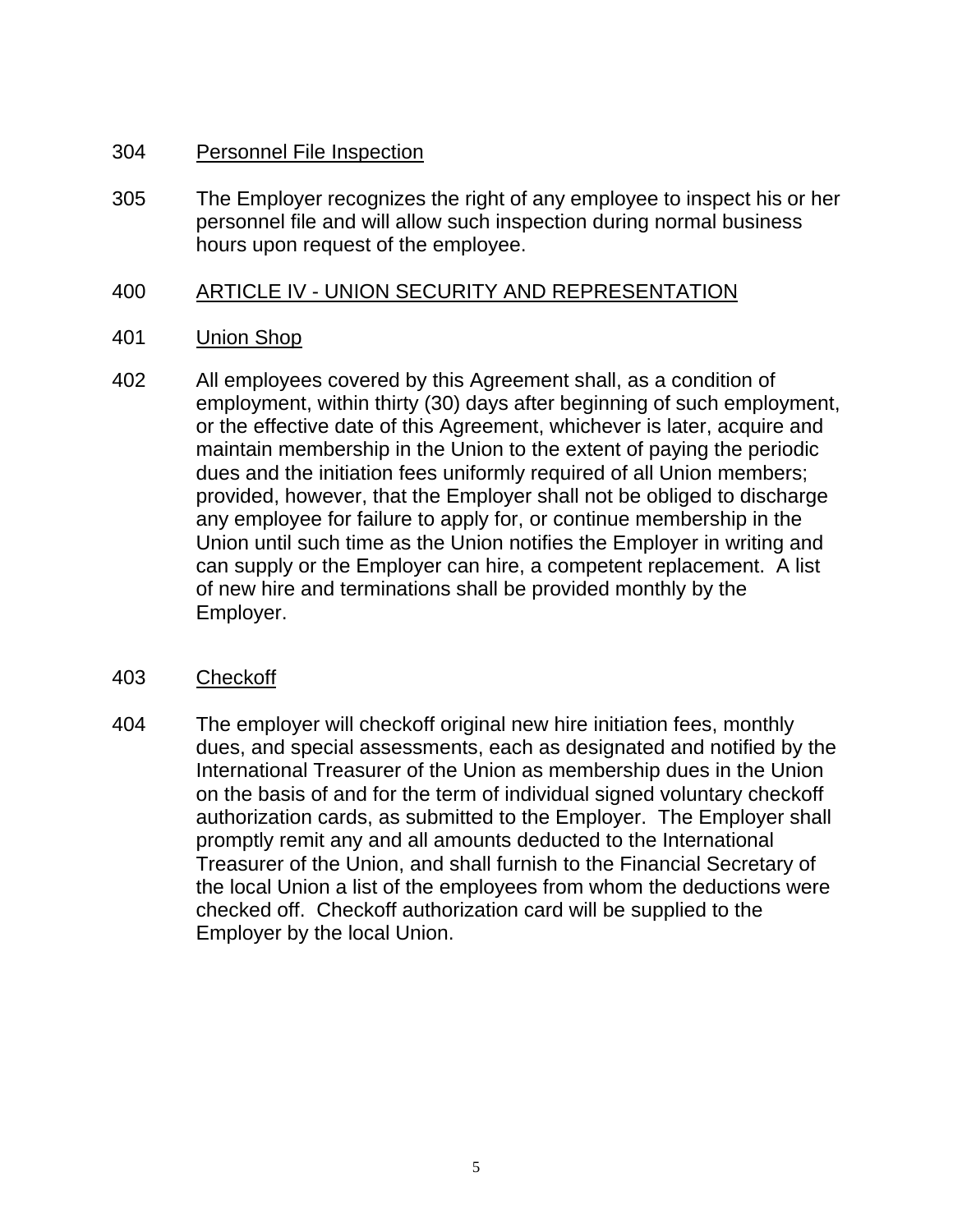304 Personnel File Inspection

305 The Employer recognizes the right of any employee to inspect his or her personnel file and will allow such inspection during normal business hours upon request of the employee.

## 400 ARTICLE IV - UNION SECURITY AND REPRESENTATION

401 Union Shop

402 All employees covered by this Agreement shall, as a condition of employment, within thirty (30) days after beginning of such employment, or the effective date of this Agreement, whichever is later, acquire and maintain membership in the Union to the extent of paying the periodic dues and the initiation fees uniformly required of all Union members; provided, however, that the Employer shall not be obliged to discharge any employee for failure to apply for, or continue membership in the Union until such time as the Union notifies the Employer in writing and can supply or the Employer can hire, a competent replacement. A list of new hire and terminations shall be provided monthly by the Employer.

403 Checkoff

404 The employer will checkoff original new hire initiation fees, monthly dues, and special assessments, each as designated and notified by the International Treasurer of the Union as membership dues in the Union on the basis of and for the term of individual signed voluntary checkoff authorization cards, as submitted to the Employer. The Employer shall promptly remit any and all amounts deducted to the International Treasurer of the Union, and shall furnish to the Financial Secretary of the local Union a list of the employees from whom the deductions were checked off. Checkoff authorization card will be supplied to the Employer by the local Union.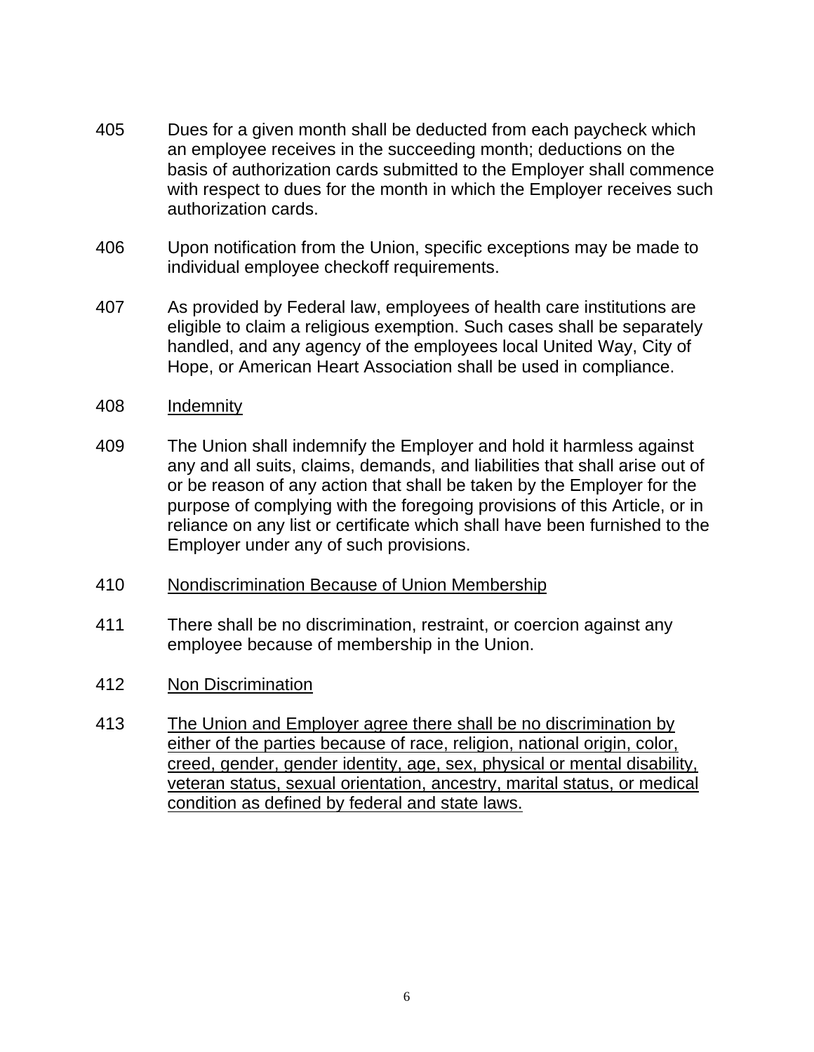405 Dues for a given month shall be deducted from each paycheck which an employee receives in the succeeding month; deductions on the basis of authorization cards submitted to the Employer shall commence with respect to dues for the month in which the Employer receives such authorization cards.

406 Upon notification from the Union, specific exceptions may be made to individual employee checkoff requirements.

407 As provided by Federal law, employees of health care institutions are eligible to claim a religious exemption. Such cases shall be separately handled, and any agency of the employees local United Way, City of Hope, or American Heart Association shall be used in compliance.

408 <u>Indemnity</u>

409 The Union shall indemnify the Employer and hold it harmless against any and all suits, claims, demands, and liabilities that shall arise out of or be reason of any action that shall be taken by the Employer for the purpose of complying with the foregoing provisions of this Article, or in reliance on any list or certificate which shall have been furnished to the Employer under any of such provisions.

410 <u>Nondiscrimination Because of Union Membership</u>

411 There shall be no discrimination, restraint, or coercion against any employee because of membership in the Union.

412 <u>Non Discrimination</u>

413 <u>The Union and Employer agree there shall be no discrimination by either of the parties because of race, religion, national origin, color, creed, gender, gender identity, age, sex, physical or mental disability, veteran status, sexual orientation, ancestry, marital status, or medical condition as defined by federal and state laws.</u>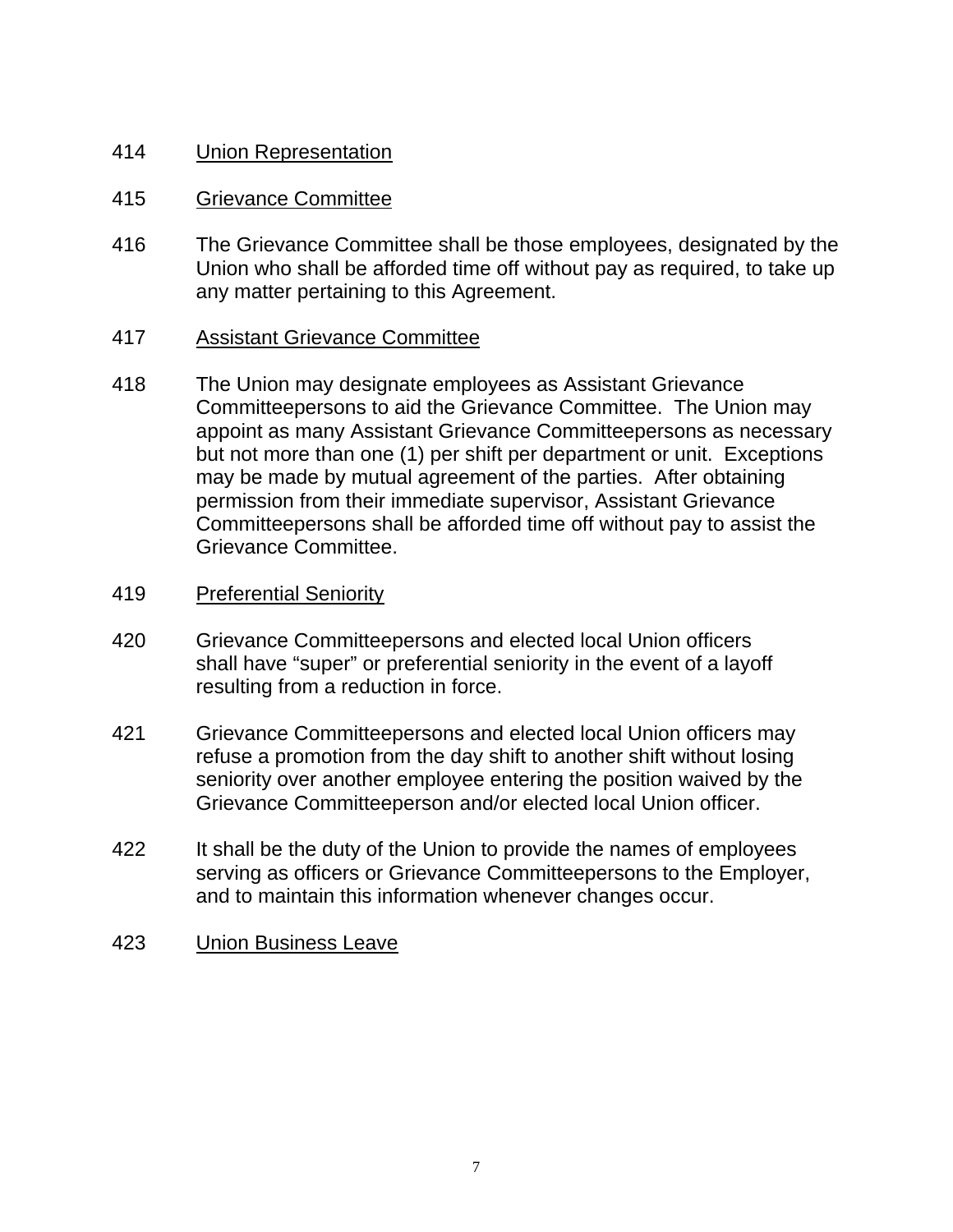414 <u>Union Representation</u>

415 <u>Grievance Committee</u>

416 The Grievance Committee shall be those employees, designated by the Union who shall be afforded time off without pay as required, to take up any matter pertaining to this Agreement.

417 <u>Assistant Grievance Committee</u>

418 The Union may designate employees as Assistant Grievance Committeepersons to aid the Grievance Committee. The Union may appoint as many Assistant Grievance Committeepersons as necessary but not more than one (1) per shift per department or unit. Exceptions may be made by mutual agreement of the parties. After obtaining permission from their immediate supervisor, Assistant Grievance Committeepersons shall be afforded time off without pay to assist the Grievance Committee.

419 <u>Preferential Seniority</u>

420 Grievance Committeepersons and elected local Union officers shall have “super” or preferential seniority in the event of a layoff resulting from a reduction in force.

421 Grievance Committeepersons and elected local Union officers may refuse a promotion from the day shift to another shift without losing seniority over another employee entering the position waived by the Grievance Committeeperson and/or elected local Union officer.

422 It shall be the duty of the Union to provide the names of employees serving as officers or Grievance Committeepersons to the Employer, and to maintain this information whenever changes occur.

423 <u>Union Business Leave</u>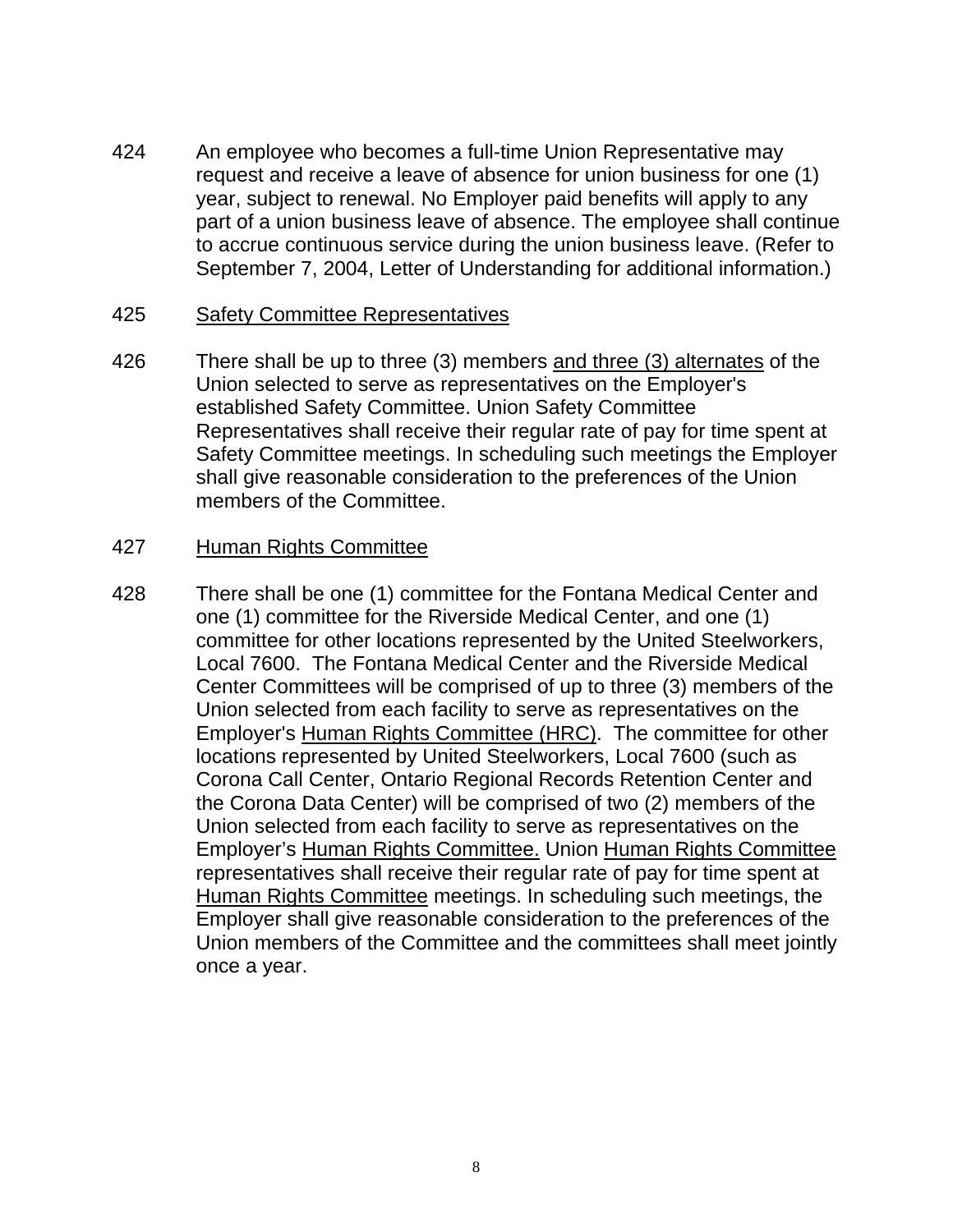424 An employee who becomes a full-time Union Representative may request and receive a leave of absence for union business for one (1) year, subject to renewal. No Employer paid benefits will apply to any part of a union business leave of absence. The employee shall continue to accrue continuous service during the union business leave. (Refer to September 7, 2004, Letter of Understanding for additional information.)

425 <u>Safety Committee Representatives</u>

426 There shall be up to three (3) members <u>and three (3) alternates</u> of the Union selected to serve as representatives on the Employer's established Safety Committee. Union Safety Committee Representatives shall receive their regular rate of pay for time spent at Safety Committee meetings. In scheduling such meetings the Employer shall give reasonable consideration to the preferences of the Union members of the Committee.

427 <u>Human Rights Committee</u>

428 There shall be one (1) committee for the Fontana Medical Center and one (1) committee for the Riverside Medical Center, and one (1) committee for other locations represented by the United Steelworkers, Local 7600. The Fontana Medical Center and the Riverside Medical Center Committees will be comprised of up to three (3) members of the Union selected from each facility to serve as representatives on the Employer's <u>Human Rights Committee (HRC)</u>. The committee for other locations represented by United Steelworkers, Local 7600 (such as Corona Call Center, Ontario Regional Records Retention Center and the Corona Data Center) will be comprised of two (2) members of the Union selected from each facility to serve as representatives on the Employer's <u>Human Rights Committee.</u> Union <u>Human Rights Committee</u> representatives shall receive their regular rate of pay for time spent at <u>Human Rights Committee</u> meetings. In scheduling such meetings, the Employer shall give reasonable consideration to the preferences of the Union members of the Committee and the committees shall meet jointly once a year.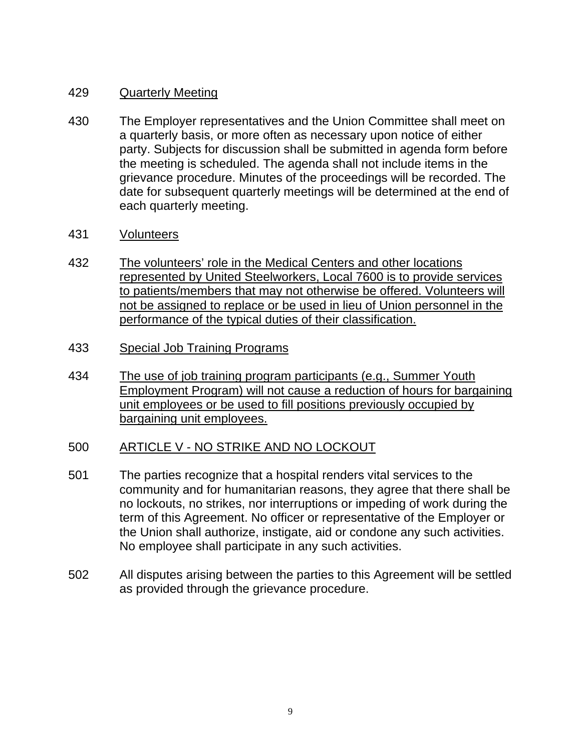429 Quarterly Meeting

430 The Employer representatives and the Union Committee shall meet on a quarterly basis, or more often as necessary upon notice of either party. Subjects for discussion shall be submitted in agenda form before the meeting is scheduled. The agenda shall not include items in the grievance procedure. Minutes of the proceedings will be recorded. The date for subsequent quarterly meetings will be determined at the end of each quarterly meeting.

431 Volunteers

432 The volunteers' role in the Medical Centers and other locations represented by United Steelworkers, Local 7600 is to provide services to patients/members that may not otherwise be offered. Volunteers will not be assigned to replace or be used in lieu of Union personnel in the performance of the typical duties of their classification.

433 Special Job Training Programs

434 The use of job training program participants (e.g., Summer Youth Employment Program) will not cause a reduction of hours for bargaining unit employees or be used to fill positions previously occupied by bargaining unit employees.

## 500 ARTICLE V - NO STRIKE AND NO LOCKOUT

501 The parties recognize that a hospital renders vital services to the community and for humanitarian reasons, they agree that there shall be no lockouts, no strikes, nor interruptions or impeding of work during the term of this Agreement. No officer or representative of the Employer or the Union shall authorize, instigate, aid or condone any such activities. No employee shall participate in any such activities.

502 All disputes arising between the parties to this Agreement will be settled as provided through the grievance procedure.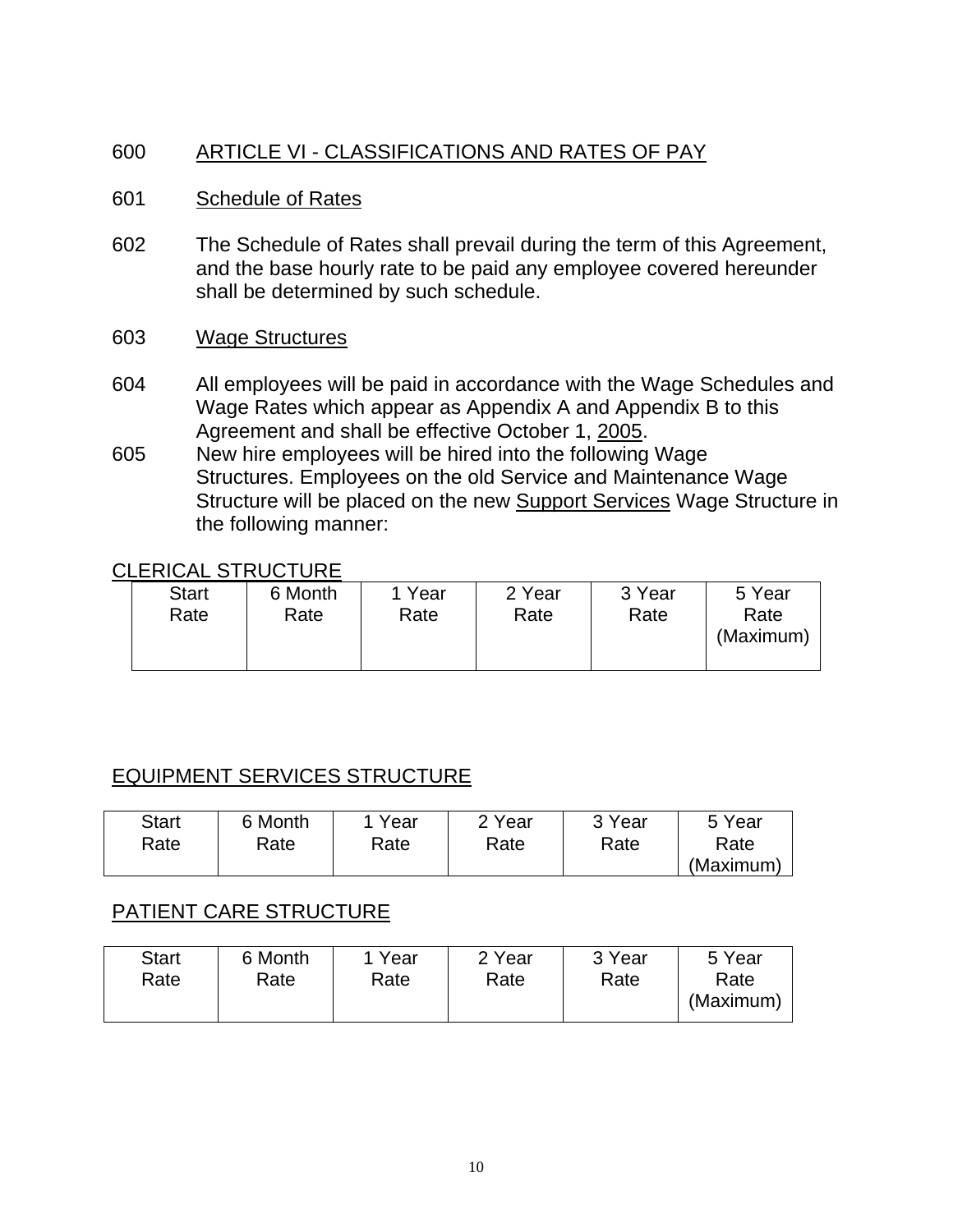600 ARTICLE VI - CLASSIFICATIONS AND RATES OF PAY

601 Schedule of Rates

602 The Schedule of Rates shall prevail during the term of this Agreement, and the base hourly rate to be paid any employee covered hereunder shall be determined by such schedule.

603 Wage Structures

604 All employees will be paid in accordance with the Wage Schedules and Wage Rates which appear as Appendix A and Appendix B to this Agreement and shall be effective October 1, 2005.

605 New hire employees will be hired into the following Wage Structures. Employees on the old Service and Maintenance Wage Structure will be placed on the new Support Services Wage Structure in the following manner:

CLERICAL STRUCTURE

| Start Rate | 6 Month Rate | 1 Year Rate | 2 Year Rate | 3 Year Rate | 5 Year Rate (Maximum) |
|---|---|---|---|---|---|

EQUIPMENT SERVICES STRUCTURE

| Start Rate | 6 Month Rate | 1 Year Rate | 2 Year Rate | 3 Year Rate | 5 Year Rate (Maximum) |
|---|---|---|---|---|---|

PATIENT CARE STRUCTURE

| Start Rate | 6 Month Rate | 1 Year Rate | 2 Year Rate | 3 Year Rate | 5 Year Rate (Maximum) |
|---|---|---|---|---|---|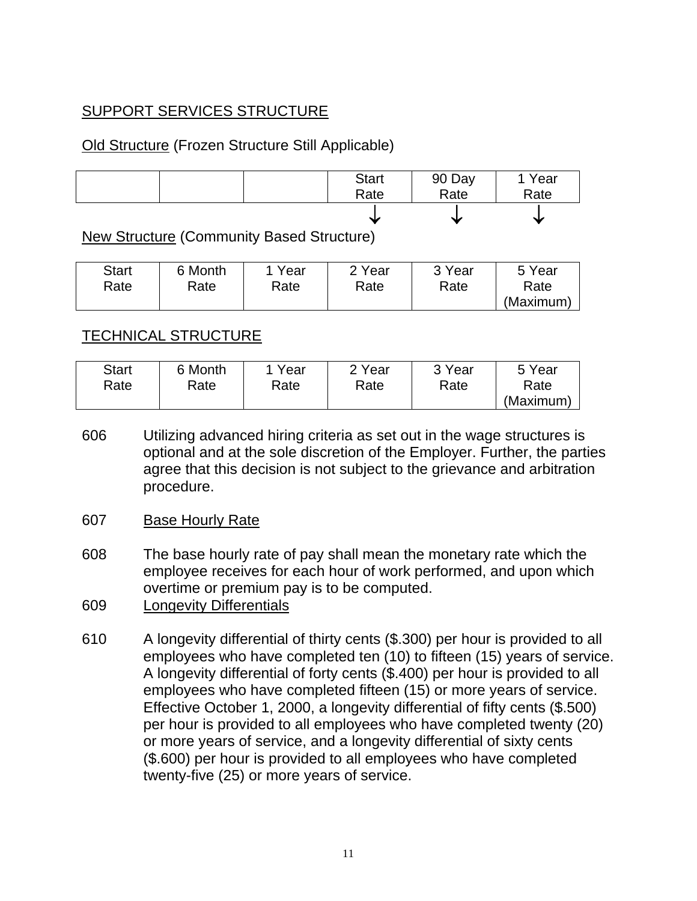SUPPORT SERVICES STRUCTURE

Old Structure (Frozen Structure Still Applicable)

| | | | Start Rate | 90 Day Rate | 1 Year Rate |
|---|---|---|---|---|---|
| | | | ↓ | ↓ | ↓ |

New Structure (Community Based Structure)

| Start Rate | 6 Month Rate | 1 Year Rate | 2 Year Rate | 3 Year Rate | 5 Year Rate (Maximum) |
|---|---|---|---|---|---|

TECHNICAL STRUCTURE

| Start Rate | 6 Month Rate | 1 Year Rate | 2 Year Rate | 3 Year Rate | 5 Year Rate (Maximum) |
|---|---|---|---|---|---|

606 Utilizing advanced hiring criteria as set out in the wage structures is optional and at the sole discretion of the Employer. Further, the parties agree that this decision is not subject to the grievance and arbitration procedure.

607 Base Hourly Rate

608 The base hourly rate of pay shall mean the monetary rate which the employee receives for each hour of work performed, and upon which overtime or premium pay is to be computed.

609 Longevity Differentials

610 A longevity differential of thirty cents ($.300) per hour is provided to all employees who have completed ten (10) to fifteen (15) years of service. A longevity differential of forty cents ($.400) per hour is provided to all employees who have completed fifteen (15) or more years of service. Effective October 1, 2000, a longevity differential of fifty cents ($.500) per hour is provided to all employees who have completed twenty (20) or more years of service, and a longevity differential of sixty cents ($.600) per hour is provided to all employees who have completed twenty-five (25) or more years of service.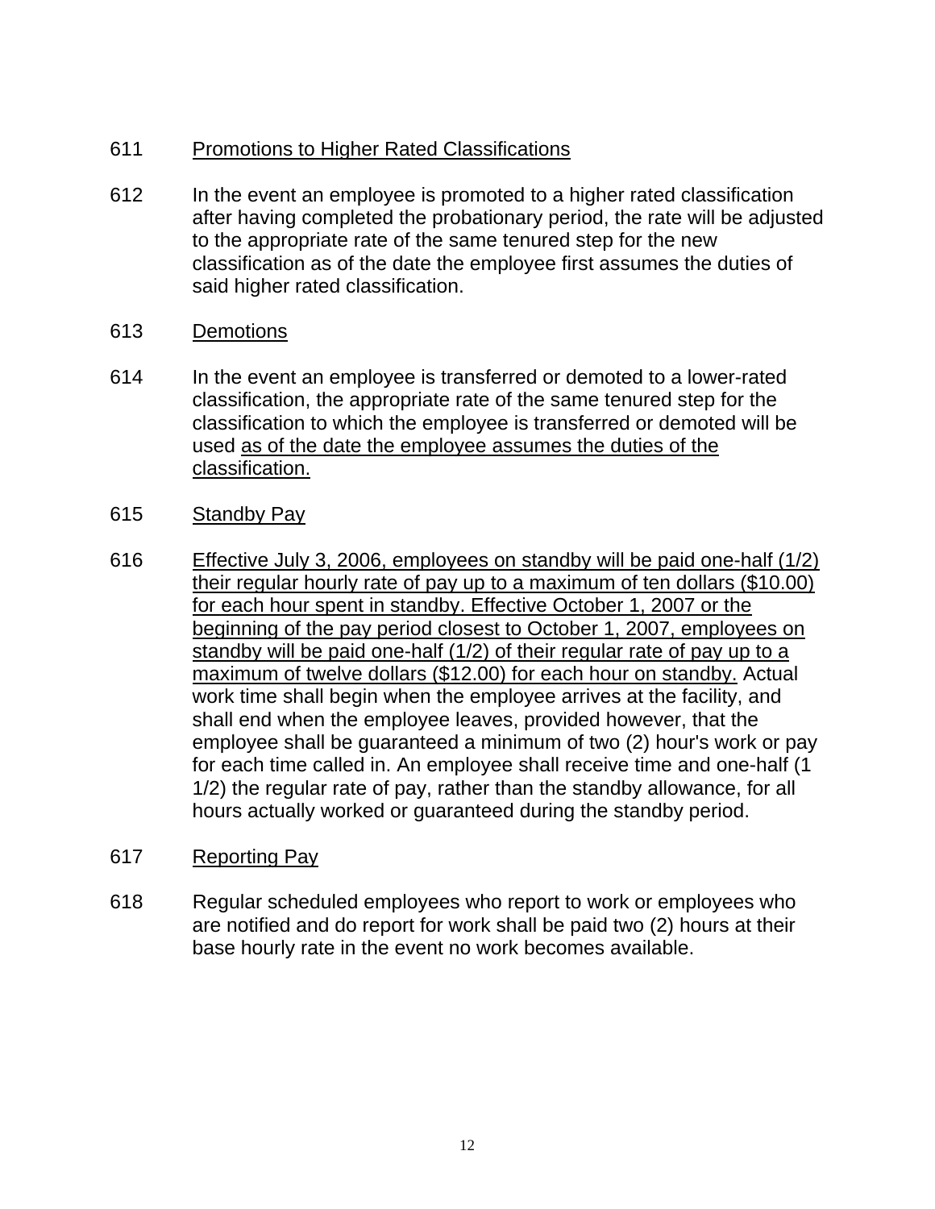611 Promotions to Higher Rated Classifications

612 In the event an employee is promoted to a higher rated classification after having completed the probationary period, the rate will be adjusted to the appropriate rate of the same tenured step for the new classification as of the date the employee first assumes the duties of said higher rated classification.

613 Demotions

614 In the event an employee is transferred or demoted to a lower-rated classification, the appropriate rate of the same tenured step for the classification to which the employee is transferred or demoted will be used as of the date the employee assumes the duties of the classification.

615 Standby Pay

616 Effective July 3, 2006, employees on standby will be paid one-half (1/2) their regular hourly rate of pay up to a maximum of ten dollars ($10.00) for each hour spent in standby. Effective October 1, 2007 or the beginning of the pay period closest to October 1, 2007, employees on standby will be paid one-half (1/2) of their regular rate of pay up to a maximum of twelve dollars ($12.00) for each hour on standby. Actual work time shall begin when the employee arrives at the facility, and shall end when the employee leaves, provided however, that the employee shall be guaranteed a minimum of two (2) hour's work or pay for each time called in. An employee shall receive time and one-half (1 1/2) the regular rate of pay, rather than the standby allowance, for all hours actually worked or guaranteed during the standby period.

617 Reporting Pay

618 Regular scheduled employees who report to work or employees who are notified and do report for work shall be paid two (2) hours at their base hourly rate in the event no work becomes available.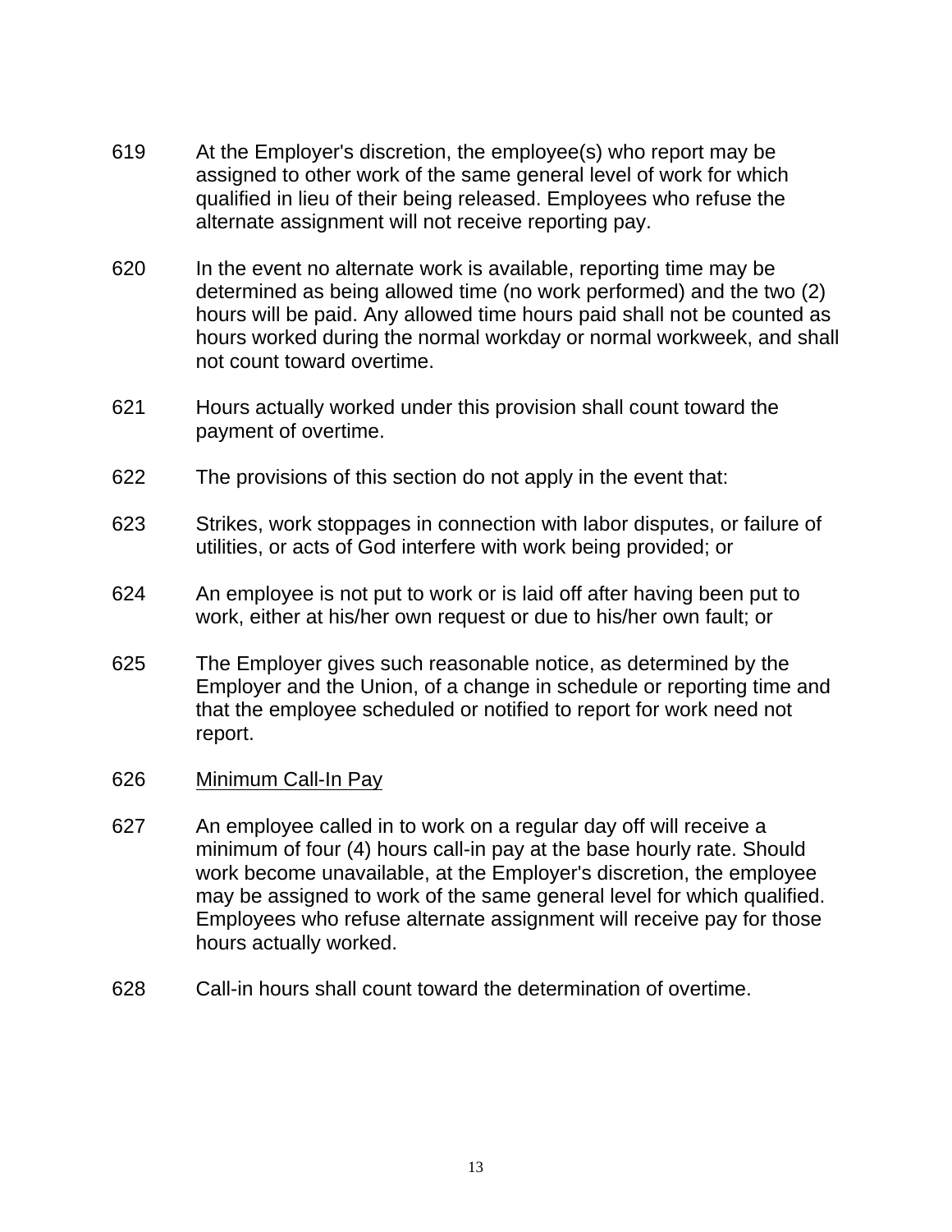619 At the Employer's discretion, the employee(s) who report may be assigned to other work of the same general level of work for which qualified in lieu of their being released. Employees who refuse the alternate assignment will not receive reporting pay.

620 In the event no alternate work is available, reporting time may be determined as being allowed time (no work performed) and the two (2) hours will be paid. Any allowed time hours paid shall not be counted as hours worked during the normal workday or normal workweek, and shall not count toward overtime.

621 Hours actually worked under this provision shall count toward the payment of overtime.

622 The provisions of this section do not apply in the event that:

623 Strikes, work stoppages in connection with labor disputes, or failure of utilities, or acts of God interfere with work being provided; or

624 An employee is not put to work or is laid off after having been put to work, either at his/her own request or due to his/her own fault; or

625 The Employer gives such reasonable notice, as determined by the Employer and the Union, of a change in schedule or reporting time and that the employee scheduled or notified to report for work need not report.

626 <u>Minimum Call-In Pay</u>

627 An employee called in to work on a regular day off will receive a minimum of four (4) hours call-in pay at the base hourly rate. Should work become unavailable, at the Employer's discretion, the employee may be assigned to work of the same general level for which qualified. Employees who refuse alternate assignment will receive pay for those hours actually worked.

628 Call-in hours shall count toward the determination of overtime.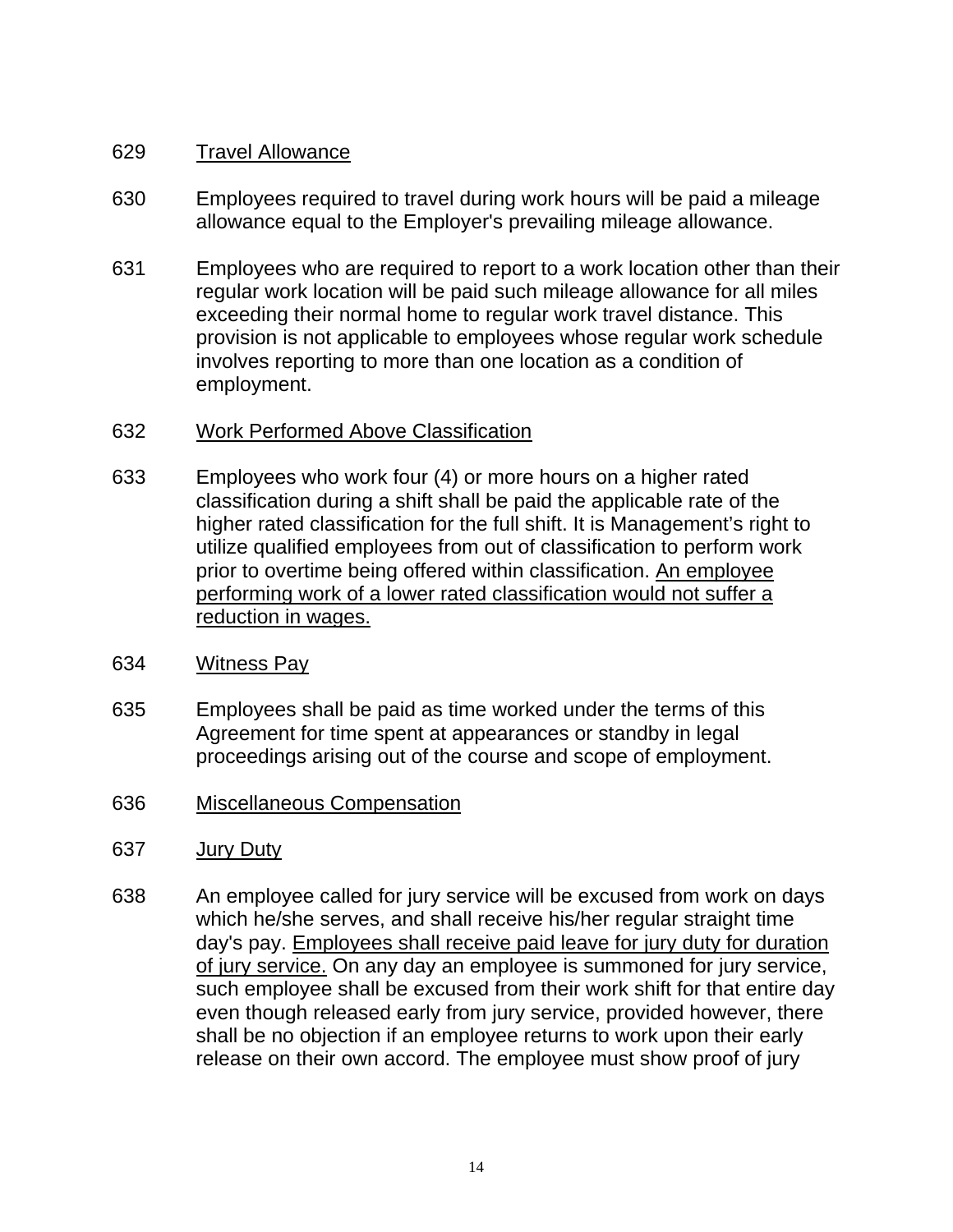629 <u>Travel Allowance</u>

630 Employees required to travel during work hours will be paid a mileage allowance equal to the Employer's prevailing mileage allowance.

631 Employees who are required to report to a work location other than their regular work location will be paid such mileage allowance for all miles exceeding their normal home to regular work travel distance. This provision is not applicable to employees whose regular work schedule involves reporting to more than one location as a condition of employment.

632 <u>Work Performed Above Classification</u>

633 Employees who work four (4) or more hours on a higher rated classification during a shift shall be paid the applicable rate of the higher rated classification for the full shift. It is Management's right to utilize qualified employees from out of classification to perform work prior to overtime being offered within classification. <u>An employee performing work of a lower rated classification would not suffer a reduction in wages.</u>

634 <u>Witness Pay</u>

635 Employees shall be paid as time worked under the terms of this Agreement for time spent at appearances or standby in legal proceedings arising out of the course and scope of employment.

636 <u>Miscellaneous Compensation</u>

637 <u>Jury Duty</u>

638 An employee called for jury service will be excused from work on days which he/she serves, and shall receive his/her regular straight time day's pay. <u>Employees shall receive paid leave for jury duty for duration of jury service.</u> On any day an employee is summoned for jury service, such employee shall be excused from their work shift for that entire day even though released early from jury service, provided however, there shall be no objection if an employee returns to work upon their early release on their own accord. The employee must show proof of jury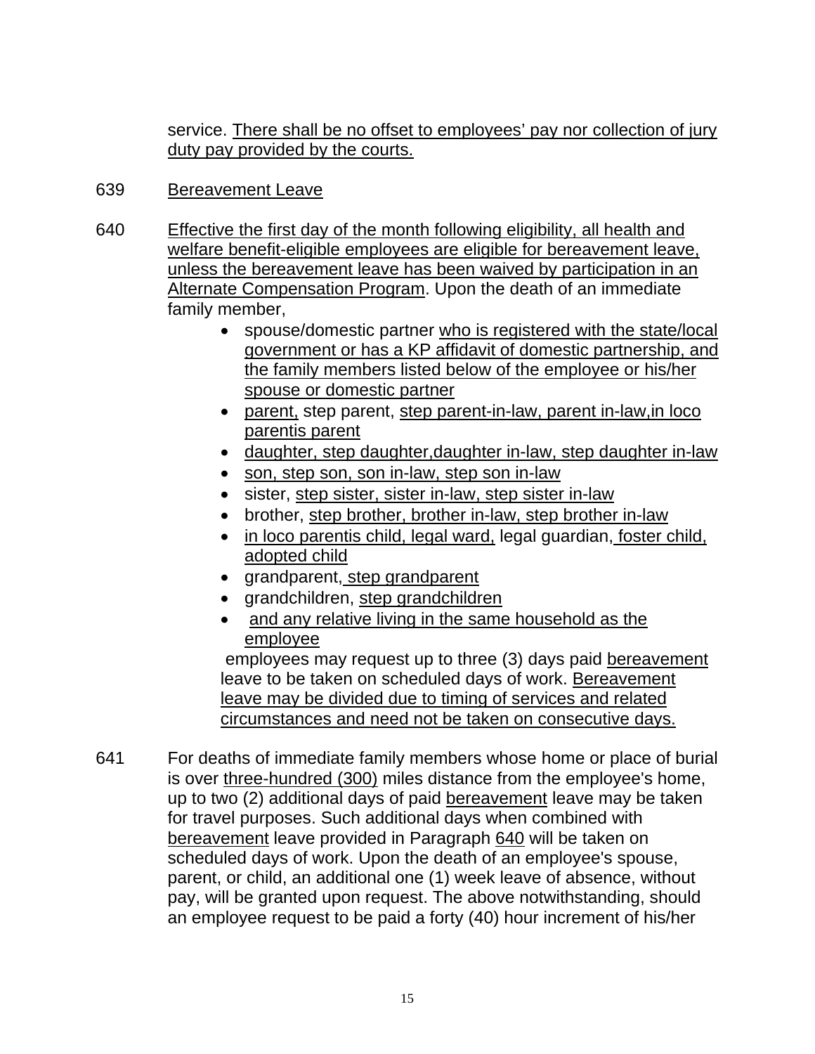service. There shall be no offset to employees' pay nor collection of jury duty pay provided by the courts.

639 Bereavement Leave

640 Effective the first day of the month following eligibility, all health and welfare benefit-eligible employees are eligible for bereavement leave, unless the bereavement leave has been waived by participation in an Alternate Compensation Program. Upon the death of an immediate family member,

- spouse/domestic partner who is registered with the state/local government or has a KP affidavit of domestic partnership, and the family members listed below of the employee or his/her spouse or domestic partner
- parent, step parent, step parent-in-law, parent in-law,in loco parentis parent
- daughter, step daughter,daughter in-law, step daughter in-law
- son, step son, son in-law, step son in-law
- sister, step sister, sister in-law, step sister in-law
- brother, step brother, brother in-law, step brother in-law
- in loco parentis child, legal ward, legal guardian, foster child, adopted child
- grandparent, step grandparent
- grandchildren, step grandchildren
- and any relative living in the same household as the employee

employees may request up to three (3) days paid bereavement leave to be taken on scheduled days of work. Bereavement leave may be divided due to timing of services and related circumstances and need not be taken on consecutive days.

641 For deaths of immediate family members whose home or place of burial is over three-hundred (300) miles distance from the employee's home, up to two (2) additional days of paid bereavement leave may be taken for travel purposes. Such additional days when combined with bereavement leave provided in Paragraph 640 will be taken on scheduled days of work. Upon the death of an employee's spouse, parent, or child, an additional one (1) week leave of absence, without pay, will be granted upon request. The above notwithstanding, should an employee request to be paid a forty (40) hour increment of his/her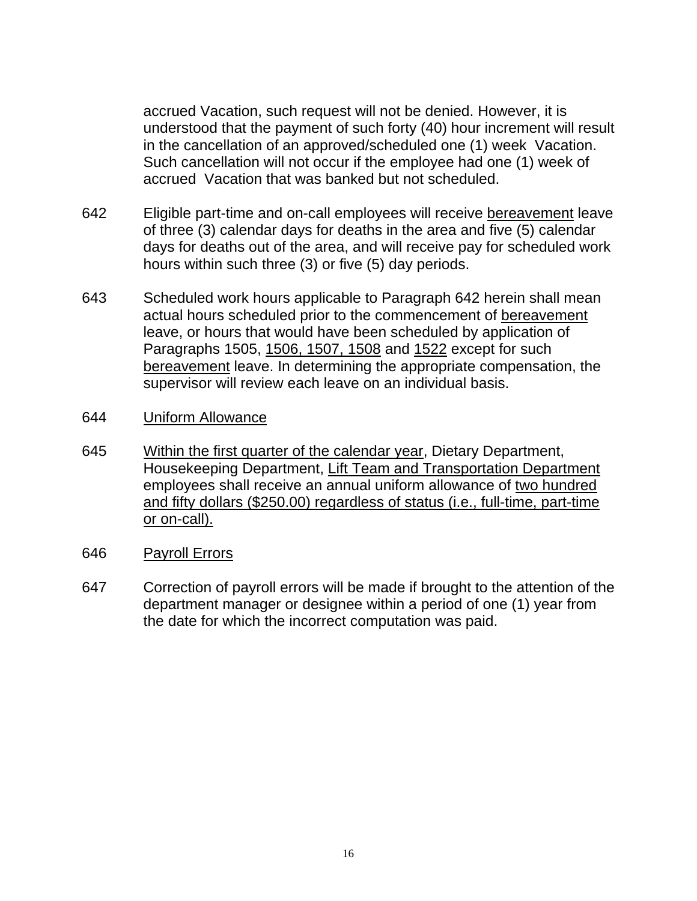accrued Vacation, such request will not be denied. However, it is understood that the payment of such forty (40) hour increment will result in the cancellation of an approved/scheduled one (1) week Vacation. Such cancellation will not occur if the employee had one (1) week of accrued Vacation that was banked but not scheduled.

642 Eligible part-time and on-call employees will receive <u>bereavement</u> leave of three (3) calendar days for deaths in the area and five (5) calendar days for deaths out of the area, and will receive pay for scheduled work hours within such three (3) or five (5) day periods.

643 Scheduled work hours applicable to Paragraph 642 herein shall mean actual hours scheduled prior to the commencement of <u>bereavement</u> leave, or hours that would have been scheduled by application of Paragraphs 1505, <u>1506, 1507, 1508</u> and <u>1522</u> except for such <u>bereavement</u> leave. In determining the appropriate compensation, the supervisor will review each leave on an individual basis.

644 <u>Uniform Allowance</u>

645 <u>Within the first quarter of the calendar year</u>, Dietary Department, Housekeeping Department, <u>Lift Team and Transportation Department</u> employees shall receive an annual uniform allowance of <u>two hundred and fifty dollars ($250.00) regardless of status (i.e., full-time, part-time or on-call).</u>

646 <u>Payroll Errors</u>

647 Correction of payroll errors will be made if brought to the attention of the department manager or designee within a period of one (1) year from the date for which the incorrect computation was paid.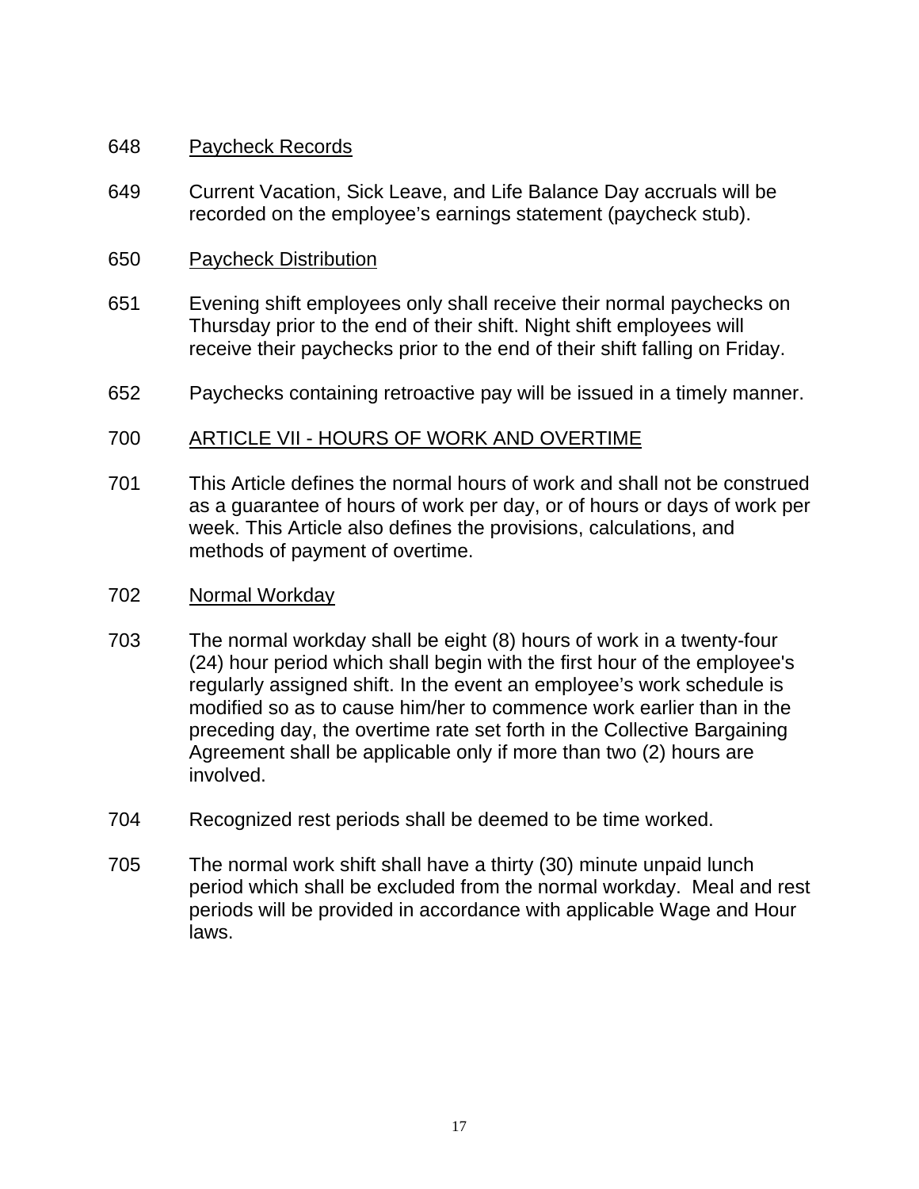648 Paycheck Records

649 Current Vacation, Sick Leave, and Life Balance Day accruals will be recorded on the employee's earnings statement (paycheck stub).

650 Paycheck Distribution

651 Evening shift employees only shall receive their normal paychecks on Thursday prior to the end of their shift. Night shift employees will receive their paychecks prior to the end of their shift falling on Friday.

652 Paychecks containing retroactive pay will be issued in a timely manner.

## 700 ARTICLE VII - HOURS OF WORK AND OVERTIME

701 This Article defines the normal hours of work and shall not be construed as a guarantee of hours of work per day, or of hours or days of work per week. This Article also defines the provisions, calculations, and methods of payment of overtime.

702 Normal Workday

703 The normal workday shall be eight (8) hours of work in a twenty-four (24) hour period which shall begin with the first hour of the employee's regularly assigned shift. In the event an employee's work schedule is modified so as to cause him/her to commence work earlier than in the preceding day, the overtime rate set forth in the Collective Bargaining Agreement shall be applicable only if more than two (2) hours are involved.

704 Recognized rest periods shall be deemed to be time worked.

705 The normal work shift shall have a thirty (30) minute unpaid lunch period which shall be excluded from the normal workday. Meal and rest periods will be provided in accordance with applicable Wage and Hour laws.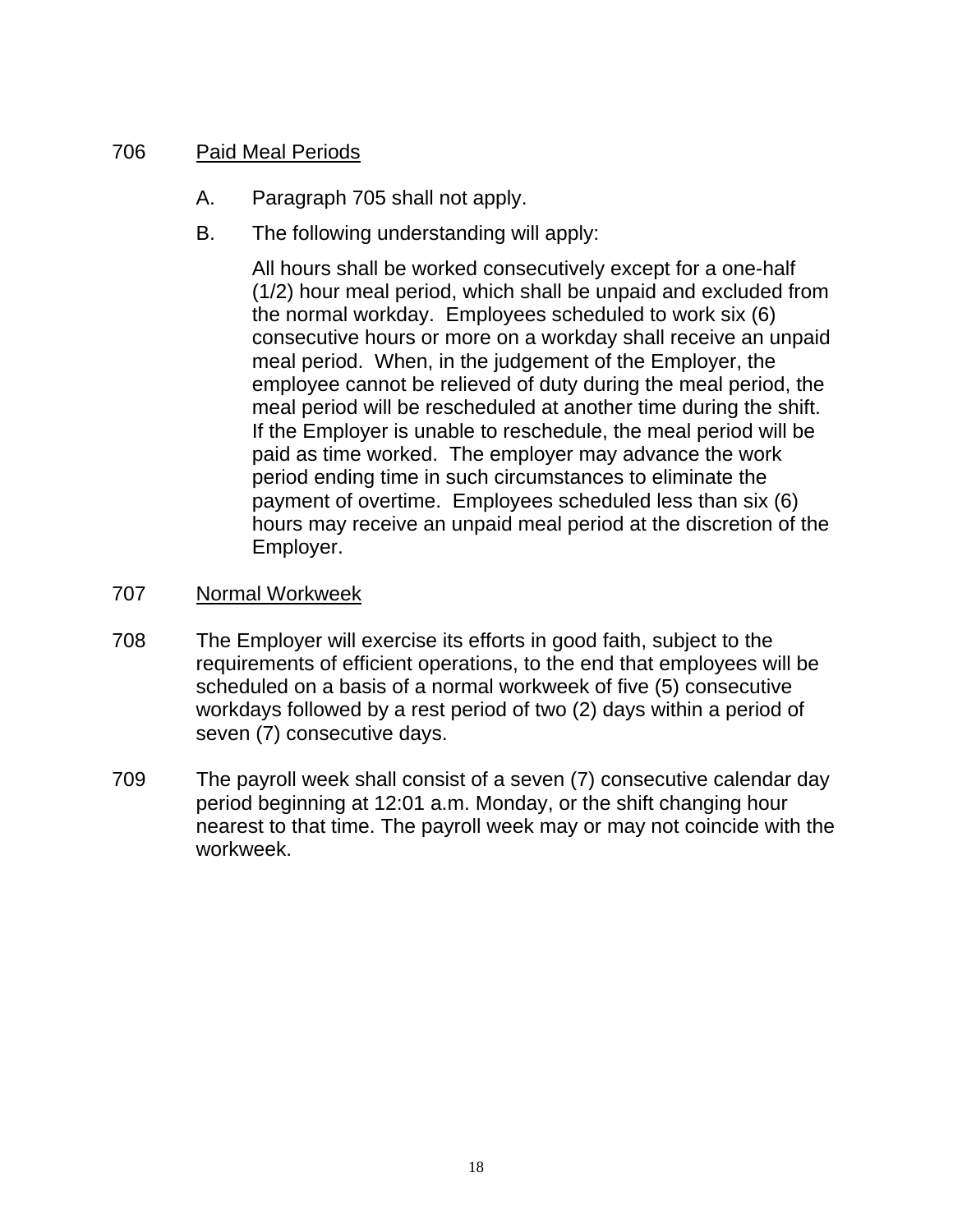706 Paid Meal Periods

A. Paragraph 705 shall not apply.

B. The following understanding will apply:

All hours shall be worked consecutively except for a one-half (1/2) hour meal period, which shall be unpaid and excluded from the normal workday. Employees scheduled to work six (6) consecutive hours or more on a workday shall receive an unpaid meal period. When, in the judgement of the Employer, the employee cannot be relieved of duty during the meal period, the meal period will be rescheduled at another time during the shift. If the Employer is unable to reschedule, the meal period will be paid as time worked. The employer may advance the work period ending time in such circumstances to eliminate the payment of overtime. Employees scheduled less than six (6) hours may receive an unpaid meal period at the discretion of the Employer.

707 Normal Workweek

708 The Employer will exercise its efforts in good faith, subject to the requirements of efficient operations, to the end that employees will be scheduled on a basis of a normal workweek of five (5) consecutive workdays followed by a rest period of two (2) days within a period of seven (7) consecutive days.

709 The payroll week shall consist of a seven (7) consecutive calendar day period beginning at 12:01 a.m. Monday, or the shift changing hour nearest to that time. The payroll week may or may not coincide with the workweek.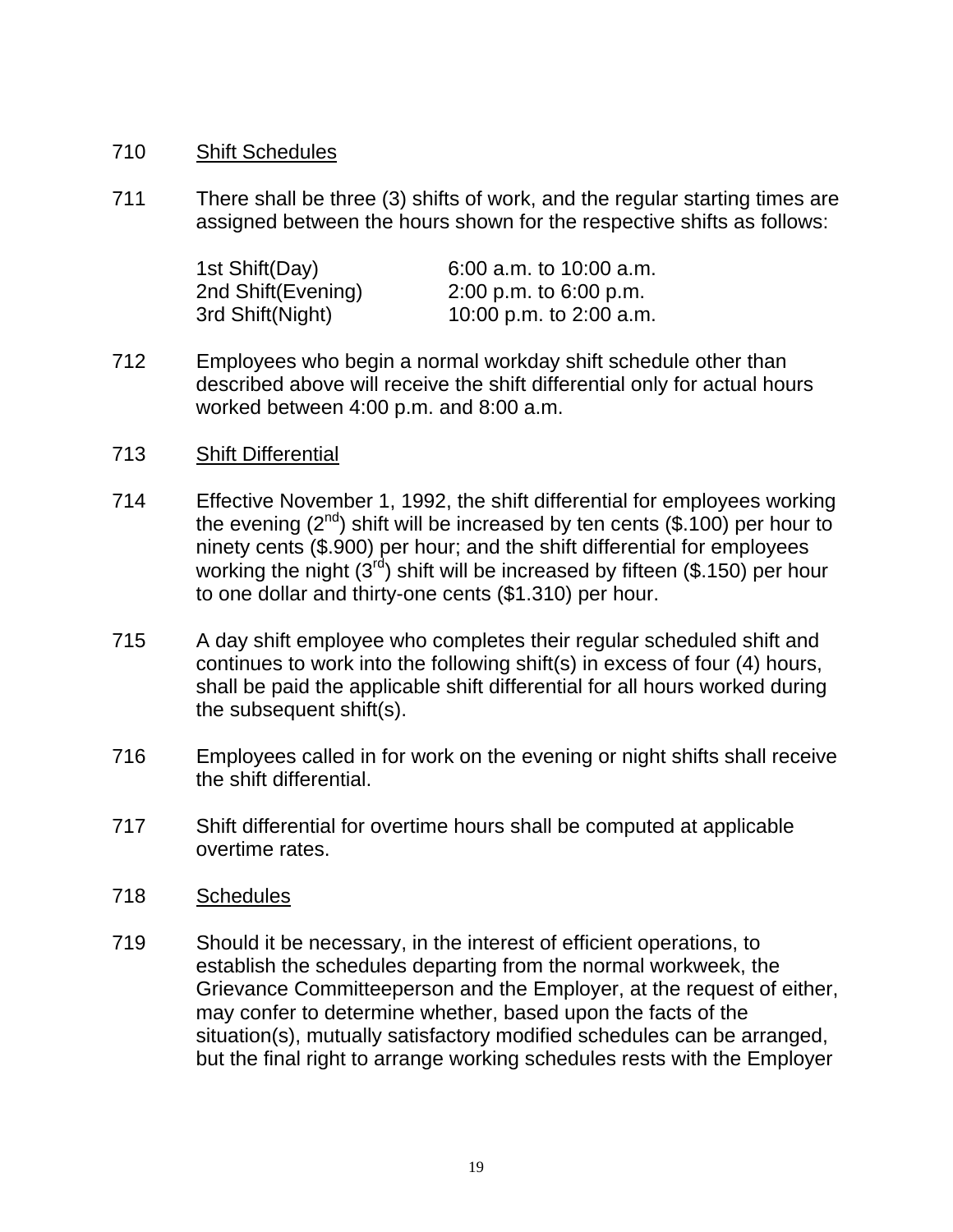710 Shift Schedules

711 There shall be three (3) shifts of work, and the regular starting times are assigned between the hours shown for the respective shifts as follows:

| | |
|---|---|
| 1st Shift(Day) | 6:00 a.m. to 10:00 a.m. |
| 2nd Shift(Evening) | 2:00 p.m. to 6:00 p.m. |
| 3rd Shift(Night) | 10:00 p.m. to 2:00 a.m. |

712 Employees who begin a normal workday shift schedule other than described above will receive the shift differential only for actual hours worked between 4:00 p.m. and 8:00 a.m.

713 Shift Differential

714 Effective November 1, 1992, the shift differential for employees working the evening (2nd) shift will be increased by ten cents ($.100) per hour to ninety cents ($.900) per hour; and the shift differential for employees working the night (3rd) shift will be increased by fifteen ($.150) per hour to one dollar and thirty-one cents ($1.310) per hour.

715 A day shift employee who completes their regular scheduled shift and continues to work into the following shift(s) in excess of four (4) hours, shall be paid the applicable shift differential for all hours worked during the subsequent shift(s).

716 Employees called in for work on the evening or night shifts shall receive the shift differential.

717 Shift differential for overtime hours shall be computed at applicable overtime rates.

718 Schedules

719 Should it be necessary, in the interest of efficient operations, to establish the schedules departing from the normal workweek, the Grievance Committeeperson and the Employer, at the request of either, may confer to determine whether, based upon the facts of the situation(s), mutually satisfactory modified schedules can be arranged, but the final right to arrange working schedules rests with the Employer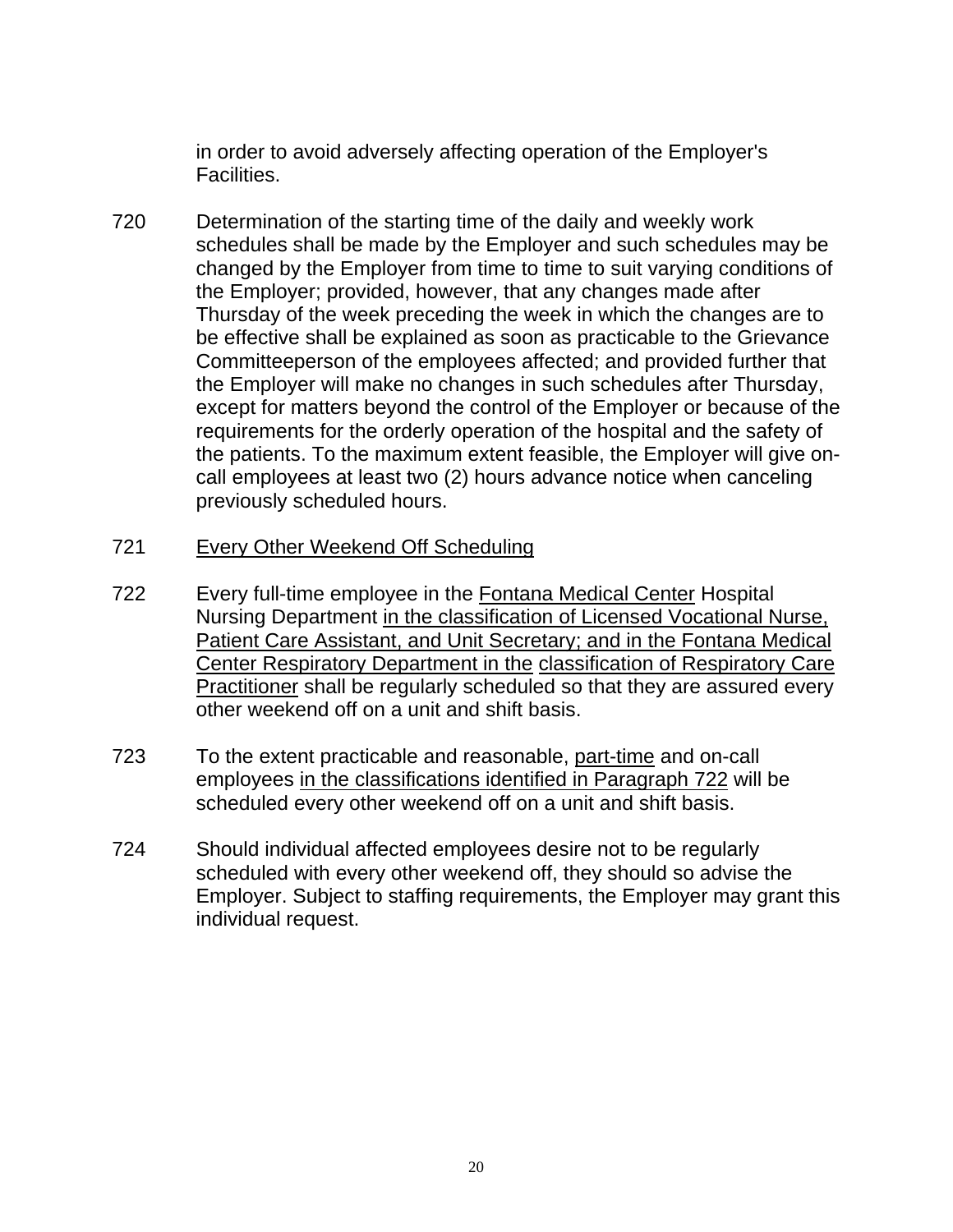in order to avoid adversely affecting operation of the Employer's Facilities.

720 Determination of the starting time of the daily and weekly work schedules shall be made by the Employer and such schedules may be changed by the Employer from time to time to suit varying conditions of the Employer; provided, however, that any changes made after Thursday of the week preceding the week in which the changes are to be effective shall be explained as soon as practicable to the Grievance Committeeperson of the employees affected; and provided further that the Employer will make no changes in such schedules after Thursday, except for matters beyond the control of the Employer or because of the requirements for the orderly operation of the hospital and the safety of the patients. To the maximum extent feasible, the Employer will give on-call employees at least two (2) hours advance notice when canceling previously scheduled hours.

721 <u>Every Other Weekend Off Scheduling</u>

722 Every full-time employee in the <u>Fontana Medical Center</u> Hospital Nursing Department <u>in the classification of Licensed Vocational Nurse, Patient Care Assistant, and Unit Secretary; and in the Fontana Medical Center Respiratory Department in the</u> <u>classification of Respiratory Care Practitioner</u> shall be regularly scheduled so that they are assured every other weekend off on a unit and shift basis.

723 To the extent practicable and reasonable, <u>part-time</u> and on-call employees <u>in the classifications identified in Paragraph 722</u> will be scheduled every other weekend off on a unit and shift basis.

724 Should individual affected employees desire not to be regularly scheduled with every other weekend off, they should so advise the Employer. Subject to staffing requirements, the Employer may grant this individual request.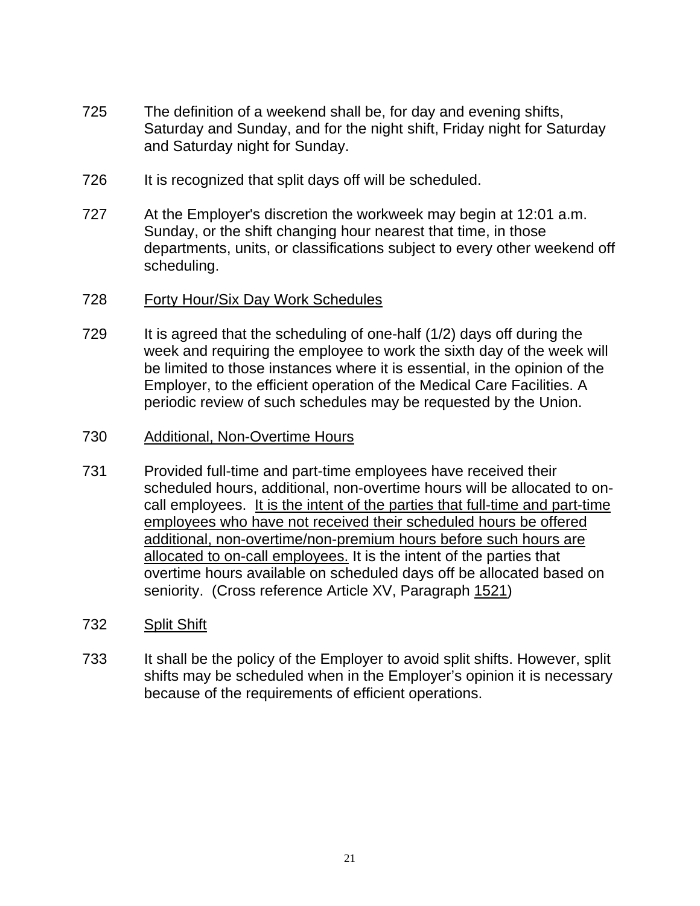725 The definition of a weekend shall be, for day and evening shifts, Saturday and Sunday, and for the night shift, Friday night for Saturday and Saturday night for Sunday.

726 It is recognized that split days off will be scheduled.

727 At the Employer's discretion the workweek may begin at 12:01 a.m. Sunday, or the shift changing hour nearest that time, in those departments, units, or classifications subject to every other weekend off scheduling.

728 <u>Forty Hour/Six Day Work Schedules</u>

729 It is agreed that the scheduling of one-half (1/2) days off during the week and requiring the employee to work the sixth day of the week will be limited to those instances where it is essential, in the opinion of the Employer, to the efficient operation of the Medical Care Facilities. A periodic review of such schedules may be requested by the Union.

730 <u>Additional, Non-Overtime Hours</u>

731 Provided full-time and part-time employees have received their scheduled hours, additional, non-overtime hours will be allocated to on-call employees. <u>It is the intent of the parties that full-time and part-time employees who have not received their scheduled hours be offered additional, non-overtime/non-premium hours before such hours are allocated to on-call employees.</u> It is the intent of the parties that overtime hours available on scheduled days off be allocated based on seniority. (Cross reference Article XV, Paragraph <u>1521</u>)

732 <u>Split Shift</u>

733 It shall be the policy of the Employer to avoid split shifts. However, split shifts may be scheduled when in the Employer's opinion it is necessary because of the requirements of efficient operations.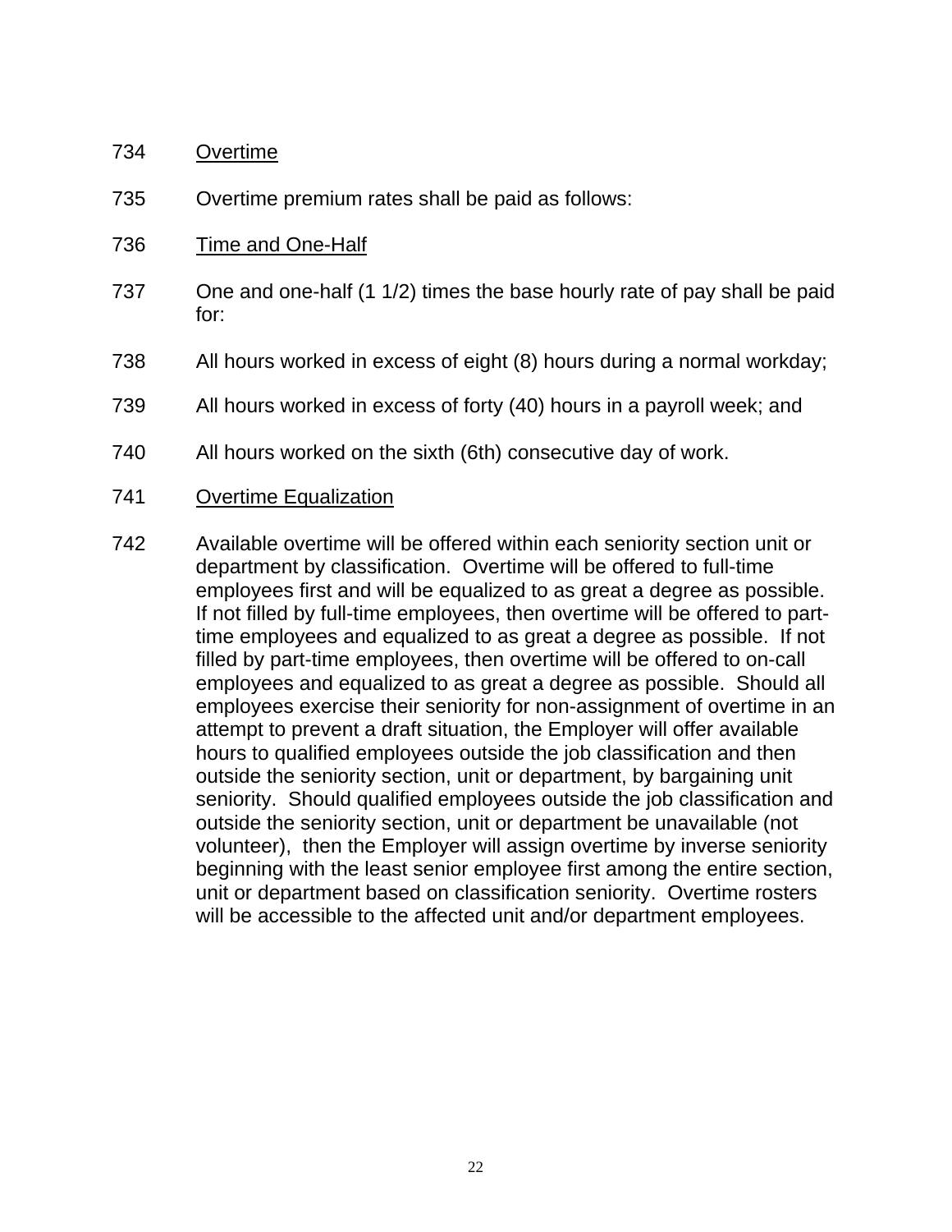734 Overtime

735 Overtime premium rates shall be paid as follows:

736 Time and One-Half

737 One and one-half (1 1/2) times the base hourly rate of pay shall be paid for:

738 All hours worked in excess of eight (8) hours during a normal workday;

739 All hours worked in excess of forty (40) hours in a payroll week; and

740 All hours worked on the sixth (6th) consecutive day of work.

741 Overtime Equalization

742 Available overtime will be offered within each seniority section unit or department by classification. Overtime will be offered to full-time employees first and will be equalized to as great a degree as possible. If not filled by full-time employees, then overtime will be offered to part-time employees and equalized to as great a degree as possible. If not filled by part-time employees, then overtime will be offered to on-call employees and equalized to as great a degree as possible. Should all employees exercise their seniority for non-assignment of overtime in an attempt to prevent a draft situation, the Employer will offer available hours to qualified employees outside the job classification and then outside the seniority section, unit or department, by bargaining unit seniority. Should qualified employees outside the job classification and outside the seniority section, unit or department be unavailable (not volunteer), then the Employer will assign overtime by inverse seniority beginning with the least senior employee first among the entire section, unit or department based on classification seniority. Overtime rosters will be accessible to the affected unit and/or department employees.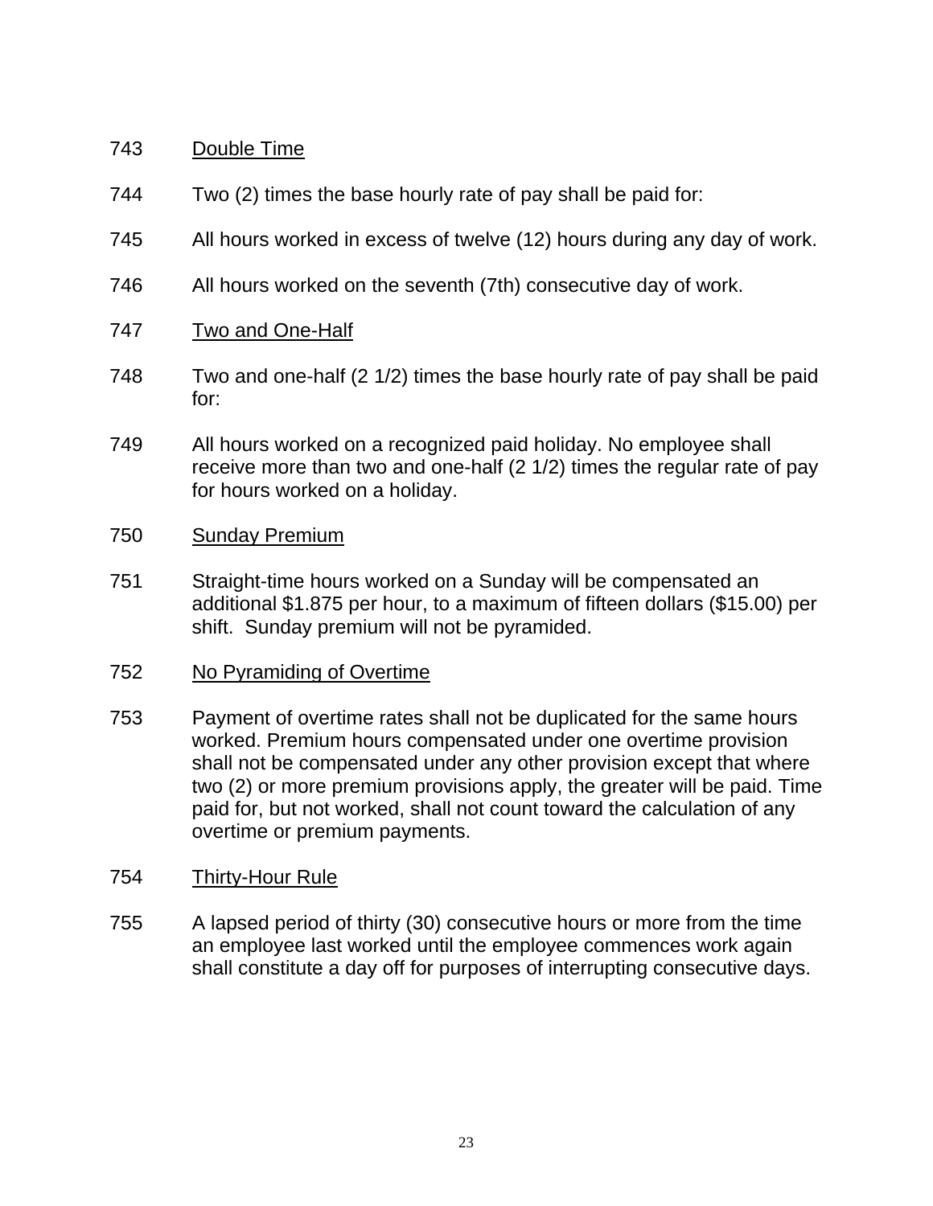743 <u>Double Time</u>

744 Two (2) times the base hourly rate of pay shall be paid for:

745 All hours worked in excess of twelve (12) hours during any day of work.

746 All hours worked on the seventh (7th) consecutive day of work.

747 <u>Two and One-Half</u>

748 Two and one-half (2 1/2) times the base hourly rate of pay shall be paid for:

749 All hours worked on a recognized paid holiday. No employee shall receive more than two and one-half (2 1/2) times the regular rate of pay for hours worked on a holiday.

750 <u>Sunday Premium</u>

751 Straight-time hours worked on a Sunday will be compensated an additional $1.875 per hour, to a maximum of fifteen dollars ($15.00) per shift. Sunday premium will not be pyramided.

752 <u>No Pyramiding of Overtime</u>

753 Payment of overtime rates shall not be duplicated for the same hours worked. Premium hours compensated under one overtime provision shall not be compensated under any other provision except that where two (2) or more premium provisions apply, the greater will be paid. Time paid for, but not worked, shall not count toward the calculation of any overtime or premium payments.

754 <u>Thirty-Hour Rule</u>

755 A lapsed period of thirty (30) consecutive hours or more from the time an employee last worked until the employee commences work again shall constitute a day off for purposes of interrupting consecutive days.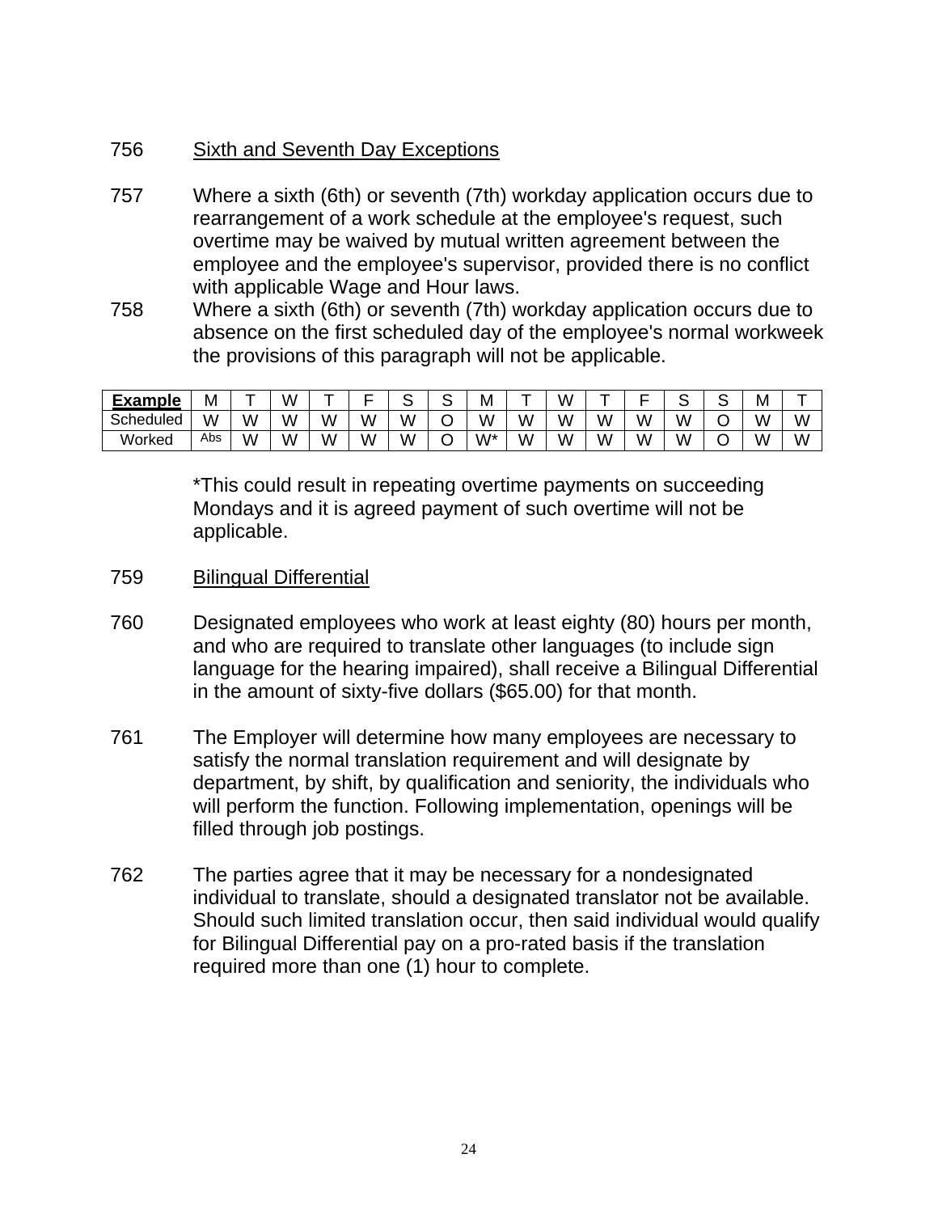756 Sixth and Seventh Day Exceptions

757 Where a sixth (6th) or seventh (7th) workday application occurs due to rearrangement of a work schedule at the employee's request, such overtime may be waived by mutual written agreement between the employee and the employee's supervisor, provided there is no conflict with applicable Wage and Hour laws.

758 Where a sixth (6th) or seventh (7th) workday application occurs due to absence on the first scheduled day of the employee's normal workweek the provisions of this paragraph will not be applicable.

| **Example** | M | T | W | T | F | S | S | M | T | W | T | F | S | S | M | T |
|---|---|---|---|---|---|---|---|---|---|---|---|---|---|---|---|---|
| Scheduled | W | W | W | W | W | W | O | W | W | W | W | W | W | O | W | W |
| Worked | Abs | W | W | W | W | W | O | W* | W | W | W | W | W | O | W | W |

*This could result in repeating overtime payments on succeeding Mondays and it is agreed payment of such overtime will not be applicable.

759 Bilingual Differential

760 Designated employees who work at least eighty (80) hours per month, and who are required to translate other languages (to include sign language for the hearing impaired), shall receive a Bilingual Differential in the amount of sixty-five dollars ($65.00) for that month.

761 The Employer will determine how many employees are necessary to satisfy the normal translation requirement and will designate by department, by shift, by qualification and seniority, the individuals who will perform the function. Following implementation, openings will be filled through job postings.

762 The parties agree that it may be necessary for a nondesignated individual to translate, should a designated translator not be available. Should such limited translation occur, then said individual would qualify for Bilingual Differential pay on a pro-rated basis if the translation required more than one (1) hour to complete.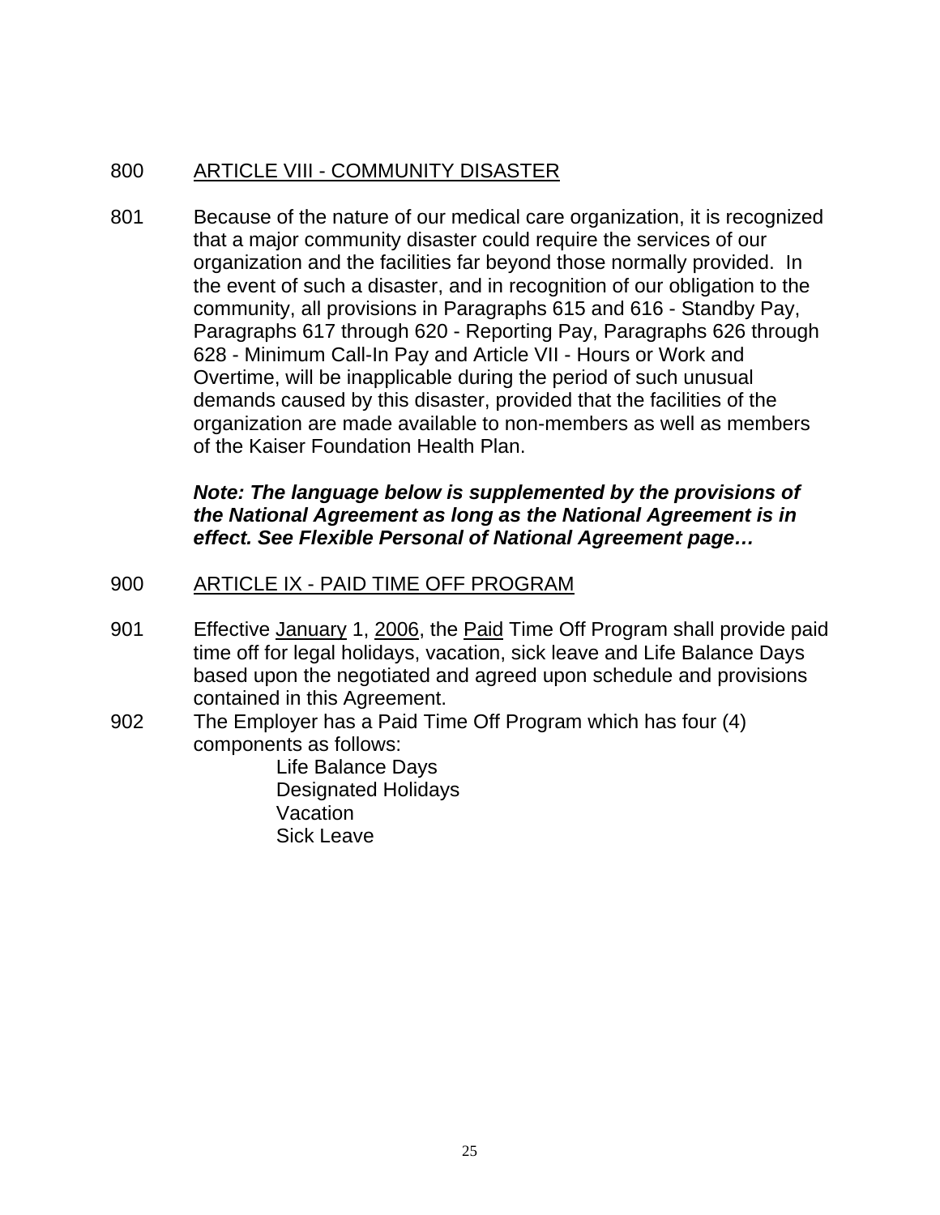800 ARTICLE VIII - COMMUNITY DISASTER

801 Because of the nature of our medical care organization, it is recognized that a major community disaster could require the services of our organization and the facilities far beyond those normally provided. In the event of such a disaster, and in recognition of our obligation to the community, all provisions in Paragraphs 615 and 616 - Standby Pay, Paragraphs 617 through 620 - Reporting Pay, Paragraphs 626 through 628 - Minimum Call-In Pay and Article VII - Hours or Work and Overtime, will be inapplicable during the period of such unusual demands caused by this disaster, provided that the facilities of the organization are made available to non-members as well as members of the Kaiser Foundation Health Plan.

***Note: The language below is supplemented by the provisions of the National Agreement as long as the National Agreement is in effect. See Flexible Personal of National Agreement page…***

900 ARTICLE IX - PAID TIME OFF PROGRAM

901 Effective January 1, 2006, the Paid Time Off Program shall provide paid time off for legal holidays, vacation, sick leave and Life Balance Days based upon the negotiated and agreed upon schedule and provisions contained in this Agreement.

902 The Employer has a Paid Time Off Program which has four (4) components as follows:

- Life Balance Days
- Designated Holidays
- Vacation
- Sick Leave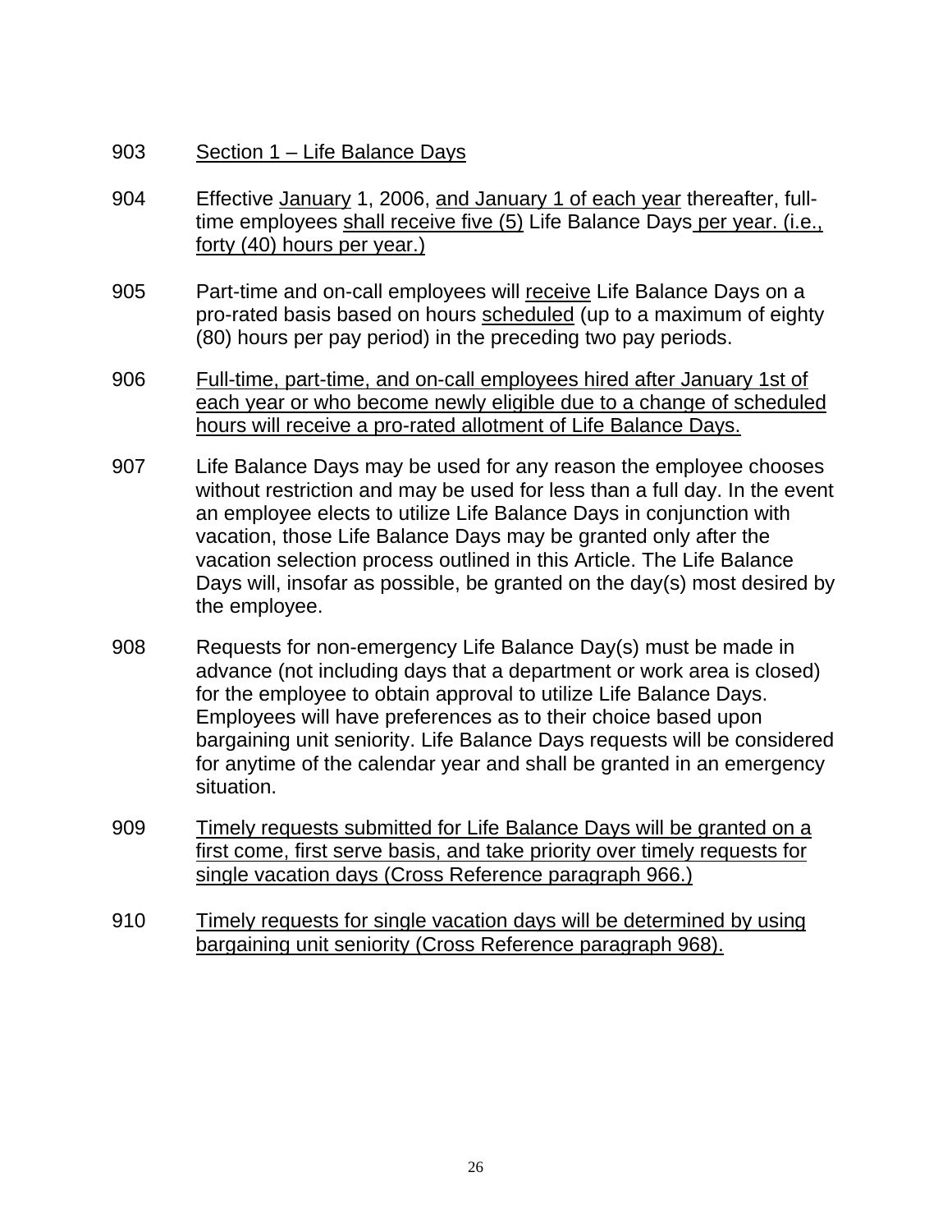903 Section 1 – Life Balance Days

904 Effective January 1, 2006, and January 1 of each year thereafter, full-time employees shall receive five (5) Life Balance Days per year. (i.e., forty (40) hours per year.)

905 Part-time and on-call employees will receive Life Balance Days on a pro-rated basis based on hours scheduled (up to a maximum of eighty (80) hours per pay period) in the preceding two pay periods.

906 Full-time, part-time, and on-call employees hired after January 1st of each year or who become newly eligible due to a change of scheduled hours will receive a pro-rated allotment of Life Balance Days.

907 Life Balance Days may be used for any reason the employee chooses without restriction and may be used for less than a full day. In the event an employee elects to utilize Life Balance Days in conjunction with vacation, those Life Balance Days may be granted only after the vacation selection process outlined in this Article. The Life Balance Days will, insofar as possible, be granted on the day(s) most desired by the employee.

908 Requests for non-emergency Life Balance Day(s) must be made in advance (not including days that a department or work area is closed) for the employee to obtain approval to utilize Life Balance Days. Employees will have preferences as to their choice based upon bargaining unit seniority. Life Balance Days requests will be considered for anytime of the calendar year and shall be granted in an emergency situation.

909 Timely requests submitted for Life Balance Days will be granted on a first come, first serve basis, and take priority over timely requests for single vacation days (Cross Reference paragraph 966.)

910 Timely requests for single vacation days will be determined by using bargaining unit seniority (Cross Reference paragraph 968).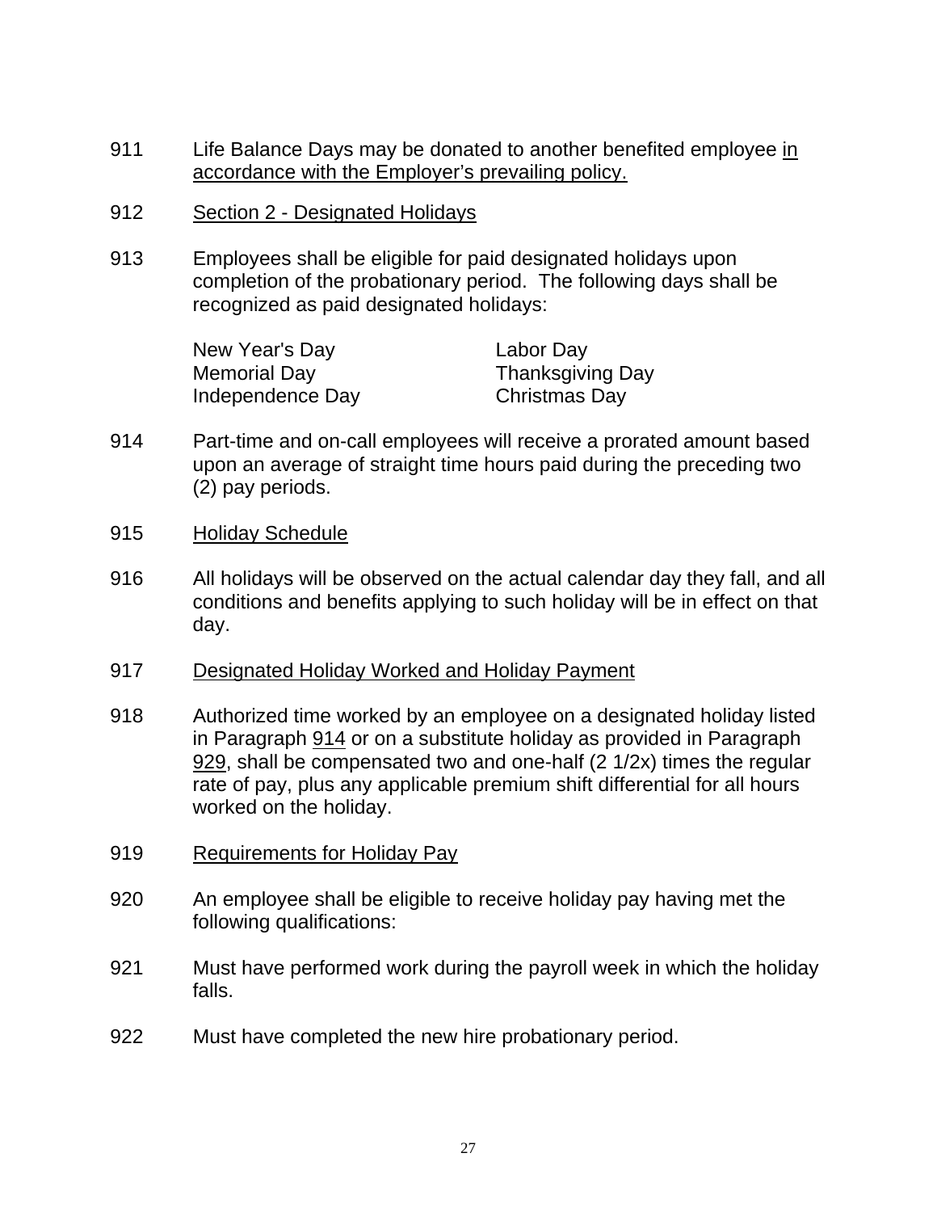911 Life Balance Days may be donated to another benefited employee <u>in accordance with the Employer's prevailing policy.</u>

912 <u>Section 2 - Designated Holidays</u>

913 Employees shall be eligible for paid designated holidays upon completion of the probationary period. The following days shall be recognized as paid designated holidays:

| | |
|---|---|
| New Year's Day | Labor Day |
| Memorial Day | Thanksgiving Day |
| Independence Day | Christmas Day |

914 Part-time and on-call employees will receive a prorated amount based upon an average of straight time hours paid during the preceding two (2) pay periods.

915 <u>Holiday Schedule</u>

916 All holidays will be observed on the actual calendar day they fall, and all conditions and benefits applying to such holiday will be in effect on that day.

917 <u>Designated Holiday Worked and Holiday Payment</u>

918 Authorized time worked by an employee on a designated holiday listed in Paragraph <u>914</u> or on a substitute holiday as provided in Paragraph <u>929</u>, shall be compensated two and one-half (2 1/2x) times the regular rate of pay, plus any applicable premium shift differential for all hours worked on the holiday.

919 <u>Requirements for Holiday Pay</u>

920 An employee shall be eligible to receive holiday pay having met the following qualifications:

921 Must have performed work during the payroll week in which the holiday falls.

922 Must have completed the new hire probationary period.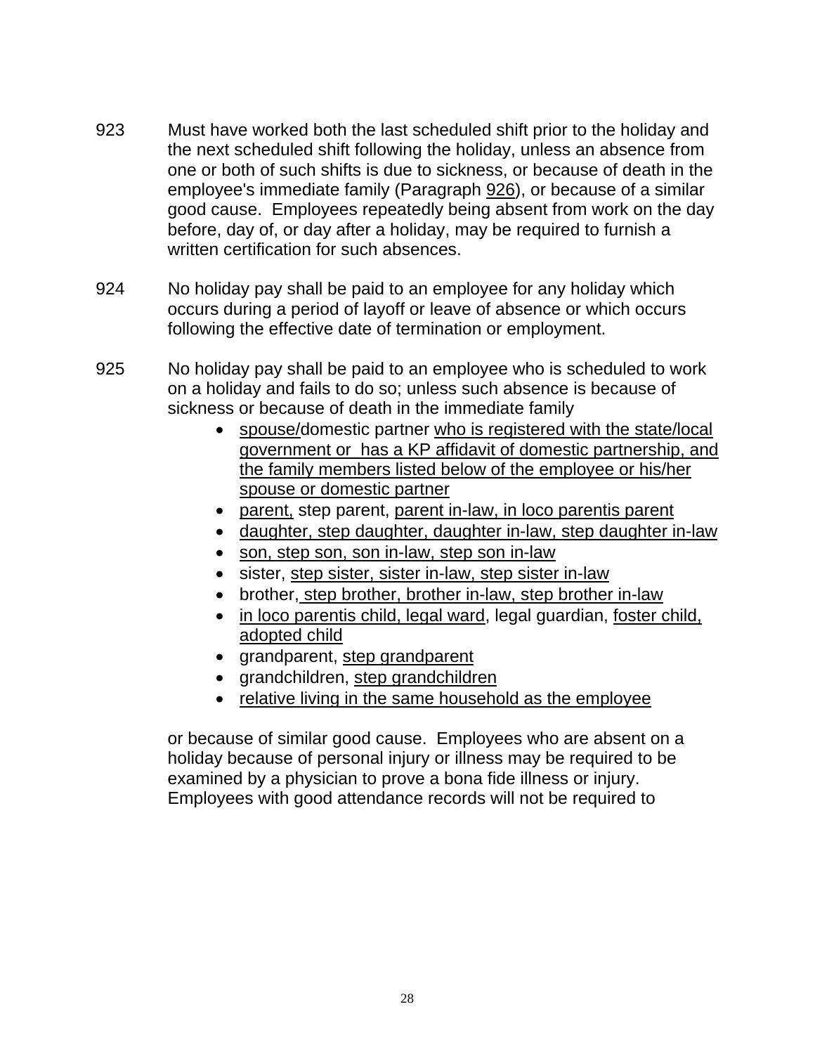923 Must have worked both the last scheduled shift prior to the holiday and the next scheduled shift following the holiday, unless an absence from one or both of such shifts is due to sickness, or because of death in the employee's immediate family (Paragraph 926), or because of a similar good cause. Employees repeatedly being absent from work on the day before, day of, or day after a holiday, may be required to furnish a written certification for such absences.

924 No holiday pay shall be paid to an employee for any holiday which occurs during a period of layoff or leave of absence or which occurs following the effective date of termination or employment.

925 No holiday pay shall be paid to an employee who is scheduled to work on a holiday and fails to do so; unless such absence is because of sickness or because of death in the immediate family

- spouse/domestic partner who is registered with the state/local government or has a KP affidavit of domestic partnership, and the family members listed below of the employee or his/her spouse or domestic partner
- parent, step parent, parent in-law, in loco parentis parent
- daughter, step daughter, daughter in-law, step daughter in-law
- son, step son, son in-law, step son in-law
- sister, step sister, sister in-law, step sister in-law
- brother, step brother, brother in-law, step brother in-law
- in loco parentis child, legal ward, legal guardian, foster child, adopted child
- grandparent, step grandparent
- grandchildren, step grandchildren
- relative living in the same household as the employee

or because of similar good cause. Employees who are absent on a holiday because of personal injury or illness may be required to be examined by a physician to prove a bona fide illness or injury. Employees with good attendance records will not be required to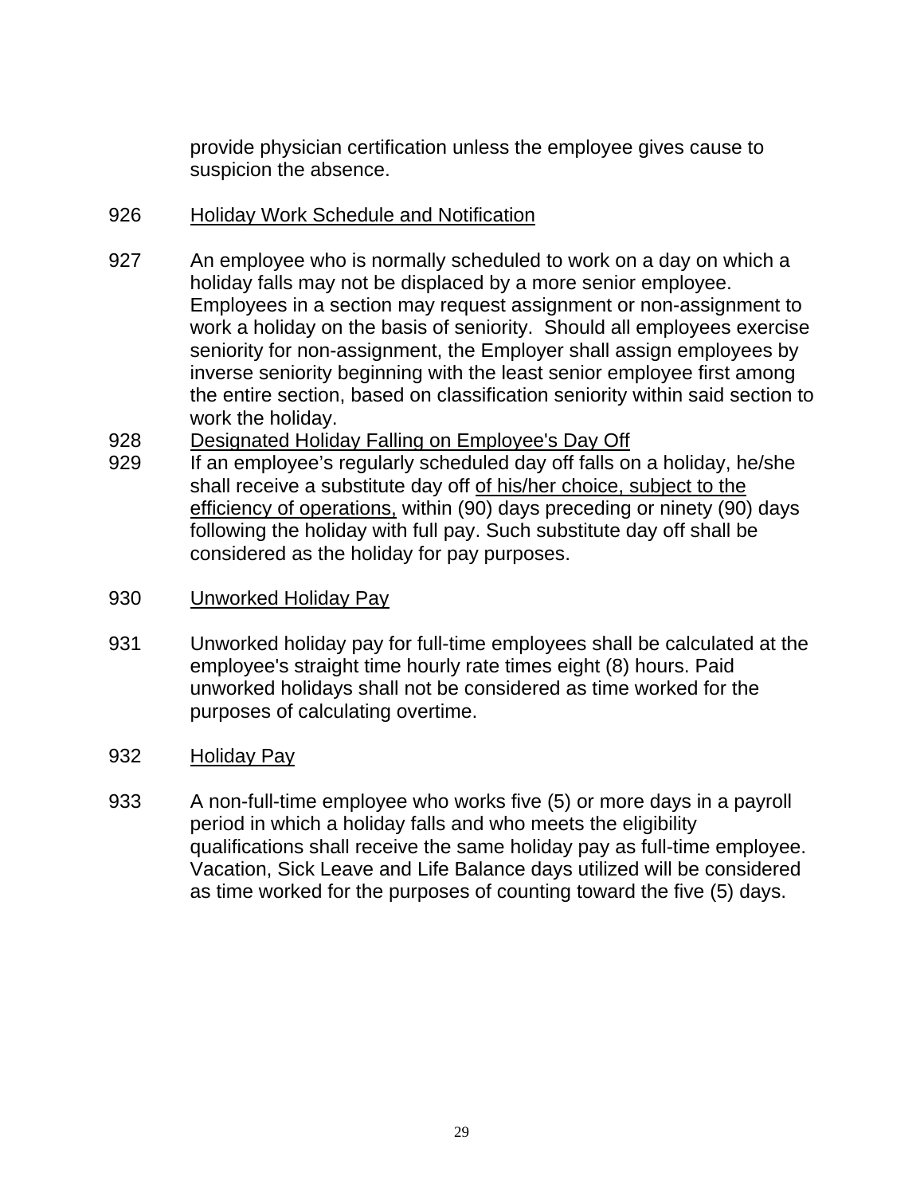provide physician certification unless the employee gives cause to suspicion the absence.

926 <u>Holiday Work Schedule and Notification</u>

927 An employee who is normally scheduled to work on a day on which a holiday falls may not be displaced by a more senior employee. Employees in a section may request assignment or non-assignment to work a holiday on the basis of seniority. Should all employees exercise seniority for non-assignment, the Employer shall assign employees by inverse seniority beginning with the least senior employee first among the entire section, based on classification seniority within said section to work the holiday.

928 <u>Designated Holiday Falling on Employee's Day Off</u>

929 If an employee's regularly scheduled day off falls on a holiday, he/she shall receive a substitute day off <u>of his/her choice, subject to the efficiency of operations,</u> within (90) days preceding or ninety (90) days following the holiday with full pay. Such substitute day off shall be considered as the holiday for pay purposes.

930 <u>Unworked Holiday Pay</u>

931 Unworked holiday pay for full-time employees shall be calculated at the employee's straight time hourly rate times eight (8) hours. Paid unworked holidays shall not be considered as time worked for the purposes of calculating overtime.

932 <u>Holiday Pay</u>

933 A non-full-time employee who works five (5) or more days in a payroll period in which a holiday falls and who meets the eligibility qualifications shall receive the same holiday pay as full-time employee. Vacation, Sick Leave and Life Balance days utilized will be considered as time worked for the purposes of counting toward the five (5) days.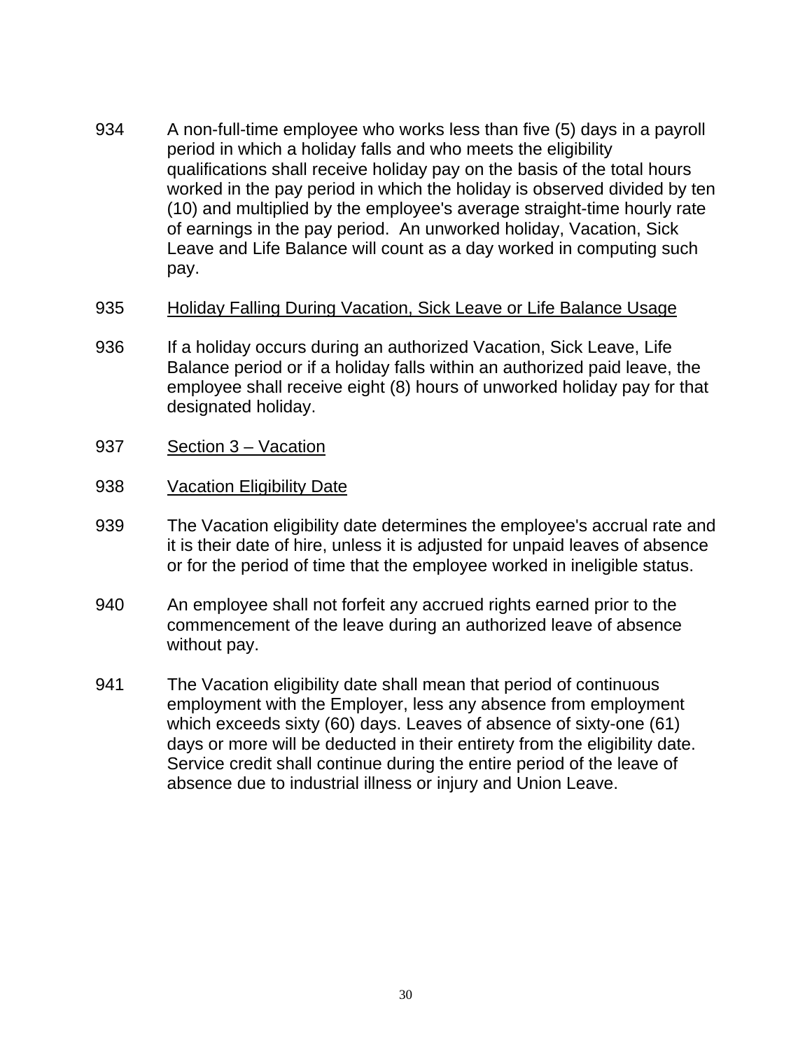934 A non-full-time employee who works less than five (5) days in a payroll period in which a holiday falls and who meets the eligibility qualifications shall receive holiday pay on the basis of the total hours worked in the pay period in which the holiday is observed divided by ten (10) and multiplied by the employee's average straight-time hourly rate of earnings in the pay period. An unworked holiday, Vacation, Sick Leave and Life Balance will count as a day worked in computing such pay.

935 <u>Holiday Falling During Vacation, Sick Leave or Life Balance Usage</u>

936 If a holiday occurs during an authorized Vacation, Sick Leave, Life Balance period or if a holiday falls within an authorized paid leave, the employee shall receive eight (8) hours of unworked holiday pay for that designated holiday.

937 <u>Section 3 – Vacation</u>

938 <u>Vacation Eligibility Date</u>

939 The Vacation eligibility date determines the employee's accrual rate and it is their date of hire, unless it is adjusted for unpaid leaves of absence or for the period of time that the employee worked in ineligible status.

940 An employee shall not forfeit any accrued rights earned prior to the commencement of the leave during an authorized leave of absence without pay.

941 The Vacation eligibility date shall mean that period of continuous employment with the Employer, less any absence from employment which exceeds sixty (60) days. Leaves of absence of sixty-one (61) days or more will be deducted in their entirety from the eligibility date. Service credit shall continue during the entire period of the leave of absence due to industrial illness or injury and Union Leave.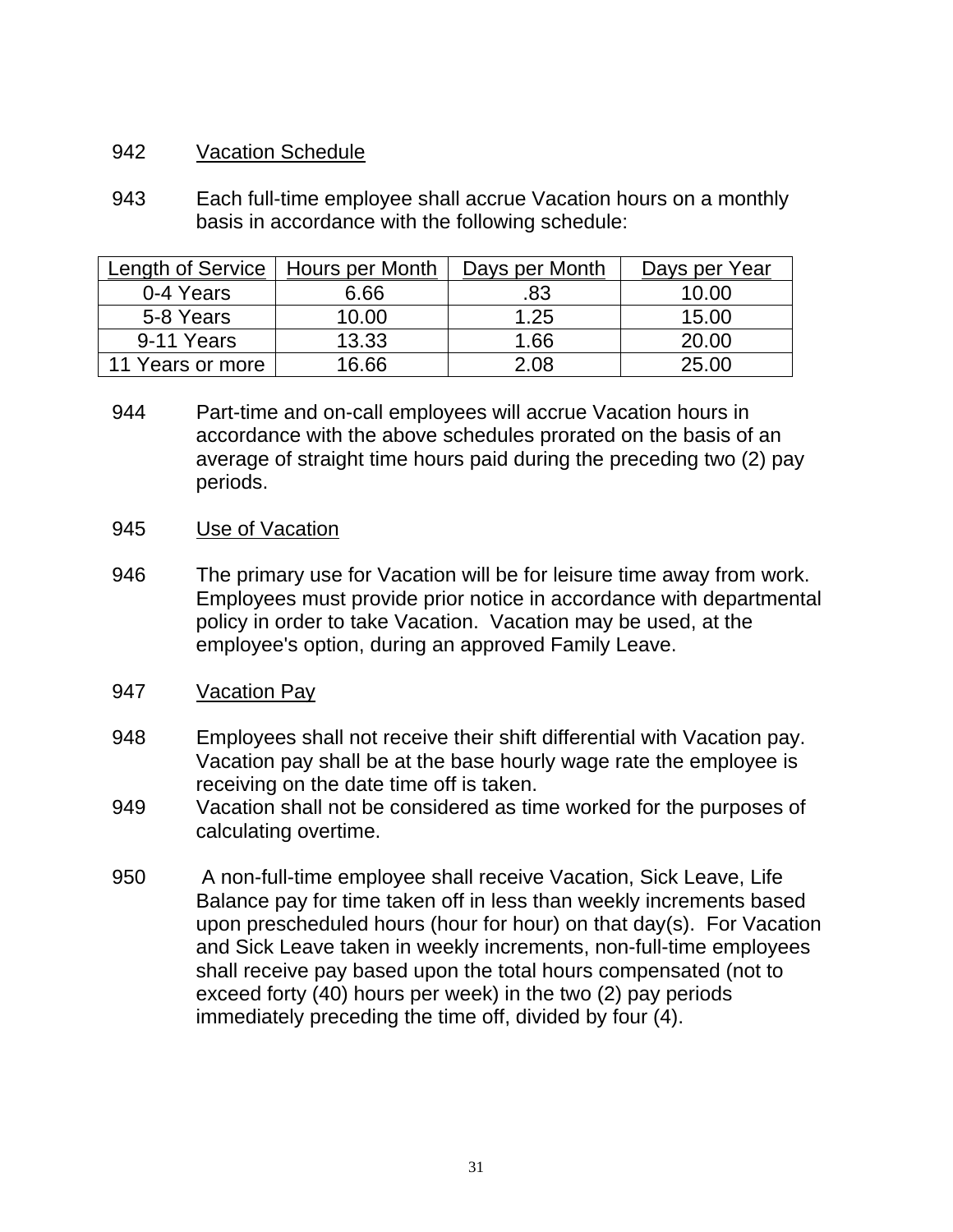942 Vacation Schedule

943 Each full-time employee shall accrue Vacation hours on a monthly basis in accordance with the following schedule:

| Length of Service | Hours per Month | Days per Month | Days per Year |
|---|---|---|---|
| 0-4 Years | 6.66 | .83 | 10.00 |
| 5-8 Years | 10.00 | 1.25 | 15.00 |
| 9-11 Years | 13.33 | 1.66 | 20.00 |
| 11 Years or more | 16.66 | 2.08 | 25.00 |

944 Part-time and on-call employees will accrue Vacation hours in accordance with the above schedules prorated on the basis of an average of straight time hours paid during the preceding two (2) pay periods.

945 Use of Vacation

946 The primary use for Vacation will be for leisure time away from work. Employees must provide prior notice in accordance with departmental policy in order to take Vacation. Vacation may be used, at the employee's option, during an approved Family Leave.

947 Vacation Pay

948 Employees shall not receive their shift differential with Vacation pay. Vacation pay shall be at the base hourly wage rate the employee is receiving on the date time off is taken.

949 Vacation shall not be considered as time worked for the purposes of calculating overtime.

950 A non-full-time employee shall receive Vacation, Sick Leave, Life Balance pay for time taken off in less than weekly increments based upon prescheduled hours (hour for hour) on that day(s). For Vacation and Sick Leave taken in weekly increments, non-full-time employees shall receive pay based upon the total hours compensated (not to exceed forty (40) hours per week) in the two (2) pay periods immediately preceding the time off, divided by four (4).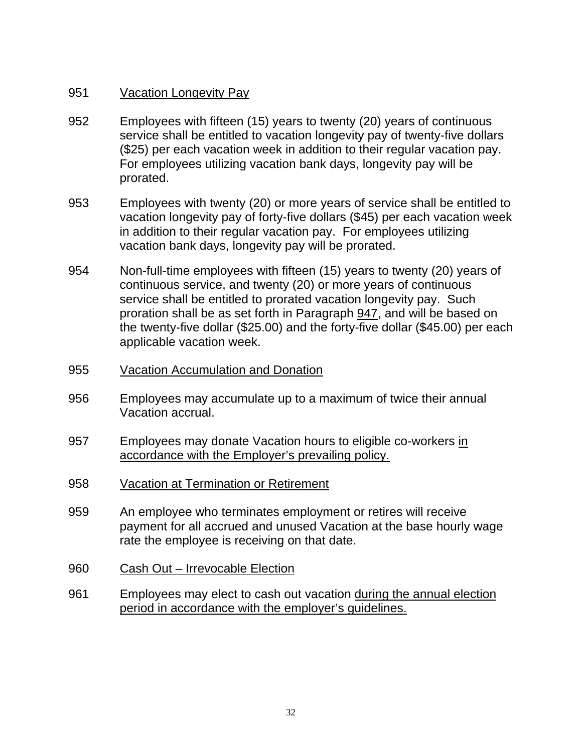951 Vacation Longevity Pay

952 Employees with fifteen (15) years to twenty (20) years of continuous service shall be entitled to vacation longevity pay of twenty-five dollars ($25) per each vacation week in addition to their regular vacation pay. For employees utilizing vacation bank days, longevity pay will be prorated.

953 Employees with twenty (20) or more years of service shall be entitled to vacation longevity pay of forty-five dollars ($45) per each vacation week in addition to their regular vacation pay. For employees utilizing vacation bank days, longevity pay will be prorated.

954 Non-full-time employees with fifteen (15) years to twenty (20) years of continuous service, and twenty (20) or more years of continuous service shall be entitled to prorated vacation longevity pay. Such proration shall be as set forth in Paragraph 947, and will be based on the twenty-five dollar ($25.00) and the forty-five dollar ($45.00) per each applicable vacation week.

955 Vacation Accumulation and Donation

956 Employees may accumulate up to a maximum of twice their annual Vacation accrual.

957 Employees may donate Vacation hours to eligible co-workers in accordance with the Employer's prevailing policy.

958 Vacation at Termination or Retirement

959 An employee who terminates employment or retires will receive payment for all accrued and unused Vacation at the base hourly wage rate the employee is receiving on that date.

960 Cash Out – Irrevocable Election

961 Employees may elect to cash out vacation during the annual election period in accordance with the employer's guidelines.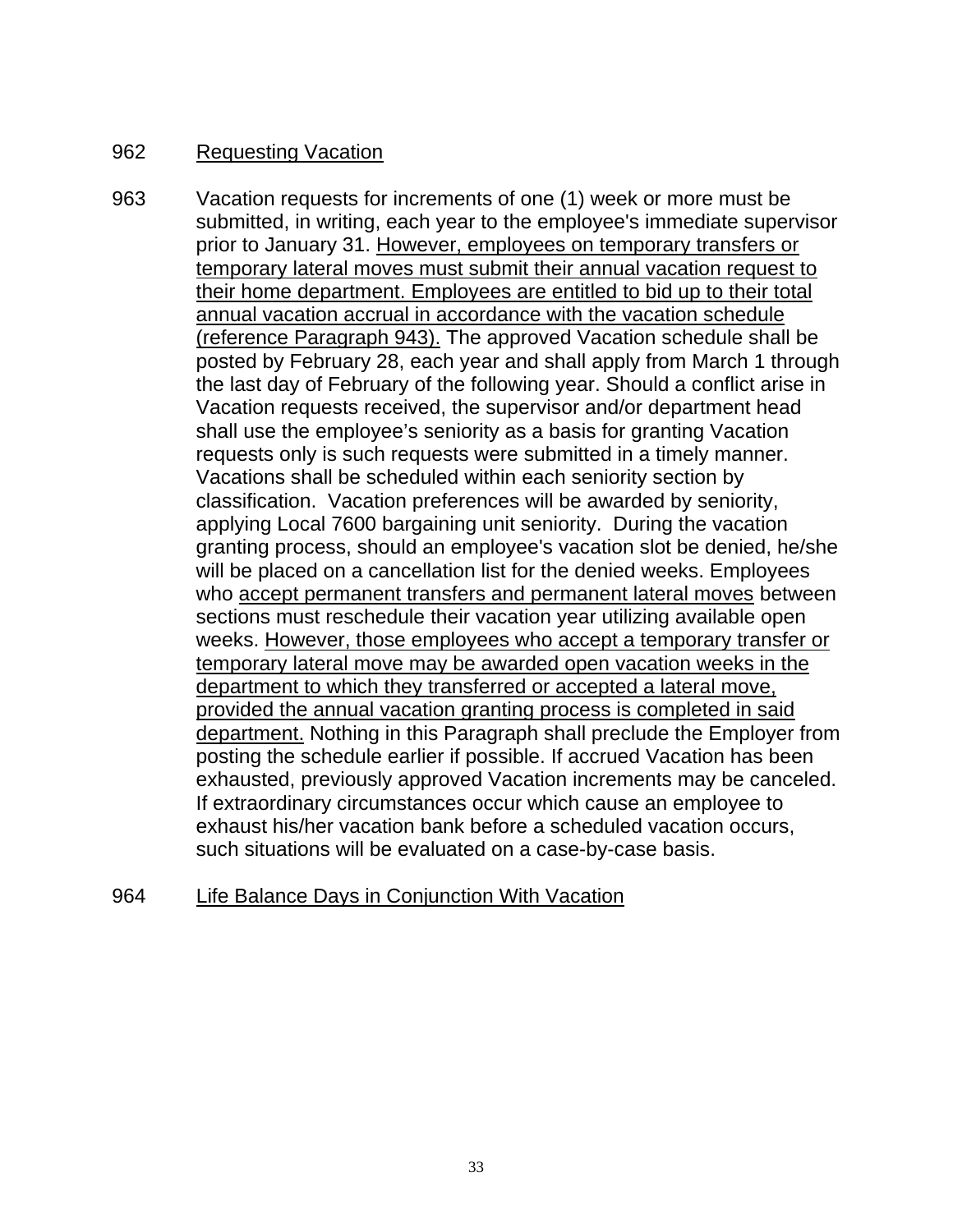962 Requesting Vacation

963 Vacation requests for increments of one (1) week or more must be submitted, in writing, each year to the employee's immediate supervisor prior to January 31. <u>However, employees on temporary transfers or temporary lateral moves must submit their annual vacation request to their home department. Employees are entitled to bid up to their total annual vacation accrual in accordance with the vacation schedule (reference Paragraph 943).</u> The approved Vacation schedule shall be posted by February 28, each year and shall apply from March 1 through the last day of February of the following year. Should a conflict arise in Vacation requests received, the supervisor and/or department head shall use the employee's seniority as a basis for granting Vacation requests only is such requests were submitted in a timely manner. Vacations shall be scheduled within each seniority section by classification. Vacation preferences will be awarded by seniority, applying Local 7600 bargaining unit seniority. During the vacation granting process, should an employee's vacation slot be denied, he/she will be placed on a cancellation list for the denied weeks. Employees who <u>accept permanent transfers and permanent lateral moves</u> between sections must reschedule their vacation year utilizing available open weeks. <u>However, those employees who accept a temporary transfer or temporary lateral move may be awarded open vacation weeks in the department to which they transferred or accepted a lateral move, provided the annual vacation granting process is completed in said department.</u> Nothing in this Paragraph shall preclude the Employer from posting the schedule earlier if possible. If accrued Vacation has been exhausted, previously approved Vacation increments may be canceled. If extraordinary circumstances occur which cause an employee to exhaust his/her vacation bank before a scheduled vacation occurs, such situations will be evaluated on a case-by-case basis.

964 Life Balance Days in Conjunction With Vacation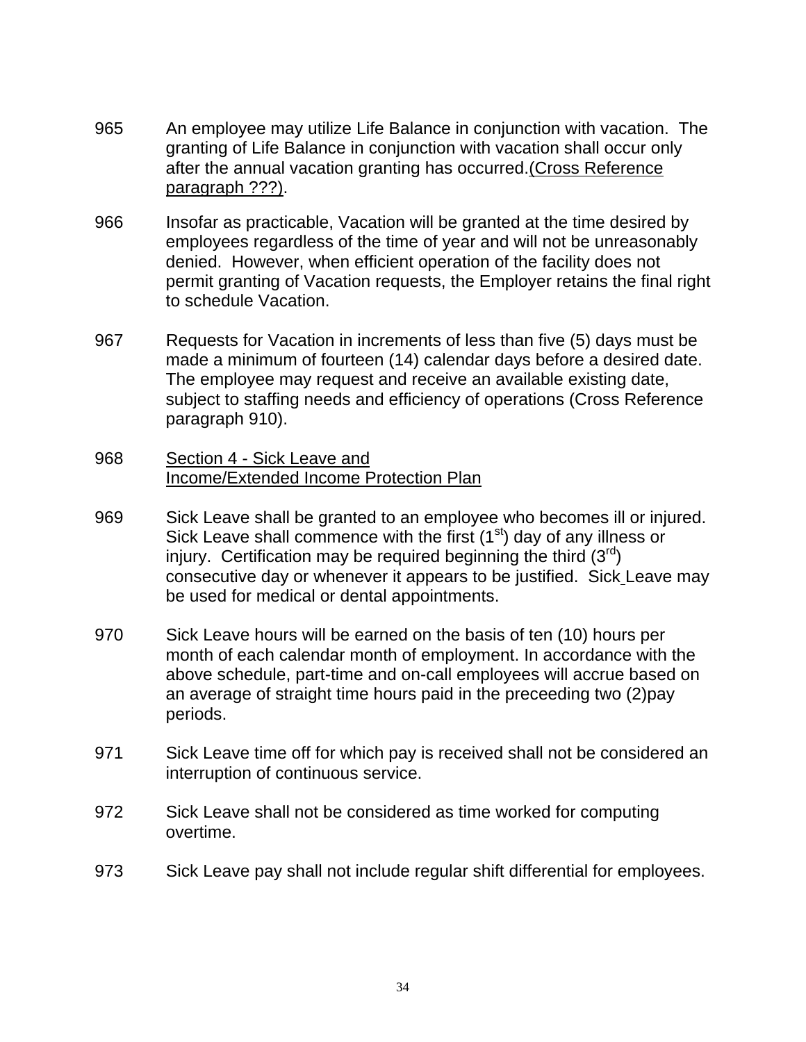965 An employee may utilize Life Balance in conjunction with vacation. The granting of Life Balance in conjunction with vacation shall occur only after the annual vacation granting has occurred.(Cross Reference paragraph ???).

966 Insofar as practicable, Vacation will be granted at the time desired by employees regardless of the time of year and will not be unreasonably denied. However, when efficient operation of the facility does not permit granting of Vacation requests, the Employer retains the final right to schedule Vacation.

967 Requests for Vacation in increments of less than five (5) days must be made a minimum of fourteen (14) calendar days before a desired date. The employee may request and receive an available existing date, subject to staffing needs and efficiency of operations (Cross Reference paragraph 910).

968 Section 4 - Sick Leave and Income/Extended Income Protection Plan

969 Sick Leave shall be granted to an employee who becomes ill or injured. Sick Leave shall commence with the first (1st) day of any illness or injury. Certification may be required beginning the third (3rd) consecutive day or whenever it appears to be justified. Sick Leave may be used for medical or dental appointments.

970 Sick Leave hours will be earned on the basis of ten (10) hours per month of each calendar month of employment. In accordance with the above schedule, part-time and on-call employees will accrue based on an average of straight time hours paid in the preceeding two (2)pay periods.

971 Sick Leave time off for which pay is received shall not be considered an interruption of continuous service.

972 Sick Leave shall not be considered as time worked for computing overtime.

973 Sick Leave pay shall not include regular shift differential for employees.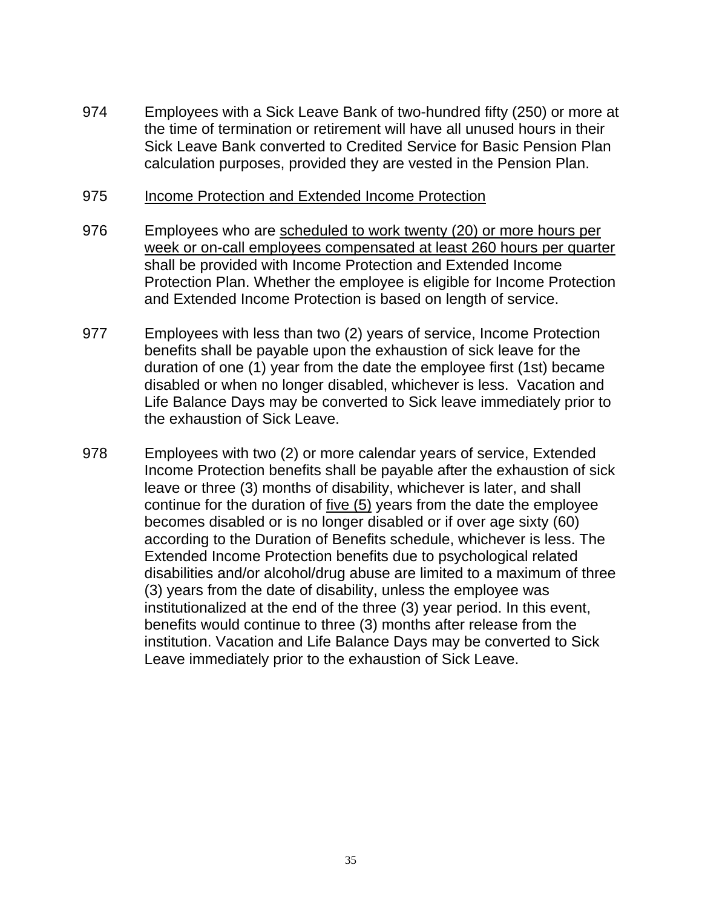974 Employees with a Sick Leave Bank of two-hundred fifty (250) or more at the time of termination or retirement will have all unused hours in their Sick Leave Bank converted to Credited Service for Basic Pension Plan calculation purposes, provided they are vested in the Pension Plan.

975 <u>Income Protection and Extended Income Protection</u>

976 Employees who are <u>scheduled to work twenty (20) or more hours per week or on-call employees compensated at least 260 hours per quarter</u> shall be provided with Income Protection and Extended Income Protection Plan. Whether the employee is eligible for Income Protection and Extended Income Protection is based on length of service.

977 Employees with less than two (2) years of service, Income Protection benefits shall be payable upon the exhaustion of sick leave for the duration of one (1) year from the date the employee first (1st) became disabled or when no longer disabled, whichever is less. Vacation and Life Balance Days may be converted to Sick leave immediately prior to the exhaustion of Sick Leave.

978 Employees with two (2) or more calendar years of service, Extended Income Protection benefits shall be payable after the exhaustion of sick leave or three (3) months of disability, whichever is later, and shall continue for the duration of <u>five (5)</u> years from the date the employee becomes disabled or is no longer disabled or if over age sixty (60) according to the Duration of Benefits schedule, whichever is less. The Extended Income Protection benefits due to psychological related disabilities and/or alcohol/drug abuse are limited to a maximum of three (3) years from the date of disability, unless the employee was institutionalized at the end of the three (3) year period. In this event, benefits would continue to three (3) months after release from the institution. Vacation and Life Balance Days may be converted to Sick Leave immediately prior to the exhaustion of Sick Leave.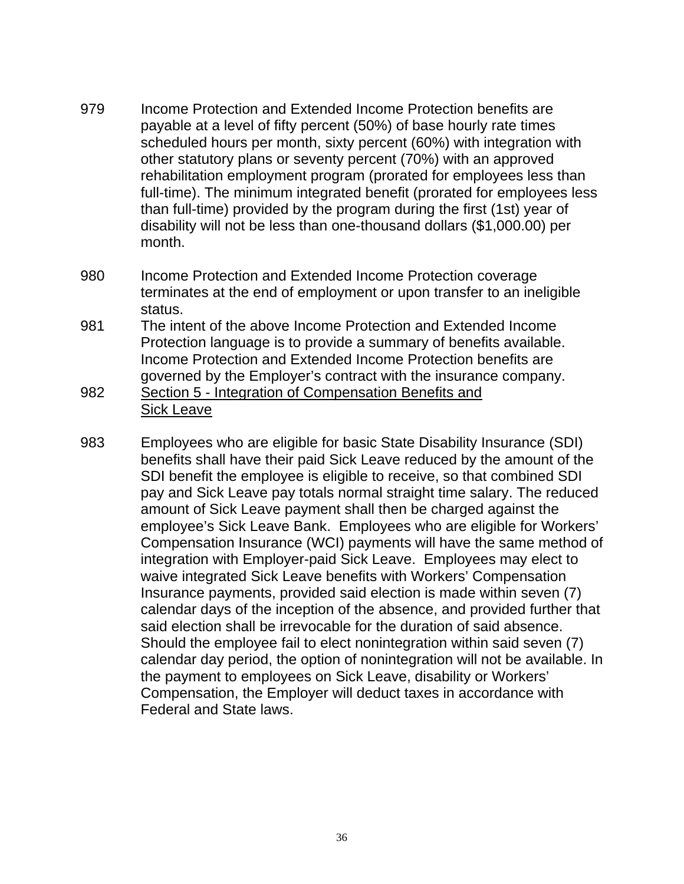979 Income Protection and Extended Income Protection benefits are payable at a level of fifty percent (50%) of base hourly rate times scheduled hours per month, sixty percent (60%) with integration with other statutory plans or seventy percent (70%) with an approved rehabilitation employment program (prorated for employees less than full-time). The minimum integrated benefit (prorated for employees less than full-time) provided by the program during the first (1st) year of disability will not be less than one-thousand dollars ($1,000.00) per month.

980 Income Protection and Extended Income Protection coverage terminates at the end of employment or upon transfer to an ineligible status.

981 The intent of the above Income Protection and Extended Income Protection language is to provide a summary of benefits available. Income Protection and Extended Income Protection benefits are governed by the Employer's contract with the insurance company.

982 <u>Section 5 - Integration of Compensation Benefits and Sick Leave</u>

983 Employees who are eligible for basic State Disability Insurance (SDI) benefits shall have their paid Sick Leave reduced by the amount of the SDI benefit the employee is eligible to receive, so that combined SDI pay and Sick Leave pay totals normal straight time salary. The reduced amount of Sick Leave payment shall then be charged against the employee's Sick Leave Bank. Employees who are eligible for Workers' Compensation Insurance (WCI) payments will have the same method of integration with Employer-paid Sick Leave. Employees may elect to waive integrated Sick Leave benefits with Workers' Compensation Insurance payments, provided said election is made within seven (7) calendar days of the inception of the absence, and provided further that said election shall be irrevocable for the duration of said absence. Should the employee fail to elect nonintegration within said seven (7) calendar day period, the option of nonintegration will not be available. In the payment to employees on Sick Leave, disability or Workers' Compensation, the Employer will deduct taxes in accordance with Federal and State laws.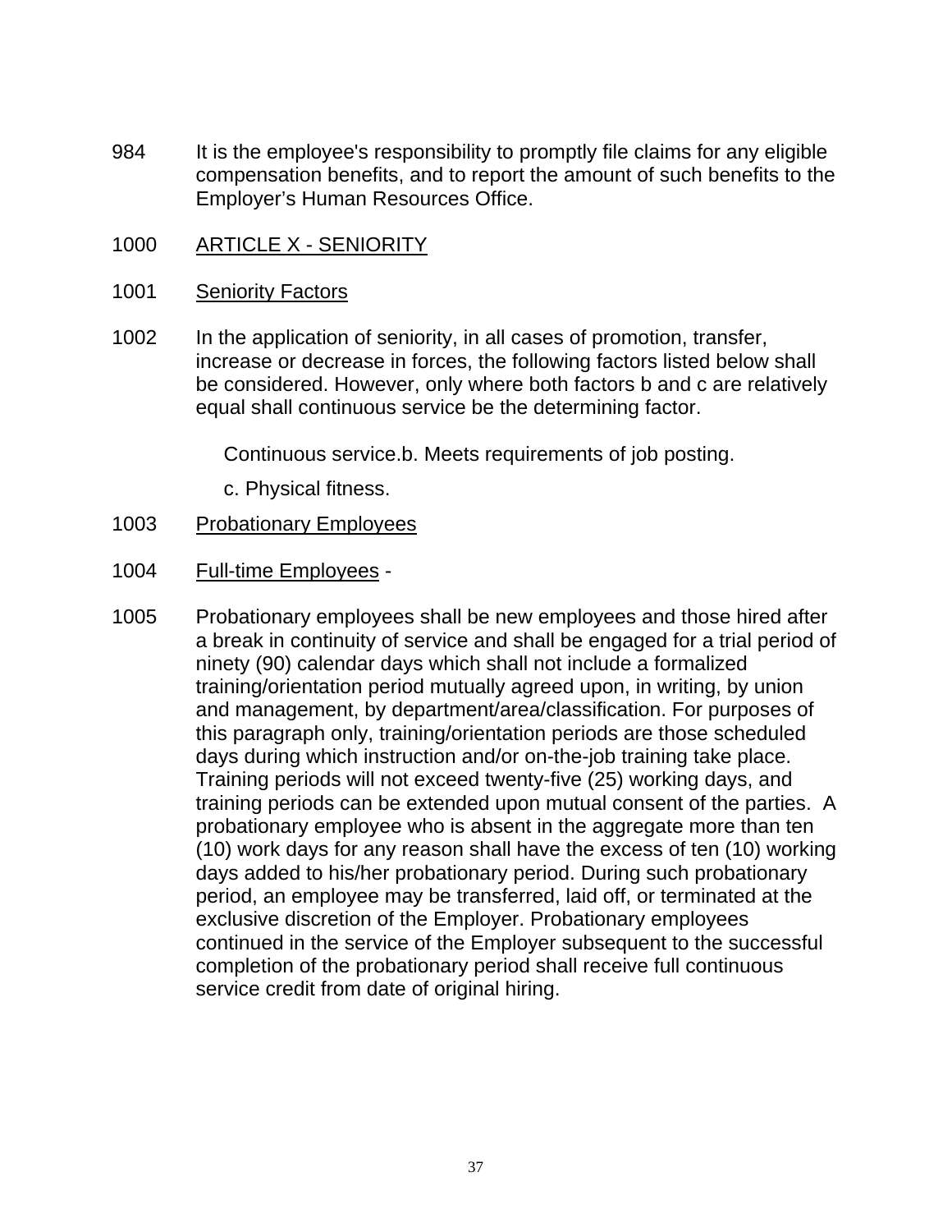984 It is the employee's responsibility to promptly file claims for any eligible compensation benefits, and to report the amount of such benefits to the Employer's Human Resources Office.

1000 ARTICLE X - SENIORITY

1001 Seniority Factors

1002 In the application of seniority, in all cases of promotion, transfer, increase or decrease in forces, the following factors listed below shall be considered. However, only where both factors b and c are relatively equal shall continuous service be the determining factor.

Continuous service.b. Meets requirements of job posting.

c. Physical fitness.

1003 Probationary Employees

1004 Full-time Employees -

1005 Probationary employees shall be new employees and those hired after a break in continuity of service and shall be engaged for a trial period of ninety (90) calendar days which shall not include a formalized training/orientation period mutually agreed upon, in writing, by union and management, by department/area/classification. For purposes of this paragraph only, training/orientation periods are those scheduled days during which instruction and/or on-the-job training take place. Training periods will not exceed twenty-five (25) working days, and training periods can be extended upon mutual consent of the parties. A probationary employee who is absent in the aggregate more than ten (10) work days for any reason shall have the excess of ten (10) working days added to his/her probationary period. During such probationary period, an employee may be transferred, laid off, or terminated at the exclusive discretion of the Employer. Probationary employees continued in the service of the Employer subsequent to the successful completion of the probationary period shall receive full continuous service credit from date of original hiring.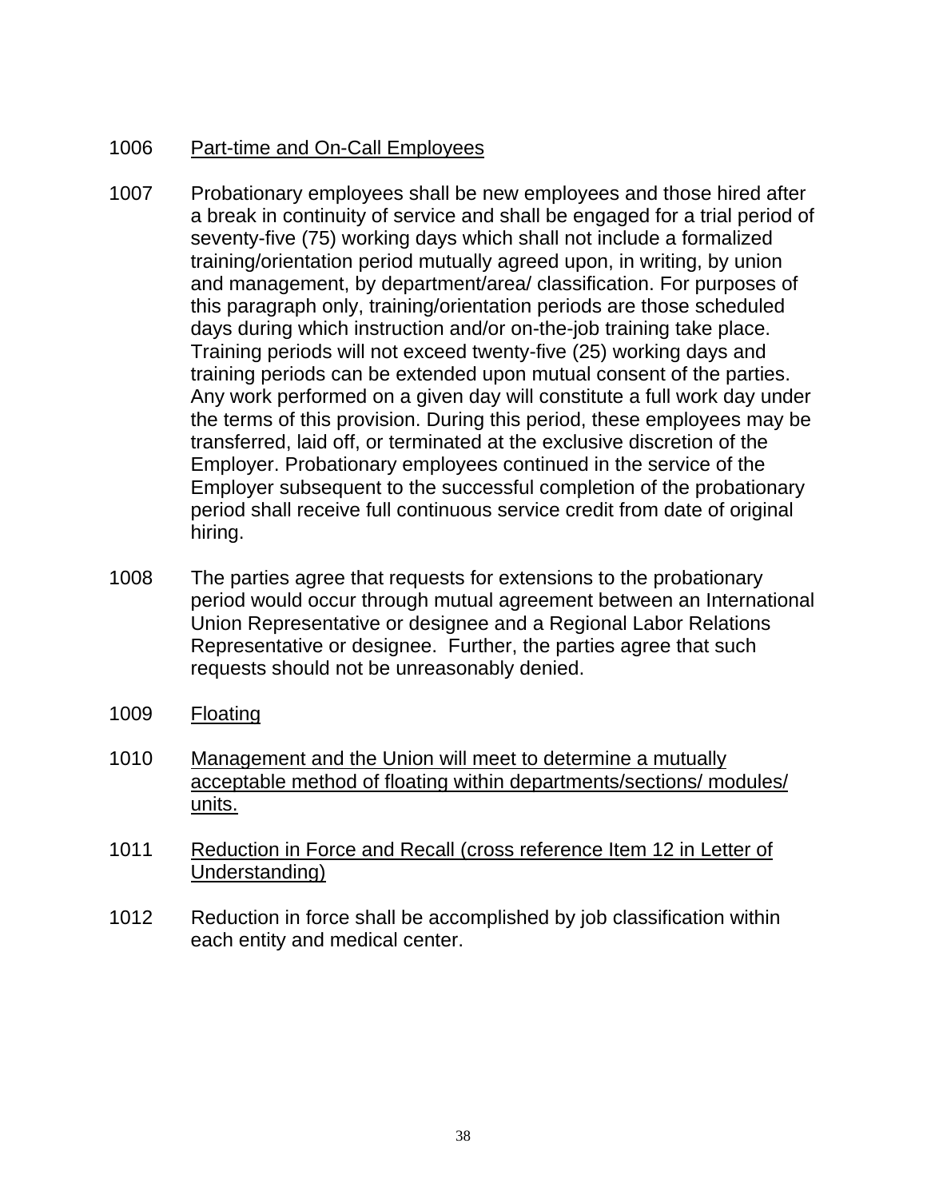1006 <u>Part-time and On-Call Employees</u>

1007 Probationary employees shall be new employees and those hired after a break in continuity of service and shall be engaged for a trial period of seventy-five (75) working days which shall not include a formalized training/orientation period mutually agreed upon, in writing, by union and management, by department/area/ classification. For purposes of this paragraph only, training/orientation periods are those scheduled days during which instruction and/or on-the-job training take place. Training periods will not exceed twenty-five (25) working days and training periods can be extended upon mutual consent of the parties. Any work performed on a given day will constitute a full work day under the terms of this provision. During this period, these employees may be transferred, laid off, or terminated at the exclusive discretion of the Employer. Probationary employees continued in the service of the Employer subsequent to the successful completion of the probationary period shall receive full continuous service credit from date of original hiring.

1008 The parties agree that requests for extensions to the probationary period would occur through mutual agreement between an International Union Representative or designee and a Regional Labor Relations Representative or designee. Further, the parties agree that such requests should not be unreasonably denied.

1009 <u>Floating</u>

1010 <u>Management and the Union will meet to determine a mutually acceptable method of floating within departments/sections/ modules/ units.</u>

1011 <u>Reduction in Force and Recall (cross reference Item 12 in Letter of Understanding)</u>

1012 Reduction in force shall be accomplished by job classification within each entity and medical center.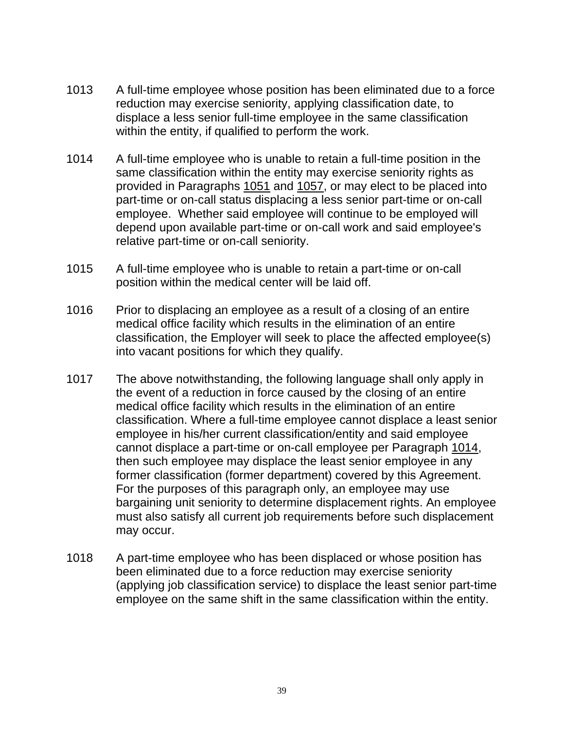1013 A full-time employee whose position has been eliminated due to a force reduction may exercise seniority, applying classification date, to displace a less senior full-time employee in the same classification within the entity, if qualified to perform the work.

1014 A full-time employee who is unable to retain a full-time position in the same classification within the entity may exercise seniority rights as provided in Paragraphs 1051 and 1057, or may elect to be placed into part-time or on-call status displacing a less senior part-time or on-call employee. Whether said employee will continue to be employed will depend upon available part-time or on-call work and said employee's relative part-time or on-call seniority.

1015 A full-time employee who is unable to retain a part-time or on-call position within the medical center will be laid off.

1016 Prior to displacing an employee as a result of a closing of an entire medical office facility which results in the elimination of an entire classification, the Employer will seek to place the affected employee(s) into vacant positions for which they qualify.

1017 The above notwithstanding, the following language shall only apply in the event of a reduction in force caused by the closing of an entire medical office facility which results in the elimination of an entire classification. Where a full-time employee cannot displace a least senior employee in his/her current classification/entity and said employee cannot displace a part-time or on-call employee per Paragraph 1014, then such employee may displace the least senior employee in any former classification (former department) covered by this Agreement. For the purposes of this paragraph only, an employee may use bargaining unit seniority to determine displacement rights. An employee must also satisfy all current job requirements before such displacement may occur.

1018 A part-time employee who has been displaced or whose position has been eliminated due to a force reduction may exercise seniority (applying job classification service) to displace the least senior part-time employee on the same shift in the same classification within the entity.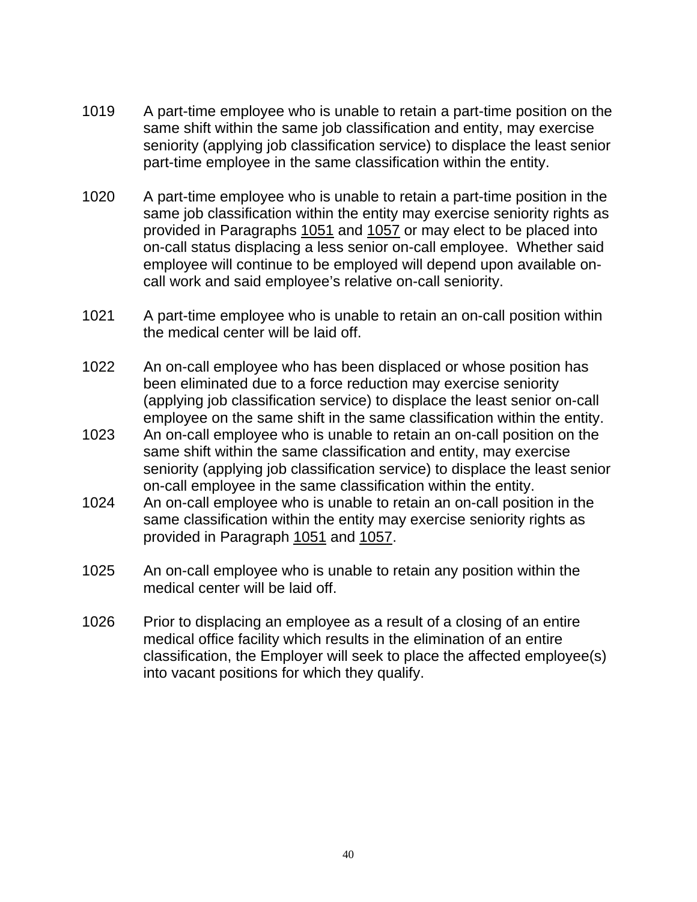1019 A part-time employee who is unable to retain a part-time position on the same shift within the same job classification and entity, may exercise seniority (applying job classification service) to displace the least senior part-time employee in the same classification within the entity.

1020 A part-time employee who is unable to retain a part-time position in the same job classification within the entity may exercise seniority rights as provided in Paragraphs 1051 and 1057 or may elect to be placed into on-call status displacing a less senior on-call employee. Whether said employee will continue to be employed will depend upon available on-call work and said employee's relative on-call seniority.

1021 A part-time employee who is unable to retain an on-call position within the medical center will be laid off.

1022 An on-call employee who has been displaced or whose position has been eliminated due to a force reduction may exercise seniority (applying job classification service) to displace the least senior on-call employee on the same shift in the same classification within the entity.

1023 An on-call employee who is unable to retain an on-call position on the same shift within the same classification and entity, may exercise seniority (applying job classification service) to displace the least senior on-call employee in the same classification within the entity.

1024 An on-call employee who is unable to retain an on-call position in the same classification within the entity may exercise seniority rights as provided in Paragraph 1051 and 1057.

1025 An on-call employee who is unable to retain any position within the medical center will be laid off.

1026 Prior to displacing an employee as a result of a closing of an entire medical office facility which results in the elimination of an entire classification, the Employer will seek to place the affected employee(s) into vacant positions for which they qualify.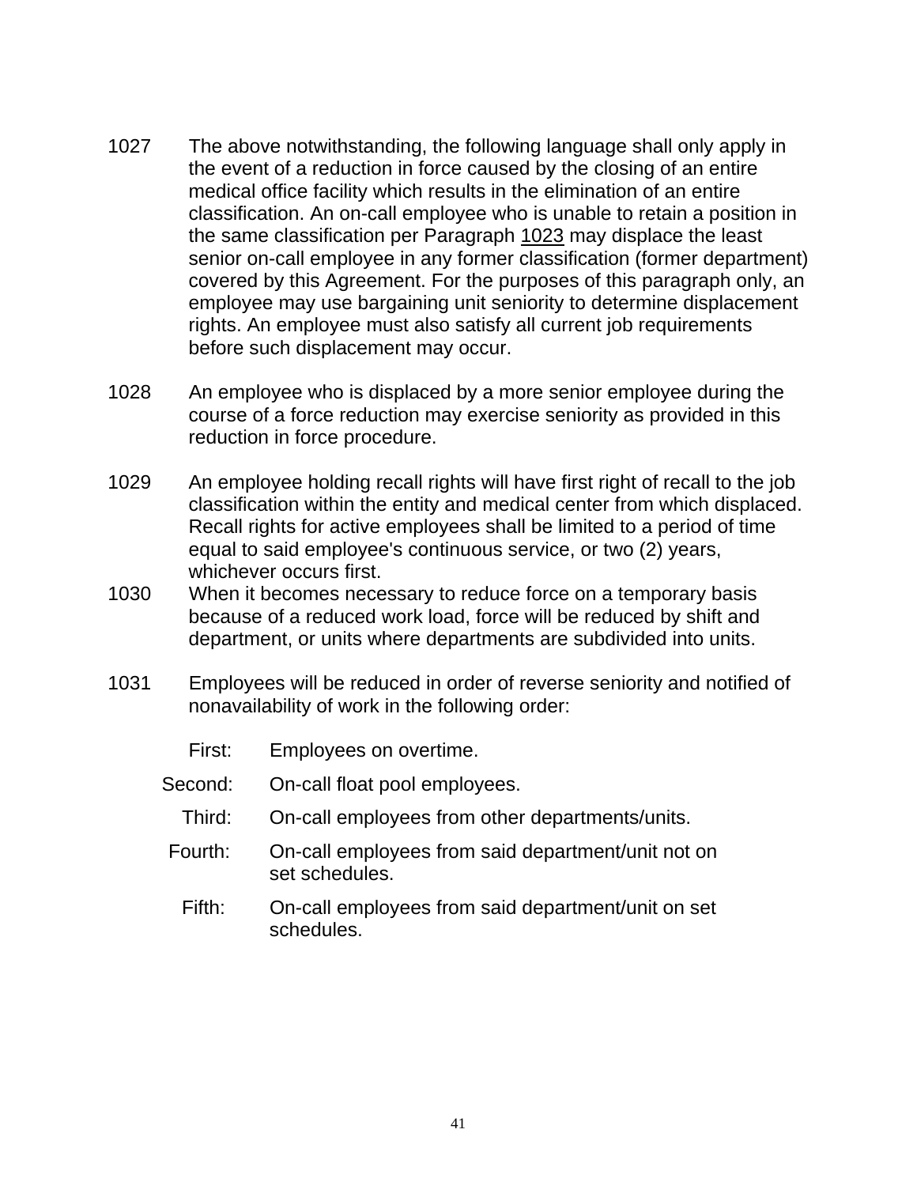1027 The above notwithstanding, the following language shall only apply in the event of a reduction in force caused by the closing of an entire medical office facility which results in the elimination of an entire classification. An on-call employee who is unable to retain a position in the same classification per Paragraph 1023 may displace the least senior on-call employee in any former classification (former department) covered by this Agreement. For the purposes of this paragraph only, an employee may use bargaining unit seniority to determine displacement rights. An employee must also satisfy all current job requirements before such displacement may occur.

1028 An employee who is displaced by a more senior employee during the course of a force reduction may exercise seniority as provided in this reduction in force procedure.

1029 An employee holding recall rights will have first right of recall to the job classification within the entity and medical center from which displaced. Recall rights for active employees shall be limited to a period of time equal to said employee's continuous service, or two (2) years, whichever occurs first.

1030 When it becomes necessary to reduce force on a temporary basis because of a reduced work load, force will be reduced by shift and department, or units where departments are subdivided into units.

1031 Employees will be reduced in order of reverse seniority and notified of nonavailability of work in the following order:

First: Employees on overtime.

Second: On-call float pool employees.

Third: On-call employees from other departments/units.

Fourth: On-call employees from said department/unit not on set schedules.

Fifth: On-call employees from said department/unit on set schedules.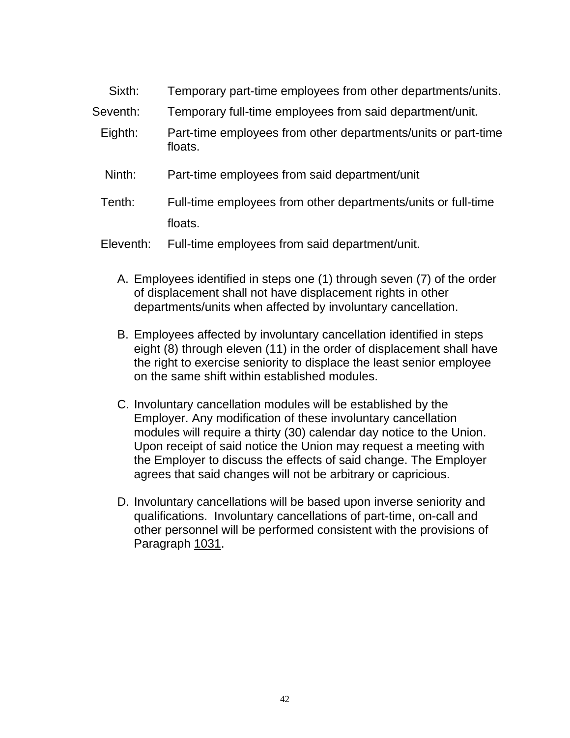Sixth: Temporary part-time employees from other departments/units.

Seventh: Temporary full-time employees from said department/unit.

Eighth: Part-time employees from other departments/units or part-time floats.

Ninth: Part-time employees from said department/unit

Tenth: Full-time employees from other departments/units or full-time floats.

Eleventh: Full-time employees from said department/unit.

A. Employees identified in steps one (1) through seven (7) of the order of displacement shall not have displacement rights in other departments/units when affected by involuntary cancellation.

B. Employees affected by involuntary cancellation identified in steps eight (8) through eleven (11) in the order of displacement shall have the right to exercise seniority to displace the least senior employee on the same shift within established modules.

C. Involuntary cancellation modules will be established by the Employer. Any modification of these involuntary cancellation modules will require a thirty (30) calendar day notice to the Union. Upon receipt of said notice the Union may request a meeting with the Employer to discuss the effects of said change. The Employer agrees that said changes will not be arbitrary or capricious.

D. Involuntary cancellations will be based upon inverse seniority and qualifications. Involuntary cancellations of part-time, on-call and other personnel will be performed consistent with the provisions of Paragraph 1031.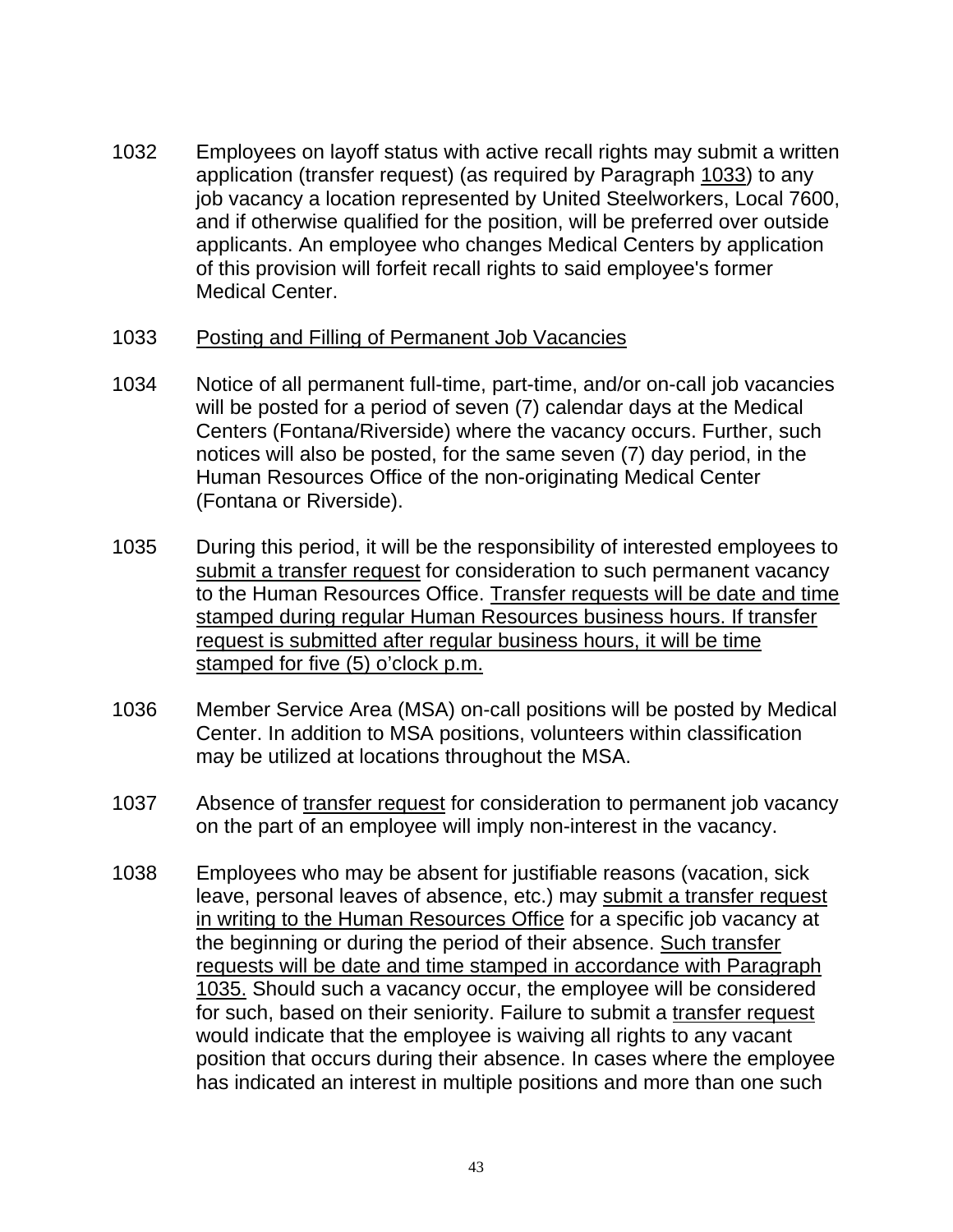1032 Employees on layoff status with active recall rights may submit a written application (transfer request) (as required by Paragraph <u>1033</u>) to any job vacancy a location represented by United Steelworkers, Local 7600, and if otherwise qualified for the position, will be preferred over outside applicants. An employee who changes Medical Centers by application of this provision will forfeit recall rights to said employee's former Medical Center.

1033 <u>Posting and Filling of Permanent Job Vacancies</u>

1034 Notice of all permanent full-time, part-time, and/or on-call job vacancies will be posted for a period of seven (7) calendar days at the Medical Centers (Fontana/Riverside) where the vacancy occurs. Further, such notices will also be posted, for the same seven (7) day period, in the Human Resources Office of the non-originating Medical Center (Fontana or Riverside).

1035 During this period, it will be the responsibility of interested employees to <u>submit a transfer request</u> for consideration to such permanent vacancy to the Human Resources Office. <u>Transfer requests will be date and time stamped during regular Human Resources business hours. If transfer request is submitted after regular business hours, it will be time stamped for five (5) o'clock p.m.</u>

1036 Member Service Area (MSA) on-call positions will be posted by Medical Center. In addition to MSA positions, volunteers within classification may be utilized at locations throughout the MSA.

1037 Absence of <u>transfer request</u> for consideration to permanent job vacancy on the part of an employee will imply non-interest in the vacancy.

1038 Employees who may be absent for justifiable reasons (vacation, sick leave, personal leaves of absence, etc.) may <u>submit a transfer request in writing to the Human Resources Office</u> for a specific job vacancy at the beginning or during the period of their absence. <u>Such transfer requests will be date and time stamped in accordance with Paragraph 1035.</u> Should such a vacancy occur, the employee will be considered for such, based on their seniority. Failure to submit a <u>transfer request</u> would indicate that the employee is waiving all rights to any vacant position that occurs during their absence. In cases where the employee has indicated an interest in multiple positions and more than one such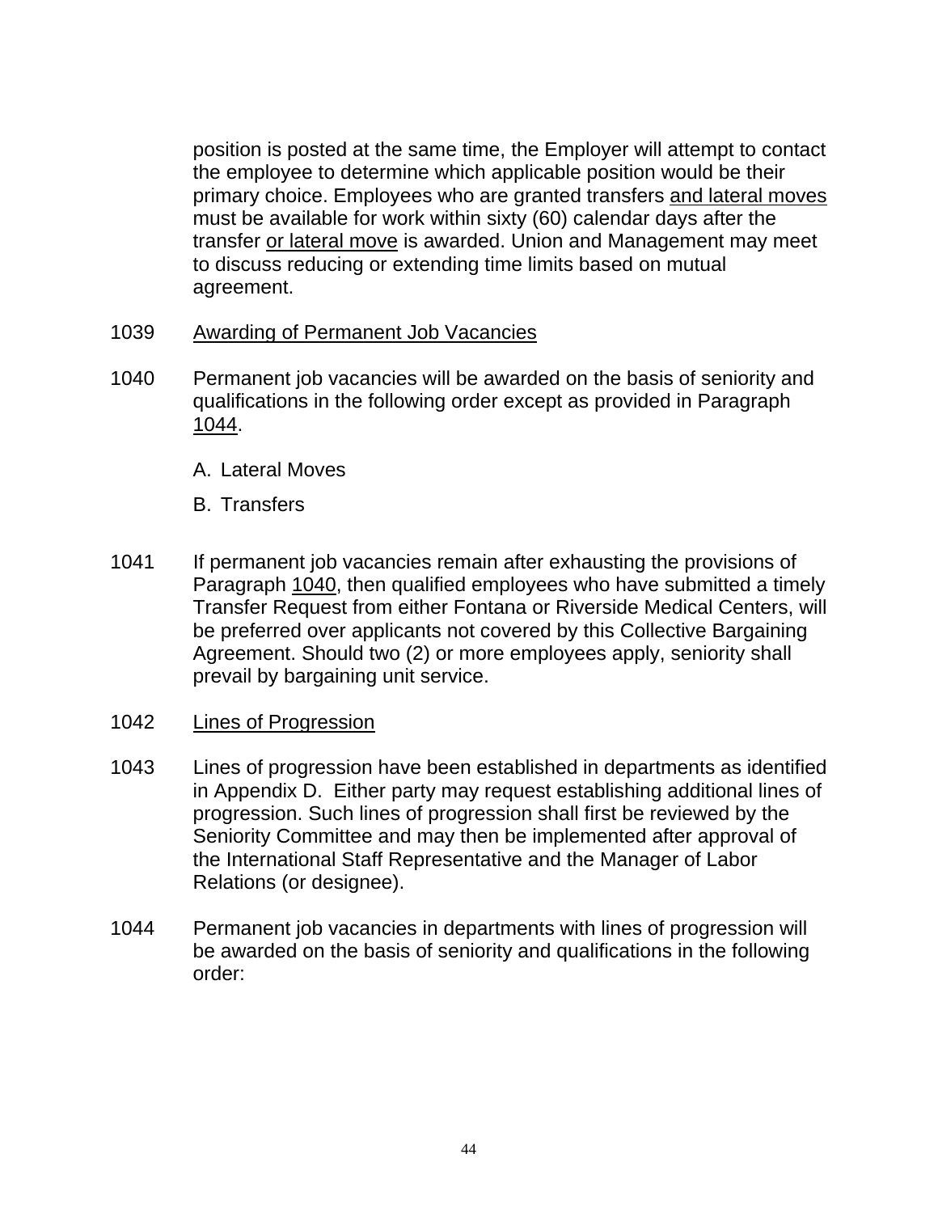position is posted at the same time, the Employer will attempt to contact the employee to determine which applicable position would be their primary choice. Employees who are granted transfers <u>and lateral moves</u> must be available for work within sixty (60) calendar days after the transfer <u>or lateral move</u> is awarded. Union and Management may meet to discuss reducing or extending time limits based on mutual agreement.

1039 <u>Awarding of Permanent Job Vacancies</u>

1040 Permanent job vacancies will be awarded on the basis of seniority and qualifications in the following order except as provided in Paragraph <u>1044</u>.

A. Lateral Moves

B. Transfers

1041 If permanent job vacancies remain after exhausting the provisions of Paragraph <u>1040</u>, then qualified employees who have submitted a timely Transfer Request from either Fontana or Riverside Medical Centers, will be preferred over applicants not covered by this Collective Bargaining Agreement. Should two (2) or more employees apply, seniority shall prevail by bargaining unit service.

1042 <u>Lines of Progression</u>

1043 Lines of progression have been established in departments as identified in Appendix D. Either party may request establishing additional lines of progression. Such lines of progression shall first be reviewed by the Seniority Committee and may then be implemented after approval of the International Staff Representative and the Manager of Labor Relations (or designee).

1044 Permanent job vacancies in departments with lines of progression will be awarded on the basis of seniority and qualifications in the following order: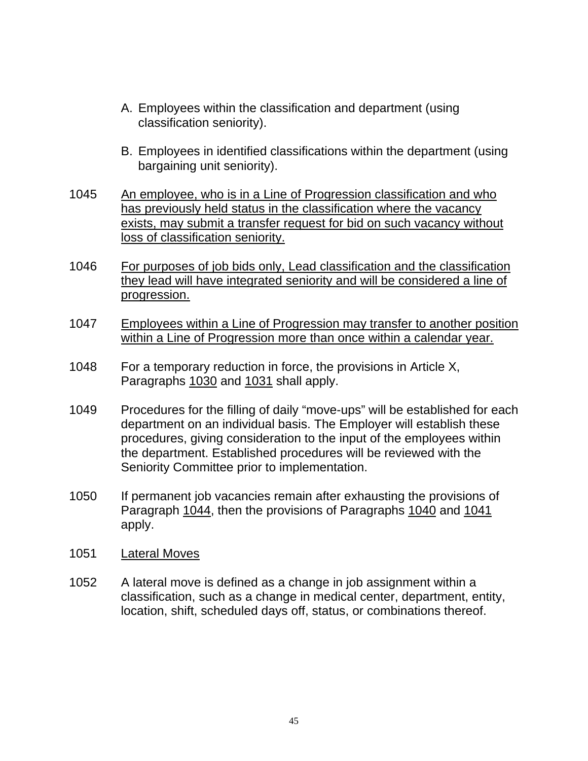A. Employees within the classification and department (using classification seniority).

B. Employees in identified classifications within the department (using bargaining unit seniority).

1045 An employee, who is in a Line of Progression classification and who has previously held status in the classification where the vacancy exists, may submit a transfer request for bid on such vacancy without loss of classification seniority.

1046 For purposes of job bids only, Lead classification and the classification they lead will have integrated seniority and will be considered a line of progression.

1047 Employees within a Line of Progression may transfer to another position within a Line of Progression more than once within a calendar year.

1048 For a temporary reduction in force, the provisions in Article X, Paragraphs 1030 and 1031 shall apply.

1049 Procedures for the filling of daily "move-ups" will be established for each department on an individual basis. The Employer will establish these procedures, giving consideration to the input of the employees within the department. Established procedures will be reviewed with the Seniority Committee prior to implementation.

1050 If permanent job vacancies remain after exhausting the provisions of Paragraph 1044, then the provisions of Paragraphs 1040 and 1041 apply.

1051 Lateral Moves

1052 A lateral move is defined as a change in job assignment within a classification, such as a change in medical center, department, entity, location, shift, scheduled days off, status, or combinations thereof.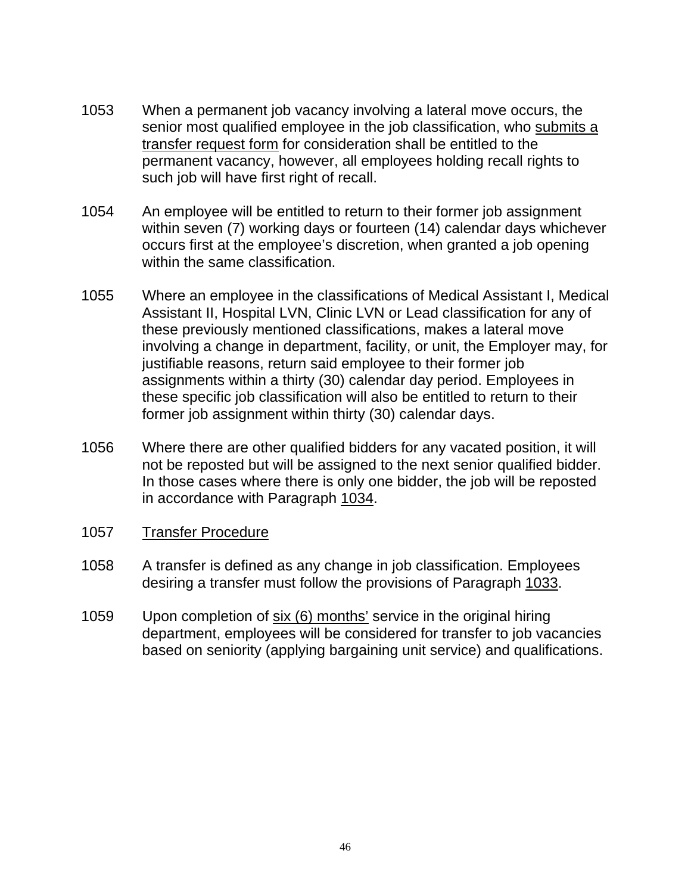1053 When a permanent job vacancy involving a lateral move occurs, the senior most qualified employee in the job classification, who submits a transfer request form for consideration shall be entitled to the permanent vacancy, however, all employees holding recall rights to such job will have first right of recall.

1054 An employee will be entitled to return to their former job assignment within seven (7) working days or fourteen (14) calendar days whichever occurs first at the employee's discretion, when granted a job opening within the same classification.

1055 Where an employee in the classifications of Medical Assistant I, Medical Assistant II, Hospital LVN, Clinic LVN or Lead classification for any of these previously mentioned classifications, makes a lateral move involving a change in department, facility, or unit, the Employer may, for justifiable reasons, return said employee to their former job assignments within a thirty (30) calendar day period. Employees in these specific job classification will also be entitled to return to their former job assignment within thirty (30) calendar days.

1056 Where there are other qualified bidders for any vacated position, it will not be reposted but will be assigned to the next senior qualified bidder. In those cases where there is only one bidder, the job will be reposted in accordance with Paragraph 1034.

1057 Transfer Procedure

1058 A transfer is defined as any change in job classification. Employees desiring a transfer must follow the provisions of Paragraph 1033.

1059 Upon completion of six (6) months' service in the original hiring department, employees will be considered for transfer to job vacancies based on seniority (applying bargaining unit service) and qualifications.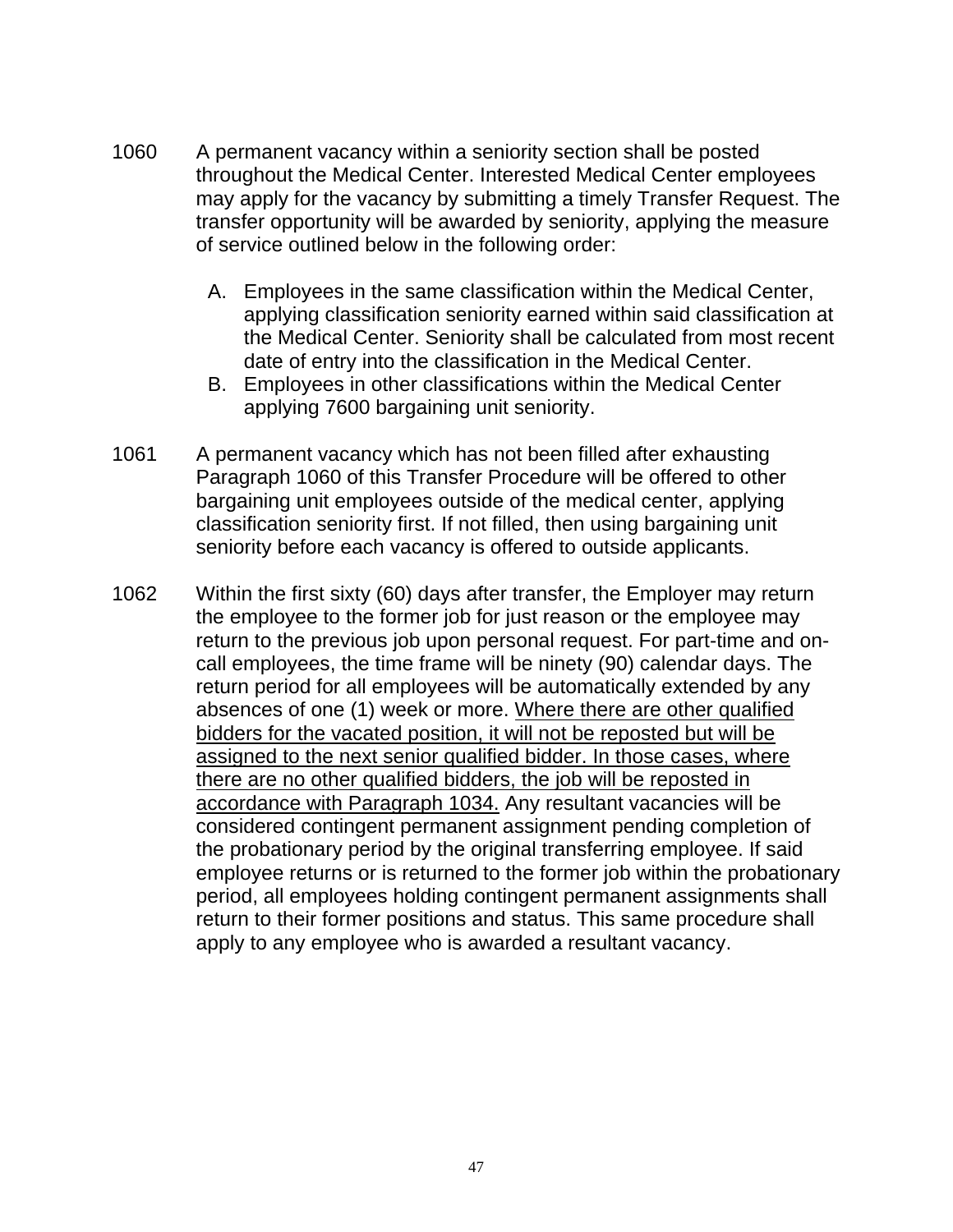1060 A permanent vacancy within a seniority section shall be posted throughout the Medical Center. Interested Medical Center employees may apply for the vacancy by submitting a timely Transfer Request. The transfer opportunity will be awarded by seniority, applying the measure of service outlined below in the following order:

A. Employees in the same classification within the Medical Center, applying classification seniority earned within said classification at the Medical Center. Seniority shall be calculated from most recent date of entry into the classification in the Medical Center.
B. Employees in other classifications within the Medical Center applying 7600 bargaining unit seniority.

1061 A permanent vacancy which has not been filled after exhausting Paragraph 1060 of this Transfer Procedure will be offered to other bargaining unit employees outside of the medical center, applying classification seniority first. If not filled, then using bargaining unit seniority before each vacancy is offered to outside applicants.

1062 Within the first sixty (60) days after transfer, the Employer may return the employee to the former job for just reason or the employee may return to the previous job upon personal request. For part-time and on-call employees, the time frame will be ninety (90) calendar days. The return period for all employees will be automatically extended by any absences of one (1) week or more. <u>Where there are other qualified bidders for the vacated position, it will not be reposted but will be assigned to the next senior qualified bidder. In those cases, where there are no other qualified bidders, the job will be reposted in accordance with Paragraph 1034.</u> Any resultant vacancies will be considered contingent permanent assignment pending completion of the probationary period by the original transferring employee. If said employee returns or is returned to the former job within the probationary period, all employees holding contingent permanent assignments shall return to their former positions and status. This same procedure shall apply to any employee who is awarded a resultant vacancy.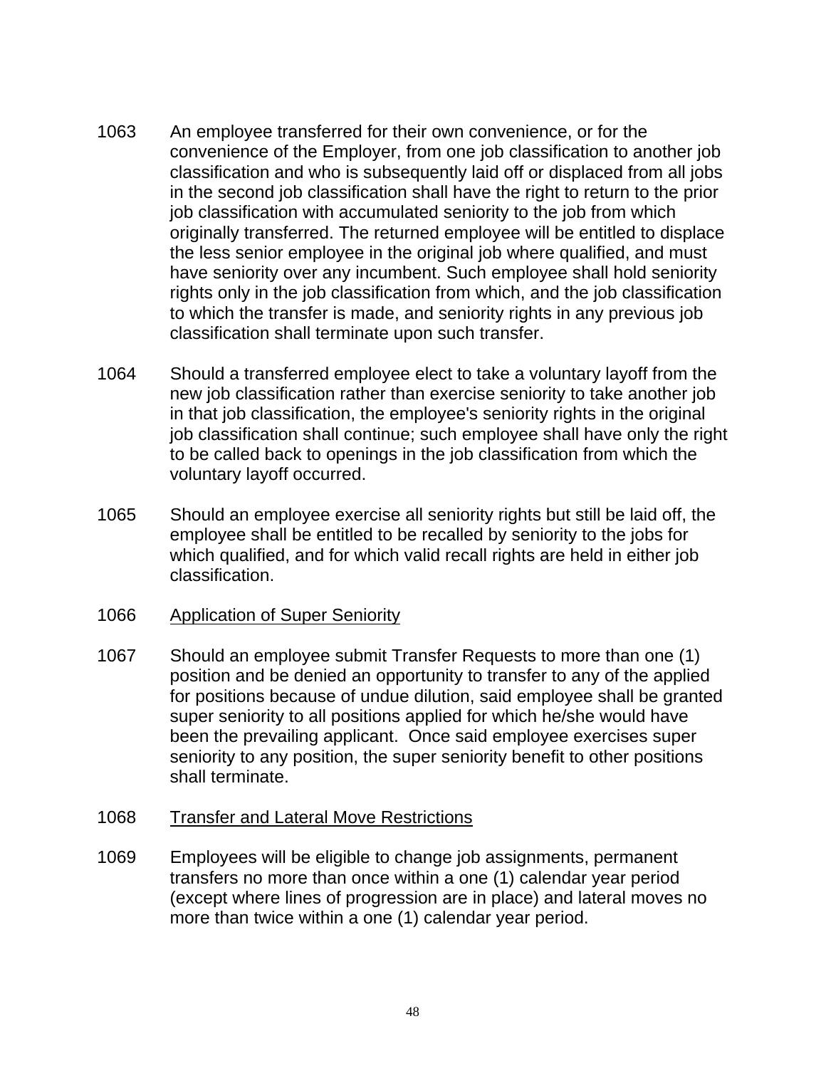1063 An employee transferred for their own convenience, or for the convenience of the Employer, from one job classification to another job classification and who is subsequently laid off or displaced from all jobs in the second job classification shall have the right to return to the prior job classification with accumulated seniority to the job from which originally transferred. The returned employee will be entitled to displace the less senior employee in the original job where qualified, and must have seniority over any incumbent. Such employee shall hold seniority rights only in the job classification from which, and the job classification to which the transfer is made, and seniority rights in any previous job classification shall terminate upon such transfer.

1064 Should a transferred employee elect to take a voluntary layoff from the new job classification rather than exercise seniority to take another job in that job classification, the employee's seniority rights in the original job classification shall continue; such employee shall have only the right to be called back to openings in the job classification from which the voluntary layoff occurred.

1065 Should an employee exercise all seniority rights but still be laid off, the employee shall be entitled to be recalled by seniority to the jobs for which qualified, and for which valid recall rights are held in either job classification.

1066 <u>Application of Super Seniority</u>

1067 Should an employee submit Transfer Requests to more than one (1) position and be denied an opportunity to transfer to any of the applied for positions because of undue dilution, said employee shall be granted super seniority to all positions applied for which he/she would have been the prevailing applicant. Once said employee exercises super seniority to any position, the super seniority benefit to other positions shall terminate.

1068 <u>Transfer and Lateral Move Restrictions</u>

1069 Employees will be eligible to change job assignments, permanent transfers no more than once within a one (1) calendar year period (except where lines of progression are in place) and lateral moves no more than twice within a one (1) calendar year period.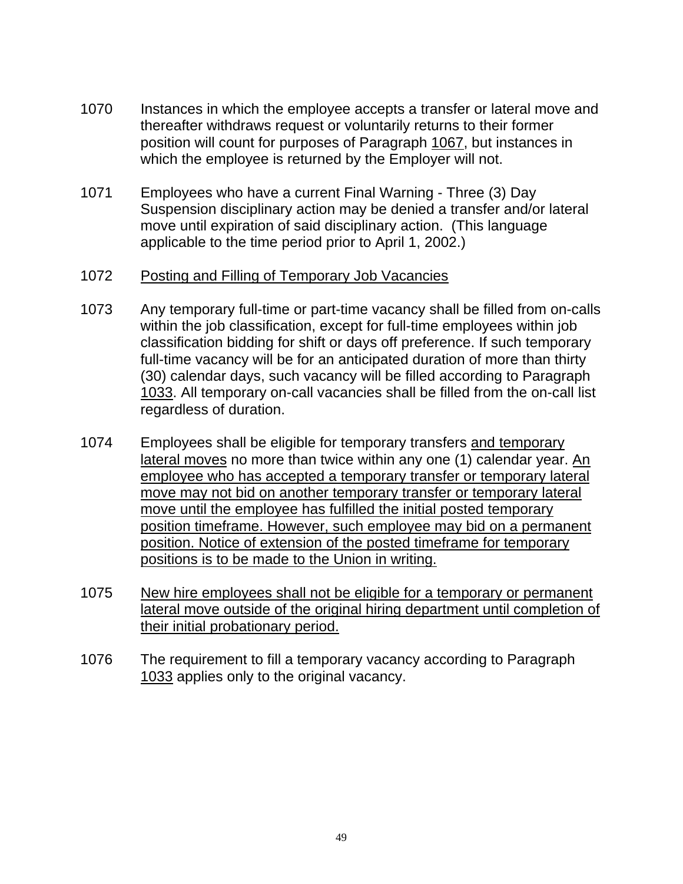1070 Instances in which the employee accepts a transfer or lateral move and thereafter withdraws request or voluntarily returns to their former position will count for purposes of Paragraph 1067, but instances in which the employee is returned by the Employer will not.

1071 Employees who have a current Final Warning - Three (3) Day Suspension disciplinary action may be denied a transfer and/or lateral move until expiration of said disciplinary action. (This language applicable to the time period prior to April 1, 2002.)

1072 Posting and Filling of Temporary Job Vacancies

1073 Any temporary full-time or part-time vacancy shall be filled from on-calls within the job classification, except for full-time employees within job classification bidding for shift or days off preference. If such temporary full-time vacancy will be for an anticipated duration of more than thirty (30) calendar days, such vacancy will be filled according to Paragraph 1033. All temporary on-call vacancies shall be filled from the on-call list regardless of duration.

1074 Employees shall be eligible for temporary transfers and temporary lateral moves no more than twice within any one (1) calendar year. An employee who has accepted a temporary transfer or temporary lateral move may not bid on another temporary transfer or temporary lateral move until the employee has fulfilled the initial posted temporary position timeframe. However, such employee may bid on a permanent position. Notice of extension of the posted timeframe for temporary positions is to be made to the Union in writing.

1075 New hire employees shall not be eligible for a temporary or permanent lateral move outside of the original hiring department until completion of their initial probationary period.

1076 The requirement to fill a temporary vacancy according to Paragraph 1033 applies only to the original vacancy.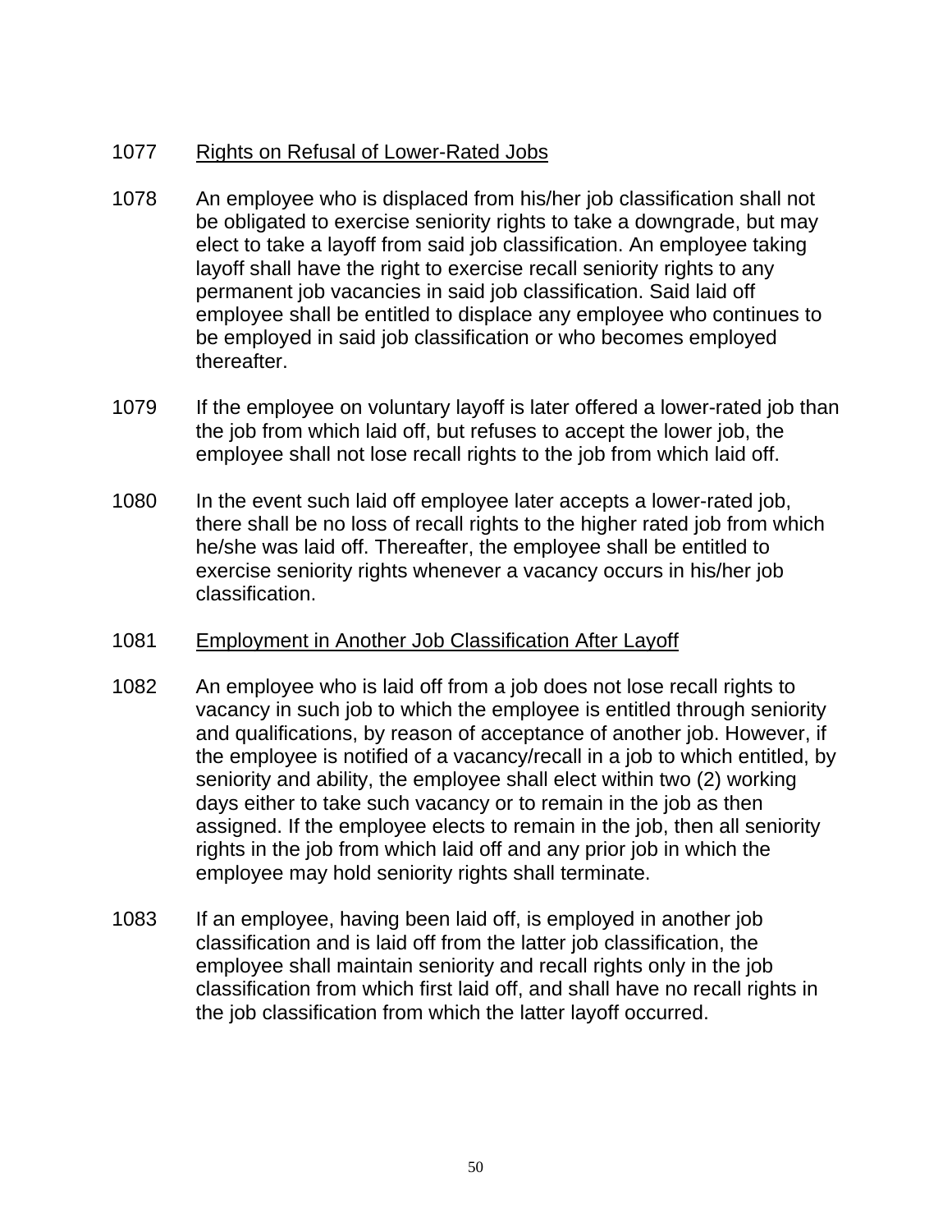1077 <u>Rights on Refusal of Lower-Rated Jobs</u>

1078 An employee who is displaced from his/her job classification shall not be obligated to exercise seniority rights to take a downgrade, but may elect to take a layoff from said job classification. An employee taking layoff shall have the right to exercise recall seniority rights to any permanent job vacancies in said job classification. Said laid off employee shall be entitled to displace any employee who continues to be employed in said job classification or who becomes employed thereafter.

1079 If the employee on voluntary layoff is later offered a lower-rated job than the job from which laid off, but refuses to accept the lower job, the employee shall not lose recall rights to the job from which laid off.

1080 In the event such laid off employee later accepts a lower-rated job, there shall be no loss of recall rights to the higher rated job from which he/she was laid off. Thereafter, the employee shall be entitled to exercise seniority rights whenever a vacancy occurs in his/her job classification.

1081 <u>Employment in Another Job Classification After Layoff</u>

1082 An employee who is laid off from a job does not lose recall rights to vacancy in such job to which the employee is entitled through seniority and qualifications, by reason of acceptance of another job. However, if the employee is notified of a vacancy/recall in a job to which entitled, by seniority and ability, the employee shall elect within two (2) working days either to take such vacancy or to remain in the job as then assigned. If the employee elects to remain in the job, then all seniority rights in the job from which laid off and any prior job in which the employee may hold seniority rights shall terminate.

1083 If an employee, having been laid off, is employed in another job classification and is laid off from the latter job classification, the employee shall maintain seniority and recall rights only in the job classification from which first laid off, and shall have no recall rights in the job classification from which the latter layoff occurred.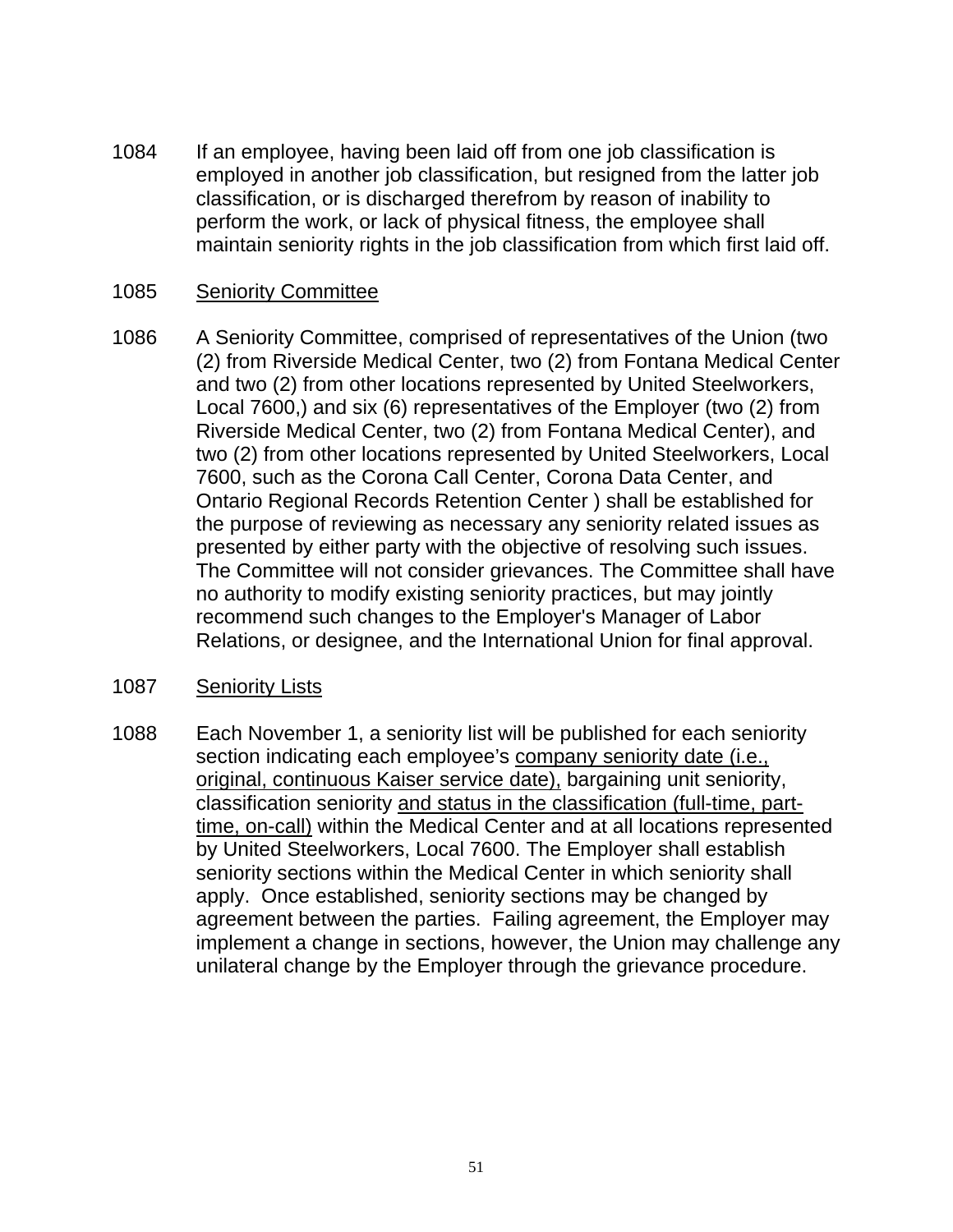1084 If an employee, having been laid off from one job classification is employed in another job classification, but resigned from the latter job classification, or is discharged therefrom by reason of inability to perform the work, or lack of physical fitness, the employee shall maintain seniority rights in the job classification from which first laid off.

1085 <u>Seniority Committee</u>

1086 A Seniority Committee, comprised of representatives of the Union (two (2) from Riverside Medical Center, two (2) from Fontana Medical Center and two (2) from other locations represented by United Steelworkers, Local 7600,) and six (6) representatives of the Employer (two (2) from Riverside Medical Center, two (2) from Fontana Medical Center), and two (2) from other locations represented by United Steelworkers, Local 7600, such as the Corona Call Center, Corona Data Center, and Ontario Regional Records Retention Center ) shall be established for the purpose of reviewing as necessary any seniority related issues as presented by either party with the objective of resolving such issues. The Committee will not consider grievances. The Committee shall have no authority to modify existing seniority practices, but may jointly recommend such changes to the Employer's Manager of Labor Relations, or designee, and the International Union for final approval.

1087 <u>Seniority Lists</u>

1088 Each November 1, a seniority list will be published for each seniority section indicating each employee's <u>company seniority date (i.e., original, continuous Kaiser service date),</u> bargaining unit seniority, classification seniority <u>and status in the classification (full-time, part-time, on-call)</u> within the Medical Center and at all locations represented by United Steelworkers, Local 7600. The Employer shall establish seniority sections within the Medical Center in which seniority shall apply. Once established, seniority sections may be changed by agreement between the parties. Failing agreement, the Employer may implement a change in sections, however, the Union may challenge any unilateral change by the Employer through the grievance procedure.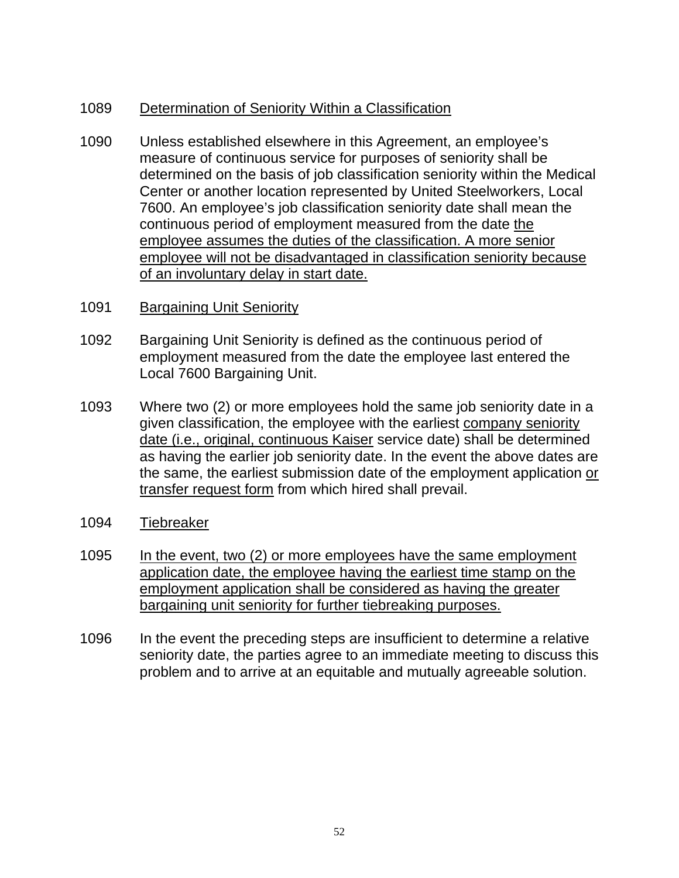1089 Determination of Seniority Within a Classification

1090 Unless established elsewhere in this Agreement, an employee's measure of continuous service for purposes of seniority shall be determined on the basis of job classification seniority within the Medical Center or another location represented by United Steelworkers, Local 7600. An employee's job classification seniority date shall mean the continuous period of employment measured from the date the employee assumes the duties of the classification. A more senior employee will not be disadvantaged in classification seniority because of an involuntary delay in start date.

1091 Bargaining Unit Seniority

1092 Bargaining Unit Seniority is defined as the continuous period of employment measured from the date the employee last entered the Local 7600 Bargaining Unit.

1093 Where two (2) or more employees hold the same job seniority date in a given classification, the employee with the earliest company seniority date (i.e., original, continuous Kaiser service date) shall be determined as having the earlier job seniority date. In the event the above dates are the same, the earliest submission date of the employment application or transfer request form from which hired shall prevail.

1094 Tiebreaker

1095 In the event, two (2) or more employees have the same employment application date, the employee having the earliest time stamp on the employment application shall be considered as having the greater bargaining unit seniority for further tiebreaking purposes.

1096 In the event the preceding steps are insufficient to determine a relative seniority date, the parties agree to an immediate meeting to discuss this problem and to arrive at an equitable and mutually agreeable solution.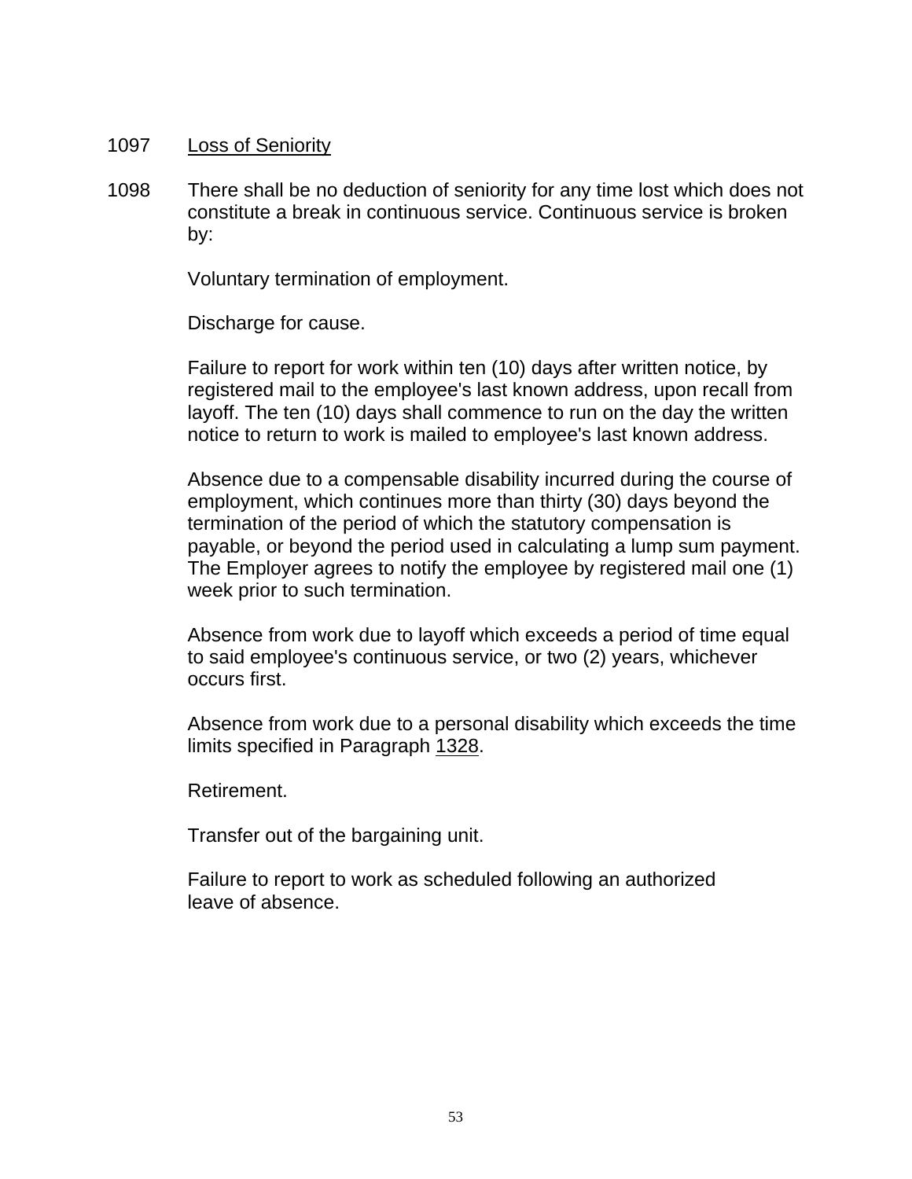1097 Loss of Seniority

1098 There shall be no deduction of seniority for any time lost which does not constitute a break in continuous service. Continuous service is broken by:

Voluntary termination of employment.

Discharge for cause.

Failure to report for work within ten (10) days after written notice, by registered mail to the employee's last known address, upon recall from layoff. The ten (10) days shall commence to run on the day the written notice to return to work is mailed to employee's last known address.

Absence due to a compensable disability incurred during the course of employment, which continues more than thirty (30) days beyond the termination of the period of which the statutory compensation is payable, or beyond the period used in calculating a lump sum payment. The Employer agrees to notify the employee by registered mail one (1) week prior to such termination.

Absence from work due to layoff which exceeds a period of time equal to said employee's continuous service, or two (2) years, whichever occurs first.

Absence from work due to a personal disability which exceeds the time limits specified in Paragraph 1328.

Retirement.

Transfer out of the bargaining unit.

Failure to report to work as scheduled following an authorized leave of absence.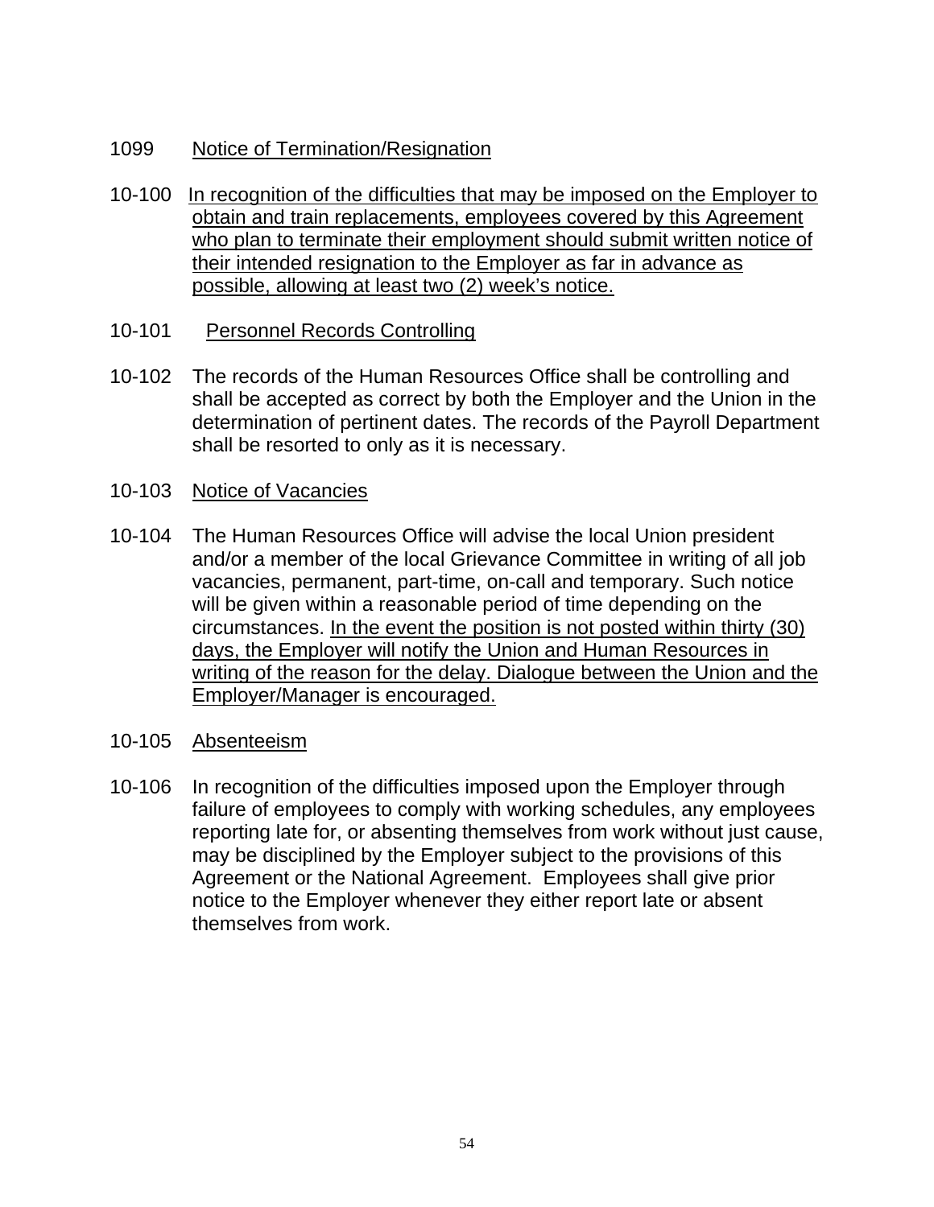1099 Notice of Termination/Resignation

10-100 In recognition of the difficulties that may be imposed on the Employer to obtain and train replacements, employees covered by this Agreement who plan to terminate their employment should submit written notice of their intended resignation to the Employer as far in advance as possible, allowing at least two (2) week's notice.

10-101 Personnel Records Controlling

10-102 The records of the Human Resources Office shall be controlling and shall be accepted as correct by both the Employer and the Union in the determination of pertinent dates. The records of the Payroll Department shall be resorted to only as it is necessary.

10-103 Notice of Vacancies

10-104 The Human Resources Office will advise the local Union president and/or a member of the local Grievance Committee in writing of all job vacancies, permanent, part-time, on-call and temporary. Such notice will be given within a reasonable period of time depending on the circumstances. In the event the position is not posted within thirty (30) days, the Employer will notify the Union and Human Resources in writing of the reason for the delay. Dialogue between the Union and the Employer/Manager is encouraged.

10-105 Absenteeism

10-106 In recognition of the difficulties imposed upon the Employer through failure of employees to comply with working schedules, any employees reporting late for, or absenting themselves from work without just cause, may be disciplined by the Employer subject to the provisions of this Agreement or the National Agreement. Employees shall give prior notice to the Employer whenever they either report late or absent themselves from work.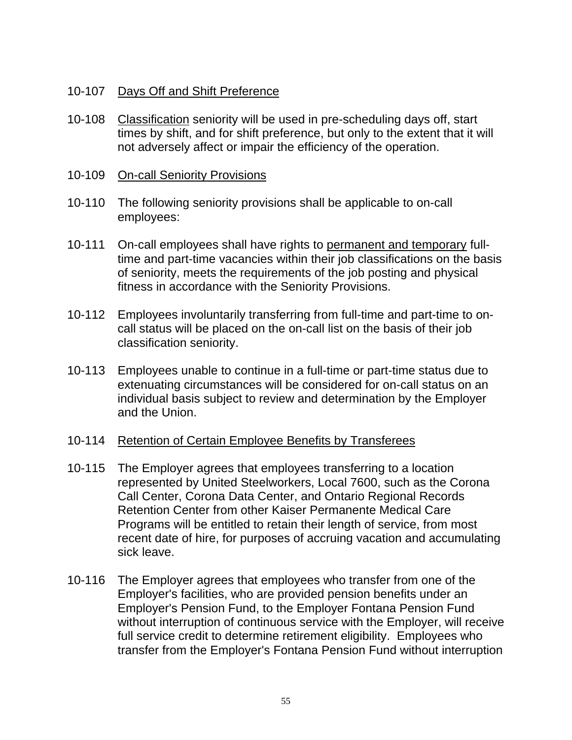10-107 <u>Days Off and Shift Preference</u>

10-108 <u>Classification</u> seniority will be used in pre-scheduling days off, start times by shift, and for shift preference, but only to the extent that it will not adversely affect or impair the efficiency of the operation.

10-109 <u>On-call Seniority Provisions</u>

10-110 The following seniority provisions shall be applicable to on-call employees:

10-111 On-call employees shall have rights to <u>permanent and temporary</u> full-time and part-time vacancies within their job classifications on the basis of seniority, meets the requirements of the job posting and physical fitness in accordance with the Seniority Provisions.

10-112 Employees involuntarily transferring from full-time and part-time to on-call status will be placed on the on-call list on the basis of their job classification seniority.

10-113 Employees unable to continue in a full-time or part-time status due to extenuating circumstances will be considered for on-call status on an individual basis subject to review and determination by the Employer and the Union.

10-114 <u>Retention of Certain Employee Benefits by Transferees</u>

10-115 The Employer agrees that employees transferring to a location represented by United Steelworkers, Local 7600, such as the Corona Call Center, Corona Data Center, and Ontario Regional Records Retention Center from other Kaiser Permanente Medical Care Programs will be entitled to retain their length of service, from most recent date of hire, for purposes of accruing vacation and accumulating sick leave.

10-116 The Employer agrees that employees who transfer from one of the Employer's facilities, who are provided pension benefits under an Employer's Pension Fund, to the Employer Fontana Pension Fund without interruption of continuous service with the Employer, will receive full service credit to determine retirement eligibility. Employees who transfer from the Employer's Fontana Pension Fund without interruption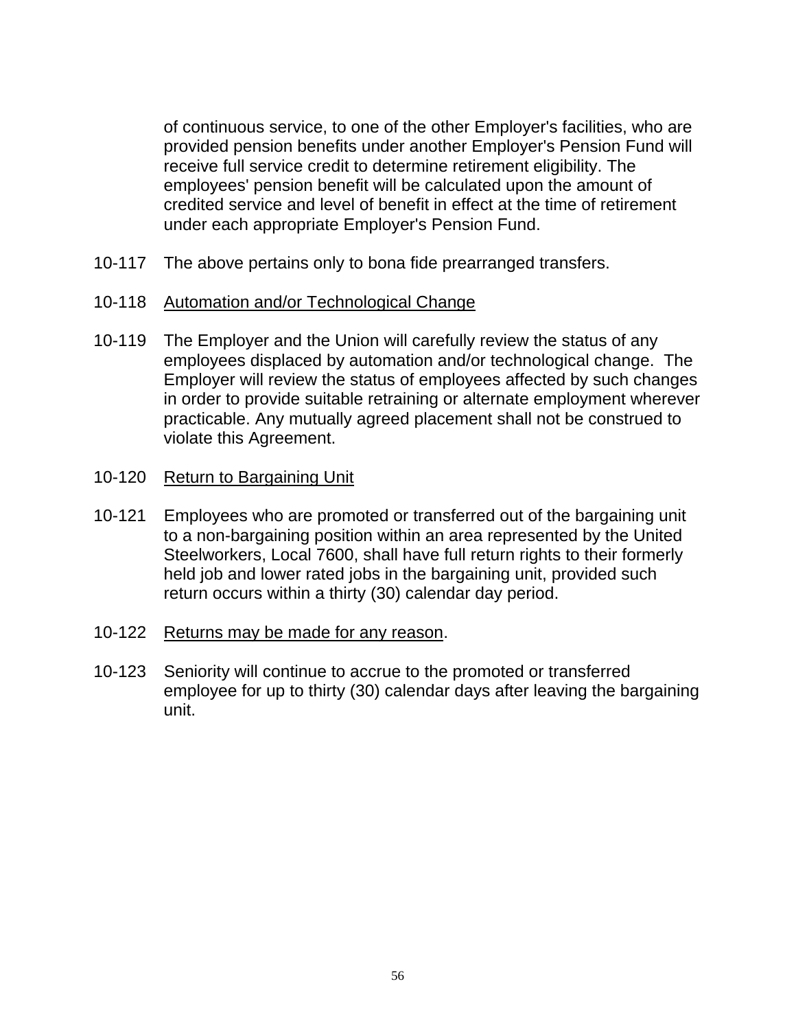of continuous service, to one of the other Employer's facilities, who are provided pension benefits under another Employer's Pension Fund will receive full service credit to determine retirement eligibility. The employees' pension benefit will be calculated upon the amount of credited service and level of benefit in effect at the time of retirement under each appropriate Employer's Pension Fund.

10-117 The above pertains only to bona fide prearranged transfers.

10-118 <u>Automation and/or Technological Change</u>

10-119 The Employer and the Union will carefully review the status of any employees displaced by automation and/or technological change. The Employer will review the status of employees affected by such changes in order to provide suitable retraining or alternate employment wherever practicable. Any mutually agreed placement shall not be construed to violate this Agreement.

10-120 <u>Return to Bargaining Unit</u>

10-121 Employees who are promoted or transferred out of the bargaining unit to a non-bargaining position within an area represented by the United Steelworkers, Local 7600, shall have full return rights to their formerly held job and lower rated jobs in the bargaining unit, provided such return occurs within a thirty (30) calendar day period.

10-122 <u>Returns may be made for any reason</u>.

10-123 Seniority will continue to accrue to the promoted or transferred employee for up to thirty (30) calendar days after leaving the bargaining unit.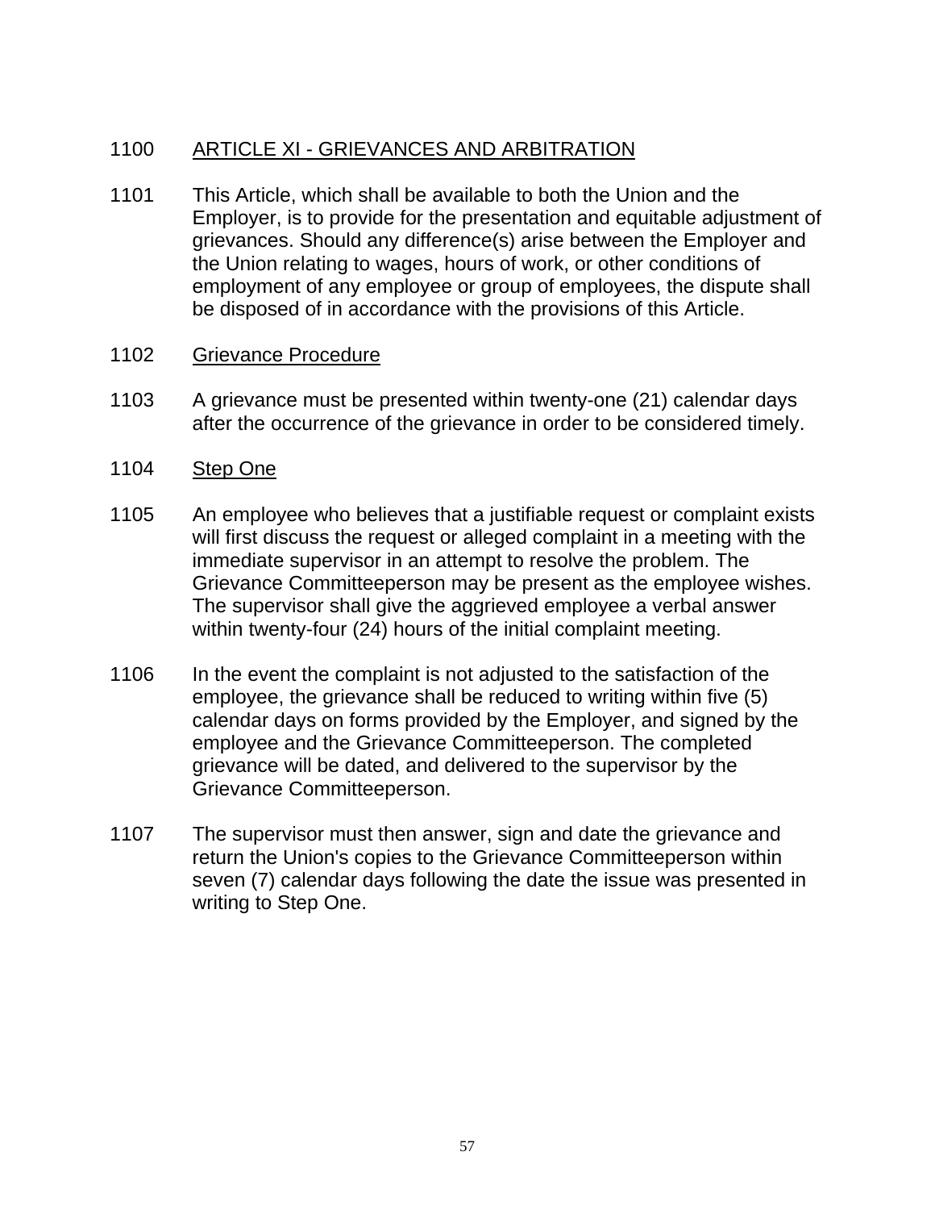1100 ARTICLE XI - GRIEVANCES AND ARBITRATION

1101 This Article, which shall be available to both the Union and the Employer, is to provide for the presentation and equitable adjustment of grievances. Should any difference(s) arise between the Employer and the Union relating to wages, hours of work, or other conditions of employment of any employee or group of employees, the dispute shall be disposed of in accordance with the provisions of this Article.

1102 Grievance Procedure

1103 A grievance must be presented within twenty-one (21) calendar days after the occurrence of the grievance in order to be considered timely.

1104 Step One

1105 An employee who believes that a justifiable request or complaint exists will first discuss the request or alleged complaint in a meeting with the immediate supervisor in an attempt to resolve the problem. The Grievance Committeeperson may be present as the employee wishes. The supervisor shall give the aggrieved employee a verbal answer within twenty-four (24) hours of the initial complaint meeting.

1106 In the event the complaint is not adjusted to the satisfaction of the employee, the grievance shall be reduced to writing within five (5) calendar days on forms provided by the Employer, and signed by the employee and the Grievance Committeeperson. The completed grievance will be dated, and delivered to the supervisor by the Grievance Committeeperson.

1107 The supervisor must then answer, sign and date the grievance and return the Union's copies to the Grievance Committeeperson within seven (7) calendar days following the date the issue was presented in writing to Step One.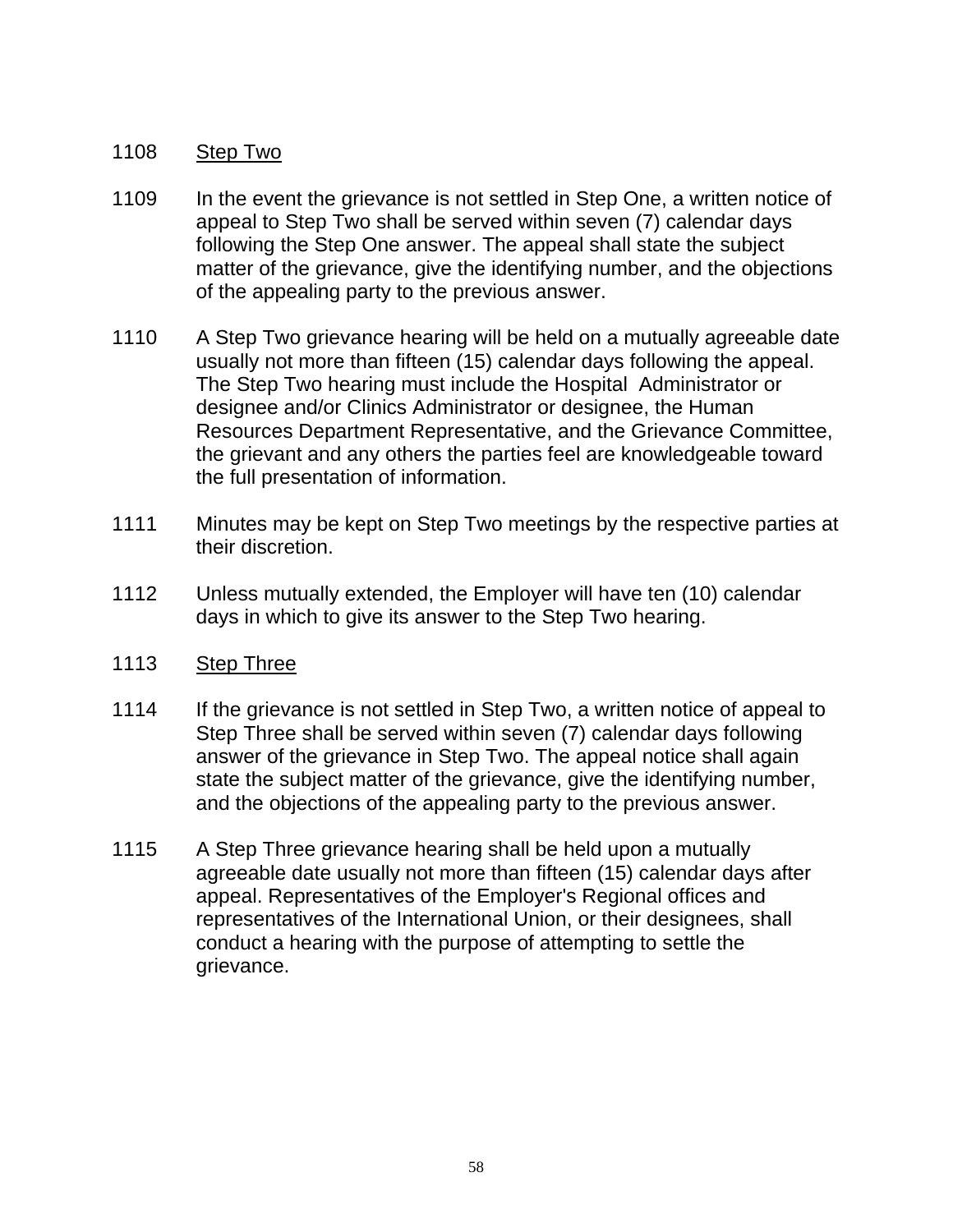1108 Step Two

1109 In the event the grievance is not settled in Step One, a written notice of appeal to Step Two shall be served within seven (7) calendar days following the Step One answer. The appeal shall state the subject matter of the grievance, give the identifying number, and the objections of the appealing party to the previous answer.

1110 A Step Two grievance hearing will be held on a mutually agreeable date usually not more than fifteen (15) calendar days following the appeal. The Step Two hearing must include the Hospital Administrator or designee and/or Clinics Administrator or designee, the Human Resources Department Representative, and the Grievance Committee, the grievant and any others the parties feel are knowledgeable toward the full presentation of information.

1111 Minutes may be kept on Step Two meetings by the respective parties at their discretion.

1112 Unless mutually extended, the Employer will have ten (10) calendar days in which to give its answer to the Step Two hearing.

1113 Step Three

1114 If the grievance is not settled in Step Two, a written notice of appeal to Step Three shall be served within seven (7) calendar days following answer of the grievance in Step Two. The appeal notice shall again state the subject matter of the grievance, give the identifying number, and the objections of the appealing party to the previous answer.

1115 A Step Three grievance hearing shall be held upon a mutually agreeable date usually not more than fifteen (15) calendar days after appeal. Representatives of the Employer's Regional offices and representatives of the International Union, or their designees, shall conduct a hearing with the purpose of attempting to settle the grievance.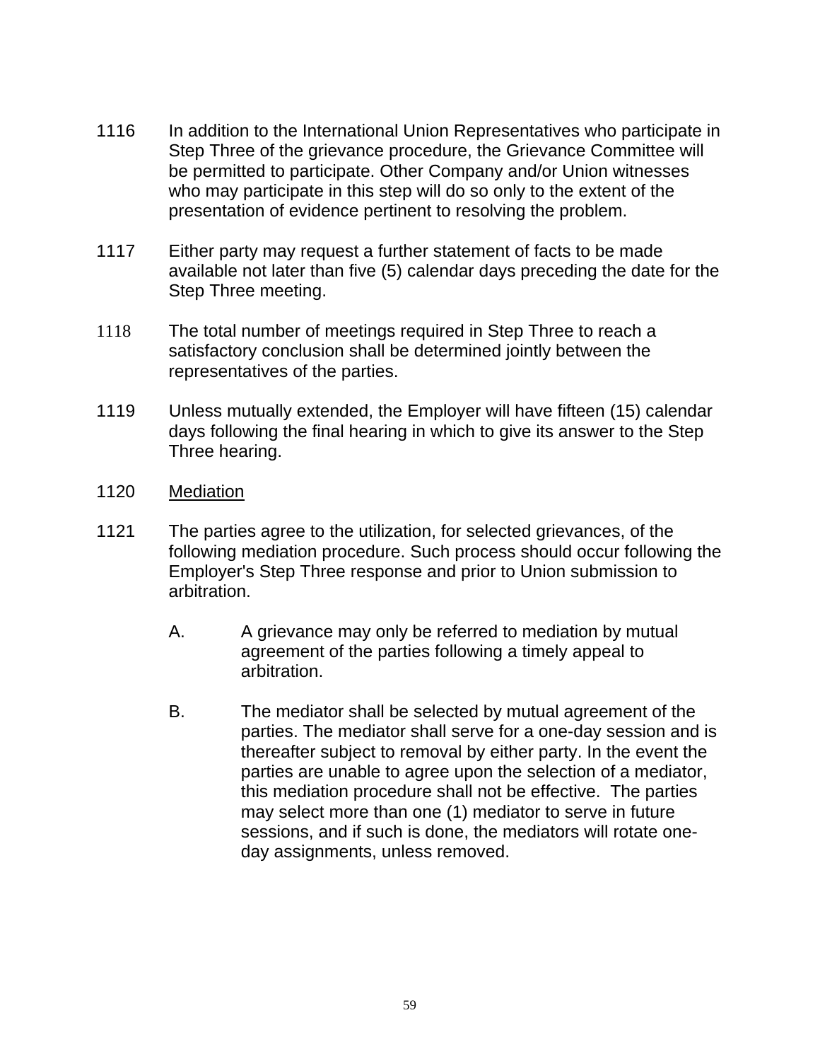1116 In addition to the International Union Representatives who participate in Step Three of the grievance procedure, the Grievance Committee will be permitted to participate. Other Company and/or Union witnesses who may participate in this step will do so only to the extent of the presentation of evidence pertinent to resolving the problem.

1117 Either party may request a further statement of facts to be made available not later than five (5) calendar days preceding the date for the Step Three meeting.

1118 The total number of meetings required in Step Three to reach a satisfactory conclusion shall be determined jointly between the representatives of the parties.

1119 Unless mutually extended, the Employer will have fifteen (15) calendar days following the final hearing in which to give its answer to the Step Three hearing.

1120 <u>Mediation</u>

1121 The parties agree to the utilization, for selected grievances, of the following mediation procedure. Such process should occur following the Employer's Step Three response and prior to Union submission to arbitration.

A. A grievance may only be referred to mediation by mutual agreement of the parties following a timely appeal to arbitration.

B. The mediator shall be selected by mutual agreement of the parties. The mediator shall serve for a one-day session and is thereafter subject to removal by either party. In the event the parties are unable to agree upon the selection of a mediator, this mediation procedure shall not be effective. The parties may select more than one (1) mediator to serve in future sessions, and if such is done, the mediators will rotate one-day assignments, unless removed.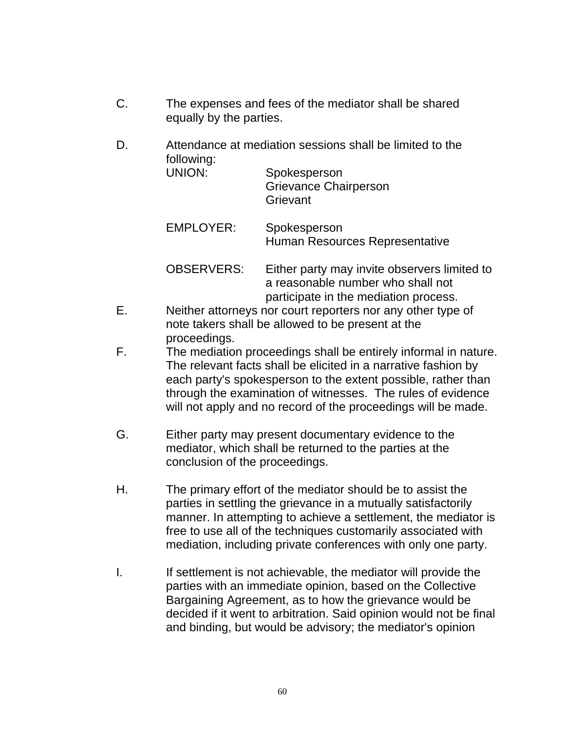C. The expenses and fees of the mediator shall be shared equally by the parties.

D. Attendance at mediation sessions shall be limited to the following:

| | |
|---|---|
| UNION: | Spokesperson<br>Grievance Chairperson<br>Grievant |
| EMPLOYER: | Spokesperson<br>Human Resources Representative |
| OBSERVERS: | Either party may invite observers limited to a reasonable number who shall not participate in the mediation process. |

E. Neither attorneys nor court reporters nor any other type of note takers shall be allowed to be present at the proceedings.

F. The mediation proceedings shall be entirely informal in nature. The relevant facts shall be elicited in a narrative fashion by each party's spokesperson to the extent possible, rather than through the examination of witnesses. The rules of evidence will not apply and no record of the proceedings will be made.

G. Either party may present documentary evidence to the mediator, which shall be returned to the parties at the conclusion of the proceedings.

H. The primary effort of the mediator should be to assist the parties in settling the grievance in a mutually satisfactorily manner. In attempting to achieve a settlement, the mediator is free to use all of the techniques customarily associated with mediation, including private conferences with only one party.

I. If settlement is not achievable, the mediator will provide the parties with an immediate opinion, based on the Collective Bargaining Agreement, as to how the grievance would be decided if it went to arbitration. Said opinion would not be final and binding, but would be advisory; the mediator's opinion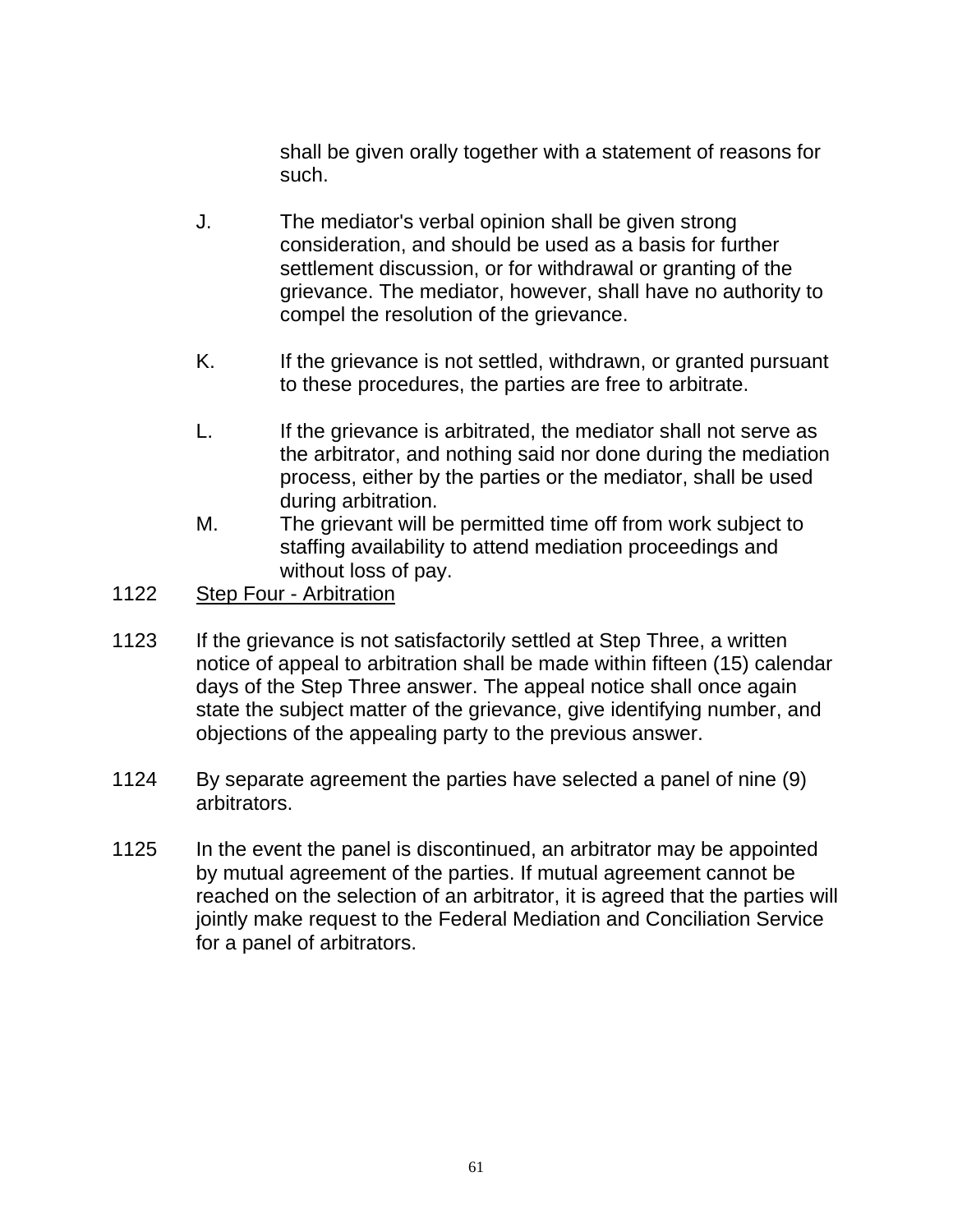shall be given orally together with a statement of reasons for such.

J. The mediator's verbal opinion shall be given strong consideration, and should be used as a basis for further settlement discussion, or for withdrawal or granting of the grievance. The mediator, however, shall have no authority to compel the resolution of the grievance.

K. If the grievance is not settled, withdrawn, or granted pursuant to these procedures, the parties are free to arbitrate.

L. If the grievance is arbitrated, the mediator shall not serve as the arbitrator, and nothing said nor done during the mediation process, either by the parties or the mediator, shall be used during arbitration.

M. The grievant will be permitted time off from work subject to staffing availability to attend mediation proceedings and without loss of pay.

1122 Step Four - Arbitration

1123 If the grievance is not satisfactorily settled at Step Three, a written notice of appeal to arbitration shall be made within fifteen (15) calendar days of the Step Three answer. The appeal notice shall once again state the subject matter of the grievance, give identifying number, and objections of the appealing party to the previous answer.

1124 By separate agreement the parties have selected a panel of nine (9) arbitrators.

1125 In the event the panel is discontinued, an arbitrator may be appointed by mutual agreement of the parties. If mutual agreement cannot be reached on the selection of an arbitrator, it is agreed that the parties will jointly make request to the Federal Mediation and Conciliation Service for a panel of arbitrators.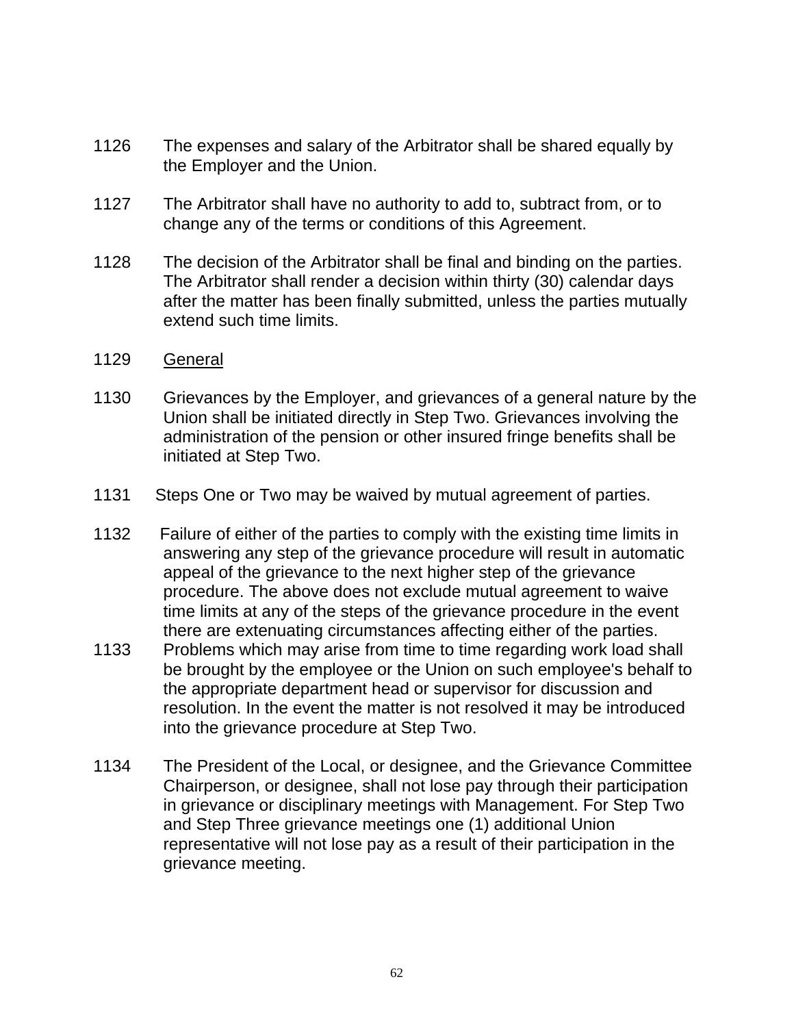1126 The expenses and salary of the Arbitrator shall be shared equally by the Employer and the Union.

1127 The Arbitrator shall have no authority to add to, subtract from, or to change any of the terms or conditions of this Agreement.

1128 The decision of the Arbitrator shall be final and binding on the parties. The Arbitrator shall render a decision within thirty (30) calendar days after the matter has been finally submitted, unless the parties mutually extend such time limits.

1129 <u>General</u>

1130 Grievances by the Employer, and grievances of a general nature by the Union shall be initiated directly in Step Two. Grievances involving the administration of the pension or other insured fringe benefits shall be initiated at Step Two.

1131 Steps One or Two may be waived by mutual agreement of parties.

1132 Failure of either of the parties to comply with the existing time limits in answering any step of the grievance procedure will result in automatic appeal of the grievance to the next higher step of the grievance procedure. The above does not exclude mutual agreement to waive time limits at any of the steps of the grievance procedure in the event there are extenuating circumstances affecting either of the parties.

1133 Problems which may arise from time to time regarding work load shall be brought by the employee or the Union on such employee's behalf to the appropriate department head or supervisor for discussion and resolution. In the event the matter is not resolved it may be introduced into the grievance procedure at Step Two.

1134 The President of the Local, or designee, and the Grievance Committee Chairperson, or designee, shall not lose pay through their participation in grievance or disciplinary meetings with Management. For Step Two and Step Three grievance meetings one (1) additional Union representative will not lose pay as a result of their participation in the grievance meeting.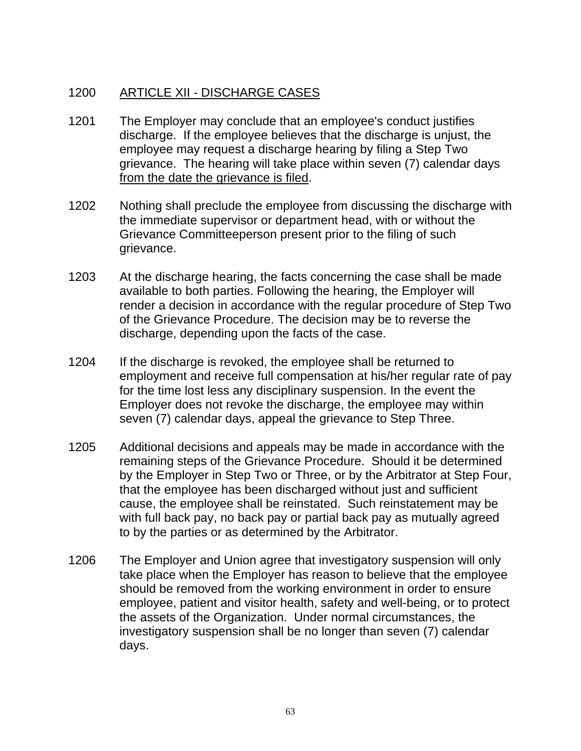## 1200 ARTICLE XII - DISCHARGE CASES

1201 The Employer may conclude that an employee's conduct justifies discharge. If the employee believes that the discharge is unjust, the employee may request a discharge hearing by filing a Step Two grievance. The hearing will take place within seven (7) calendar days from the date the grievance is filed.

1202 Nothing shall preclude the employee from discussing the discharge with the immediate supervisor or department head, with or without the Grievance Committeeperson present prior to the filing of such grievance.

1203 At the discharge hearing, the facts concerning the case shall be made available to both parties. Following the hearing, the Employer will render a decision in accordance with the regular procedure of Step Two of the Grievance Procedure. The decision may be to reverse the discharge, depending upon the facts of the case.

1204 If the discharge is revoked, the employee shall be returned to employment and receive full compensation at his/her regular rate of pay for the time lost less any disciplinary suspension. In the event the Employer does not revoke the discharge, the employee may within seven (7) calendar days, appeal the grievance to Step Three.

1205 Additional decisions and appeals may be made in accordance with the remaining steps of the Grievance Procedure. Should it be determined by the Employer in Step Two or Three, or by the Arbitrator at Step Four, that the employee has been discharged without just and sufficient cause, the employee shall be reinstated. Such reinstatement may be with full back pay, no back pay or partial back pay as mutually agreed to by the parties or as determined by the Arbitrator.

1206 The Employer and Union agree that investigatory suspension will only take place when the Employer has reason to believe that the employee should be removed from the working environment in order to ensure employee, patient and visitor health, safety and well-being, or to protect the assets of the Organization. Under normal circumstances, the investigatory suspension shall be no longer than seven (7) calendar days.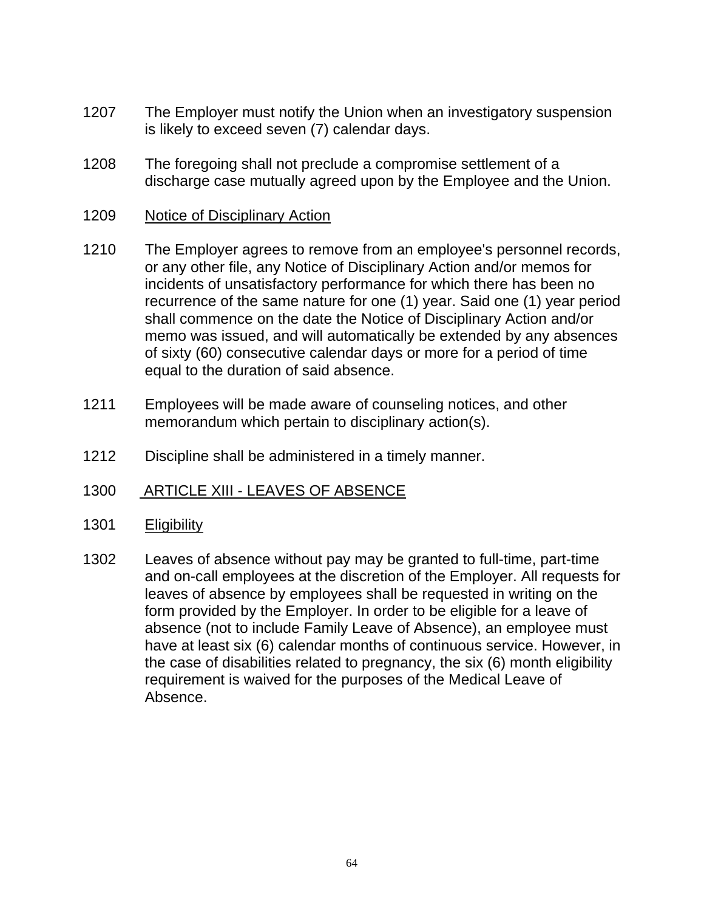1207 The Employer must notify the Union when an investigatory suspension is likely to exceed seven (7) calendar days.

1208 The foregoing shall not preclude a compromise settlement of a discharge case mutually agreed upon by the Employee and the Union.

1209 <u>Notice of Disciplinary Action</u>

1210 The Employer agrees to remove from an employee's personnel records, or any other file, any Notice of Disciplinary Action and/or memos for incidents of unsatisfactory performance for which there has been no recurrence of the same nature for one (1) year. Said one (1) year period shall commence on the date the Notice of Disciplinary Action and/or memo was issued, and will automatically be extended by any absences of sixty (60) consecutive calendar days or more for a period of time equal to the duration of said absence.

1211 Employees will be made aware of counseling notices, and other memorandum which pertain to disciplinary action(s).

1212 Discipline shall be administered in a timely manner.

## 1300 ARTICLE XIII - LEAVES OF ABSENCE

1301 <u>Eligibility</u>

1302 Leaves of absence without pay may be granted to full-time, part-time and on-call employees at the discretion of the Employer. All requests for leaves of absence by employees shall be requested in writing on the form provided by the Employer. In order to be eligible for a leave of absence (not to include Family Leave of Absence), an employee must have at least six (6) calendar months of continuous service. However, in the case of disabilities related to pregnancy, the six (6) month eligibility requirement is waived for the purposes of the Medical Leave of Absence.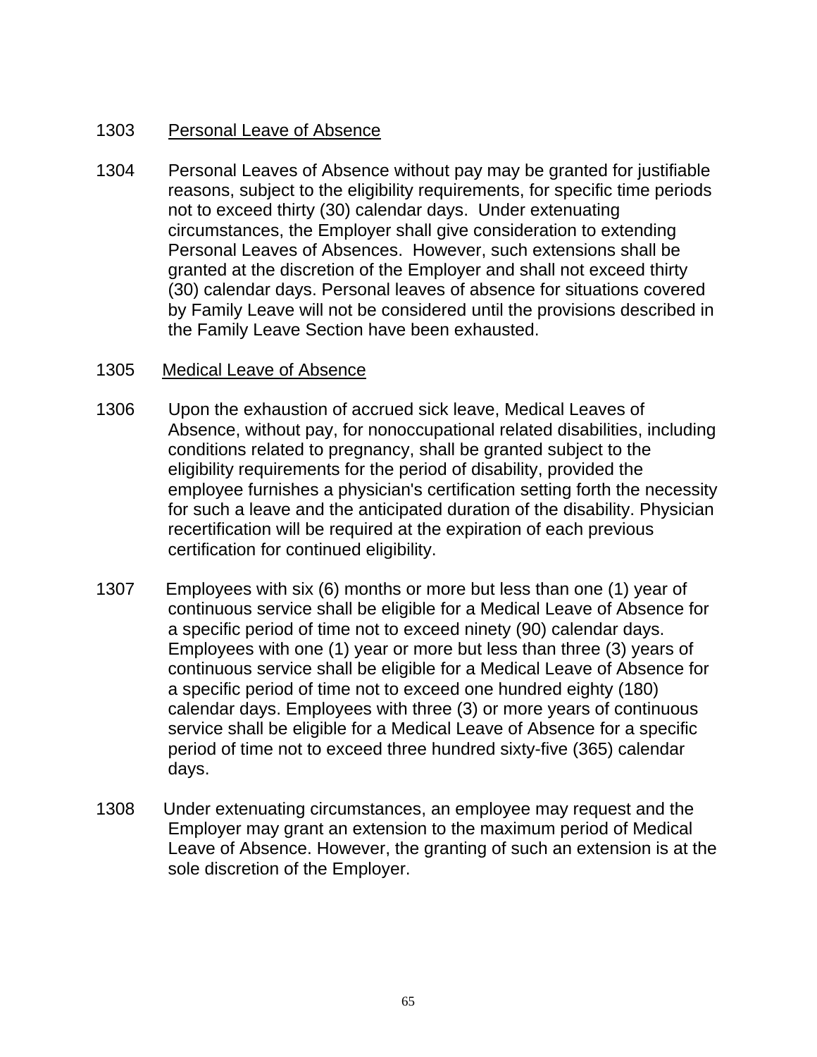1303 <u>Personal Leave of Absence</u>

1304 Personal Leaves of Absence without pay may be granted for justifiable reasons, subject to the eligibility requirements, for specific time periods not to exceed thirty (30) calendar days. Under extenuating circumstances, the Employer shall give consideration to extending Personal Leaves of Absences. However, such extensions shall be granted at the discretion of the Employer and shall not exceed thirty (30) calendar days. Personal leaves of absence for situations covered by Family Leave will not be considered until the provisions described in the Family Leave Section have been exhausted.

1305 <u>Medical Leave of Absence</u>

1306 Upon the exhaustion of accrued sick leave, Medical Leaves of Absence, without pay, for nonoccupational related disabilities, including conditions related to pregnancy, shall be granted subject to the eligibility requirements for the period of disability, provided the employee furnishes a physician's certification setting forth the necessity for such a leave and the anticipated duration of the disability. Physician recertification will be required at the expiration of each previous certification for continued eligibility.

1307 Employees with six (6) months or more but less than one (1) year of continuous service shall be eligible for a Medical Leave of Absence for a specific period of time not to exceed ninety (90) calendar days. Employees with one (1) year or more but less than three (3) years of continuous service shall be eligible for a Medical Leave of Absence for a specific period of time not to exceed one hundred eighty (180) calendar days. Employees with three (3) or more years of continuous service shall be eligible for a Medical Leave of Absence for a specific period of time not to exceed three hundred sixty-five (365) calendar days.

1308 Under extenuating circumstances, an employee may request and the Employer may grant an extension to the maximum period of Medical Leave of Absence. However, the granting of such an extension is at the sole discretion of the Employer.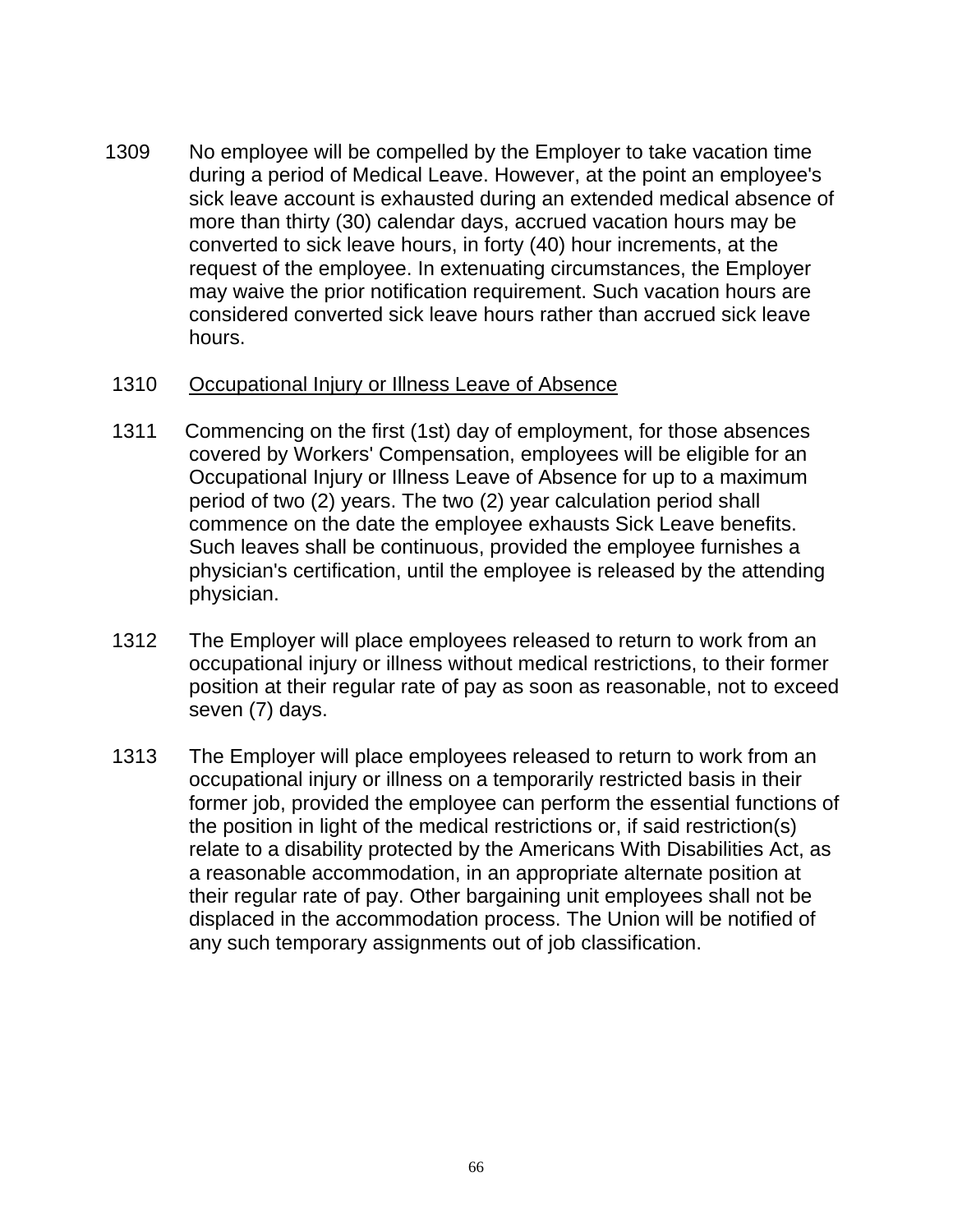1309 No employee will be compelled by the Employer to take vacation time during a period of Medical Leave. However, at the point an employee's sick leave account is exhausted during an extended medical absence of more than thirty (30) calendar days, accrued vacation hours may be converted to sick leave hours, in forty (40) hour increments, at the request of the employee. In extenuating circumstances, the Employer may waive the prior notification requirement. Such vacation hours are considered converted sick leave hours rather than accrued sick leave hours.

1310 <u>Occupational Injury or Illness Leave of Absence</u>

1311 Commencing on the first (1st) day of employment, for those absences covered by Workers' Compensation, employees will be eligible for an Occupational Injury or Illness Leave of Absence for up to a maximum period of two (2) years. The two (2) year calculation period shall commence on the date the employee exhausts Sick Leave benefits. Such leaves shall be continuous, provided the employee furnishes a physician's certification, until the employee is released by the attending physician.

1312 The Employer will place employees released to return to work from an occupational injury or illness without medical restrictions, to their former position at their regular rate of pay as soon as reasonable, not to exceed seven (7) days.

1313 The Employer will place employees released to return to work from an occupational injury or illness on a temporarily restricted basis in their former job, provided the employee can perform the essential functions of the position in light of the medical restrictions or, if said restriction(s) relate to a disability protected by the Americans With Disabilities Act, as a reasonable accommodation, in an appropriate alternate position at their regular rate of pay. Other bargaining unit employees shall not be displaced in the accommodation process. The Union will be notified of any such temporary assignments out of job classification.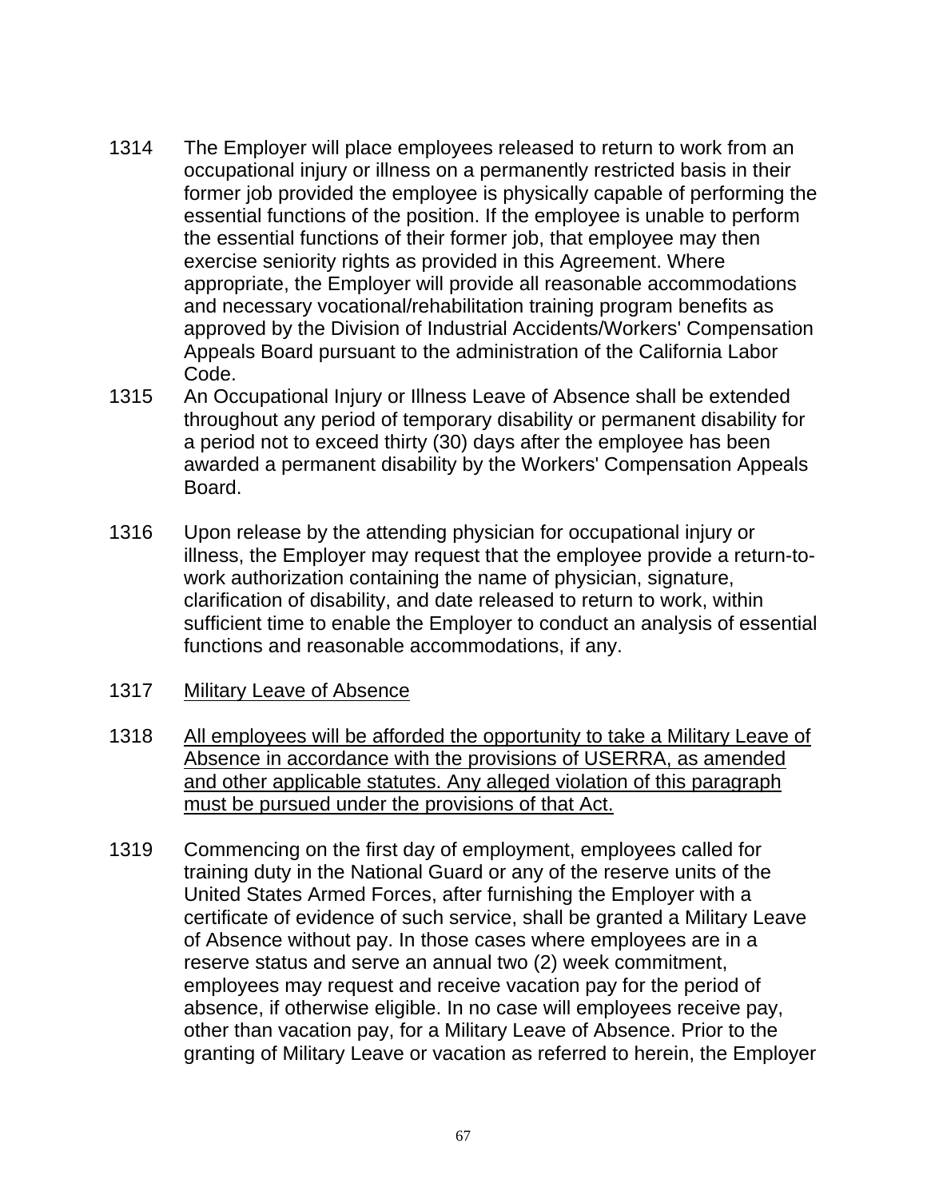1314 The Employer will place employees released to return to work from an occupational injury or illness on a permanently restricted basis in their former job provided the employee is physically capable of performing the essential functions of the position. If the employee is unable to perform the essential functions of their former job, that employee may then exercise seniority rights as provided in this Agreement. Where appropriate, the Employer will provide all reasonable accommodations and necessary vocational/rehabilitation training program benefits as approved by the Division of Industrial Accidents/Workers' Compensation Appeals Board pursuant to the administration of the California Labor Code.

1315 An Occupational Injury or Illness Leave of Absence shall be extended throughout any period of temporary disability or permanent disability for a period not to exceed thirty (30) days after the employee has been awarded a permanent disability by the Workers' Compensation Appeals Board.

1316 Upon release by the attending physician for occupational injury or illness, the Employer may request that the employee provide a return-to-work authorization containing the name of physician, signature, clarification of disability, and date released to return to work, within sufficient time to enable the Employer to conduct an analysis of essential functions and reasonable accommodations, if any.

1317 <u>Military Leave of Absence</u>

1318 <u>All employees will be afforded the opportunity to take a Military Leave of Absence in accordance with the provisions of USERRA, as amended and other applicable statutes. Any alleged violation of this paragraph must be pursued under the provisions of that Act.</u>

1319 Commencing on the first day of employment, employees called for training duty in the National Guard or any of the reserve units of the United States Armed Forces, after furnishing the Employer with a certificate of evidence of such service, shall be granted a Military Leave of Absence without pay. In those cases where employees are in a reserve status and serve an annual two (2) week commitment, employees may request and receive vacation pay for the period of absence, if otherwise eligible. In no case will employees receive pay, other than vacation pay, for a Military Leave of Absence. Prior to the granting of Military Leave or vacation as referred to herein, the Employer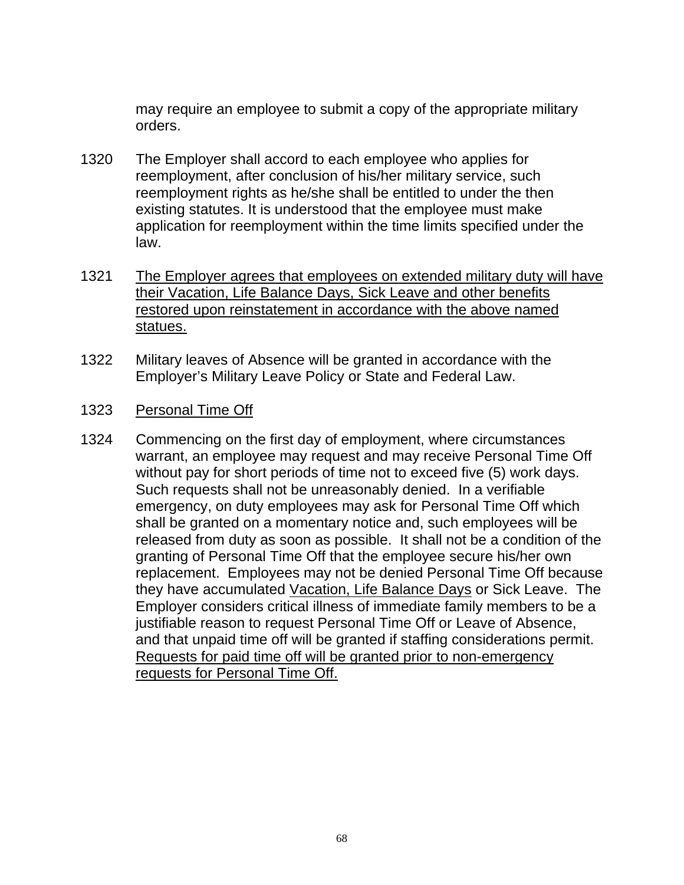may require an employee to submit a copy of the appropriate military orders.

1320 The Employer shall accord to each employee who applies for reemployment, after conclusion of his/her military service, such reemployment rights as he/she shall be entitled to under the then existing statutes. It is understood that the employee must make application for reemployment within the time limits specified under the law.

1321 <u>The Employer agrees that employees on extended military duty will have their Vacation, Life Balance Days, Sick Leave and other benefits restored upon reinstatement in accordance with the above named statues.</u>

1322 Military leaves of Absence will be granted in accordance with the Employer's Military Leave Policy or State and Federal Law.

1323 <u>Personal Time Off</u>

1324 Commencing on the first day of employment, where circumstances warrant, an employee may request and may receive Personal Time Off without pay for short periods of time not to exceed five (5) work days. Such requests shall not be unreasonably denied. In a verifiable emergency, on duty employees may ask for Personal Time Off which shall be granted on a momentary notice and, such employees will be released from duty as soon as possible. It shall not be a condition of the granting of Personal Time Off that the employee secure his/her own replacement. Employees may not be denied Personal Time Off because they have accumulated <u>Vacation, Life Balance Days</u> or Sick Leave. The Employer considers critical illness of immediate family members to be a justifiable reason to request Personal Time Off or Leave of Absence, and that unpaid time off will be granted if staffing considerations permit. <u>Requests for paid time off will be granted prior to non-emergency requests for Personal Time Off.</u>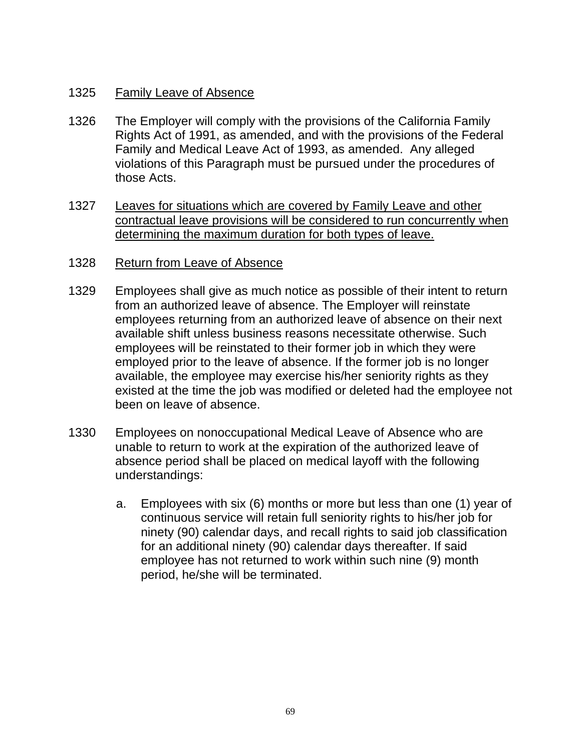1325 <u>Family Leave of Absence</u>

1326 The Employer will comply with the provisions of the California Family Rights Act of 1991, as amended, and with the provisions of the Federal Family and Medical Leave Act of 1993, as amended. Any alleged violations of this Paragraph must be pursued under the procedures of those Acts.

1327 <u>Leaves for situations which are covered by Family Leave and other contractual leave provisions will be considered to run concurrently when determining the maximum duration for both types of leave.</u>

1328 <u>Return from Leave of Absence</u>

1329 Employees shall give as much notice as possible of their intent to return from an authorized leave of absence. The Employer will reinstate employees returning from an authorized leave of absence on their next available shift unless business reasons necessitate otherwise. Such employees will be reinstated to their former job in which they were employed prior to the leave of absence. If the former job is no longer available, the employee may exercise his/her seniority rights as they existed at the time the job was modified or deleted had the employee not been on leave of absence.

1330 Employees on nonoccupational Medical Leave of Absence who are unable to return to work at the expiration of the authorized leave of absence period shall be placed on medical layoff with the following understandings:

a. Employees with six (6) months or more but less than one (1) year of continuous service will retain full seniority rights to his/her job for ninety (90) calendar days, and recall rights to said job classification for an additional ninety (90) calendar days thereafter. If said employee has not returned to work within such nine (9) month period, he/she will be terminated.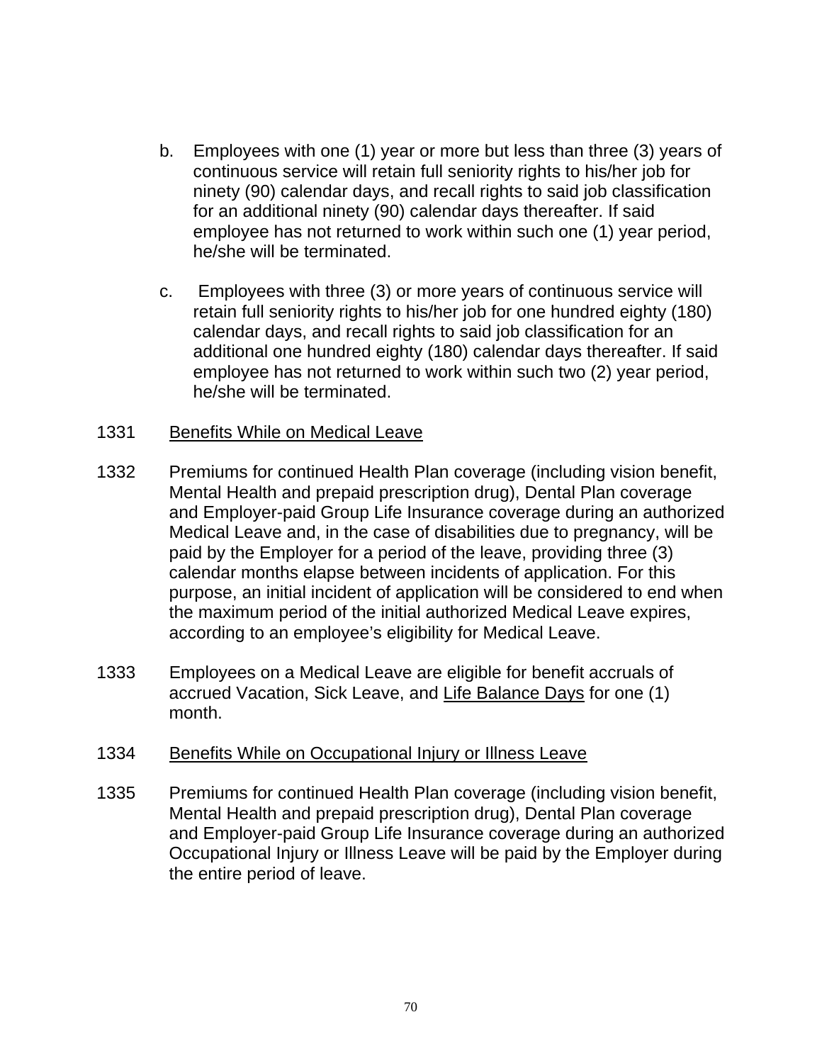b. Employees with one (1) year or more but less than three (3) years of continuous service will retain full seniority rights to his/her job for ninety (90) calendar days, and recall rights to said job classification for an additional ninety (90) calendar days thereafter. If said employee has not returned to work within such one (1) year period, he/she will be terminated.

c. Employees with three (3) or more years of continuous service will retain full seniority rights to his/her job for one hundred eighty (180) calendar days, and recall rights to said job classification for an additional one hundred eighty (180) calendar days thereafter. If said employee has not returned to work within such two (2) year period, he/she will be terminated.

1331 <u>Benefits While on Medical Leave</u>

1332 Premiums for continued Health Plan coverage (including vision benefit, Mental Health and prepaid prescription drug), Dental Plan coverage and Employer-paid Group Life Insurance coverage during an authorized Medical Leave and, in the case of disabilities due to pregnancy, will be paid by the Employer for a period of the leave, providing three (3) calendar months elapse between incidents of application. For this purpose, an initial incident of application will be considered to end when the maximum period of the initial authorized Medical Leave expires, according to an employee's eligibility for Medical Leave.

1333 Employees on a Medical Leave are eligible for benefit accruals of accrued Vacation, Sick Leave, and <u>Life Balance Days</u> for one (1) month.

1334 <u>Benefits While on Occupational Injury or Illness Leave</u>

1335 Premiums for continued Health Plan coverage (including vision benefit, Mental Health and prepaid prescription drug), Dental Plan coverage and Employer-paid Group Life Insurance coverage during an authorized Occupational Injury or Illness Leave will be paid by the Employer during the entire period of leave.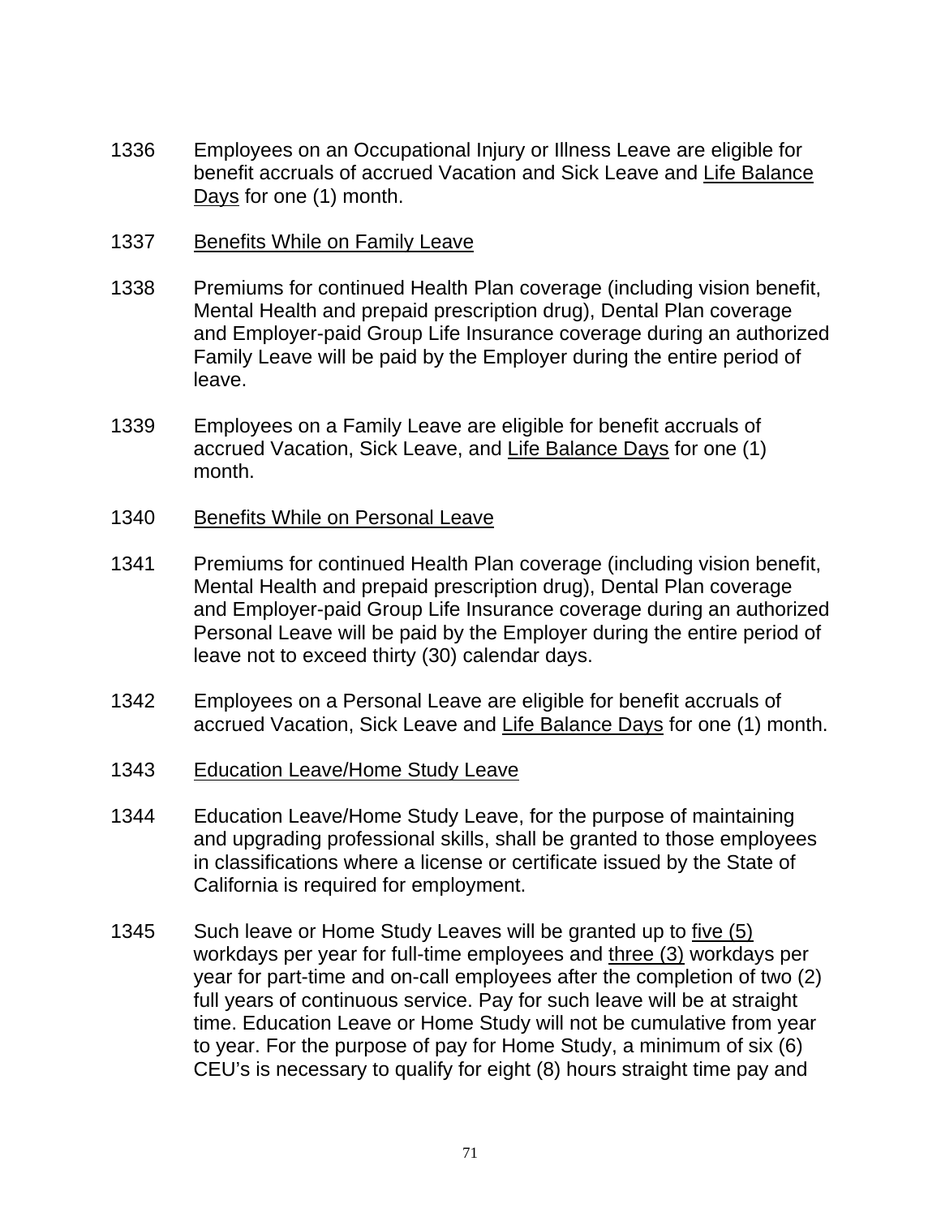1336 Employees on an Occupational Injury or Illness Leave are eligible for benefit accruals of accrued Vacation and Sick Leave and Life Balance Days for one (1) month.

1337 Benefits While on Family Leave

1338 Premiums for continued Health Plan coverage (including vision benefit, Mental Health and prepaid prescription drug), Dental Plan coverage and Employer-paid Group Life Insurance coverage during an authorized Family Leave will be paid by the Employer during the entire period of leave.

1339 Employees on a Family Leave are eligible for benefit accruals of accrued Vacation, Sick Leave, and Life Balance Days for one (1) month.

1340 Benefits While on Personal Leave

1341 Premiums for continued Health Plan coverage (including vision benefit, Mental Health and prepaid prescription drug), Dental Plan coverage and Employer-paid Group Life Insurance coverage during an authorized Personal Leave will be paid by the Employer during the entire period of leave not to exceed thirty (30) calendar days.

1342 Employees on a Personal Leave are eligible for benefit accruals of accrued Vacation, Sick Leave and Life Balance Days for one (1) month.

1343 Education Leave/Home Study Leave

1344 Education Leave/Home Study Leave, for the purpose of maintaining and upgrading professional skills, shall be granted to those employees in classifications where a license or certificate issued by the State of California is required for employment.

1345 Such leave or Home Study Leaves will be granted up to five (5) workdays per year for full-time employees and three (3) workdays per year for part-time and on-call employees after the completion of two (2) full years of continuous service. Pay for such leave will be at straight time. Education Leave or Home Study will not be cumulative from year to year. For the purpose of pay for Home Study, a minimum of six (6) CEU's is necessary to qualify for eight (8) hours straight time pay and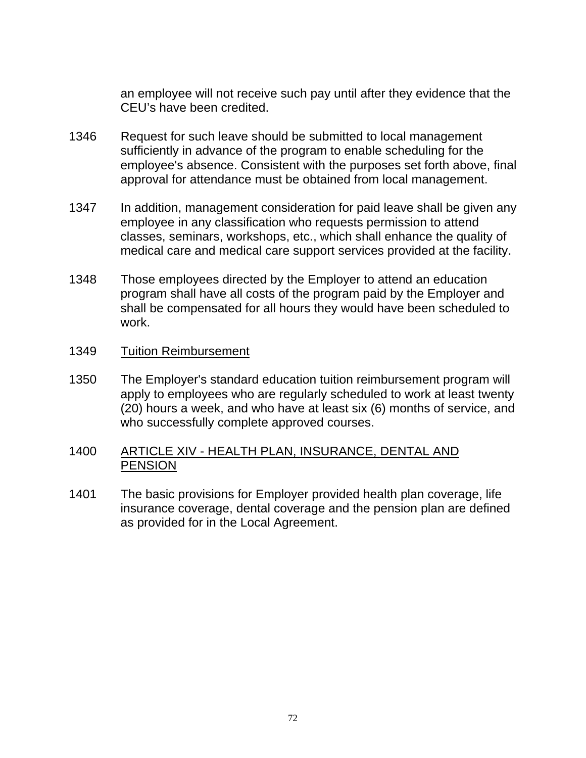an employee will not receive such pay until after they evidence that the CEU's have been credited.

1346 Request for such leave should be submitted to local management sufficiently in advance of the program to enable scheduling for the employee's absence. Consistent with the purposes set forth above, final approval for attendance must be obtained from local management.

1347 In addition, management consideration for paid leave shall be given any employee in any classification who requests permission to attend classes, seminars, workshops, etc., which shall enhance the quality of medical care and medical care support services provided at the facility.

1348 Those employees directed by the Employer to attend an education program shall have all costs of the program paid by the Employer and shall be compensated for all hours they would have been scheduled to work.

1349 <u>Tuition Reimbursement</u>

1350 The Employer's standard education tuition reimbursement program will apply to employees who are regularly scheduled to work at least twenty (20) hours a week, and who have at least six (6) months of service, and who successfully complete approved courses.

## 1400 <u>ARTICLE XIV - HEALTH PLAN, INSURANCE, DENTAL AND PENSION</u>

1401 The basic provisions for Employer provided health plan coverage, life insurance coverage, dental coverage and the pension plan are defined as provided for in the Local Agreement.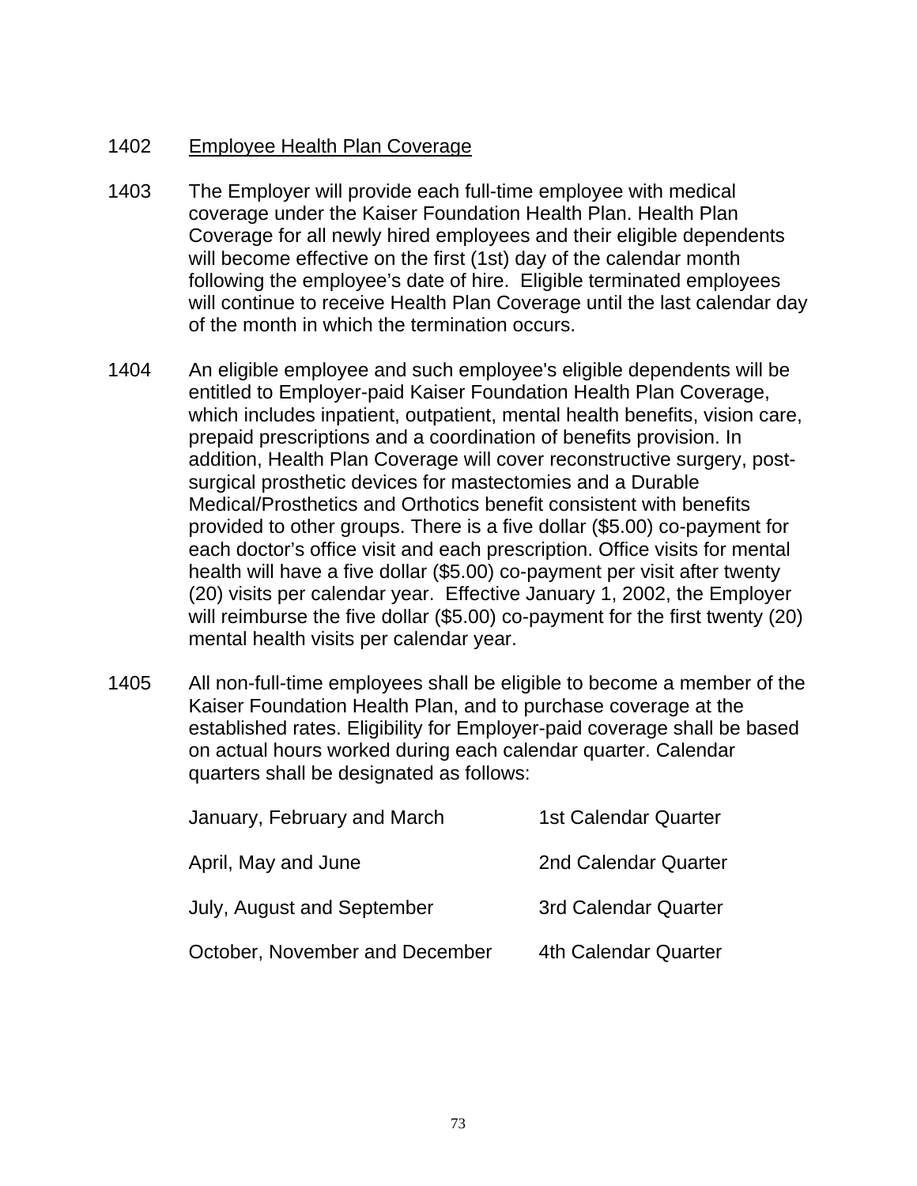1402 Employee Health Plan Coverage

1403 The Employer will provide each full-time employee with medical coverage under the Kaiser Foundation Health Plan. Health Plan Coverage for all newly hired employees and their eligible dependents will become effective on the first (1st) day of the calendar month following the employee's date of hire. Eligible terminated employees will continue to receive Health Plan Coverage until the last calendar day of the month in which the termination occurs.

1404 An eligible employee and such employee's eligible dependents will be entitled to Employer-paid Kaiser Foundation Health Plan Coverage, which includes inpatient, outpatient, mental health benefits, vision care, prepaid prescriptions and a coordination of benefits provision. In addition, Health Plan Coverage will cover reconstructive surgery, post-surgical prosthetic devices for mastectomies and a Durable Medical/Prosthetics and Orthotics benefit consistent with benefits provided to other groups. There is a five dollar ($5.00) co-payment for each doctor's office visit and each prescription. Office visits for mental health will have a five dollar ($5.00) co-payment per visit after twenty (20) visits per calendar year. Effective January 1, 2002, the Employer will reimburse the five dollar ($5.00) co-payment for the first twenty (20) mental health visits per calendar year.

1405 All non-full-time employees shall be eligible to become a member of the Kaiser Foundation Health Plan, and to purchase coverage at the established rates. Eligibility for Employer-paid coverage shall be based on actual hours worked during each calendar quarter. Calendar quarters shall be designated as follows:

| | |
|---|---|
| January, February and March | 1st Calendar Quarter |
| April, May and June | 2nd Calendar Quarter |
| July, August and September | 3rd Calendar Quarter |
| October, November and December | 4th Calendar Quarter |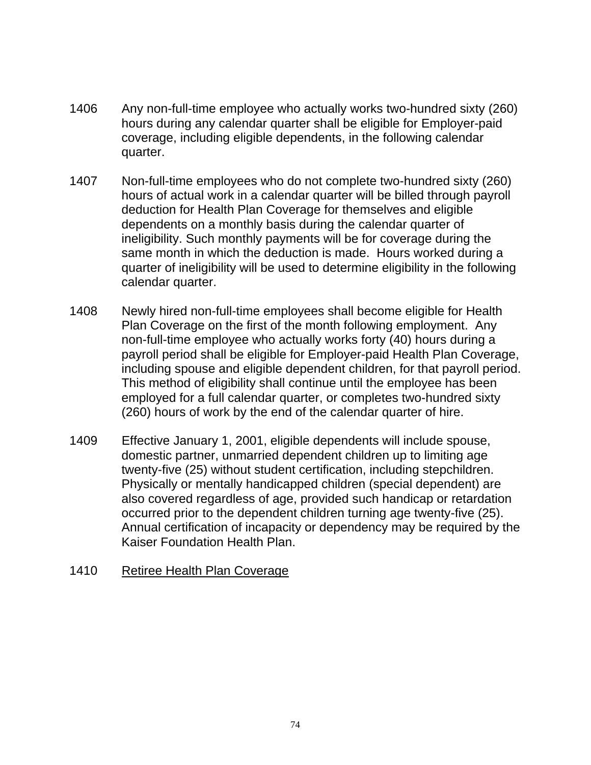1406 Any non-full-time employee who actually works two-hundred sixty (260) hours during any calendar quarter shall be eligible for Employer-paid coverage, including eligible dependents, in the following calendar quarter.

1407 Non-full-time employees who do not complete two-hundred sixty (260) hours of actual work in a calendar quarter will be billed through payroll deduction for Health Plan Coverage for themselves and eligible dependents on a monthly basis during the calendar quarter of ineligibility. Such monthly payments will be for coverage during the same month in which the deduction is made. Hours worked during a quarter of ineligibility will be used to determine eligibility in the following calendar quarter.

1408 Newly hired non-full-time employees shall become eligible for Health Plan Coverage on the first of the month following employment. Any non-full-time employee who actually works forty (40) hours during a payroll period shall be eligible for Employer-paid Health Plan Coverage, including spouse and eligible dependent children, for that payroll period. This method of eligibility shall continue until the employee has been employed for a full calendar quarter, or completes two-hundred sixty (260) hours of work by the end of the calendar quarter of hire.

1409 Effective January 1, 2001, eligible dependents will include spouse, domestic partner, unmarried dependent children up to limiting age twenty-five (25) without student certification, including stepchildren. Physically or mentally handicapped children (special dependent) are also covered regardless of age, provided such handicap or retardation occurred prior to the dependent children turning age twenty-five (25). Annual certification of incapacity or dependency may be required by the Kaiser Foundation Health Plan.

1410 <u>Retiree Health Plan Coverage</u>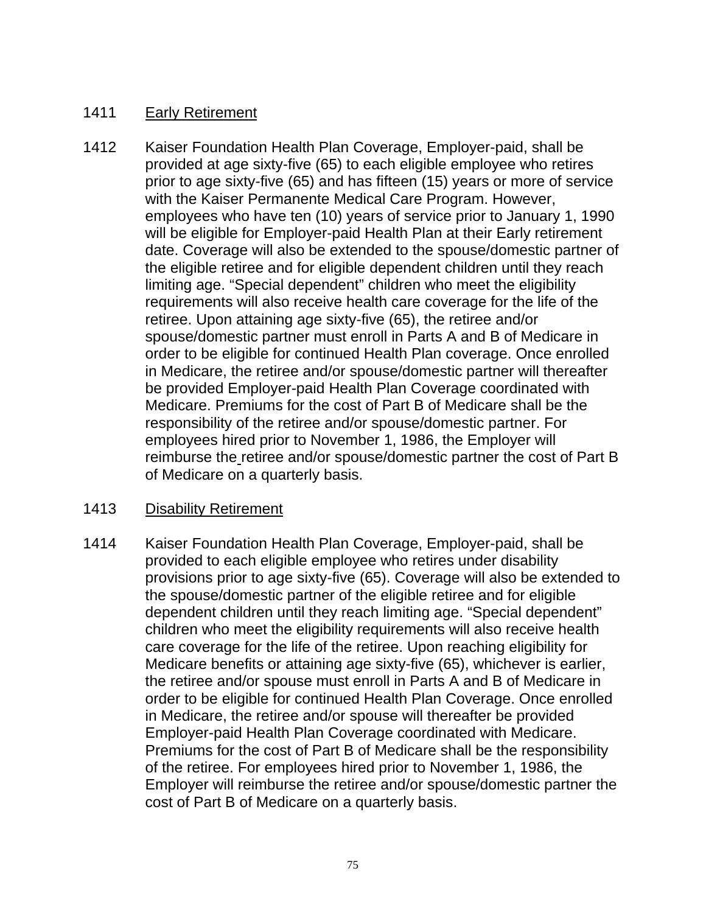1411 <u>Early Retirement</u>

1412 Kaiser Foundation Health Plan Coverage, Employer-paid, shall be provided at age sixty-five (65) to each eligible employee who retires prior to age sixty-five (65) and has fifteen (15) years or more of service with the Kaiser Permanente Medical Care Program. However, employees who have ten (10) years of service prior to January 1, 1990 will be eligible for Employer-paid Health Plan at their Early retirement date. Coverage will also be extended to the spouse/domestic partner of the eligible retiree and for eligible dependent children until they reach limiting age. "Special dependent" children who meet the eligibility requirements will also receive health care coverage for the life of the retiree. Upon attaining age sixty-five (65), the retiree and/or spouse/domestic partner must enroll in Parts A and B of Medicare in order to be eligible for continued Health Plan coverage. Once enrolled in Medicare, the retiree and/or spouse/domestic partner will thereafter be provided Employer-paid Health Plan Coverage coordinated with Medicare. Premiums for the cost of Part B of Medicare shall be the responsibility of the retiree and/or spouse/domestic partner. For employees hired prior to November 1, 1986, the Employer will reimburse the retiree and/or spouse/domestic partner the cost of Part B of Medicare on a quarterly basis.

1413 <u>Disability Retirement</u>

1414 Kaiser Foundation Health Plan Coverage, Employer-paid, shall be provided to each eligible employee who retires under disability provisions prior to age sixty-five (65). Coverage will also be extended to the spouse/domestic partner of the eligible retiree and for eligible dependent children until they reach limiting age. "Special dependent" children who meet the eligibility requirements will also receive health care coverage for the life of the retiree. Upon reaching eligibility for Medicare benefits or attaining age sixty-five (65), whichever is earlier, the retiree and/or spouse must enroll in Parts A and B of Medicare in order to be eligible for continued Health Plan Coverage. Once enrolled in Medicare, the retiree and/or spouse will thereafter be provided Employer-paid Health Plan Coverage coordinated with Medicare. Premiums for the cost of Part B of Medicare shall be the responsibility of the retiree. For employees hired prior to November 1, 1986, the Employer will reimburse the retiree and/or spouse/domestic partner the cost of Part B of Medicare on a quarterly basis.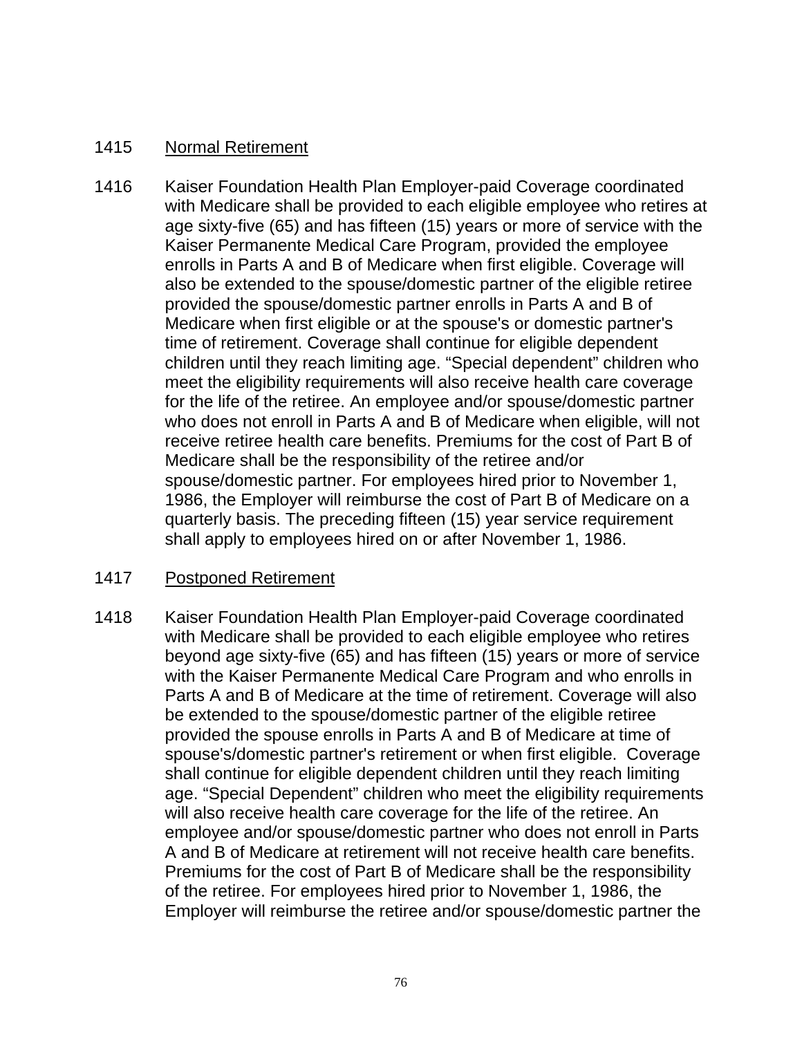1415 <u>Normal Retirement</u>

1416 Kaiser Foundation Health Plan Employer-paid Coverage coordinated with Medicare shall be provided to each eligible employee who retires at age sixty-five (65) and has fifteen (15) years or more of service with the Kaiser Permanente Medical Care Program, provided the employee enrolls in Parts A and B of Medicare when first eligible. Coverage will also be extended to the spouse/domestic partner of the eligible retiree provided the spouse/domestic partner enrolls in Parts A and B of Medicare when first eligible or at the spouse's or domestic partner's time of retirement. Coverage shall continue for eligible dependent children until they reach limiting age. "Special dependent" children who meet the eligibility requirements will also receive health care coverage for the life of the retiree. An employee and/or spouse/domestic partner who does not enroll in Parts A and B of Medicare when eligible, will not receive retiree health care benefits. Premiums for the cost of Part B of Medicare shall be the responsibility of the retiree and/or spouse/domestic partner. For employees hired prior to November 1, 1986, the Employer will reimburse the cost of Part B of Medicare on a quarterly basis. The preceding fifteen (15) year service requirement shall apply to employees hired on or after November 1, 1986.

1417 <u>Postponed Retirement</u>

1418 Kaiser Foundation Health Plan Employer-paid Coverage coordinated with Medicare shall be provided to each eligible employee who retires beyond age sixty-five (65) and has fifteen (15) years or more of service with the Kaiser Permanente Medical Care Program and who enrolls in Parts A and B of Medicare at the time of retirement. Coverage will also be extended to the spouse/domestic partner of the eligible retiree provided the spouse enrolls in Parts A and B of Medicare at time of spouse's/domestic partner's retirement or when first eligible. Coverage shall continue for eligible dependent children until they reach limiting age. "Special Dependent" children who meet the eligibility requirements will also receive health care coverage for the life of the retiree. An employee and/or spouse/domestic partner who does not enroll in Parts A and B of Medicare at retirement will not receive health care benefits. Premiums for the cost of Part B of Medicare shall be the responsibility of the retiree. For employees hired prior to November 1, 1986, the Employer will reimburse the retiree and/or spouse/domestic partner the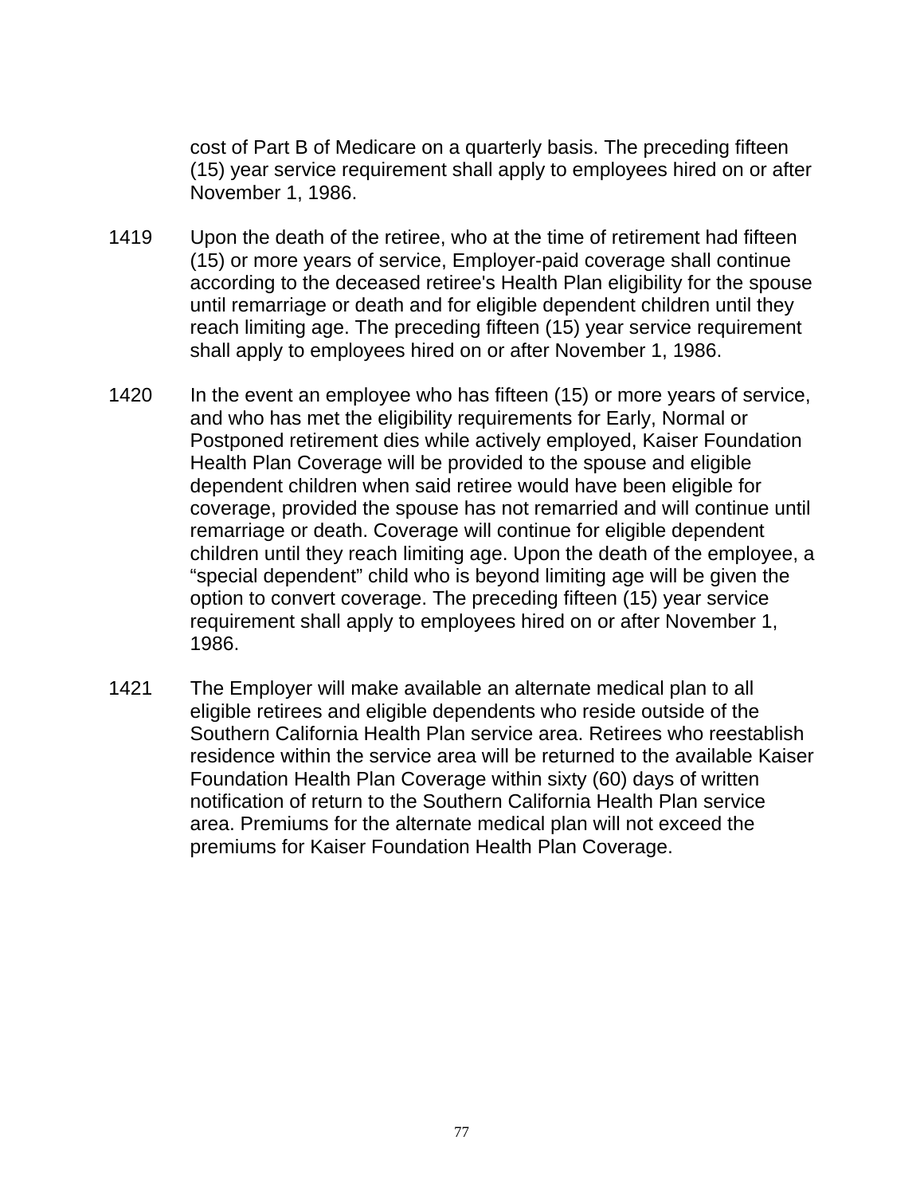cost of Part B of Medicare on a quarterly basis. The preceding fifteen (15) year service requirement shall apply to employees hired on or after November 1, 1986.

1419 Upon the death of the retiree, who at the time of retirement had fifteen (15) or more years of service, Employer-paid coverage shall continue according to the deceased retiree's Health Plan eligibility for the spouse until remarriage or death and for eligible dependent children until they reach limiting age. The preceding fifteen (15) year service requirement shall apply to employees hired on or after November 1, 1986.

1420 In the event an employee who has fifteen (15) or more years of service, and who has met the eligibility requirements for Early, Normal or Postponed retirement dies while actively employed, Kaiser Foundation Health Plan Coverage will be provided to the spouse and eligible dependent children when said retiree would have been eligible for coverage, provided the spouse has not remarried and will continue until remarriage or death. Coverage will continue for eligible dependent children until they reach limiting age. Upon the death of the employee, a “special dependent” child who is beyond limiting age will be given the option to convert coverage. The preceding fifteen (15) year service requirement shall apply to employees hired on or after November 1, 1986.

1421 The Employer will make available an alternate medical plan to all eligible retirees and eligible dependents who reside outside of the Southern California Health Plan service area. Retirees who reestablish residence within the service area will be returned to the available Kaiser Foundation Health Plan Coverage within sixty (60) days of written notification of return to the Southern California Health Plan service area. Premiums for the alternate medical plan will not exceed the premiums for Kaiser Foundation Health Plan Coverage.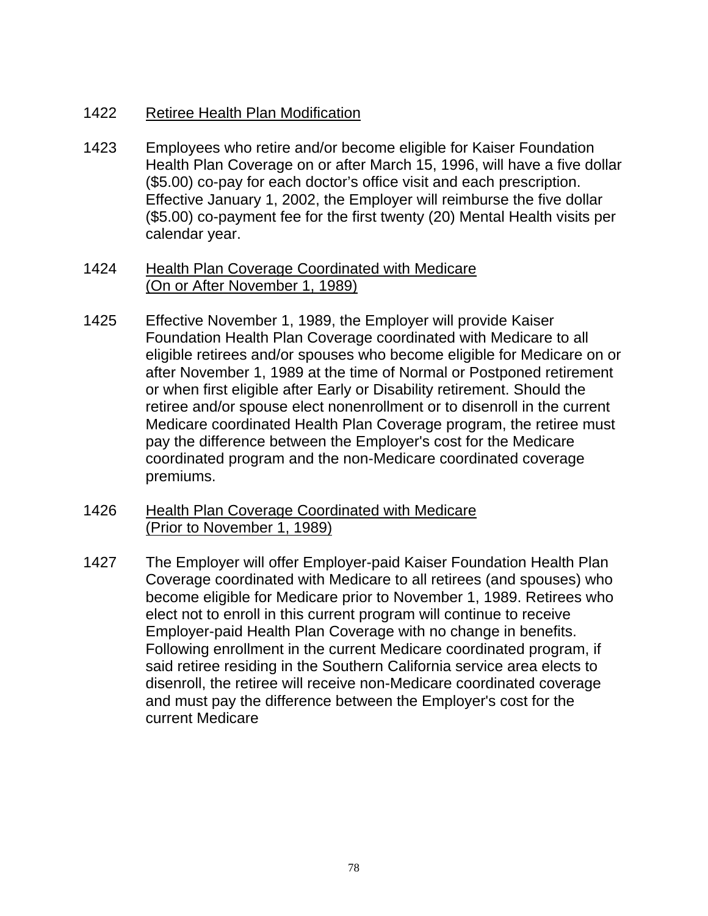1422 Retire Health Plan Modification

1423 Employees who retire and/or become eligible for Kaiser Foundation Health Plan Coverage on or after March 15, 1996, will have a five dollar ($5.00) co-pay for each doctor's office visit and each prescription. Effective January 1, 2002, the Employer will reimburse the five dollar ($5.00) co-payment fee for the first twenty (20) Mental Health visits per calendar year.

1424 Health Plan Coverage Coordinated with Medicare (On or After November 1, 1989)

1425 Effective November 1, 1989, the Employer will provide Kaiser Foundation Health Plan Coverage coordinated with Medicare to all eligible retirees and/or spouses who become eligible for Medicare on or after November 1, 1989 at the time of Normal or Postponed retirement or when first eligible after Early or Disability retirement. Should the retiree and/or spouse elect nonenrollment or to disenroll in the current Medicare coordinated Health Plan Coverage program, the retiree must pay the difference between the Employer's cost for the Medicare coordinated program and the non-Medicare coordinated coverage premiums.

1426 Health Plan Coverage Coordinated with Medicare (Prior to November 1, 1989)

1427 The Employer will offer Employer-paid Kaiser Foundation Health Plan Coverage coordinated with Medicare to all retirees (and spouses) who become eligible for Medicare prior to November 1, 1989. Retirees who elect not to enroll in this current program will continue to receive Employer-paid Health Plan Coverage with no change in benefits. Following enrollment in the current Medicare coordinated program, if said retiree residing in the Southern California service area elects to disenroll, the retiree will receive non-Medicare coordinated coverage and must pay the difference between the Employer's cost for the current Medicare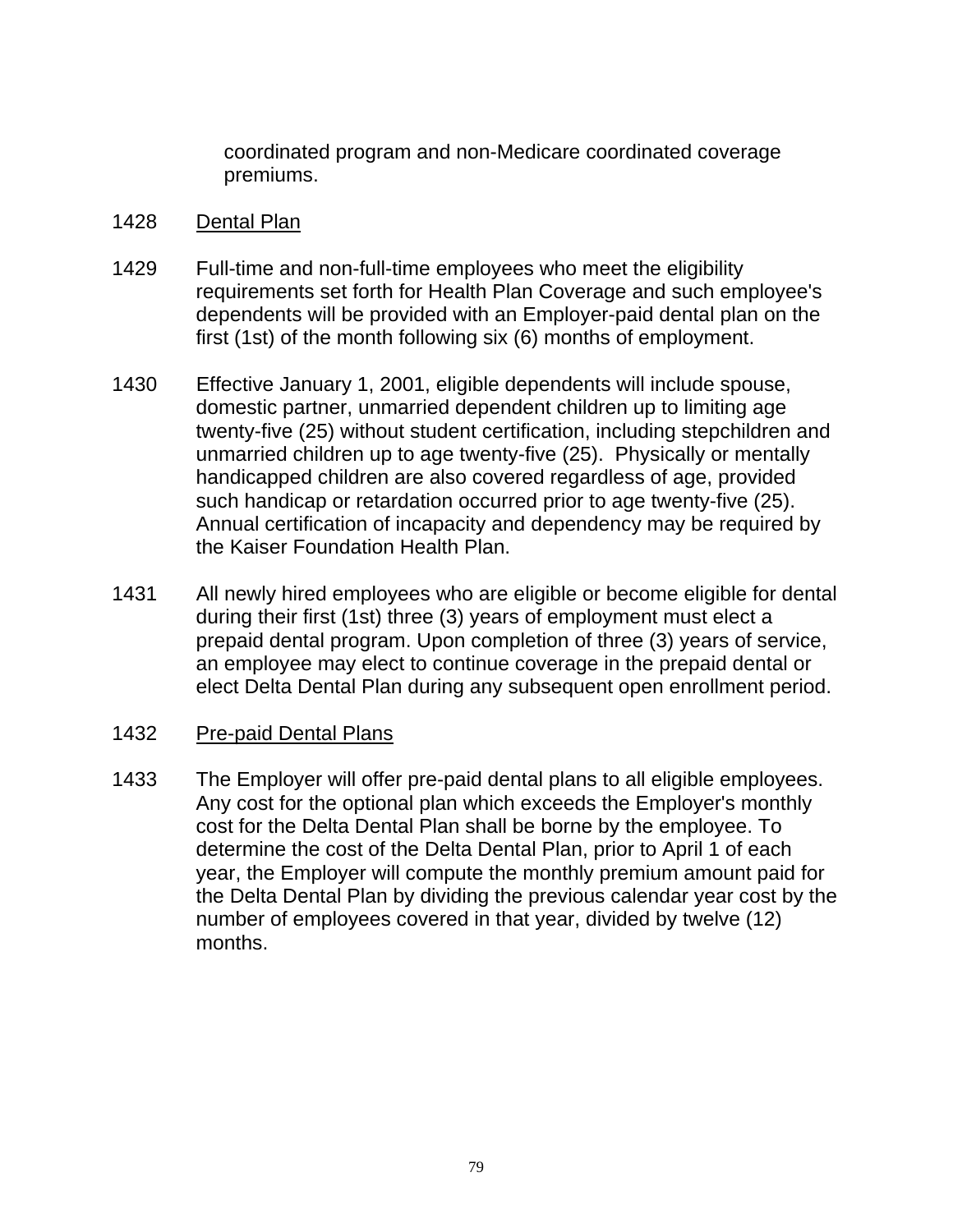coordinated program and non-Medicare coordinated coverage premiums.

1428 Dental Plan

1429 Full-time and non-full-time employees who meet the eligibility requirements set forth for Health Plan Coverage and such employee's dependents will be provided with an Employer-paid dental plan on the first (1st) of the month following six (6) months of employment.

1430 Effective January 1, 2001, eligible dependents will include spouse, domestic partner, unmarried dependent children up to limiting age twenty-five (25) without student certification, including stepchildren and unmarried children up to age twenty-five (25). Physically or mentally handicapped children are also covered regardless of age, provided such handicap or retardation occurred prior to age twenty-five (25). Annual certification of incapacity and dependency may be required by the Kaiser Foundation Health Plan.

1431 All newly hired employees who are eligible or become eligible for dental during their first (1st) three (3) years of employment must elect a prepaid dental program. Upon completion of three (3) years of service, an employee may elect to continue coverage in the prepaid dental or elect Delta Dental Plan during any subsequent open enrollment period.

1432 Pre-paid Dental Plans

1433 The Employer will offer pre-paid dental plans to all eligible employees. Any cost for the optional plan which exceeds the Employer's monthly cost for the Delta Dental Plan shall be borne by the employee. To determine the cost of the Delta Dental Plan, prior to April 1 of each year, the Employer will compute the monthly premium amount paid for the Delta Dental Plan by dividing the previous calendar year cost by the number of employees covered in that year, divided by twelve (12) months.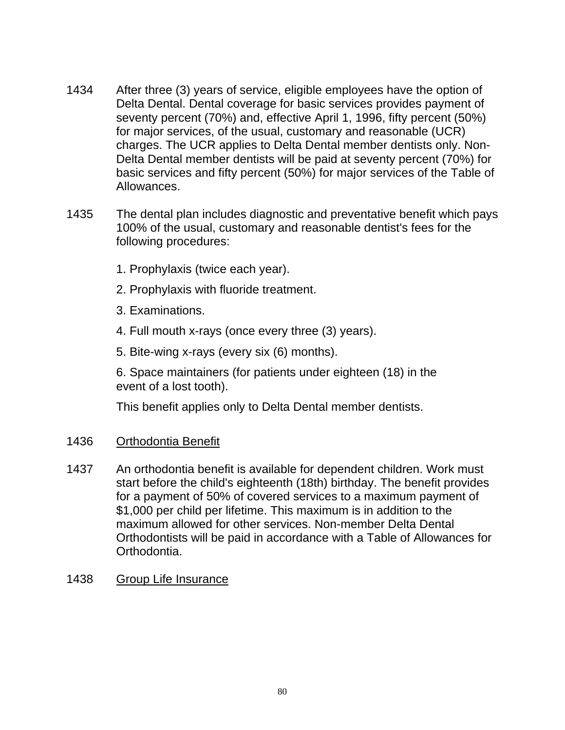1434 After three (3) years of service, eligible employees have the option of Delta Dental. Dental coverage for basic services provides payment of seventy percent (70%) and, effective April 1, 1996, fifty percent (50%) for major services, of the usual, customary and reasonable (UCR) charges. The UCR applies to Delta Dental member dentists only. Non-Delta Dental member dentists will be paid at seventy percent (70%) for basic services and fifty percent (50%) for major services of the Table of Allowances.

1435 The dental plan includes diagnostic and preventative benefit which pays 100% of the usual, customary and reasonable dentist's fees for the following procedures:

1. Prophylaxis (twice each year).
2. Prophylaxis with fluoride treatment.
3. Examinations.
4. Full mouth x-rays (once every three (3) years).
5. Bite-wing x-rays (every six (6) months).
6. Space maintainers (for patients under eighteen (18) in the event of a lost tooth).

This benefit applies only to Delta Dental member dentists.

1436 Orthodontia Benefit

1437 An orthodontia benefit is available for dependent children. Work must start before the child's eighteenth (18th) birthday. The benefit provides for a payment of 50% of covered services to a maximum payment of $1,000 per child per lifetime. This maximum is in addition to the maximum allowed for other services. Non-member Delta Dental Orthodontists will be paid in accordance with a Table of Allowances for Orthodontia.

1438 Group Life Insurance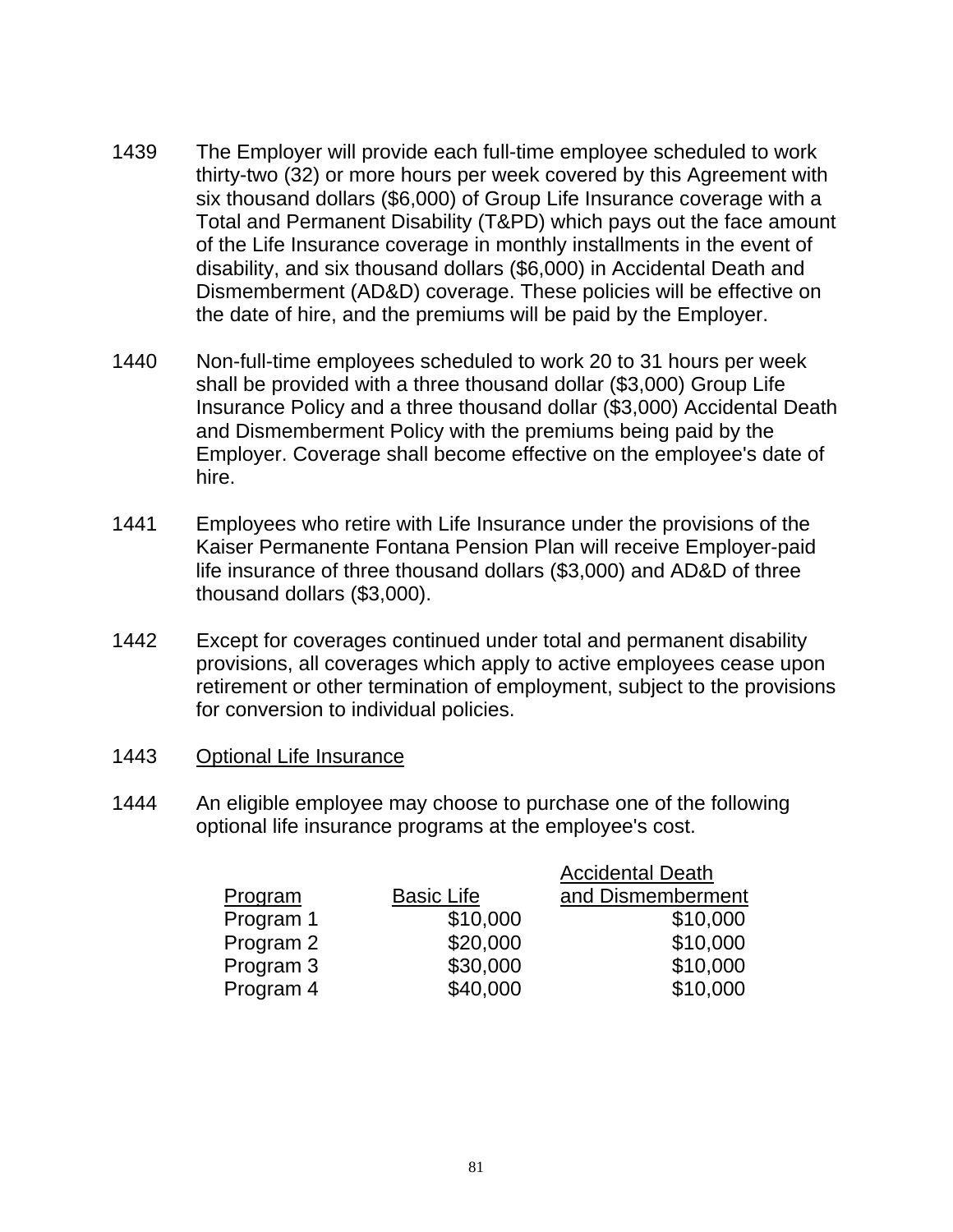1439 The Employer will provide each full-time employee scheduled to work thirty-two (32) or more hours per week covered by this Agreement with six thousand dollars ($6,000) of Group Life Insurance coverage with a Total and Permanent Disability (T&PD) which pays out the face amount of the Life Insurance coverage in monthly installments in the event of disability, and six thousand dollars ($6,000) in Accidental Death and Dismemberment (AD&D) coverage. These policies will be effective on the date of hire, and the premiums will be paid by the Employer.

1440 Non-full-time employees scheduled to work 20 to 31 hours per week shall be provided with a three thousand dollar ($3,000) Group Life Insurance Policy and a three thousand dollar ($3,000) Accidental Death and Dismemberment Policy with the premiums being paid by the Employer. Coverage shall become effective on the employee's date of hire.

1441 Employees who retire with Life Insurance under the provisions of the Kaiser Permanente Fontana Pension Plan will receive Employer-paid life insurance of three thousand dollars ($3,000) and AD&D of three thousand dollars ($3,000).

1442 Except for coverages continued under total and permanent disability provisions, all coverages which apply to active employees cease upon retirement or other termination of employment, subject to the provisions for conversion to individual policies.

1443 Optional Life Insurance

1444 An eligible employee may choose to purchase one of the following optional life insurance programs at the employee's cost.

| Program | Basic Life | Accidental Death and Dismemberment |
|---|---|---|
| Program 1 | $10,000 | $10,000 |
| Program 2 | $20,000 | $10,000 |
| Program 3 | $30,000 | $10,000 |
| Program 4 | $40,000 | $10,000 |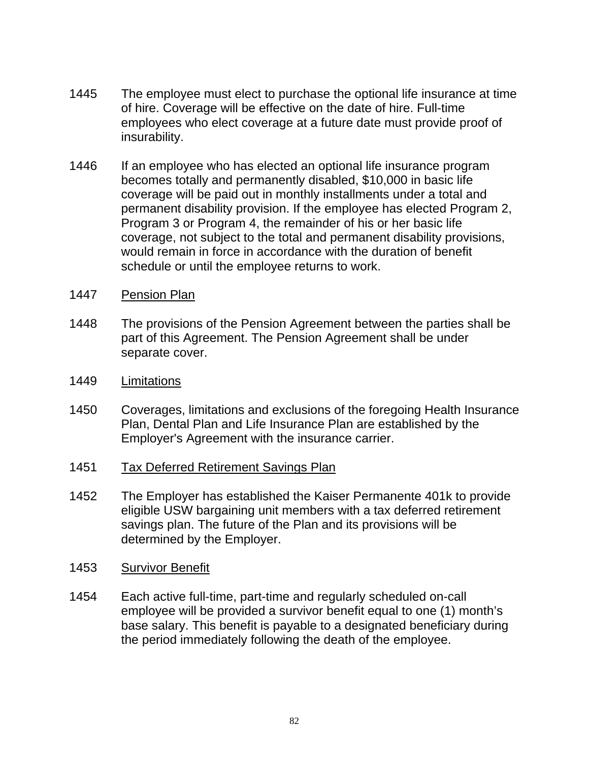1445 The employee must elect to purchase the optional life insurance at time of hire. Coverage will be effective on the date of hire. Full-time employees who elect coverage at a future date must provide proof of insurability.

1446 If an employee who has elected an optional life insurance program becomes totally and permanently disabled, $10,000 in basic life coverage will be paid out in monthly installments under a total and permanent disability provision. If the employee has elected Program 2, Program 3 or Program 4, the remainder of his or her basic life coverage, not subject to the total and permanent disability provisions, would remain in force in accordance with the duration of benefit schedule or until the employee returns to work.

1447 <u>Pension Plan</u>

1448 The provisions of the Pension Agreement between the parties shall be part of this Agreement. The Pension Agreement shall be under separate cover.

1449 <u>Limitations</u>

1450 Coverages, limitations and exclusions of the foregoing Health Insurance Plan, Dental Plan and Life Insurance Plan are established by the Employer's Agreement with the insurance carrier.

1451 <u>Tax Deferred Retirement Savings Plan</u>

1452 The Employer has established the Kaiser Permanente 401k to provide eligible USW bargaining unit members with a tax deferred retirement savings plan. The future of the Plan and its provisions will be determined by the Employer.

1453 <u>Survivor Benefit</u>

1454 Each active full-time, part-time and regularly scheduled on-call employee will be provided a survivor benefit equal to one (1) month's base salary. This benefit is payable to a designated beneficiary during the period immediately following the death of the employee.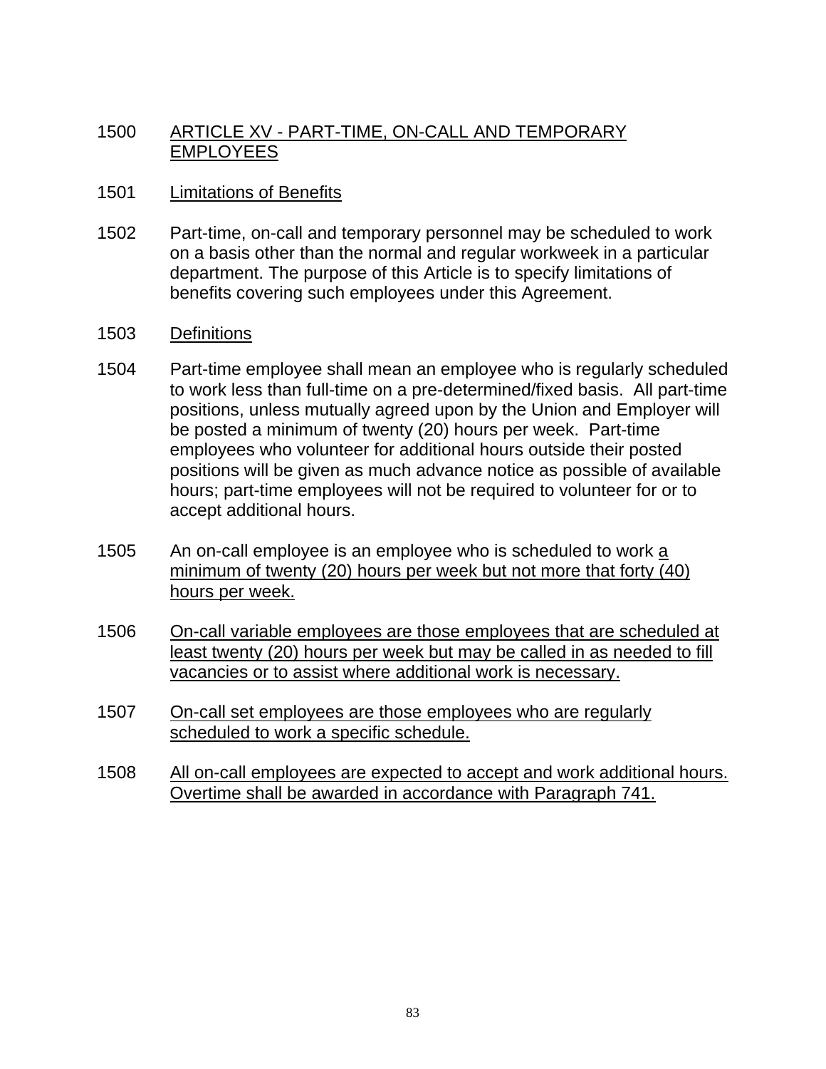1500 ARTICLE XV - PART-TIME, ON-CALL AND TEMPORARY EMPLOYEES

1501 Limitations of Benefits

1502 Part-time, on-call and temporary personnel may be scheduled to work on a basis other than the normal and regular workweek in a particular department. The purpose of this Article is to specify limitations of benefits covering such employees under this Agreement.

1503 Definitions

1504 Part-time employee shall mean an employee who is regularly scheduled to work less than full-time on a pre-determined/fixed basis. All part-time positions, unless mutually agreed upon by the Union and Employer will be posted a minimum of twenty (20) hours per week. Part-time employees who volunteer for additional hours outside their posted positions will be given as much advance notice as possible of available hours; part-time employees will not be required to volunteer for or to accept additional hours.

1505 An on-call employee is an employee who is scheduled to work a minimum of twenty (20) hours per week but not more that forty (40) hours per week.

1506 On-call variable employees are those employees that are scheduled at least twenty (20) hours per week but may be called in as needed to fill vacancies or to assist where additional work is necessary.

1507 On-call set employees are those employees who are regularly scheduled to work a specific schedule.

1508 All on-call employees are expected to accept and work additional hours. Overtime shall be awarded in accordance with Paragraph 741.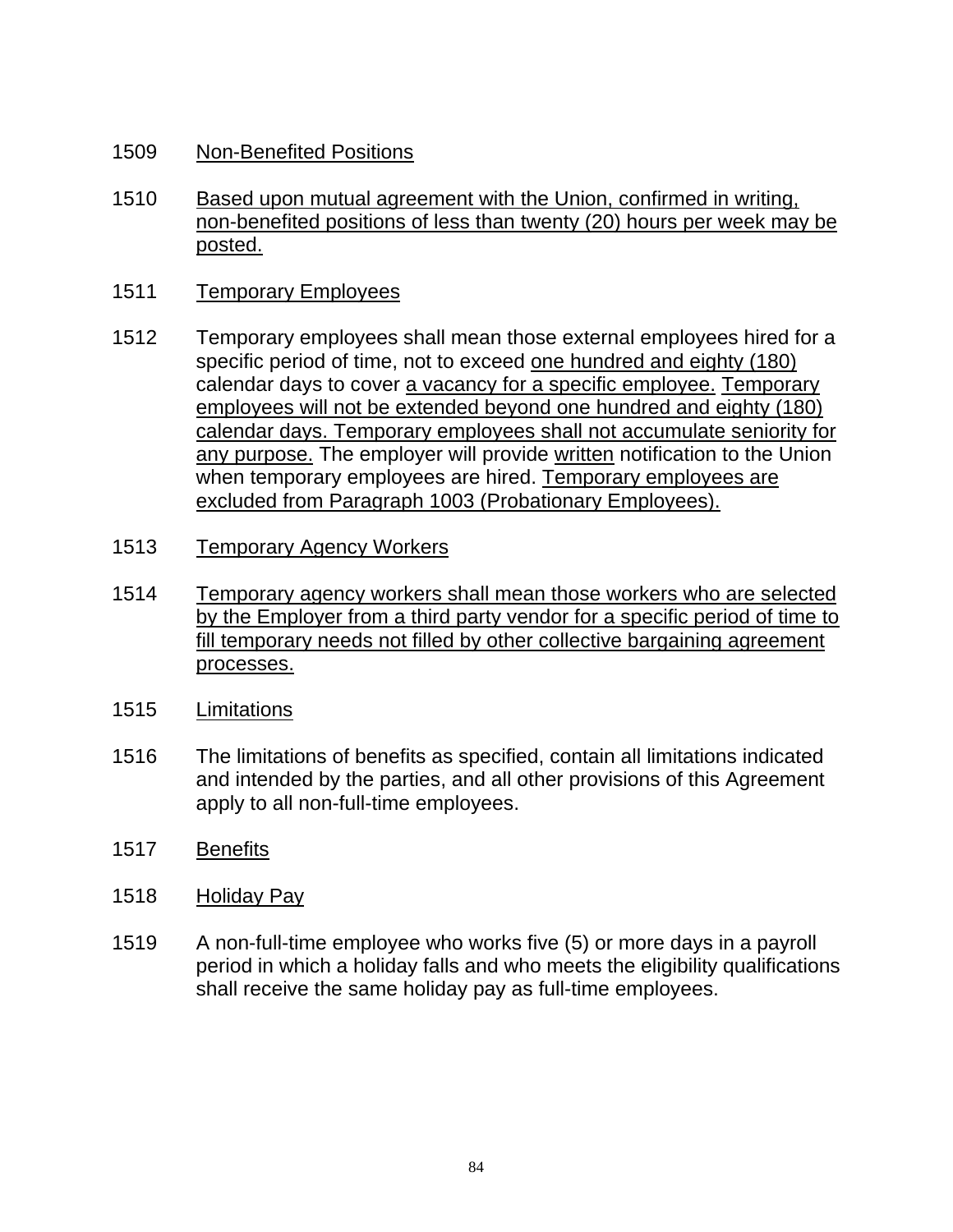1509 Non-Benefited Positions

1510 Based upon mutual agreement with the Union, confirmed in writing, non-benefited positions of less than twenty (20) hours per week may be posted.

1511 Temporary Employees

1512 Temporary employees shall mean those external employees hired for a specific period of time, not to exceed one hundred and eighty (180) calendar days to cover a vacancy for a specific employee. Temporary employees will not be extended beyond one hundred and eighty (180) calendar days. Temporary employees shall not accumulate seniority for any purpose. The employer will provide written notification to the Union when temporary employees are hired. Temporary employees are excluded from Paragraph 1003 (Probationary Employees).

1513 Temporary Agency Workers

1514 Temporary agency workers shall mean those workers who are selected by the Employer from a third party vendor for a specific period of time to fill temporary needs not filled by other collective bargaining agreement processes.

1515 Limitations

1516 The limitations of benefits as specified, contain all limitations indicated and intended by the parties, and all other provisions of this Agreement apply to all non-full-time employees.

1517 Benefits

1518 Holiday Pay

1519 A non-full-time employee who works five (5) or more days in a payroll period in which a holiday falls and who meets the eligibility qualifications shall receive the same holiday pay as full-time employees.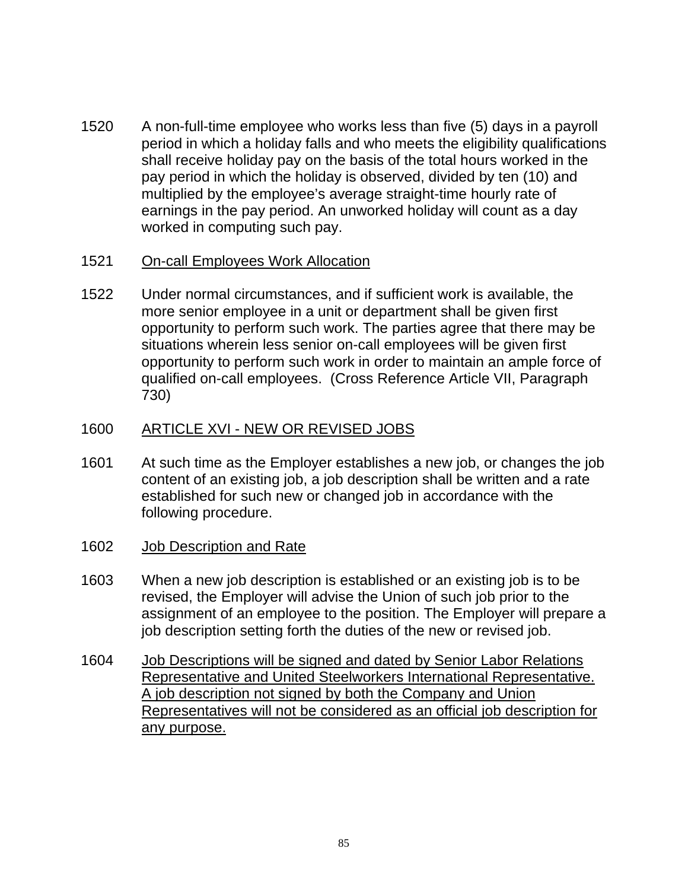1520 A non-full-time employee who works less than five (5) days in a payroll period in which a holiday falls and who meets the eligibility qualifications shall receive holiday pay on the basis of the total hours worked in the pay period in which the holiday is observed, divided by ten (10) and multiplied by the employee's average straight-time hourly rate of earnings in the pay period. An unworked holiday will count as a day worked in computing such pay.

1521 <u>On-call Employees Work Allocation</u>

1522 Under normal circumstances, and if sufficient work is available, the more senior employee in a unit or department shall be given first opportunity to perform such work. The parties agree that there may be situations wherein less senior on-call employees will be given first opportunity to perform such work in order to maintain an ample force of qualified on-call employees. (Cross Reference Article VII, Paragraph 730)

## 1600 <u>ARTICLE XVI - NEW OR REVISED JOBS</u>

1601 At such time as the Employer establishes a new job, or changes the job content of an existing job, a job description shall be written and a rate established for such new or changed job in accordance with the following procedure.

1602 <u>Job Description and Rate</u>

1603 When a new job description is established or an existing job is to be revised, the Employer will advise the Union of such job prior to the assignment of an employee to the position. The Employer will prepare a job description setting forth the duties of the new or revised job.

1604 <u>Job Descriptions will be signed and dated by Senior Labor Relations Representative and United Steelworkers International Representative. A job description not signed by both the Company and Union Representatives will not be considered as an official job description for any purpose.</u>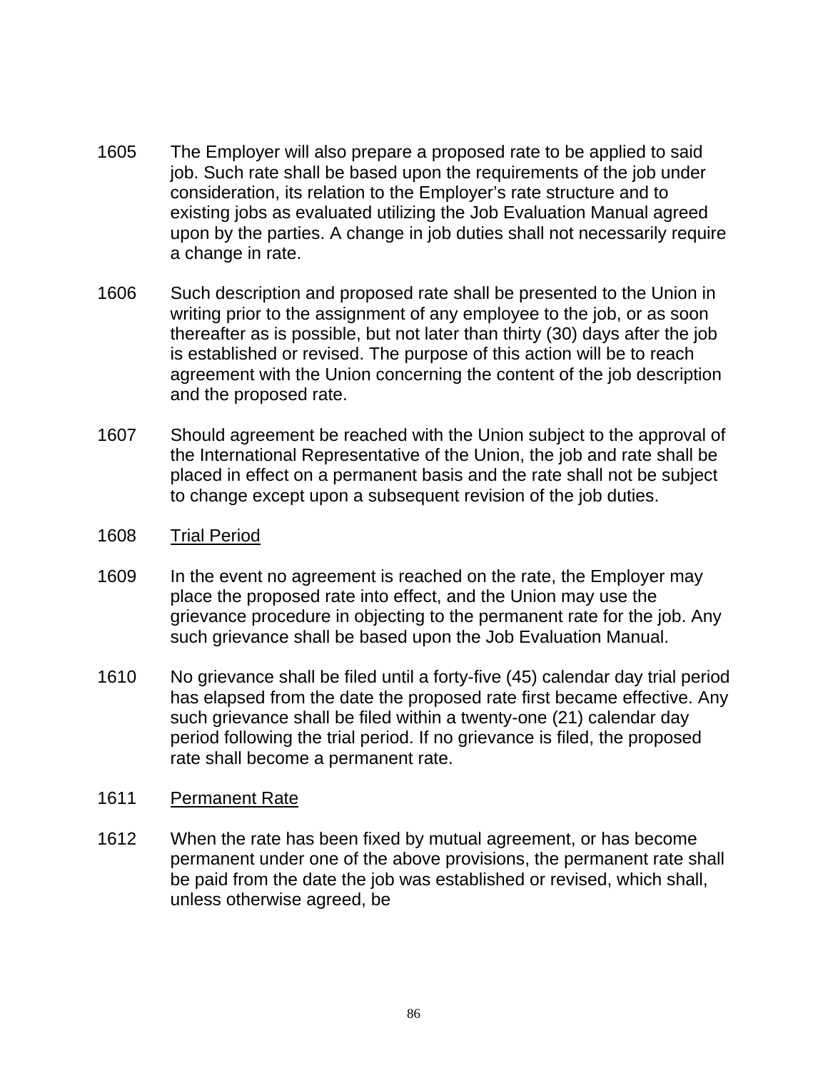1605 The Employer will also prepare a proposed rate to be applied to said job. Such rate shall be based upon the requirements of the job under consideration, its relation to the Employer's rate structure and to existing jobs as evaluated utilizing the Job Evaluation Manual agreed upon by the parties. A change in job duties shall not necessarily require a change in rate.

1606 Such description and proposed rate shall be presented to the Union in writing prior to the assignment of any employee to the job, or as soon thereafter as is possible, but not later than thirty (30) days after the job is established or revised. The purpose of this action will be to reach agreement with the Union concerning the content of the job description and the proposed rate.

1607 Should agreement be reached with the Union subject to the approval of the International Representative of the Union, the job and rate shall be placed in effect on a permanent basis and the rate shall not be subject to change except upon a subsequent revision of the job duties.

1608 Trial Period

1609 In the event no agreement is reached on the rate, the Employer may place the proposed rate into effect, and the Union may use the grievance procedure in objecting to the permanent rate for the job. Any such grievance shall be based upon the Job Evaluation Manual.

1610 No grievance shall be filed until a forty-five (45) calendar day trial period has elapsed from the date the proposed rate first became effective. Any such grievance shall be filed within a twenty-one (21) calendar day period following the trial period. If no grievance is filed, the proposed rate shall become a permanent rate.

1611 Permanent Rate

1612 When the rate has been fixed by mutual agreement, or has become permanent under one of the above provisions, the permanent rate shall be paid from the date the job was established or revised, which shall, unless otherwise agreed, be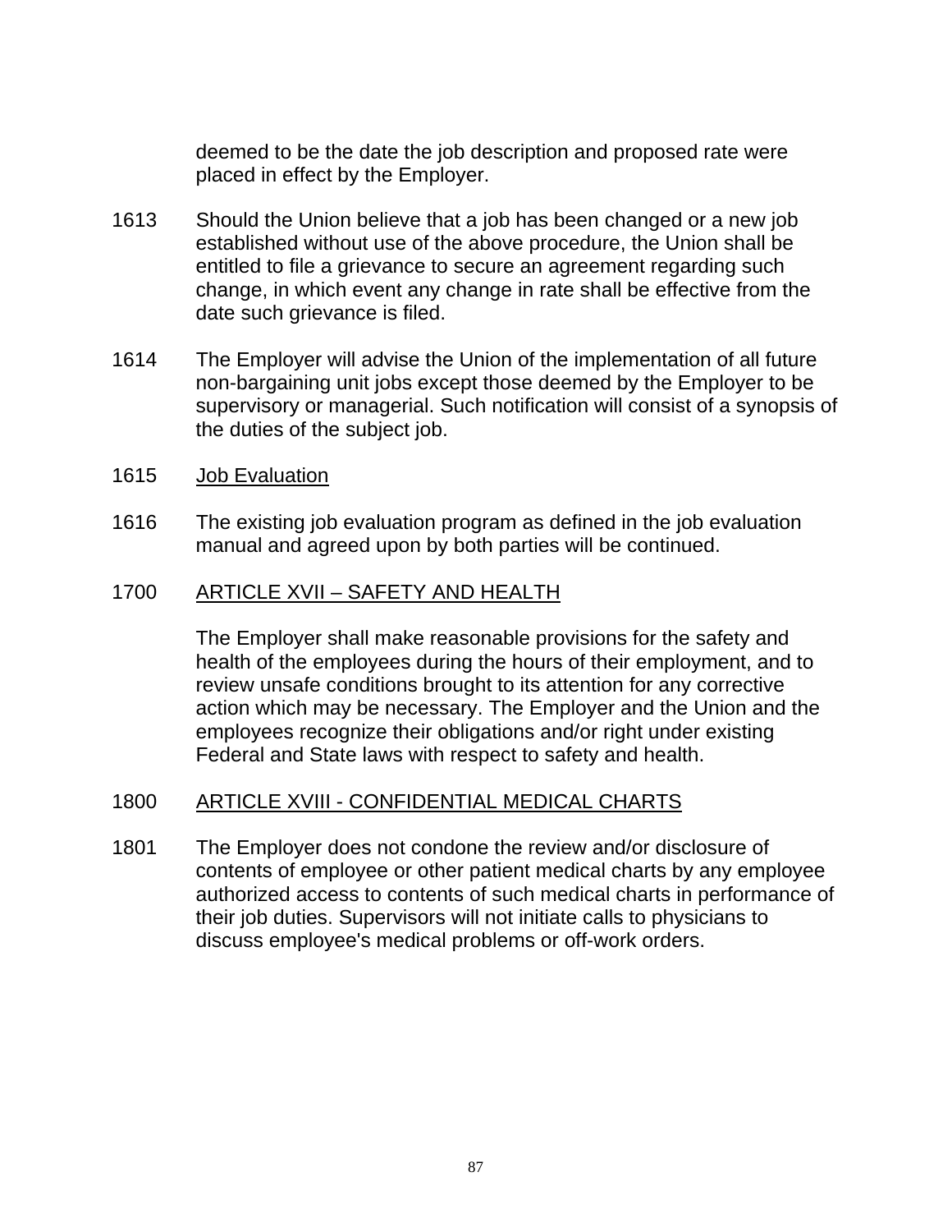deemed to be the date the job description and proposed rate were placed in effect by the Employer.

1613 Should the Union believe that a job has been changed or a new job established without use of the above procedure, the Union shall be entitled to file a grievance to secure an agreement regarding such change, in which event any change in rate shall be effective from the date such grievance is filed.

1614 The Employer will advise the Union of the implementation of all future non-bargaining unit jobs except those deemed by the Employer to be supervisory or managerial. Such notification will consist of a synopsis of the duties of the subject job.

1615 Job Evaluation

1616 The existing job evaluation program as defined in the job evaluation manual and agreed upon by both parties will be continued.

## 1700 ARTICLE XVII – SAFETY AND HEALTH

The Employer shall make reasonable provisions for the safety and health of the employees during the hours of their employment, and to review unsafe conditions brought to its attention for any corrective action which may be necessary. The Employer and the Union and the employees recognize their obligations and/or right under existing Federal and State laws with respect to safety and health.

## 1800 ARTICLE XVIII - CONFIDENTIAL MEDICAL CHARTS

1801 The Employer does not condone the review and/or disclosure of contents of employee or other patient medical charts by any employee authorized access to contents of such medical charts in performance of their job duties. Supervisors will not initiate calls to physicians to discuss employee's medical problems or off-work orders.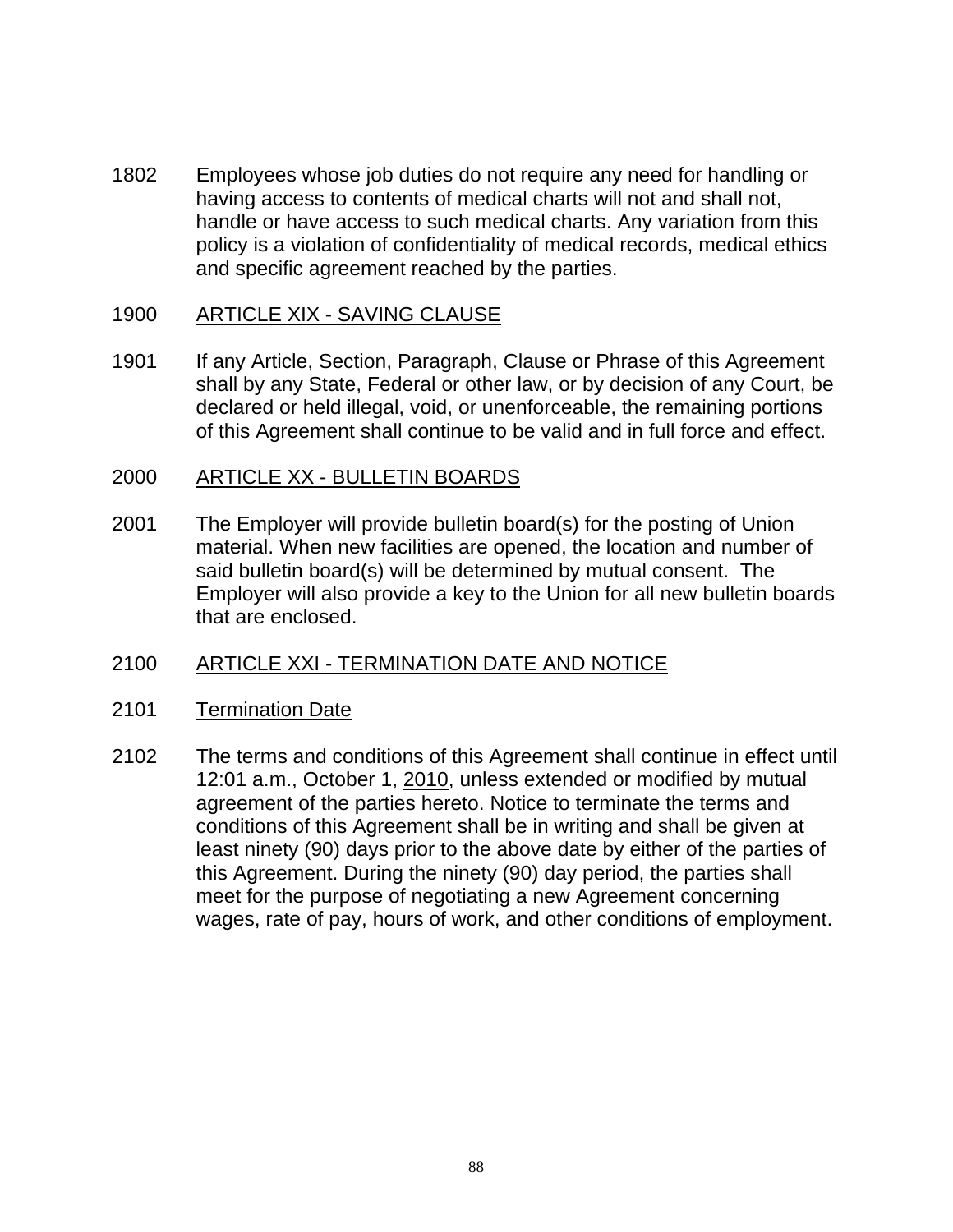1802 Employees whose job duties do not require any need for handling or having access to contents of medical charts will not and shall not, handle or have access to such medical charts. Any variation from this policy is a violation of confidentiality of medical records, medical ethics and specific agreement reached by the parties.

## 1900 ARTICLE XIX - SAVING CLAUSE

1901 If any Article, Section, Paragraph, Clause or Phrase of this Agreement shall by any State, Federal or other law, or by decision of any Court, be declared or held illegal, void, or unenforceable, the remaining portions of this Agreement shall continue to be valid and in full force and effect.

## 2000 ARTICLE XX - BULLETIN BOARDS

2001 The Employer will provide bulletin board(s) for the posting of Union material. When new facilities are opened, the location and number of said bulletin board(s) will be determined by mutual consent. The Employer will also provide a key to the Union for all new bulletin boards that are enclosed.

## 2100 ARTICLE XXI - TERMINATION DATE AND NOTICE

### 2101 Termination Date

2102 The terms and conditions of this Agreement shall continue in effect until 12:01 a.m., October 1, 2010, unless extended or modified by mutual agreement of the parties hereto. Notice to terminate the terms and conditions of this Agreement shall be in writing and shall be given at least ninety (90) days prior to the above date by either of the parties of this Agreement. During the ninety (90) day period, the parties shall meet for the purpose of negotiating a new Agreement concerning wages, rate of pay, hours of work, and other conditions of employment.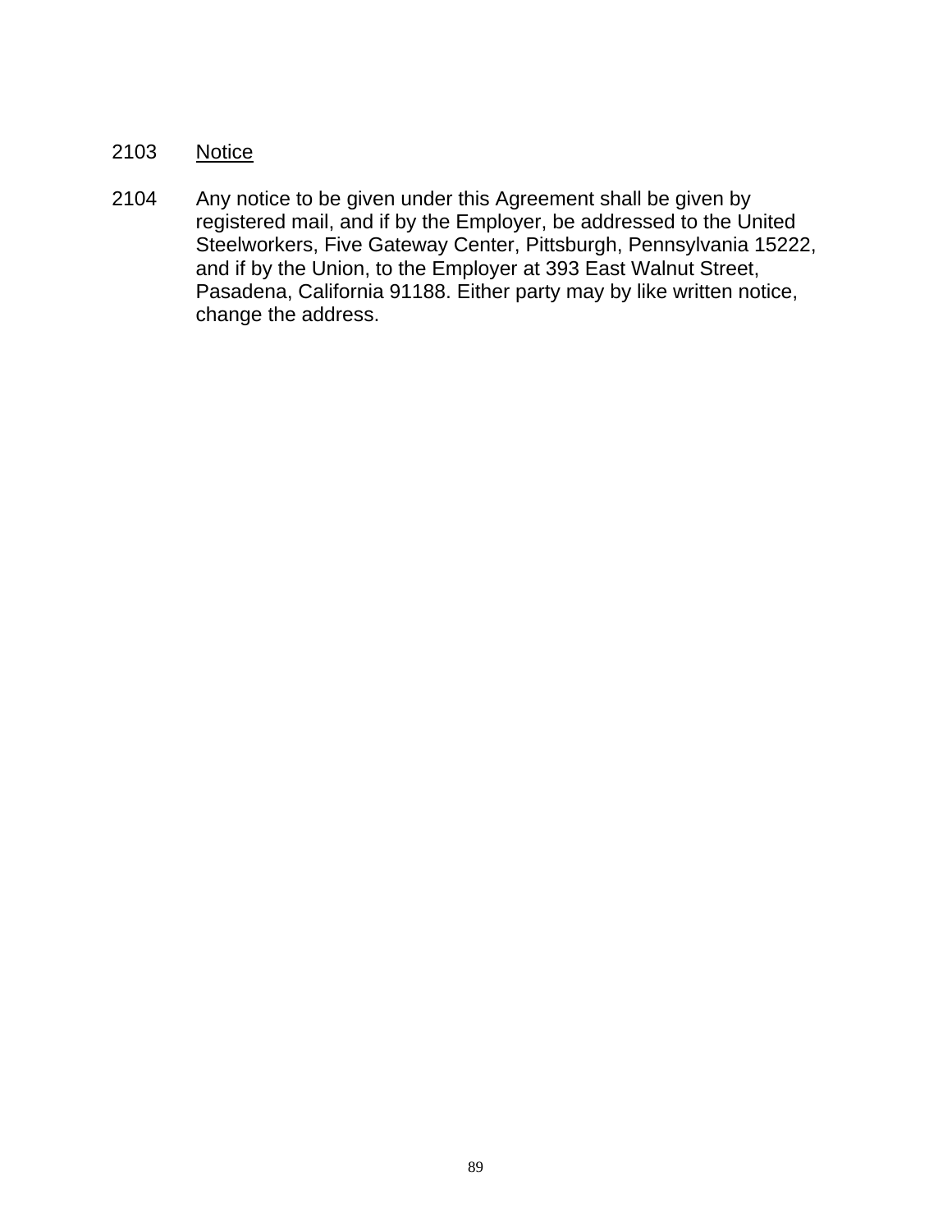2103 <u>Notice</u>

2104 Any notice to be given under this Agreement shall be given by registered mail, and if by the Employer, be addressed to the United Steelworkers, Five Gateway Center, Pittsburgh, Pennsylvania 15222, and if by the Union, to the Employer at 393 East Walnut Street, Pasadena, California 91188. Either party may by like written notice, change the address.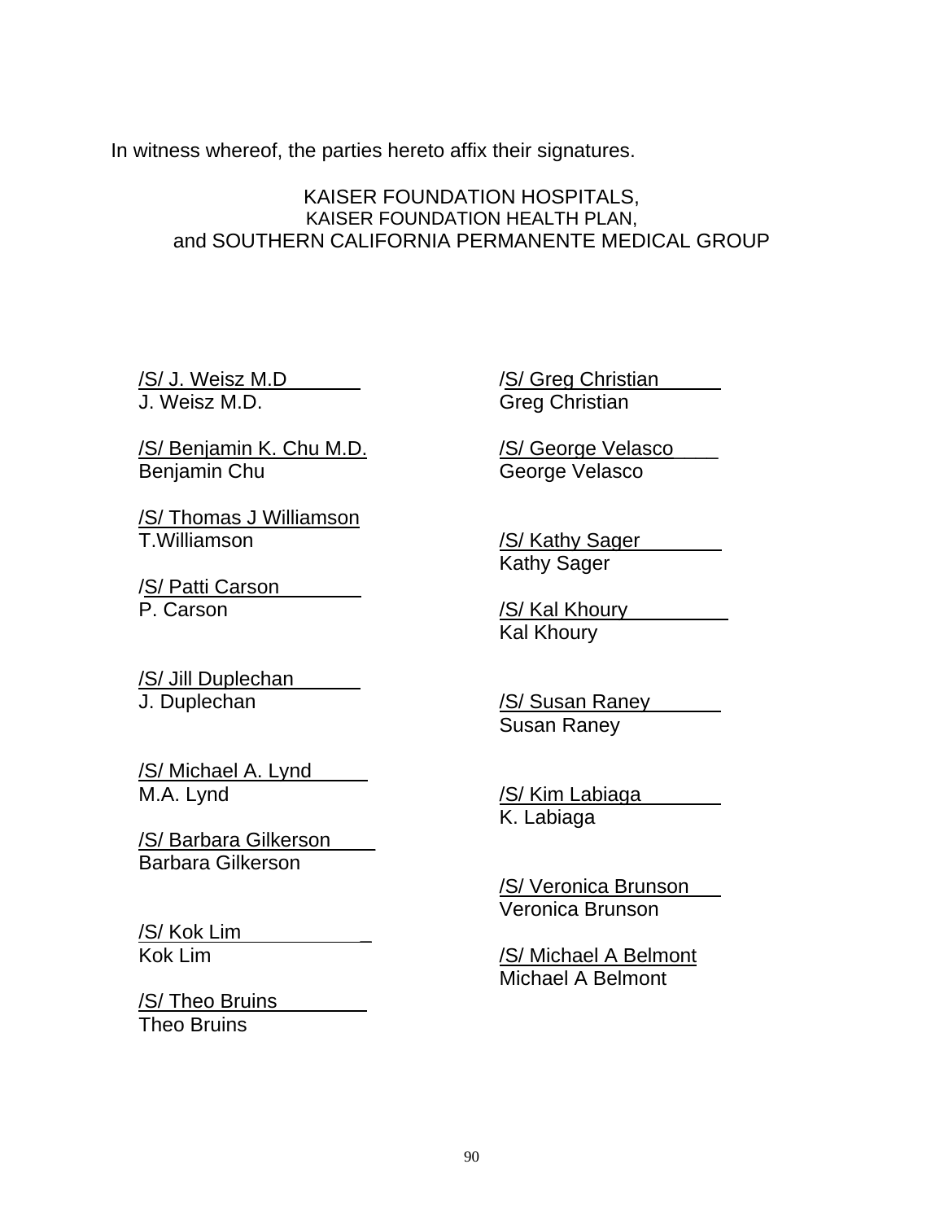In witness whereof, the parties hereto affix their signatures.

KAISER FOUNDATION HOSPITALS,
KAISER FOUNDATION HEALTH PLAN,
and SOUTHERN CALIFORNIA PERMANENTE MEDICAL GROUP

/S/ J. Weisz M.D
J. Weisz M.D.

/S/ Benjamin K. Chu M.D.
Benjamin Chu

/S/ Thomas J Williamson
T.Williamson

/S/ Patti Carson
P. Carson

/S/ Jill Duplechan
J. Duplechan

/S/ Michael A. Lynd
M.A. Lynd

/S/ Barbara Gilkerson
Barbara Gilkerson

/S/ Kok Lim
Kok Lim

/S/ Theo Bruins
Theo Bruins

/S/ Greg Christian
Greg Christian

/S/ George Velasco
George Velasco

/S/ Kathy Sager
Kathy Sager

/S/ Kal Khoury
Kal Khoury

/S/ Susan Raney
Susan Raney

/S/ Kim Labiaga
K. Labiaga

/S/ Veronica Brunson
Veronica Brunson

/S/ Michael A Belmont
Michael A Belmont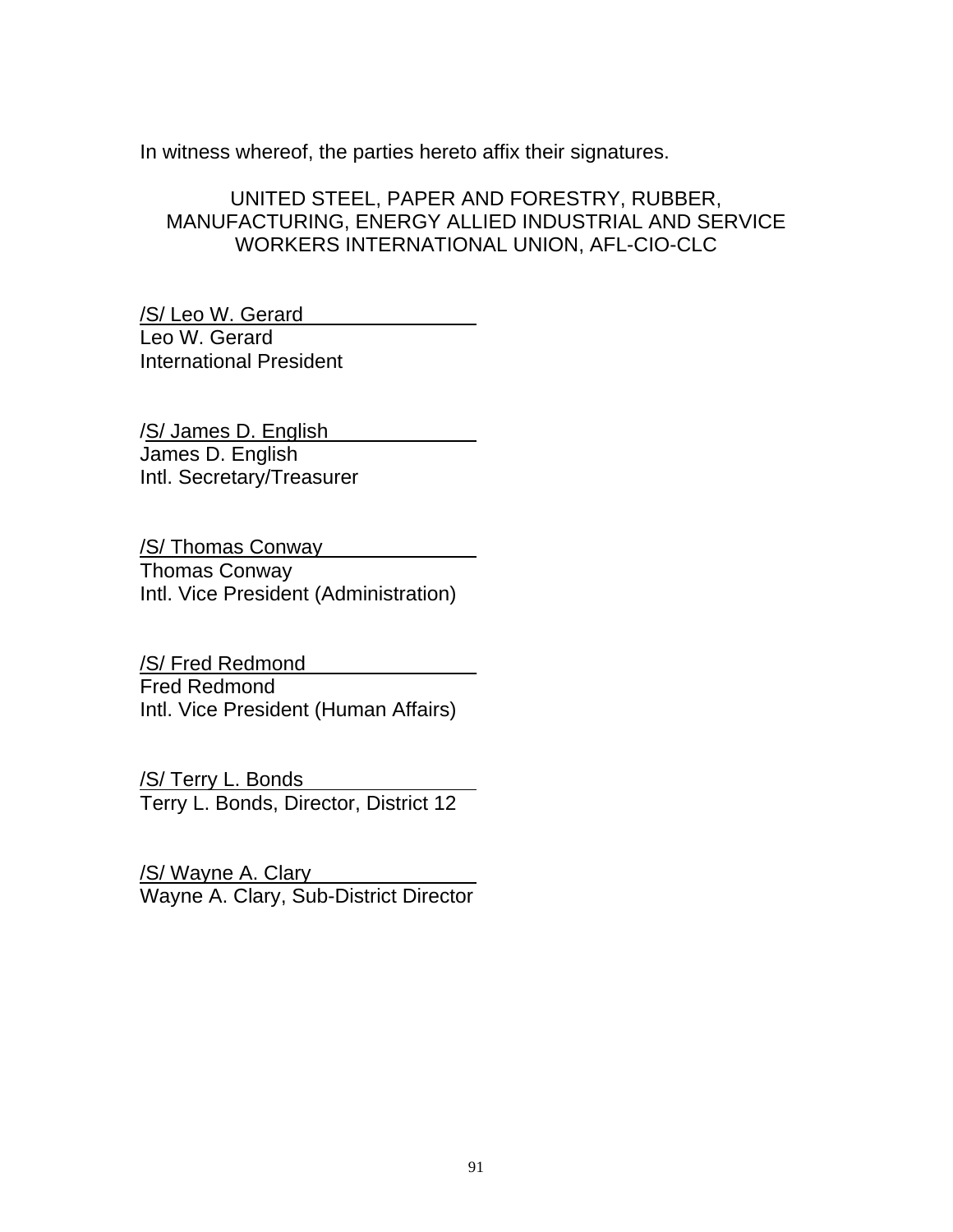In witness whereof, the parties hereto affix their signatures.

UNITED STEEL, PAPER AND FORESTRY, RUBBER, MANUFACTURING, ENERGY ALLIED INDUSTRIAL AND SERVICE WORKERS INTERNATIONAL UNION, AFL-CIO-CLC

/S/ Leo W. Gerard
Leo W. Gerard
International President

/S/ James D. English
James D. English
Intl. Secretary/Treasurer

/S/ Thomas Conway
Thomas Conway
Intl. Vice President (Administration)

/S/ Fred Redmond
Fred Redmond
Intl. Vice President (Human Affairs)

/S/ Terry L. Bonds
Terry L. Bonds, Director, District 12

/S/ Wayne A. Clary
Wayne A. Clary, Sub-District Director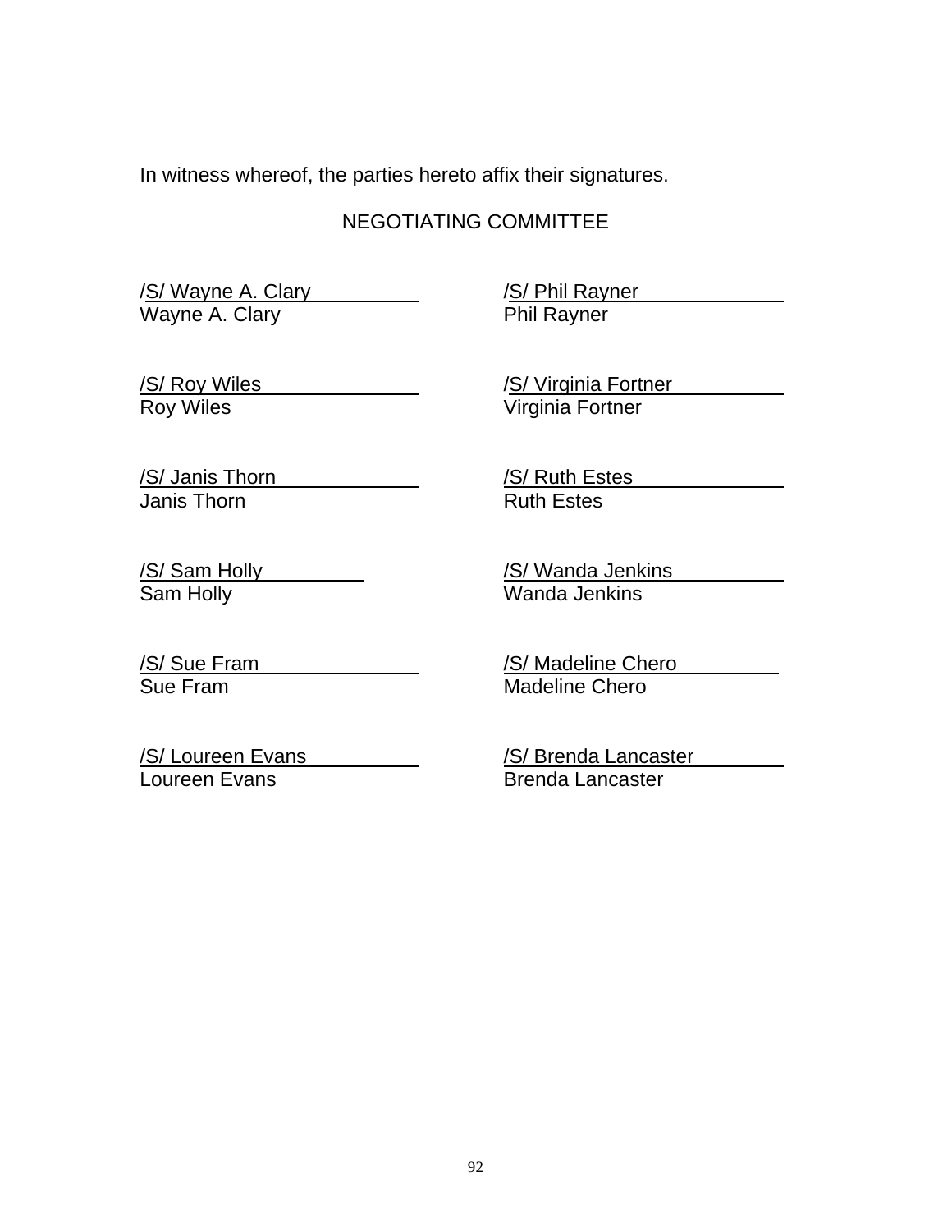In witness whereof, the parties hereto affix their signatures.

NEGOTIATING COMMITTEE

| | |
|---|---|
| /S/ Wayne A. Clary<br>Wayne A. Clary | /S/ Phil Rayner<br>Phil Rayner |
| /S/ Roy Wiles<br>Roy Wiles | /S/ Virginia Fortner<br>Virginia Fortner |
| /S/ Janis Thorn<br>Janis Thorn | /S/ Ruth Estes<br>Ruth Estes |
| /S/ Sam Holly<br>Sam Holly | /S/ Wanda Jenkins<br>Wanda Jenkins |
| /S/ Sue Fram<br>Sue Fram | /S/ Madeline Chero<br>Madeline Chero |
| /S/ Loureen Evans<br>Loureen Evans | /S/ Brenda Lancaster<br>Brenda Lancaster |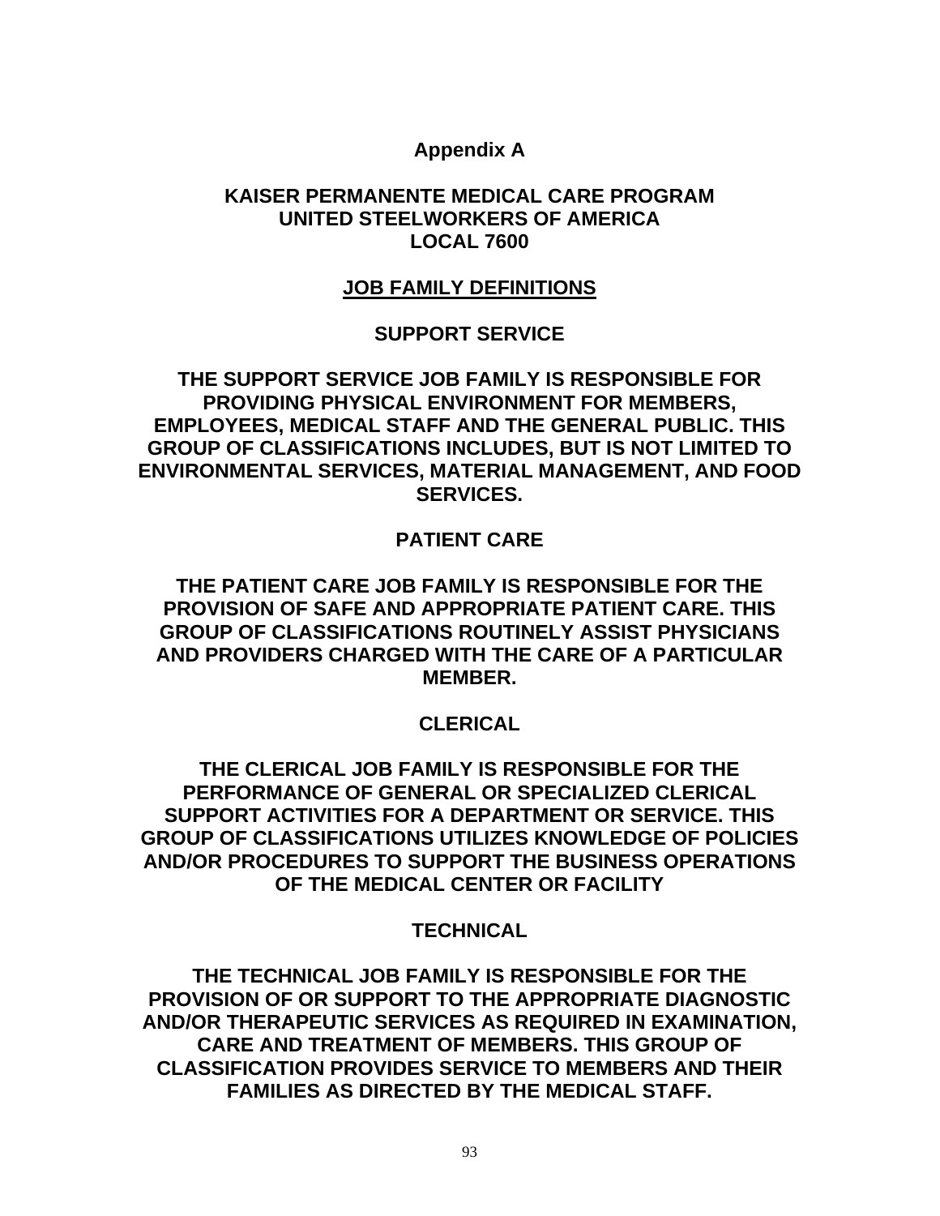# Appendix A

## KAISER PERMANENTE MEDICAL CARE PROGRAM
## UNITED STEELWORKERS OF AMERICA
## LOCAL 7600

## JOB FAMILY DEFINITIONS

### SUPPORT SERVICE

**THE SUPPORT SERVICE JOB FAMILY IS RESPONSIBLE FOR PROVIDING PHYSICAL ENVIRONMENT FOR MEMBERS, EMPLOYEES, MEDICAL STAFF AND THE GENERAL PUBLIC. THIS GROUP OF CLASSIFICATIONS INCLUDES, BUT IS NOT LIMITED TO ENVIRONMENTAL SERVICES, MATERIAL MANAGEMENT, AND FOOD SERVICES.**

### PATIENT CARE

**THE PATIENT CARE JOB FAMILY IS RESPONSIBLE FOR THE PROVISION OF SAFE AND APPROPRIATE PATIENT CARE. THIS GROUP OF CLASSIFICATIONS ROUTINELY ASSIST PHYSICIANS AND PROVIDERS CHARGED WITH THE CARE OF A PARTICULAR MEMBER.**

### CLERICAL

**THE CLERICAL JOB FAMILY IS RESPONSIBLE FOR THE PERFORMANCE OF GENERAL OR SPECIALIZED CLERICAL SUPPORT ACTIVITIES FOR A DEPARTMENT OR SERVICE. THIS GROUP OF CLASSIFICATIONS UTILIZES KNOWLEDGE OF POLICIES AND/OR PROCEDURES TO SUPPORT THE BUSINESS OPERATIONS OF THE MEDICAL CENTER OR FACILITY**

### TECHNICAL

**THE TECHNICAL JOB FAMILY IS RESPONSIBLE FOR THE PROVISION OF OR SUPPORT TO THE APPROPRIATE DIAGNOSTIC AND/OR THERAPEUTIC SERVICES AS REQUIRED IN EXAMINATION, CARE AND TREATMENT OF MEMBERS. THIS GROUP OF CLASSIFICATION PROVIDES SERVICE TO MEMBERS AND THEIR FAMILIES AS DIRECTED BY THE MEDICAL STAFF.**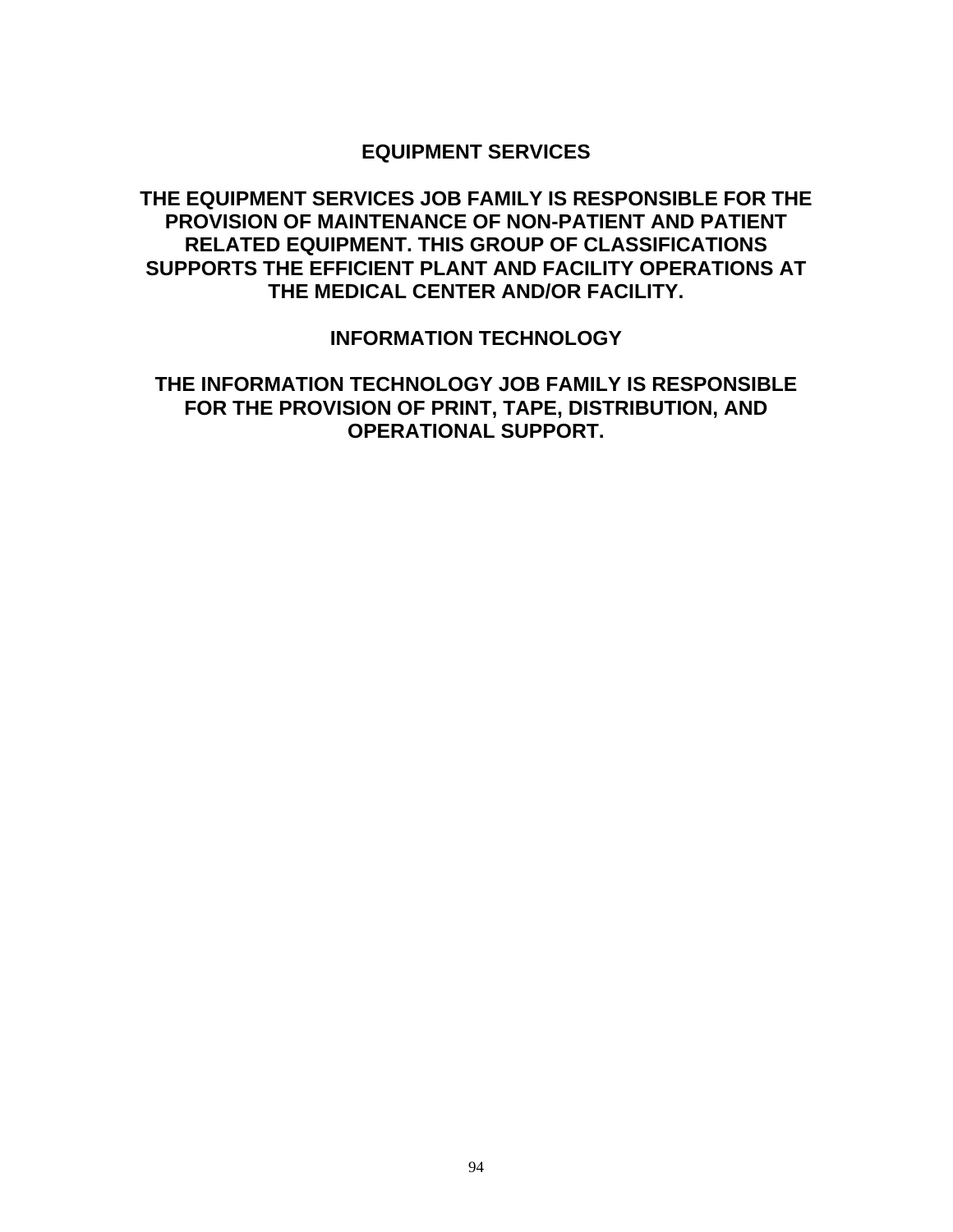## EQUIPMENT SERVICES

**THE EQUIPMENT SERVICES JOB FAMILY IS RESPONSIBLE FOR THE PROVISION OF MAINTENANCE OF NON-PATIENT AND PATIENT RELATED EQUIPMENT. THIS GROUP OF CLASSIFICATIONS SUPPORTS THE EFFICIENT PLANT AND FACILITY OPERATIONS AT THE MEDICAL CENTER AND/OR FACILITY.**

## INFORMATION TECHNOLOGY

**THE INFORMATION TECHNOLOGY JOB FAMILY IS RESPONSIBLE FOR THE PROVISION OF PRINT, TAPE, DISTRIBUTION, AND OPERATIONAL SUPPORT.**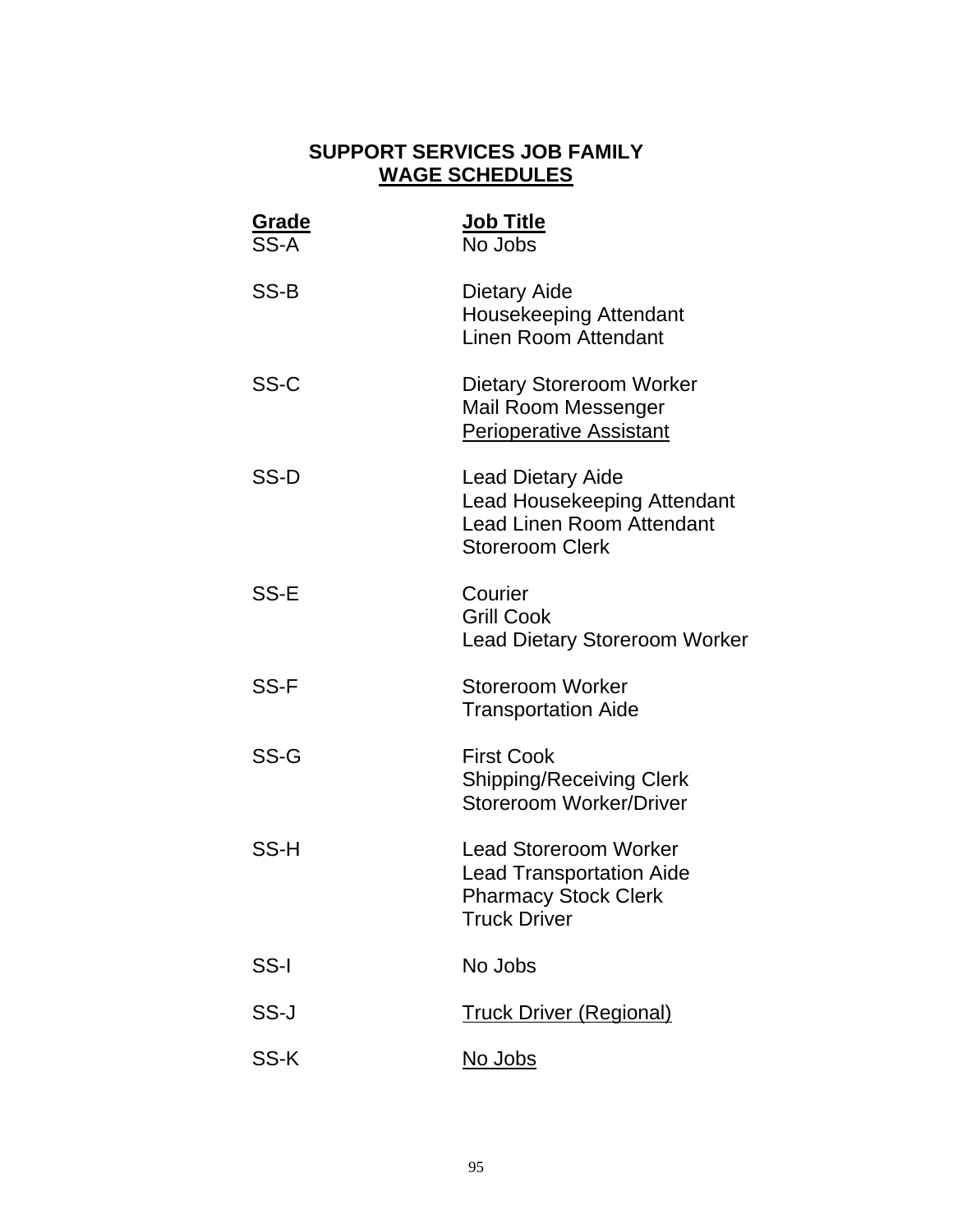## SUPPORT SERVICES JOB FAMILY
## WAGE SCHEDULES

| Grade | Job Title |
|---|---|
| SS-A | No Jobs |
| SS-B | Dietary Aide<br>Housekeeping Attendant<br>Linen Room Attendant |
| SS-C | Dietary Storeroom Worker<br>Mail Room Messenger<br>Perioperative Assistant |
| SS-D | Lead Dietary Aide<br>Lead Housekeeping Attendant<br>Lead Linen Room Attendant<br>Storeroom Clerk |
| SS-E | Courier<br>Grill Cook<br>Lead Dietary Storeroom Worker |
| SS-F | Storeroom Worker<br>Transportation Aide |
| SS-G | First Cook<br>Shipping/Receiving Clerk<br>Storeroom Worker/Driver |
| SS-H | Lead Storeroom Worker<br>Lead Transportation Aide<br>Pharmacy Stock Clerk<br>Truck Driver |
| SS-I | No Jobs |
| SS-J | Truck Driver (Regional) |
| SS-K | No Jobs |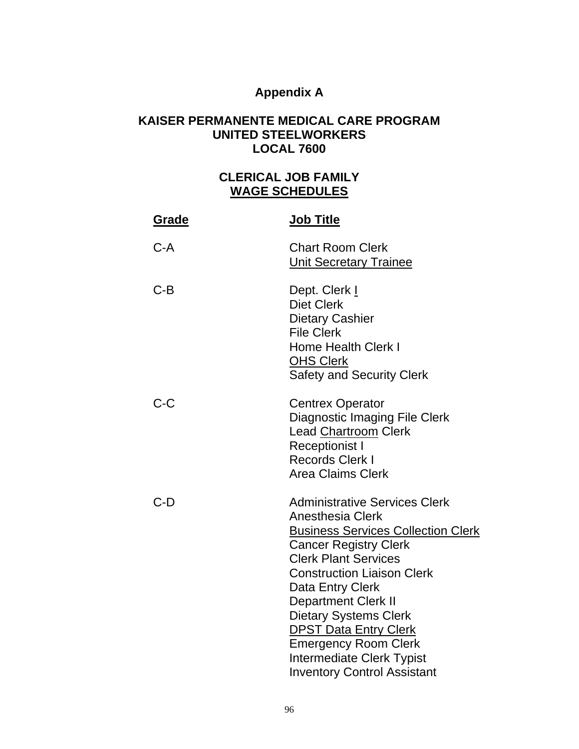**Appendix A**

**KAISER PERMANENTE MEDICAL CARE PROGRAM**
**UNITED STEELWORKERS**
**LOCAL 7600**

**CLERICAL JOB FAMILY**
**<u>WAGE SCHEDULES</u>**

| **<u>Grade</u>** | **<u>Job Title</u>** |
|---|---|
| C-A | Chart Room Clerk<br><u>Unit Secretary Trainee</u> |
| C-B | Dept. Clerk <u>I</u><br>Diet Clerk<br>Dietary Cashier<br>File Clerk<br>Home Health Clerk I<br><u>OHS Clerk</u><br>Safety and Security Clerk |
| C-C | Centrex Operator<br>Diagnostic Imaging File Clerk<br>Lead <u>Chartroom</u> Clerk<br>Receptionist I<br>Records Clerk I<br>Area Claims Clerk |
| C-D | Administrative Services Clerk<br>Anesthesia Clerk<br><u>Business Services Collection Clerk</u><br>Cancer Registry Clerk<br>Clerk Plant Services<br>Construction Liaison Clerk<br>Data Entry Clerk<br>Department Clerk II<br>Dietary Systems Clerk<br><u>DPST Data Entry Clerk</u><br>Emergency Room Clerk<br>Intermediate Clerk Typist<br>Inventory Control Assistant |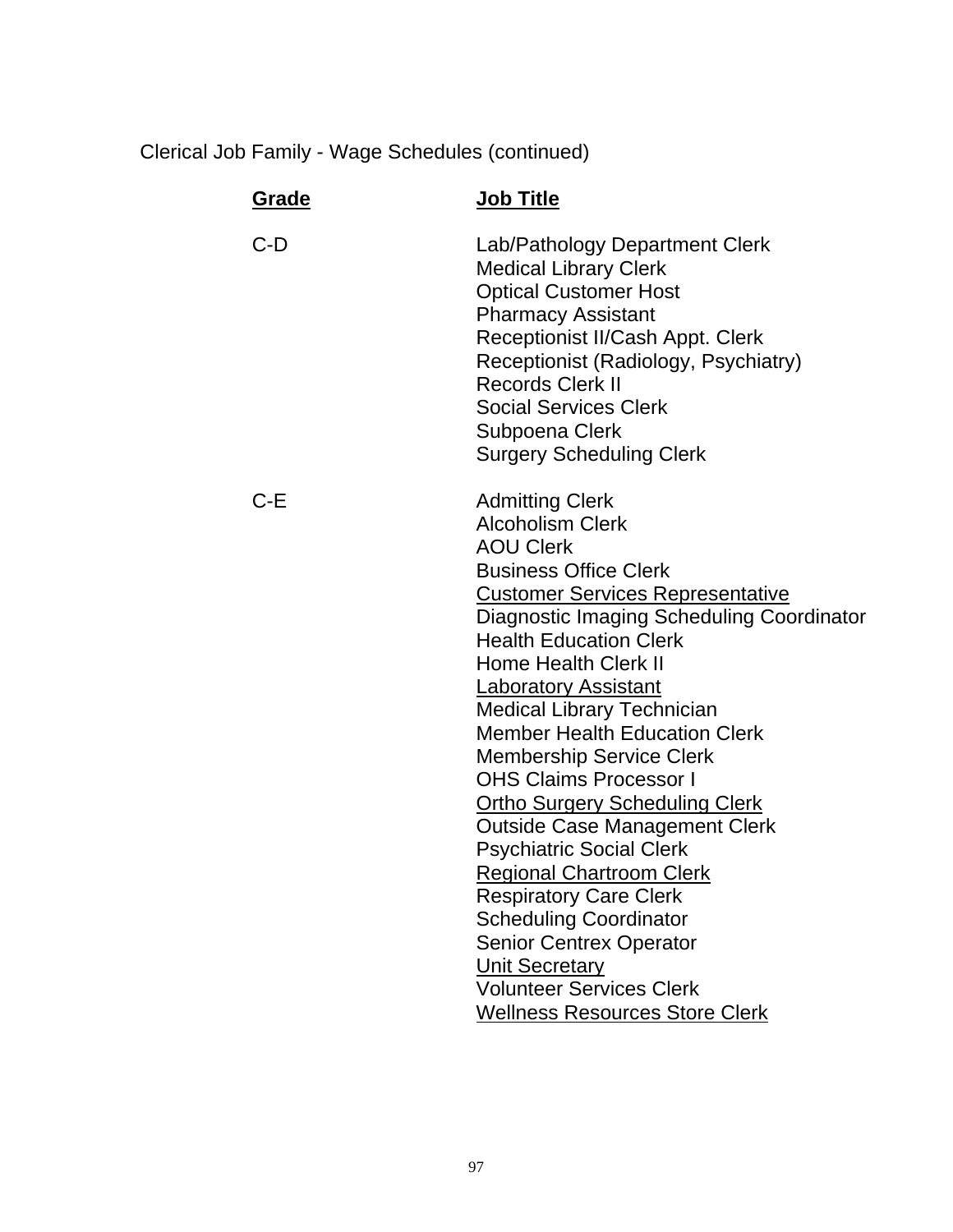Clerical Job Family - Wage Schedules (continued)

| **Grade** | **Job Title** |
|---|---|
| C-D | Lab/Pathology Department Clerk |
| | Medical Library Clerk |
| | Optical Customer Host |
| | Pharmacy Assistant |
| | Receptionist II/Cash Appt. Clerk |
| | Receptionist (Radiology, Psychiatry) |
| | Records Clerk II |
| | Social Services Clerk |
| | Subpoena Clerk |
| | Surgery Scheduling Clerk |
| C-E | Admitting Clerk |
| | Alcoholism Clerk |
| | AOU Clerk |
| | Business Office Clerk |
| | Customer Services Representative |
| | Diagnostic Imaging Scheduling Coordinator |
| | Health Education Clerk |
| | Home Health Clerk II |
| | Laboratory Assistant |
| | Medical Library Technician |
| | Member Health Education Clerk |
| | Membership Service Clerk |
| | OHS Claims Processor I |
| | Ortho Surgery Scheduling Clerk |
| | Outside Case Management Clerk |
| | Psychiatric Social Clerk |
| | Regional Chartroom Clerk |
| | Respiratory Care Clerk |
| | Scheduling Coordinator |
| | Senior Centrex Operator |
| | Unit Secretary |
| | Volunteer Services Clerk |
| | Wellness Resources Store Clerk |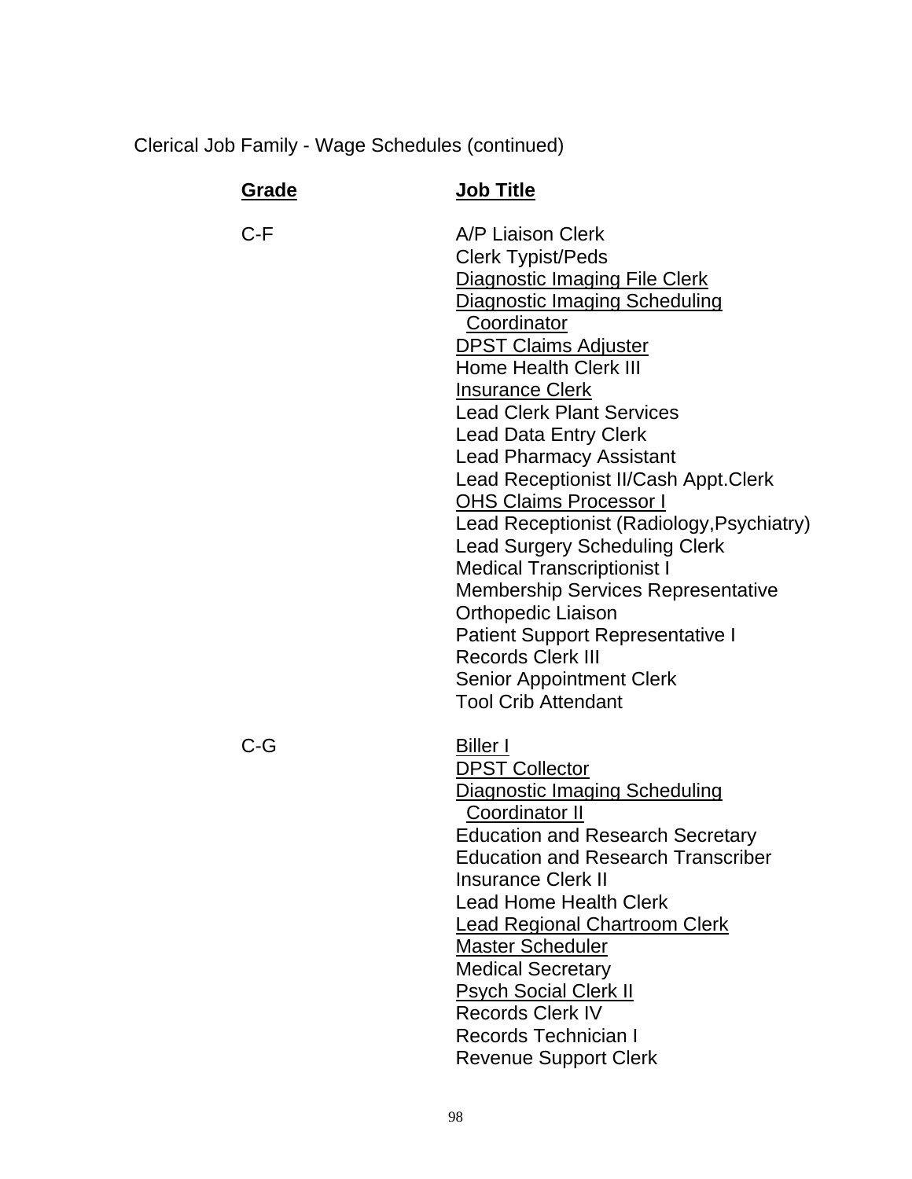Clerical Job Family - Wage Schedules (continued)

| **Grade** | **Job Title** |
|---|---|
| C-F | A/P Liaison Clerk<br>Clerk Typist/Peds<br>Diagnostic Imaging File Clerk<br>Diagnostic Imaging Scheduling Coordinator<br>DPST Claims Adjuster<br>Home Health Clerk III<br>Insurance Clerk<br>Lead Clerk Plant Services<br>Lead Data Entry Clerk<br>Lead Pharmacy Assistant<br>Lead Receptionist II/Cash Appt.Clerk<br>OHS Claims Processor I<br>Lead Receptionist (Radiology,Psychiatry)<br>Lead Surgery Scheduling Clerk<br>Medical Transcriptionist I<br>Membership Services Representative<br>Orthopedic Liaison<br>Patient Support Representative I<br>Records Clerk III<br>Senior Appointment Clerk<br>Tool Crib Attendant |
| C-G | Biller I<br>DPST Collector<br>Diagnostic Imaging Scheduling Coordinator II<br>Education and Research Secretary<br>Education and Research Transcriber<br>Insurance Clerk II<br>Lead Home Health Clerk<br>Lead Regional Chartroom Clerk<br>Master Scheduler<br>Medical Secretary<br>Psych Social Clerk II<br>Records Clerk IV<br>Records Technician I<br>Revenue Support Clerk |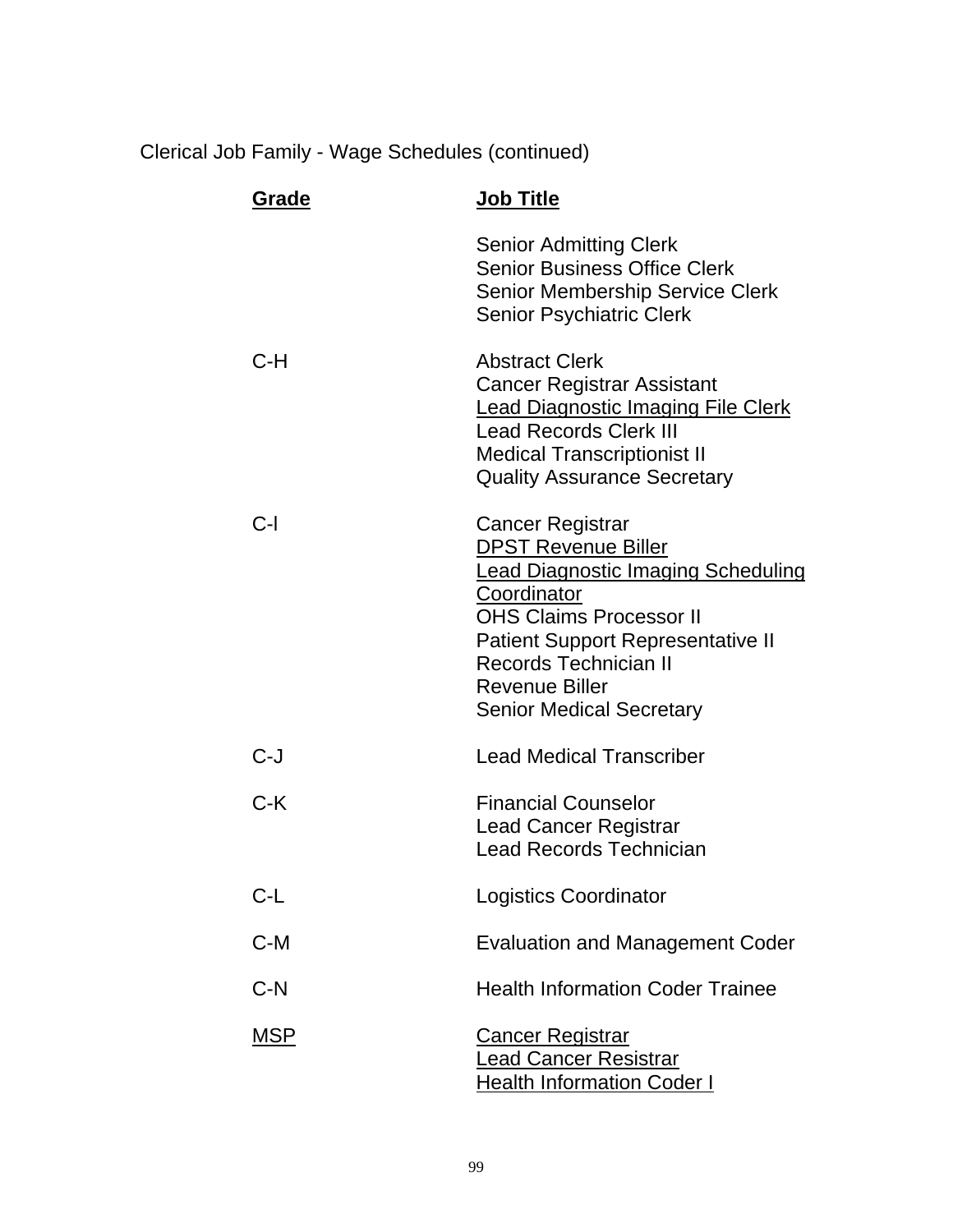Clerical Job Family - Wage Schedules (continued)

| Grade | Job Title |
|---|---|
| | Senior Admitting Clerk<br>Senior Business Office Clerk<br>Senior Membership Service Clerk<br>Senior Psychiatric Clerk |
| C-H | Abstract Clerk<br>Cancer Registrar Assistant<br>Lead Diagnostic Imaging File Clerk<br>Lead Records Clerk III<br>Medical Transcriptionist II<br>Quality Assurance Secretary |
| C-I | Cancer Registrar<br>DPST Revenue Biller<br>Lead Diagnostic Imaging Scheduling Coordinator<br>OHS Claims Processor II<br>Patient Support Representative II<br>Records Technician II<br>Revenue Biller<br>Senior Medical Secretary |
| C-J | Lead Medical Transcriber |
| C-K | Financial Counselor<br>Lead Cancer Registrar<br>Lead Records Technician |
| C-L | Logistics Coordinator |
| C-M | Evaluation and Management Coder |
| C-N | Health Information Coder Trainee |
| MSP | Cancer Registrar<br>Lead Cancer Resistrar<br>Health Information Coder I |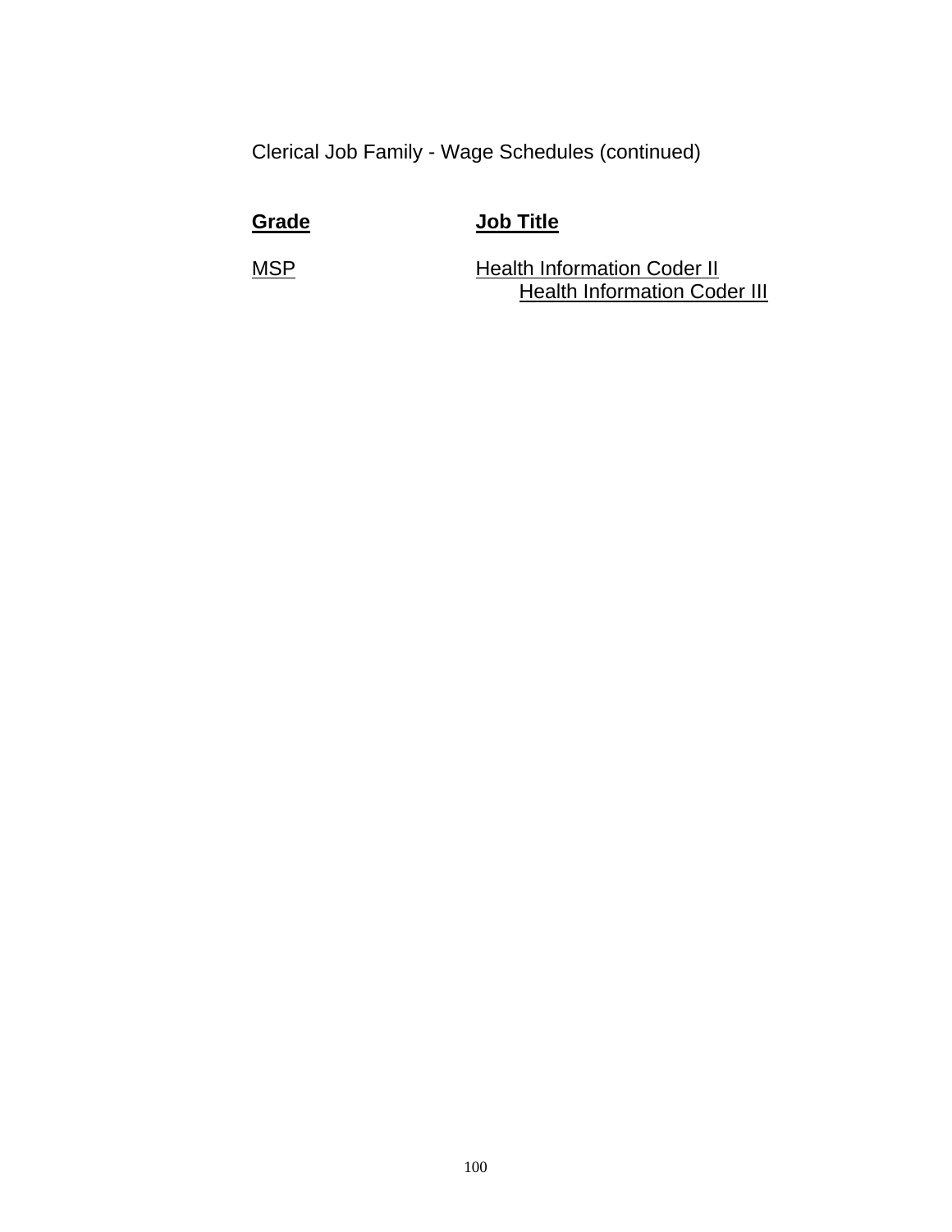Clerical Job Family - Wage Schedules (continued)

| **Grade** | **Job Title** |
| --- | --- |
| MSP | Health Information Coder II |
| | Health Information Coder III |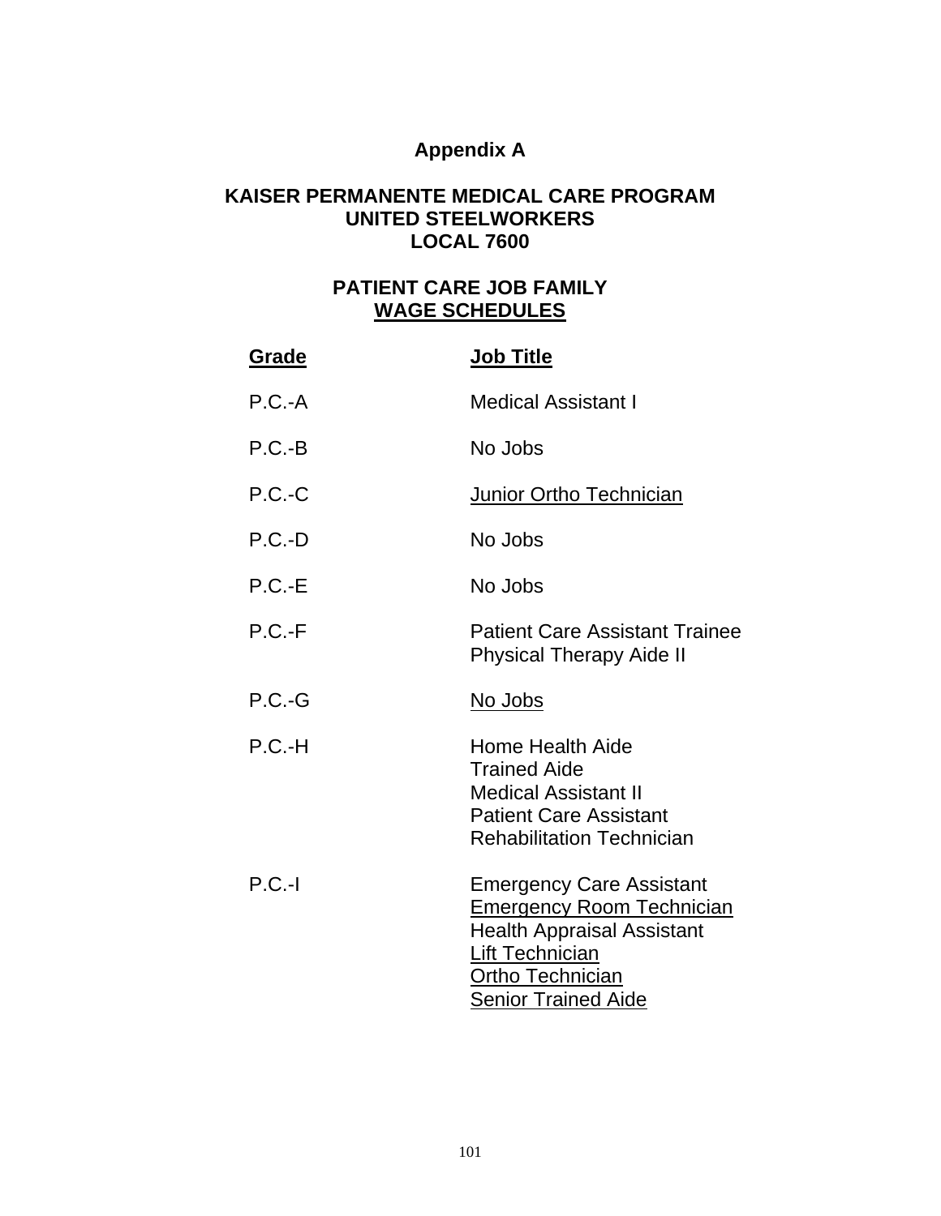**Appendix A**

**KAISER PERMANENTE MEDICAL CARE PROGRAM**
**UNITED STEELWORKERS**
**LOCAL 7600**

**PATIENT CARE JOB FAMILY**
**WAGE SCHEDULES**

| Grade | Job Title |
|---|---|
| P.C.-A | Medical Assistant I |
| P.C.-B | No Jobs |
| P.C.-C | Junior Ortho Technician |
| P.C.-D | No Jobs |
| P.C.-E | No Jobs |
| P.C.-F | Patient Care Assistant Trainee<br>Physical Therapy Aide II |
| P.C.-G | No Jobs |
| P.C.-H | Home Health Aide<br>Trained Aide<br>Medical Assistant II<br>Patient Care Assistant<br>Rehabilitation Technician |
| P.C.-I | Emergency Care Assistant<br>Emergency Room Technician<br>Health Appraisal Assistant<br>Lift Technician<br>Ortho Technician<br>Senior Trained Aide |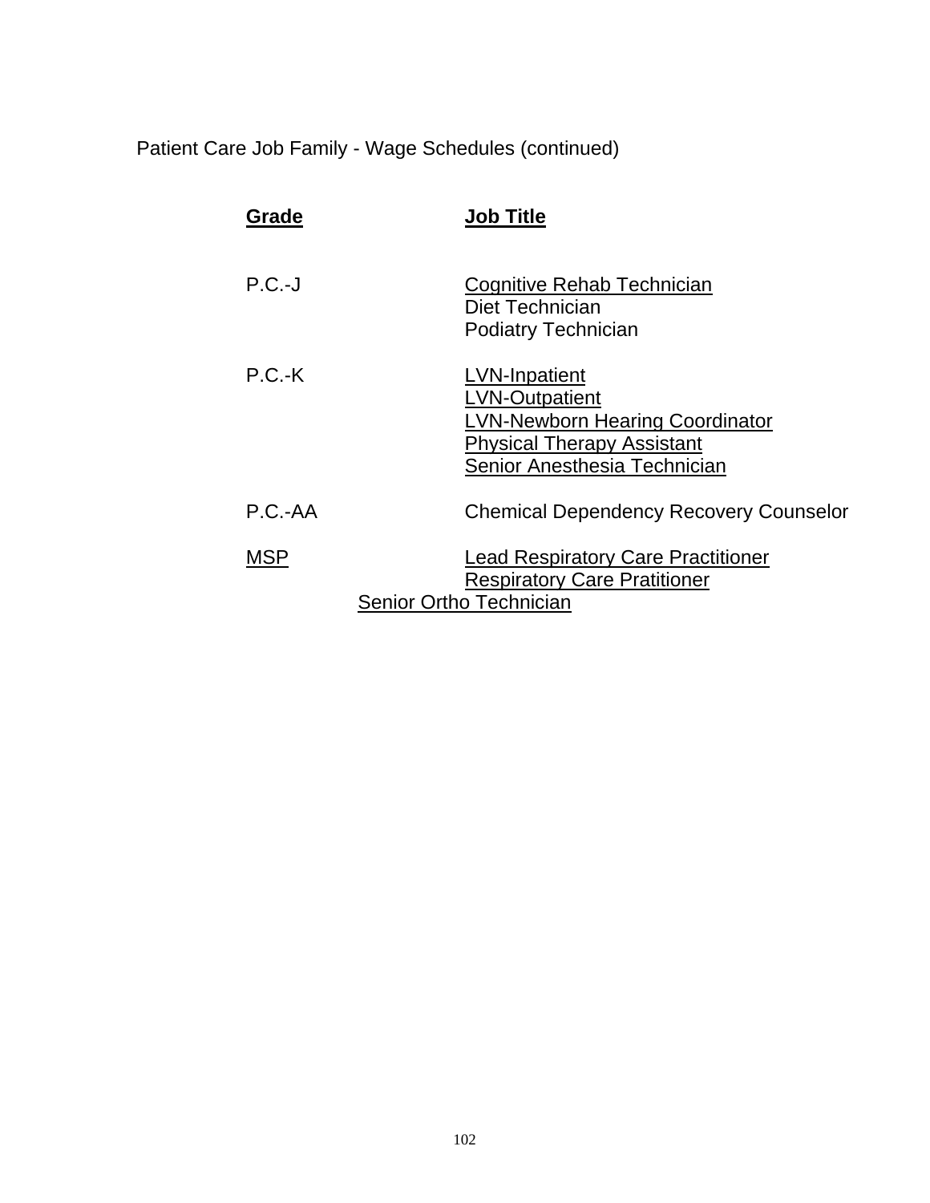Patient Care Job Family - Wage Schedules (continued)

| Grade | Job Title |
|---|---|
| P.C.-J | Cognitive Rehab Technician |
| | Diet Technician |
| | Podiatry Technician |
| P.C.-K | LVN-Inpatient |
| | LVN-Outpatient |
| | LVN-Newborn Hearing Coordinator |
| | Physical Therapy Assistant |
| | Senior Anesthesia Technician |
| P.C.-AA | Chemical Dependency Recovery Counselor |
| MSP | Lead Respiratory Care Practitioner |
| | Respiratory Care Pratitioner |
| | Senior Ortho Technician |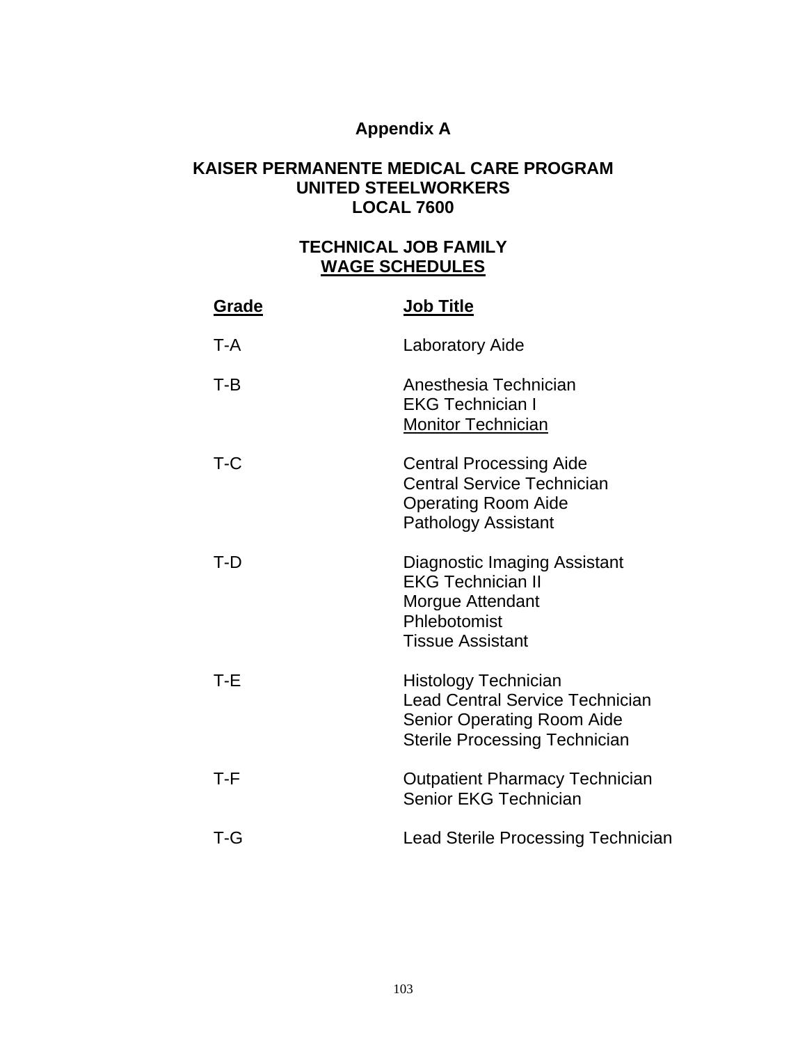# Appendix A

## KAISER PERMANENTE MEDICAL CARE PROGRAM
## UNITED STEELWORKERS
## LOCAL 7600

## TECHNICAL JOB FAMILY
## WAGE SCHEDULES

| Grade | Job Title |
|---|---|
| T-A | Laboratory Aide |
| T-B | Anesthesia Technician<br>EKG Technician I<br>Monitor Technician |
| T-C | Central Processing Aide<br>Central Service Technician<br>Operating Room Aide<br>Pathology Assistant |
| T-D | Diagnostic Imaging Assistant<br>EKG Technician II<br>Morgue Attendant<br>Phlebotomist<br>Tissue Assistant |
| T-E | Histology Technician<br>Lead Central Service Technician<br>Senior Operating Room Aide<br>Sterile Processing Technician |
| T-F | Outpatient Pharmacy Technician<br>Senior EKG Technician |
| T-G | Lead Sterile Processing Technician |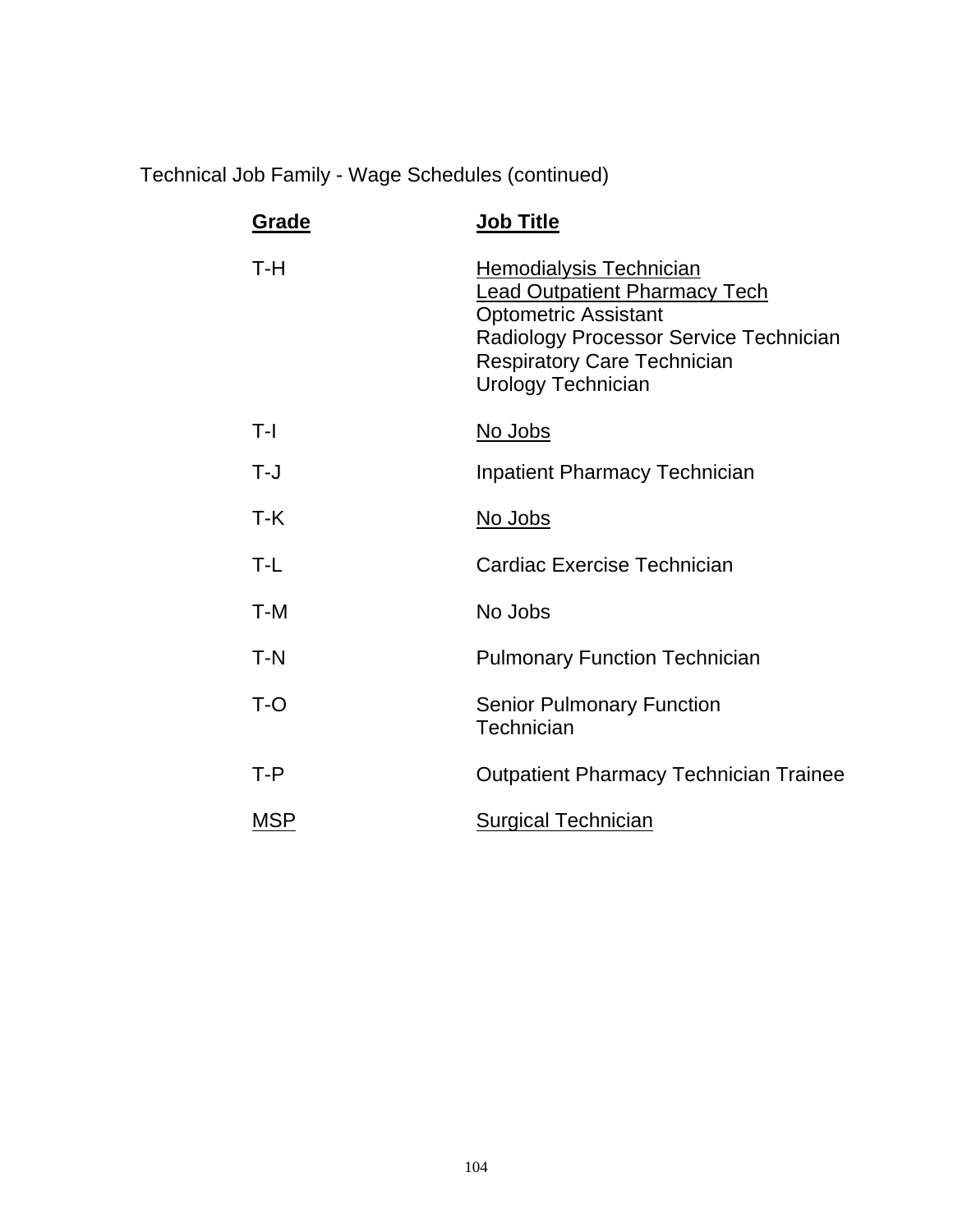Technical Job Family - Wage Schedules (continued)

| **Grade** | **Job Title** |
| --- | --- |
| T-H | Hemodialysis Technician<br>Lead Outpatient Pharmacy Tech<br>Optometric Assistant<br>Radiology Processor Service Technician<br>Respiratory Care Technician<br>Urology Technician |
| T-I | No Jobs |
| T-J | Inpatient Pharmacy Technician |
| T-K | No Jobs |
| T-L | Cardiac Exercise Technician |
| T-M | No Jobs |
| T-N | Pulmonary Function Technician |
| T-O | Senior Pulmonary Function Technician |
| T-P | Outpatient Pharmacy Technician Trainee |
| MSP | Surgical Technician |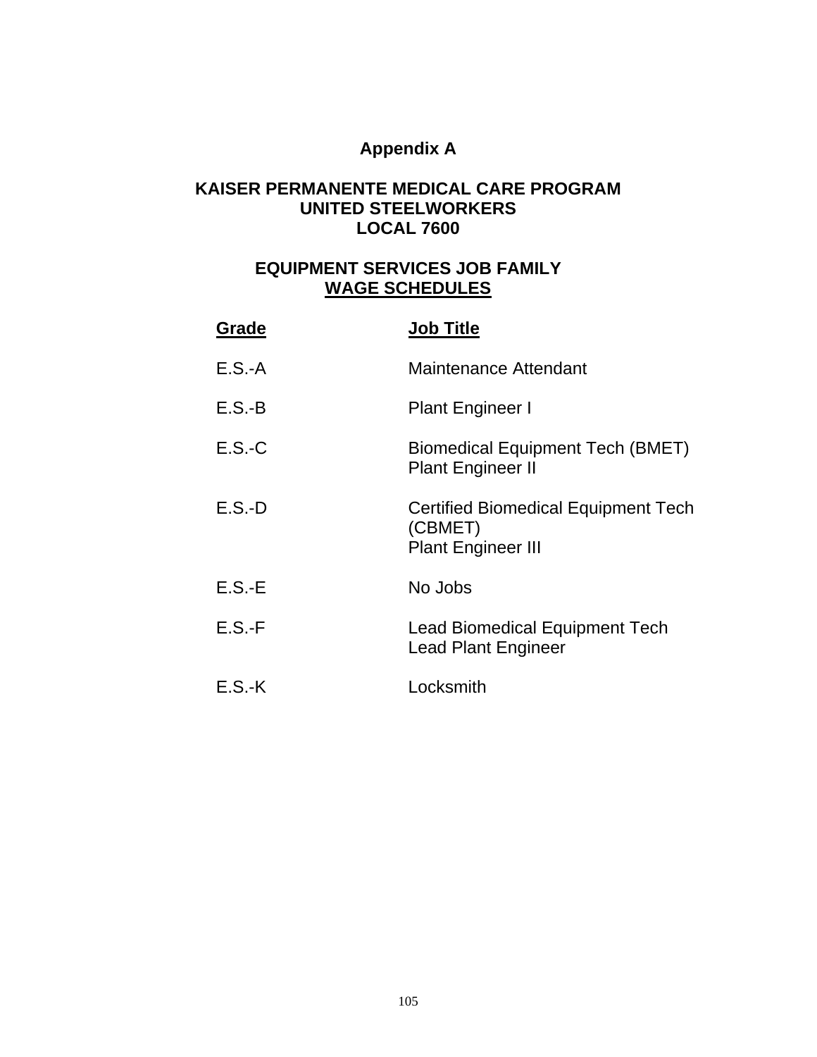# Appendix A

## KAISER PERMANENTE MEDICAL CARE PROGRAM
## UNITED STEELWORKERS
## LOCAL 7600

## EQUIPMENT SERVICES JOB FAMILY
## WAGE SCHEDULES

| Grade | Job Title |
|---|---|
| E.S.-A | Maintenance Attendant |
| E.S.-B | Plant Engineer I |
| E.S.-C | Biomedical Equipment Tech (BMET)<br>Plant Engineer II |
| E.S.-D | Certified Biomedical Equipment Tech (CBMET)<br>Plant Engineer III |
| E.S.-E | No Jobs |
| E.S.-F | Lead Biomedical Equipment Tech<br>Lead Plant Engineer |
| E.S.-K | Locksmith |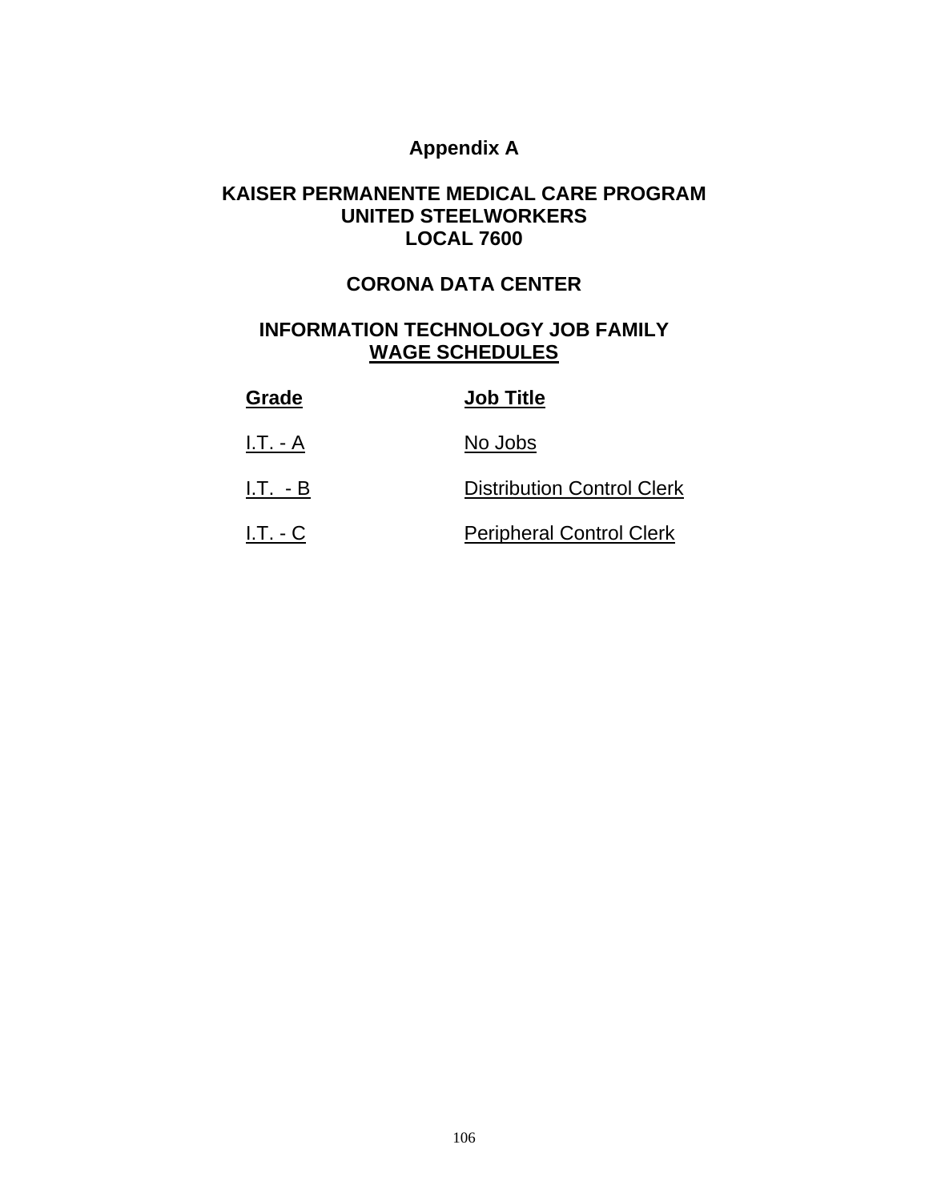# Appendix A

## KAISER PERMANENTE MEDICAL CARE PROGRAM
## UNITED STEELWORKERS
## LOCAL 7600

## CORONA DATA CENTER

## INFORMATION TECHNOLOGY JOB FAMILY
## WAGE SCHEDULES

| Grade | Job Title |
|---|---|
| I.T. - A | No Jobs |
| I.T. - B | Distribution Control Clerk |
| I.T. - C | Peripheral Control Clerk |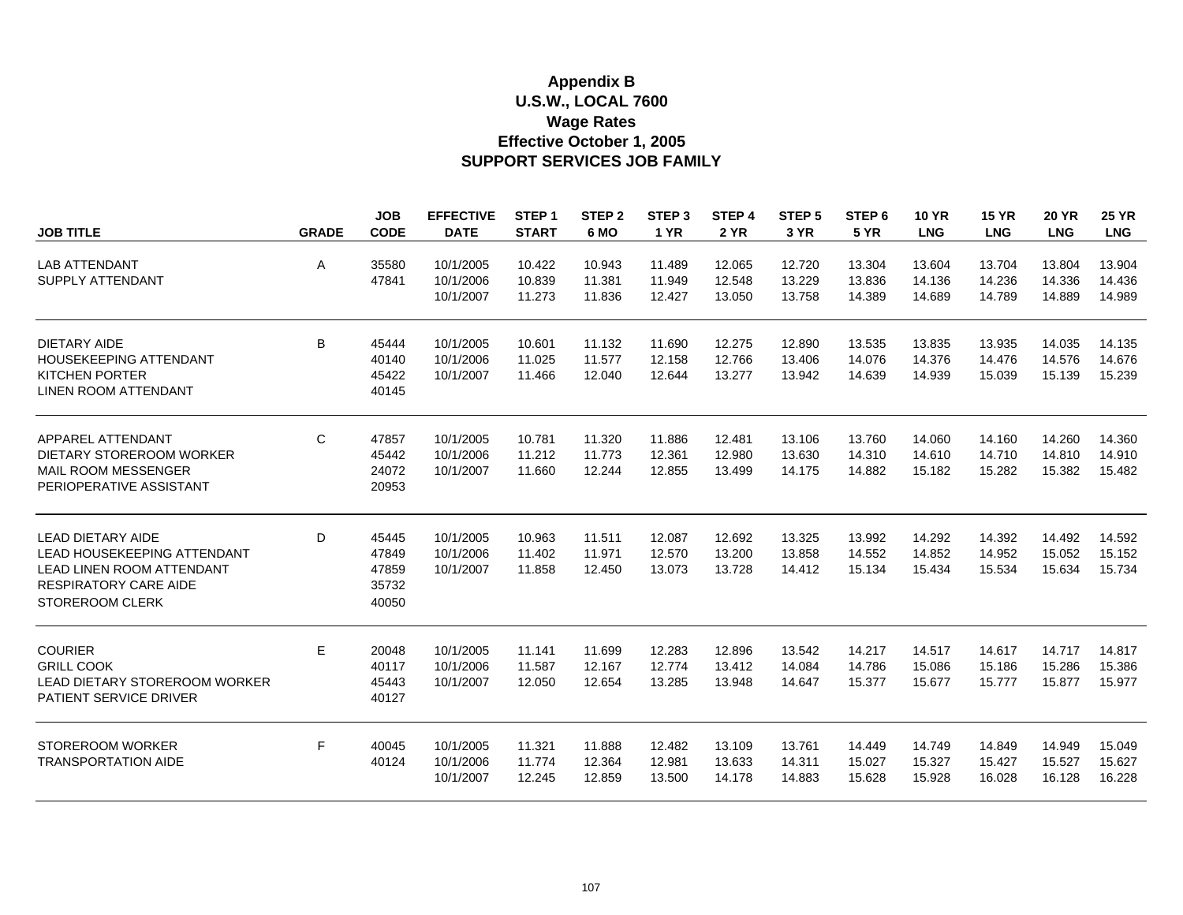# Appendix B
## U.S.W., LOCAL 7600
## Wage Rates
## Effective October 1, 2005
## SUPPORT SERVICES JOB FAMILY

| JOB TITLE | GRADE | JOB CODE | EFFECTIVE DATE | STEP 1 START | STEP 2 6 MO | STEP 3 1 YR | STEP 4 2 YR | STEP 5 3 YR | STEP 6 5 YR | 10 YR LNG | 15 YR LNG | 20 YR LNG | 25 YR LNG |
|---|---|---|---|---|---|---|---|---|---|---|---|---|---|
| LAB ATTENDANT | A | 35580 | 10/1/2005 | 10.422 | 10.943 | 11.489 | 12.065 | 12.720 | 13.304 | 13.604 | 13.704 | 13.804 | 13.904 |
| SUPPLY ATTENDANT | | 47841 | 10/1/2006 | 10.839 | 11.381 | 11.949 | 12.548 | 13.229 | 13.836 | 14.136 | 14.236 | 14.336 | 14.436 |
| | | | 10/1/2007 | 11.273 | 11.836 | 12.427 | 13.050 | 13.758 | 14.389 | 14.689 | 14.789 | 14.889 | 14.989 |
| DIETARY AIDE | B | 45444 | 10/1/2005 | 10.601 | 11.132 | 11.690 | 12.275 | 12.890 | 13.535 | 13.835 | 13.935 | 14.035 | 14.135 |
| HOUSEKEEPING ATTENDANT | | 40140 | 10/1/2006 | 11.025 | 11.577 | 12.158 | 12.766 | 13.406 | 14.076 | 14.376 | 14.476 | 14.576 | 14.676 |
| KITCHEN PORTER | | 45422 | 10/1/2007 | 11.466 | 12.040 | 12.644 | 13.277 | 13.942 | 14.639 | 14.939 | 15.039 | 15.139 | 15.239 |
| LINEN ROOM ATTENDANT | | 40145 | | | | | | | | | | | |
| APPAREL ATTENDANT | C | 47857 | 10/1/2005 | 10.781 | 11.320 | 11.886 | 12.481 | 13.106 | 13.760 | 14.060 | 14.160 | 14.260 | 14.360 |
| DIETARY STOREROOM WORKER | | 45442 | 10/1/2006 | 11.212 | 11.773 | 12.361 | 12.980 | 13.630 | 14.310 | 14.610 | 14.710 | 14.810 | 14.910 |
| MAIL ROOM MESSENGER | | 24072 | 10/1/2007 | 11.660 | 12.244 | 12.855 | 13.499 | 14.175 | 14.882 | 15.182 | 15.282 | 15.382 | 15.482 |
| PERIOPERATIVE ASSISTANT | | 20953 | | | | | | | | | | | |
| LEAD DIETARY AIDE | D | 45445 | 10/1/2005 | 10.963 | 11.511 | 12.087 | 12.692 | 13.325 | 13.992 | 14.292 | 14.392 | 14.492 | 14.592 |
| LEAD HOUSEKEEPING ATTENDANT | | 47849 | 10/1/2006 | 11.402 | 11.971 | 12.570 | 13.200 | 13.858 | 14.552 | 14.852 | 14.952 | 15.052 | 15.152 |
| LEAD LINEN ROOM ATTENDANT | | 47859 | 10/1/2007 | 11.858 | 12.450 | 13.073 | 13.728 | 14.412 | 15.134 | 15.434 | 15.534 | 15.634 | 15.734 |
| RESPIRATORY CARE AIDE | | 35732 | | | | | | | | | | | |
| STOREROOM CLERK | | 40050 | | | | | | | | | | | |
| COURIER | E | 20048 | 10/1/2005 | 11.141 | 11.699 | 12.283 | 12.896 | 13.542 | 14.217 | 14.517 | 14.617 | 14.717 | 14.817 |
| GRILL COOK | | 40117 | 10/1/2006 | 11.587 | 12.167 | 12.774 | 13.412 | 14.084 | 14.786 | 15.086 | 15.186 | 15.286 | 15.386 |
| LEAD DIETARY STOREROOM WORKER | | 45443 | 10/1/2007 | 12.050 | 12.654 | 13.285 | 13.948 | 14.647 | 15.377 | 15.677 | 15.777 | 15.877 | 15.977 |
| PATIENT SERVICE DRIVER | | 40127 | | | | | | | | | | | |
| STOREROOM WORKER | F | 40045 | 10/1/2005 | 11.321 | 11.888 | 12.482 | 13.109 | 13.761 | 14.449 | 14.749 | 14.849 | 14.949 | 15.049 |
| TRANSPORTATION AIDE | | 40124 | 10/1/2006 | 11.774 | 12.364 | 12.981 | 13.633 | 14.311 | 15.027 | 15.327 | 15.427 | 15.527 | 15.627 |
| | | | 10/1/2007 | 12.245 | 12.859 | 13.500 | 14.178 | 14.883 | 15.628 | 15.928 | 16.028 | 16.128 | 16.228 |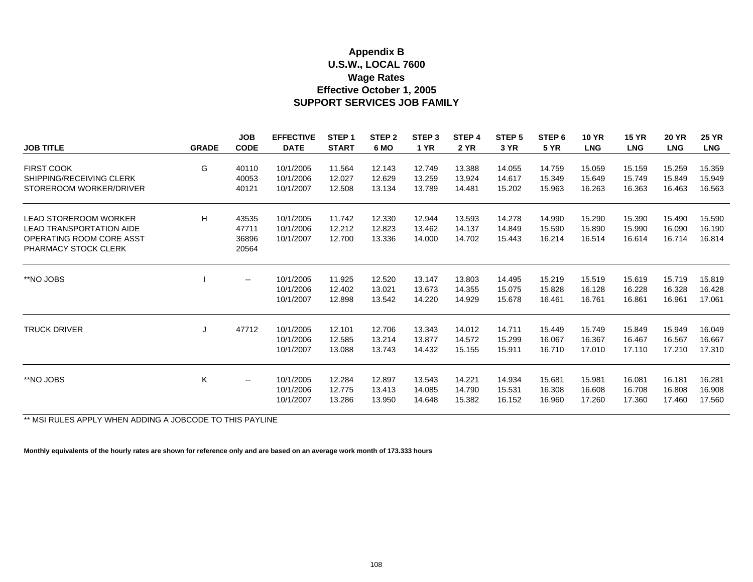# Appendix B
## U.S.W., LOCAL 7600
## Wage Rates
## Effective October 1, 2005
## SUPPORT SERVICES JOB FAMILY

| JOB TITLE | GRADE | JOB CODE | EFFECTIVE DATE | STEP 1 START | STEP 2 6 MO | STEP 3 1 YR | STEP 4 2 YR | STEP 5 3 YR | STEP 6 5 YR | 10 YR LNG | 15 YR LNG | 20 YR LNG | 25 YR LNG |
|---|---|---|---|---|---|---|---|---|---|---|---|---|---|
| FIRST COOK | G | 40110 | 10/1/2005 | 11.564 | 12.143 | 12.749 | 13.388 | 14.055 | 14.759 | 15.059 | 15.159 | 15.259 | 15.359 |
| SHIPPING/RECEIVING CLERK | | 40053 | 10/1/2006 | 12.027 | 12.629 | 13.259 | 13.924 | 14.617 | 15.349 | 15.649 | 15.749 | 15.849 | 15.949 |
| STOREROOM WORKER/DRIVER | | 40121 | 10/1/2007 | 12.508 | 13.134 | 13.789 | 14.481 | 15.202 | 15.963 | 16.263 | 16.363 | 16.463 | 16.563 |
| LEAD STOREROOM WORKER | H | 43535 | 10/1/2005 | 11.742 | 12.330 | 12.944 | 13.593 | 14.278 | 14.990 | 15.290 | 15.390 | 15.490 | 15.590 |
| LEAD TRANSPORTATION AIDE | | 47711 | 10/1/2006 | 12.212 | 12.823 | 13.462 | 14.137 | 14.849 | 15.590 | 15.890 | 15.990 | 16.090 | 16.190 |
| OPERATING ROOM CORE ASST | | 36896 | 10/1/2007 | 12.700 | 13.336 | 14.000 | 14.702 | 15.443 | 16.214 | 16.514 | 16.614 | 16.714 | 16.814 |
| PHARMACY STOCK CLERK | | 20564 | | | | | | | | | | | |
| **NO JOBS | I | -- | 10/1/2005 | 11.925 | 12.520 | 13.147 | 13.803 | 14.495 | 15.219 | 15.519 | 15.619 | 15.719 | 15.819 |
| | | | 10/1/2006 | 12.402 | 13.021 | 13.673 | 14.355 | 15.075 | 15.828 | 16.128 | 16.228 | 16.328 | 16.428 |
| | | | 10/1/2007 | 12.898 | 13.542 | 14.220 | 14.929 | 15.678 | 16.461 | 16.761 | 16.861 | 16.961 | 17.061 |
| TRUCK DRIVER | J | 47712 | 10/1/2005 | 12.101 | 12.706 | 13.343 | 14.012 | 14.711 | 15.449 | 15.749 | 15.849 | 15.949 | 16.049 |
| | | | 10/1/2006 | 12.585 | 13.214 | 13.877 | 14.572 | 15.299 | 16.067 | 16.367 | 16.467 | 16.567 | 16.667 |
| | | | 10/1/2007 | 13.088 | 13.743 | 14.432 | 15.155 | 15.911 | 16.710 | 17.010 | 17.110 | 17.210 | 17.310 |
| **NO JOBS | K | -- | 10/1/2005 | 12.284 | 12.897 | 13.543 | 14.221 | 14.934 | 15.681 | 15.981 | 16.081 | 16.181 | 16.281 |
| | | | 10/1/2006 | 12.775 | 13.413 | 14.085 | 14.790 | 15.531 | 16.308 | 16.608 | 16.708 | 16.808 | 16.908 |
| | | | 10/1/2007 | 13.286 | 13.950 | 14.648 | 15.382 | 16.152 | 16.960 | 17.260 | 17.360 | 17.460 | 17.560 |

** MSI RULES APPLY WHEN ADDING A JOBCODE TO THIS PAYLINE

**Monthly equivalents of the hourly rates are shown for reference only and are based on an average work month of 173.333 hours**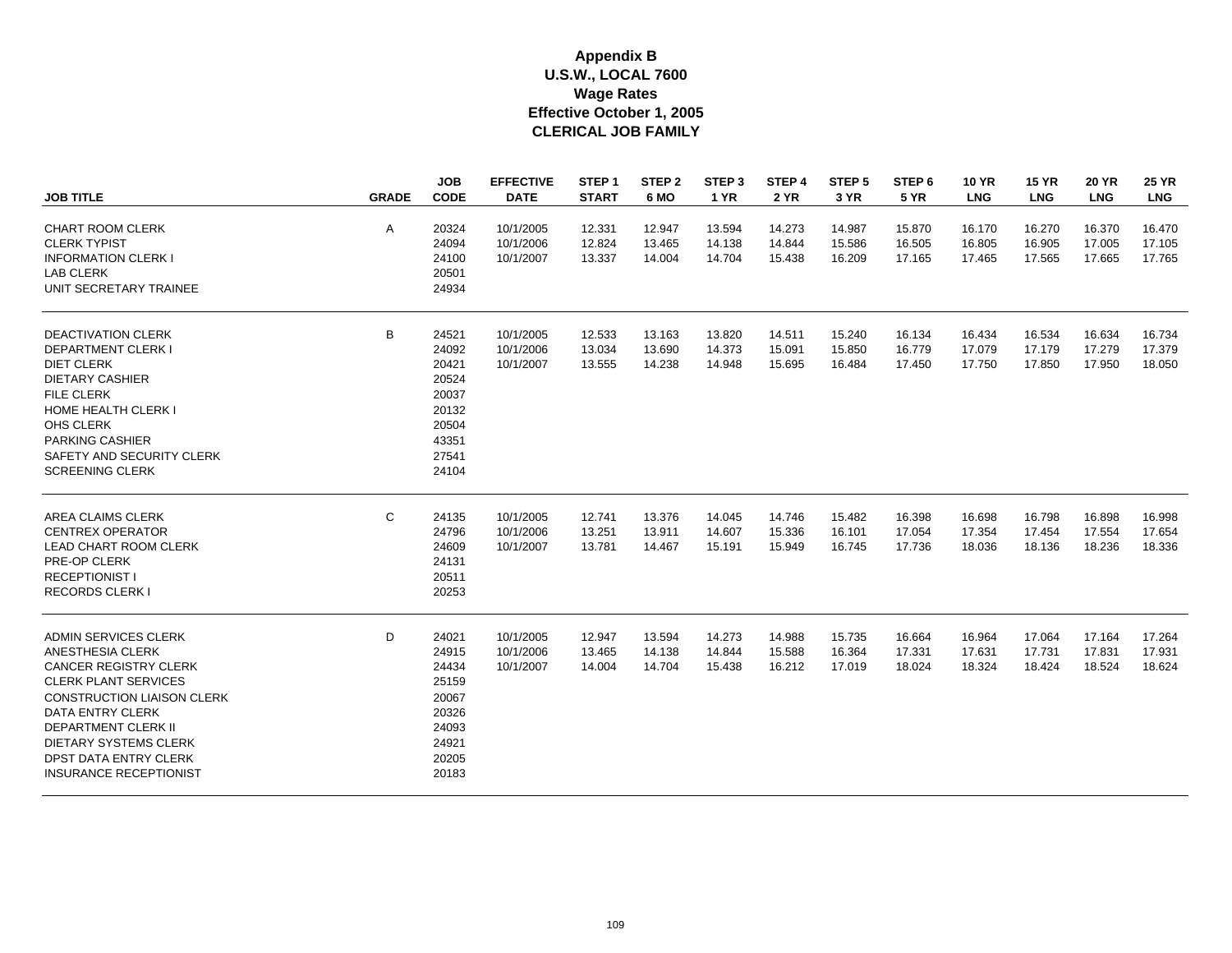**Appendix B**
**U.S.W., LOCAL 7600**
**Wage Rates**
**Effective October 1, 2005**
**CLERICAL JOB FAMILY**

| JOB TITLE | GRADE | JOB CODE | EFFECTIVE DATE | STEP 1 START | STEP 2 6 MO | STEP 3 1 YR | STEP 4 2 YR | STEP 5 3 YR | STEP 6 5 YR | 10 YR LNG | 15 YR LNG | 20 YR LNG | 25 YR LNG |
|---|---|---|---|---|---|---|---|---|---|---|---|---|---|
| CHART ROOM CLERK | A | 20324 | 10/1/2005 | 12.331 | 12.947 | 13.594 | 14.273 | 14.987 | 15.870 | 16.170 | 16.270 | 16.370 | 16.470 |
| CLERK TYPIST | | 24094 | 10/1/2006 | 12.824 | 13.465 | 14.138 | 14.844 | 15.586 | 16.505 | 16.805 | 16.905 | 17.005 | 17.105 |
| INFORMATION CLERK I | | 24100 | 10/1/2007 | 13.337 | 14.004 | 14.704 | 15.438 | 16.209 | 17.165 | 17.465 | 17.565 | 17.665 | 17.765 |
| LAB CLERK | | 20501 | | | | | | | | | | | |
| UNIT SECRETARY TRAINEE | | 24934 | | | | | | | | | | | |
| DEACTIVATION CLERK | B | 24521 | 10/1/2005 | 12.533 | 13.163 | 13.820 | 14.511 | 15.240 | 16.134 | 16.434 | 16.534 | 16.634 | 16.734 |
| DEPARTMENT CLERK I | | 24092 | 10/1/2006 | 13.034 | 13.690 | 14.373 | 15.091 | 15.850 | 16.779 | 17.079 | 17.179 | 17.279 | 17.379 |
| DIET CLERK | | 20421 | 10/1/2007 | 13.555 | 14.238 | 14.948 | 15.695 | 16.484 | 17.450 | 17.750 | 17.850 | 17.950 | 18.050 |
| DIETARY CASHIER | | 20524 | | | | | | | | | | | |
| FILE CLERK | | 20037 | | | | | | | | | | | |
| HOME HEALTH CLERK I | | 20132 | | | | | | | | | | | |
| OHS CLERK | | 20504 | | | | | | | | | | | |
| PARKING CASHIER | | 43351 | | | | | | | | | | | |
| SAFETY AND SECURITY CLERK | | 27541 | | | | | | | | | | | |
| SCREENING CLERK | | 24104 | | | | | | | | | | | |
| AREA CLAIMS CLERK | C | 24135 | 10/1/2005 | 12.741 | 13.376 | 14.045 | 14.746 | 15.482 | 16.398 | 16.698 | 16.798 | 16.898 | 16.998 |
| CENTREX OPERATOR | | 24796 | 10/1/2006 | 13.251 | 13.911 | 14.607 | 15.336 | 16.101 | 17.054 | 17.354 | 17.454 | 17.554 | 17.654 |
| LEAD CHART ROOM CLERK | | 24609 | 10/1/2007 | 13.781 | 14.467 | 15.191 | 15.949 | 16.745 | 17.736 | 18.036 | 18.136 | 18.236 | 18.336 |
| PRE-OP CLERK | | 24131 | | | | | | | | | | | |
| RECEPTIONIST I | | 20511 | | | | | | | | | | | |
| RECORDS CLERK I | | 20253 | | | | | | | | | | | |
| ADMIN SERVICES CLERK | D | 24021 | 10/1/2005 | 12.947 | 13.594 | 14.273 | 14.988 | 15.735 | 16.664 | 16.964 | 17.064 | 17.164 | 17.264 |
| ANESTHESIA CLERK | | 24915 | 10/1/2006 | 13.465 | 14.138 | 14.844 | 15.588 | 16.364 | 17.331 | 17.631 | 17.731 | 17.831 | 17.931 |
| CANCER REGISTRY CLERK | | 24434 | 10/1/2007 | 14.004 | 14.704 | 15.438 | 16.212 | 17.019 | 18.024 | 18.324 | 18.424 | 18.524 | 18.624 |
| CLERK PLANT SERVICES | | 25159 | | | | | | | | | | | |
| CONSTRUCTION LIAISON CLERK | | 20067 | | | | | | | | | | | |
| DATA ENTRY CLERK | | 20326 | | | | | | | | | | | |
| DEPARTMENT CLERK II | | 24093 | | | | | | | | | | | |
| DIETARY SYSTEMS CLERK | | 24921 | | | | | | | | | | | |
| DPST DATA ENTRY CLERK | | 20205 | | | | | | | | | | | |
| INSURANCE RECEPTIONIST | | 20183 | | | | | | | | | | | |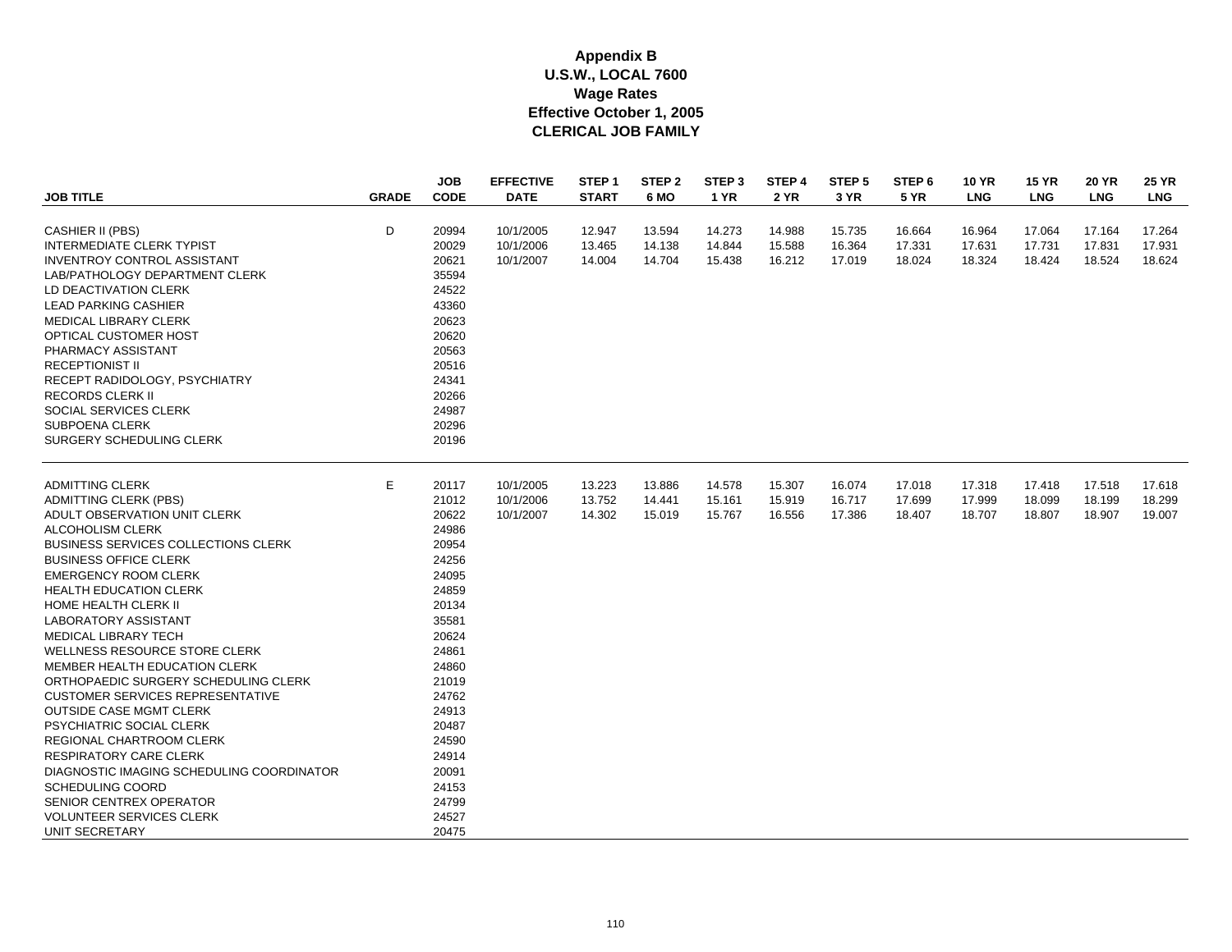# Appendix B
## U.S.W., LOCAL 7600
## Wage Rates
## Effective October 1, 2005
## CLERICAL JOB FAMILY

| JOB TITLE | GRADE | JOB CODE | EFFECTIVE DATE | STEP 1 START | STEP 2 6 MO | STEP 3 1 YR | STEP 4 2 YR | STEP 5 3 YR | STEP 6 5 YR | 10 YR LNG | 15 YR LNG | 20 YR LNG | 25 YR LNG |
|---|---|---|---|---|---|---|---|---|---|---|---|---|---|
| CASHIER II (PBS) | D | 20994 | 10/1/2005 | 12.947 | 13.594 | 14.273 | 14.988 | 15.735 | 16.664 | 16.964 | 17.064 | 17.164 | 17.264 |
| INTERMEDIATE CLERK TYPIST | | 20029 | 10/1/2006 | 13.465 | 14.138 | 14.844 | 15.588 | 16.364 | 17.331 | 17.631 | 17.731 | 17.831 | 17.931 |
| INVENTROY CONTROL ASSISTANT | | 20621 | 10/1/2007 | 14.004 | 14.704 | 15.438 | 16.212 | 17.019 | 18.024 | 18.324 | 18.424 | 18.524 | 18.624 |
| LAB/PATHOLOGY DEPARTMENT CLERK | | 35594 | | | | | | | | | | | |
| LD DEACTIVATION CLERK | | 24522 | | | | | | | | | | | |
| LEAD PARKING CASHIER | | 43360 | | | | | | | | | | | |
| MEDICAL LIBRARY CLERK | | 20623 | | | | | | | | | | | |
| OPTICAL CUSTOMER HOST | | 20620 | | | | | | | | | | | |
| PHARMACY ASSISTANT | | 20563 | | | | | | | | | | | |
| RECEPTIONIST II | | 20516 | | | | | | | | | | | |
| RECEPT RADIDOLOGY, PSYCHIATRY | | 24341 | | | | | | | | | | | |
| RECORDS CLERK II | | 20266 | | | | | | | | | | | |
| SOCIAL SERVICES CLERK | | 24987 | | | | | | | | | | | |
| SUBPOENA CLERK | | 20296 | | | | | | | | | | | |
| SURGERY SCHEDULING CLERK | | 20196 | | | | | | | | | | | |
| ADMITTING CLERK | E | 20117 | 10/1/2005 | 13.223 | 13.886 | 14.578 | 15.307 | 16.074 | 17.018 | 17.318 | 17.418 | 17.518 | 17.618 |
| ADMITTING CLERK (PBS) | | 21012 | 10/1/2006 | 13.752 | 14.441 | 15.161 | 15.919 | 16.717 | 17.699 | 17.999 | 18.099 | 18.199 | 18.299 |
| ADULT OBSERVATION UNIT CLERK | | 20622 | 10/1/2007 | 14.302 | 15.019 | 15.767 | 16.556 | 17.386 | 18.407 | 18.707 | 18.807 | 18.907 | 19.007 |
| ALCOHOLISM CLERK | | 24986 | | | | | | | | | | | |
| BUSINESS SERVICES COLLECTIONS CLERK | | 20954 | | | | | | | | | | | |
| BUSINESS OFFICE CLERK | | 24256 | | | | | | | | | | | |
| EMERGENCY ROOM CLERK | | 24095 | | | | | | | | | | | |
| HEALTH EDUCATION CLERK | | 24859 | | | | | | | | | | | |
| HOME HEALTH CLERK II | | 20134 | | | | | | | | | | | |
| LABORATORY ASSISTANT | | 35581 | | | | | | | | | | | |
| MEDICAL LIBRARY TECH | | 20624 | | | | | | | | | | | |
| WELLNESS RESOURCE STORE CLERK | | 24861 | | | | | | | | | | | |
| MEMBER HEALTH EDUCATION CLERK | | 24860 | | | | | | | | | | | |
| ORTHOPAEDIC SURGERY SCHEDULING CLERK | | 21019 | | | | | | | | | | | |
| CUSTOMER SERVICES REPRESENTATIVE | | 24762 | | | | | | | | | | | |
| OUTSIDE CASE MGMT CLERK | | 24913 | | | | | | | | | | | |
| PSYCHIATRIC SOCIAL CLERK | | 20487 | | | | | | | | | | | |
| REGIONAL CHARTROOM CLERK | | 24590 | | | | | | | | | | | |
| RESPIRATORY CARE CLERK | | 24914 | | | | | | | | | | | |
| DIAGNOSTIC IMAGING SCHEDULING COORDINATOR | | 20091 | | | | | | | | | | | |
| SCHEDULING COORD | | 24153 | | | | | | | | | | | |
| SENIOR CENTREX OPERATOR | | 24799 | | | | | | | | | | | |
| VOLUNTEER SERVICES CLERK | | 24527 | | | | | | | | | | | |
| UNIT SECRETARY | | 20475 | | | | | | | | | | | |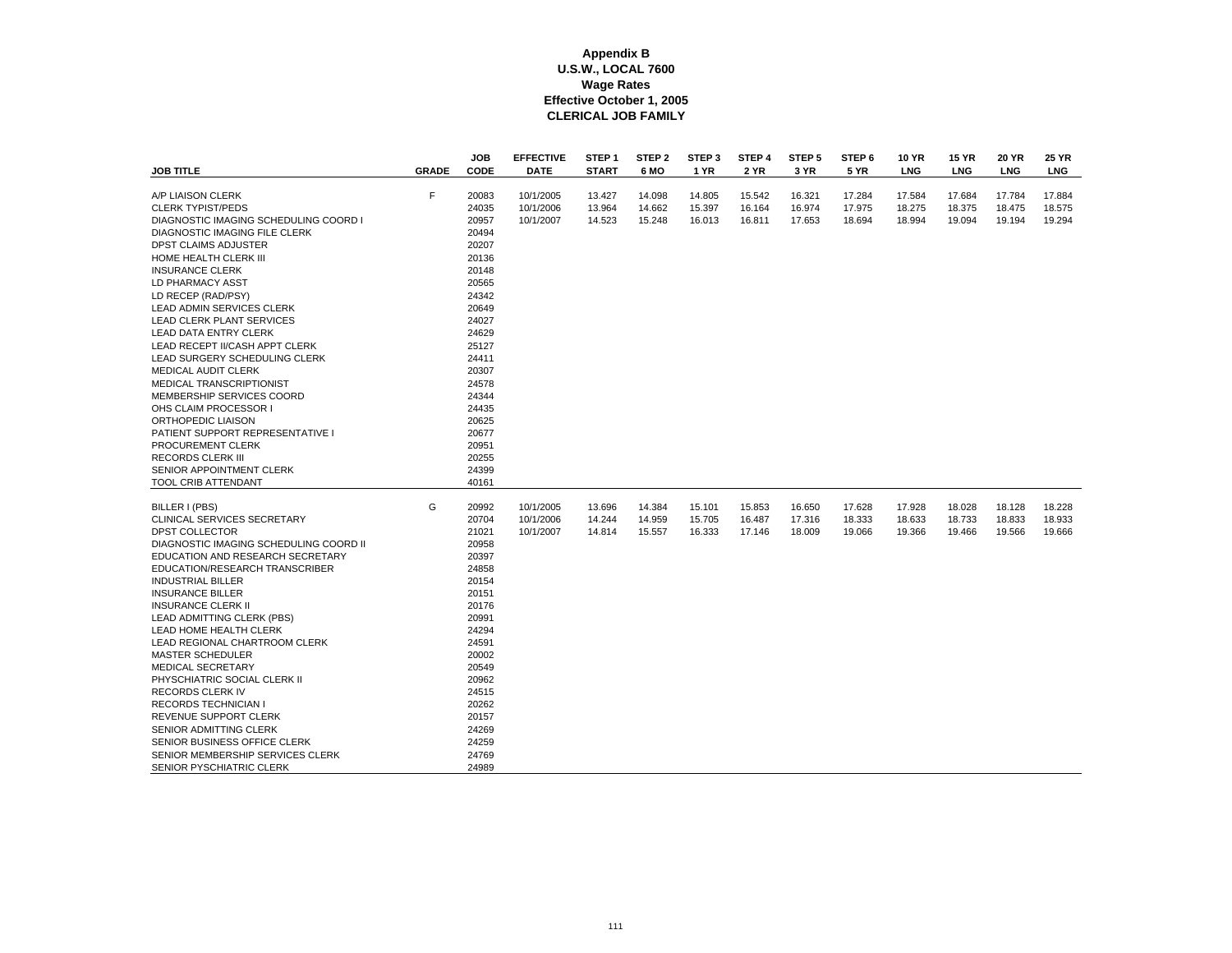**Appendix B**
**U.S.W., LOCAL 7600**
**Wage Rates**
**Effective October 1, 2005**
**CLERICAL JOB FAMILY**

| JOB TITLE | GRADE | JOB CODE | EFFECTIVE DATE | STEP 1 START | STEP 2 6 MO | STEP 3 1 YR | STEP 4 2 YR | STEP 5 3 YR | STEP 6 5 YR | 10 YR LNG | 15 YR LNG | 20 YR LNG | 25 YR LNG |
|---|---|---|---|---|---|---|---|---|---|---|---|---|---|
| A/P LIAISON CLERK | F | 20083 | 10/1/2005 | 13.427 | 14.098 | 14.805 | 15.542 | 16.321 | 17.284 | 17.584 | 17.684 | 17.784 | 17.884 |
| CLERK TYPIST/PEDS | | 24035 | 10/1/2006 | 13.964 | 14.662 | 15.397 | 16.164 | 16.974 | 17.975 | 18.275 | 18.375 | 18.475 | 18.575 |
| DIAGNOSTIC IMAGING SCHEDULING COORD I | | 20957 | 10/1/2007 | 14.523 | 15.248 | 16.013 | 16.811 | 17.653 | 18.694 | 18.994 | 19.094 | 19.194 | 19.294 |
| DIAGNOSTIC IMAGING FILE CLERK | | 20494 | | | | | | | | | | | |
| DPST CLAIMS ADJUSTER | | 20207 | | | | | | | | | | | |
| HOME HEALTH CLERK III | | 20136 | | | | | | | | | | | |
| INSURANCE CLERK | | 20148 | | | | | | | | | | | |
| LD PHARMACY ASST | | 20565 | | | | | | | | | | | |
| LD RECEP (RAD/PSY) | | 24342 | | | | | | | | | | | |
| LEAD ADMIN SERVICES CLERK | | 20649 | | | | | | | | | | | |
| LEAD CLERK PLANT SERVICES | | 24027 | | | | | | | | | | | |
| LEAD DATA ENTRY CLERK | | 24629 | | | | | | | | | | | |
| LEAD RECEPT II/CASH APPT CLERK | | 25127 | | | | | | | | | | | |
| LEAD SURGERY SCHEDULING CLERK | | 24411 | | | | | | | | | | | |
| MEDICAL AUDIT CLERK | | 20307 | | | | | | | | | | | |
| MEDICAL TRANSCRIPTIONIST | | 24578 | | | | | | | | | | | |
| MEMBERSHIP SERVICES COORD | | 24344 | | | | | | | | | | | |
| OHS CLAIM PROCESSOR I | | 24435 | | | | | | | | | | | |
| ORTHOPEDIC LIAISON | | 20625 | | | | | | | | | | | |
| PATIENT SUPPORT REPRESENTATIVE I | | 20677 | | | | | | | | | | | |
| PROCUREMENT CLERK | | 20951 | | | | | | | | | | | |
| RECORDS CLERK III | | 20255 | | | | | | | | | | | |
| SENIOR APPOINTMENT CLERK | | 24399 | | | | | | | | | | | |
| TOOL CRIB ATTENDANT | | 40161 | | | | | | | | | | | |
| BILLER I (PBS) | G | 20992 | 10/1/2005 | 13.696 | 14.384 | 15.101 | 15.853 | 16.650 | 17.628 | 17.928 | 18.028 | 18.128 | 18.228 |
| CLINICAL SERVICES SECRETARY | | 20704 | 10/1/2006 | 14.244 | 14.959 | 15.705 | 16.487 | 17.316 | 18.333 | 18.633 | 18.733 | 18.833 | 18.933 |
| DPST COLLECTOR | | 21021 | 10/1/2007 | 14.814 | 15.557 | 16.333 | 17.146 | 18.009 | 19.066 | 19.366 | 19.466 | 19.566 | 19.666 |
| DIAGNOSTIC IMAGING SCHEDULING COORD II | | 20958 | | | | | | | | | | | |
| EDUCATION AND RESEARCH SECRETARY | | 20397 | | | | | | | | | | | |
| EDUCATION/RESEARCH TRANSCRIBER | | 24858 | | | | | | | | | | | |
| INDUSTRIAL BILLER | | 20154 | | | | | | | | | | | |
| INSURANCE BILLER | | 20151 | | | | | | | | | | | |
| INSURANCE CLERK II | | 20176 | | | | | | | | | | | |
| LEAD ADMITTING CLERK (PBS) | | 20991 | | | | | | | | | | | |
| LEAD HOME HEALTH CLERK | | 24294 | | | | | | | | | | | |
| LEAD REGIONAL CHARTROOM CLERK | | 24591 | | | | | | | | | | | |
| MASTER SCHEDULER | | 20002 | | | | | | | | | | | |
| MEDICAL SECRETARY | | 20549 | | | | | | | | | | | |
| PHYSCHIATRIC SOCIAL CLERK II | | 20962 | | | | | | | | | | | |
| RECORDS CLERK IV | | 24515 | | | | | | | | | | | |
| RECORDS TECHNICIAN I | | 20262 | | | | | | | | | | | |
| REVENUE SUPPORT CLERK | | 20157 | | | | | | | | | | | |
| SENIOR ADMITTING CLERK | | 24269 | | | | | | | | | | | |
| SENIOR BUSINESS OFFICE CLERK | | 24259 | | | | | | | | | | | |
| SENIOR MEMBERSHIP SERVICES CLERK | | 24769 | | | | | | | | | | | |
| SENIOR PYSCHIATRIC CLERK | | 24989 | | | | | | | | | | | |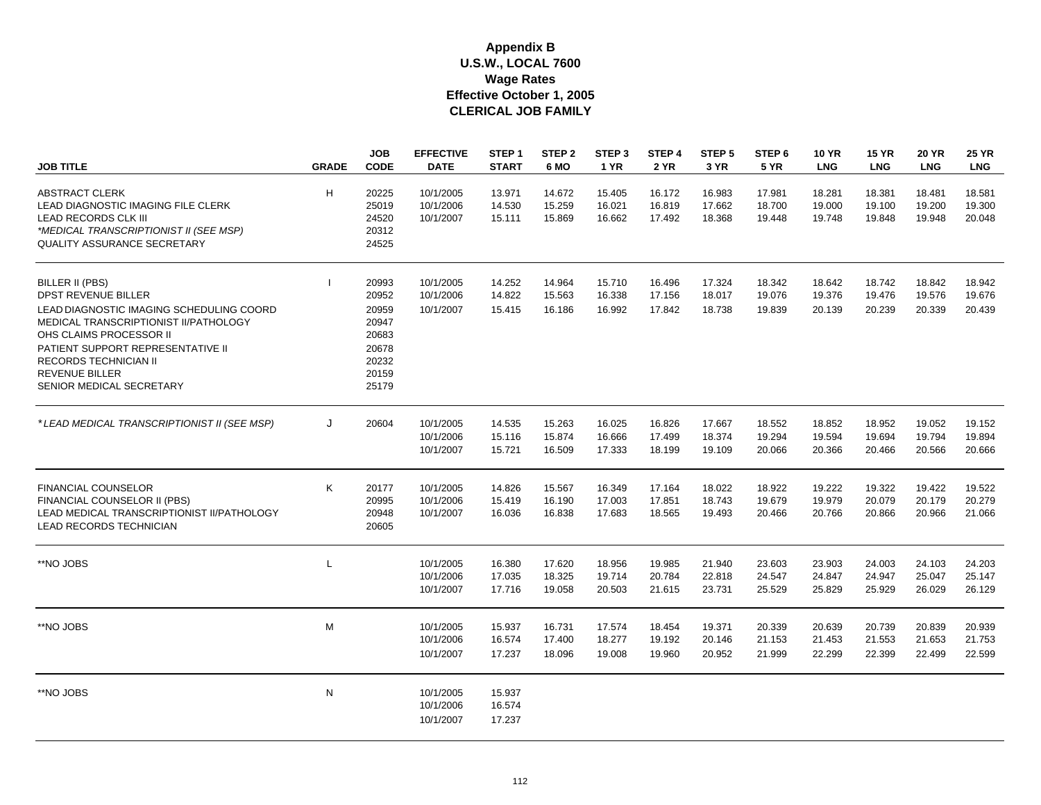# Appendix B
## U.S.W., LOCAL 7600
## Wage Rates
## Effective October 1, 2005
## CLERICAL JOB FAMILY

| JOB TITLE | GRADE | JOB CODE | EFFECTIVE DATE | STEP 1 START | STEP 2 6 MO | STEP 3 1 YR | STEP 4 2 YR | STEP 5 3 YR | STEP 6 5 YR | 10 YR LNG | 15 YR LNG | 20 YR LNG | 25 YR LNG |
|---|---|---|---|---|---|---|---|---|---|---|---|---|---|
| ABSTRACT CLERK | H | 20225 | 10/1/2005 | 13.971 | 14.672 | 15.405 | 16.172 | 16.983 | 17.981 | 18.281 | 18.381 | 18.481 | 18.581 |
| LEAD DIAGNOSTIC IMAGING FILE CLERK | | 25019 | 10/1/2006 | 14.530 | 15.259 | 16.021 | 16.819 | 17.662 | 18.700 | 19.000 | 19.100 | 19.200 | 19.300 |
| LEAD RECORDS CLK III | | 24520 | 10/1/2007 | 15.111 | 15.869 | 16.662 | 17.492 | 18.368 | 19.448 | 19.748 | 19.848 | 19.948 | 20.048 |
| *\*MEDICAL TRANSCRIPTIONIST II (SEE MSP)* | | 20312 | | | | | | | | | | | |
| QUALITY ASSURANCE SECRETARY | | 24525 | | | | | | | | | | | |
| BILLER II (PBS) | I | 20993 | 10/1/2005 | 14.252 | 14.964 | 15.710 | 16.496 | 17.324 | 18.342 | 18.642 | 18.742 | 18.842 | 18.942 |
| DPST REVENUE BILLER | | 20952 | 10/1/2006 | 14.822 | 15.563 | 16.338 | 17.156 | 18.017 | 19.076 | 19.376 | 19.476 | 19.576 | 19.676 |
| LEAD DIAGNOSTIC IMAGING SCHEDULING COORD | | 20959 | 10/1/2007 | 15.415 | 16.186 | 16.992 | 17.842 | 18.738 | 19.839 | 20.139 | 20.239 | 20.339 | 20.439 |
| MEDICAL TRANSCRIPTIONIST II/PATHOLOGY | | 20947 | | | | | | | | | | | |
| OHS CLAIMS PROCESSOR II | | 20683 | | | | | | | | | | | |
| PATIENT SUPPORT REPRESENTATIVE II | | 20678 | | | | | | | | | | | |
| RECORDS TECHNICIAN II | | 20232 | | | | | | | | | | | |
| REVENUE BILLER | | 20159 | | | | | | | | | | | |
| SENIOR MEDICAL SECRETARY | | 25179 | | | | | | | | | | | |
| *\*LEAD MEDICAL TRANSCRIPTIONIST II (SEE MSP)* | J | 20604 | 10/1/2005 | 14.535 | 15.263 | 16.025 | 16.826 | 17.667 | 18.552 | 18.852 | 18.952 | 19.052 | 19.152 |
| | | | 10/1/2006 | 15.116 | 15.874 | 16.666 | 17.499 | 18.374 | 19.294 | 19.594 | 19.694 | 19.794 | 19.894 |
| | | | 10/1/2007 | 15.721 | 16.509 | 17.333 | 18.199 | 19.109 | 20.066 | 20.366 | 20.466 | 20.566 | 20.666 |
| FINANCIAL COUNSELOR | K | 20177 | 10/1/2005 | 14.826 | 15.567 | 16.349 | 17.164 | 18.022 | 18.922 | 19.222 | 19.322 | 19.422 | 19.522 |
| FINANCIAL COUNSELOR II (PBS) | | 20995 | 10/1/2006 | 15.419 | 16.190 | 17.003 | 17.851 | 18.743 | 19.679 | 19.979 | 20.079 | 20.179 | 20.279 |
| LEAD MEDICAL TRANSCRIPTIONIST II/PATHOLOGY | | 20948 | 10/1/2007 | 16.036 | 16.838 | 17.683 | 18.565 | 19.493 | 20.466 | 20.766 | 20.866 | 20.966 | 21.066 |
| LEAD RECORDS TECHNICIAN | | 20605 | | | | | | | | | | | |
| **NO JOBS | L | | 10/1/2005 | 16.380 | 17.620 | 18.956 | 19.985 | 21.940 | 23.603 | 23.903 | 24.003 | 24.103 | 24.203 |
| | | | 10/1/2006 | 17.035 | 18.325 | 19.714 | 20.784 | 22.818 | 24.547 | 24.847 | 24.947 | 25.047 | 25.147 |
| | | | 10/1/2007 | 17.716 | 19.058 | 20.503 | 21.615 | 23.731 | 25.529 | 25.829 | 25.929 | 26.029 | 26.129 |
| **NO JOBS | M | | 10/1/2005 | 15.937 | 16.731 | 17.574 | 18.454 | 19.371 | 20.339 | 20.639 | 20.739 | 20.839 | 20.939 |
| | | | 10/1/2006 | 16.574 | 17.400 | 18.277 | 19.192 | 20.146 | 21.153 | 21.453 | 21.553 | 21.653 | 21.753 |
| | | | 10/1/2007 | 17.237 | 18.096 | 19.008 | 19.960 | 20.952 | 21.999 | 22.299 | 22.399 | 22.499 | 22.599 |
| **NO JOBS | N | | 10/1/2005 | 15.937 | | | | | | | | | |
| | | | 10/1/2006 | 16.574 | | | | | | | | | |
| | | | 10/1/2007 | 17.237 | | | | | | | | | |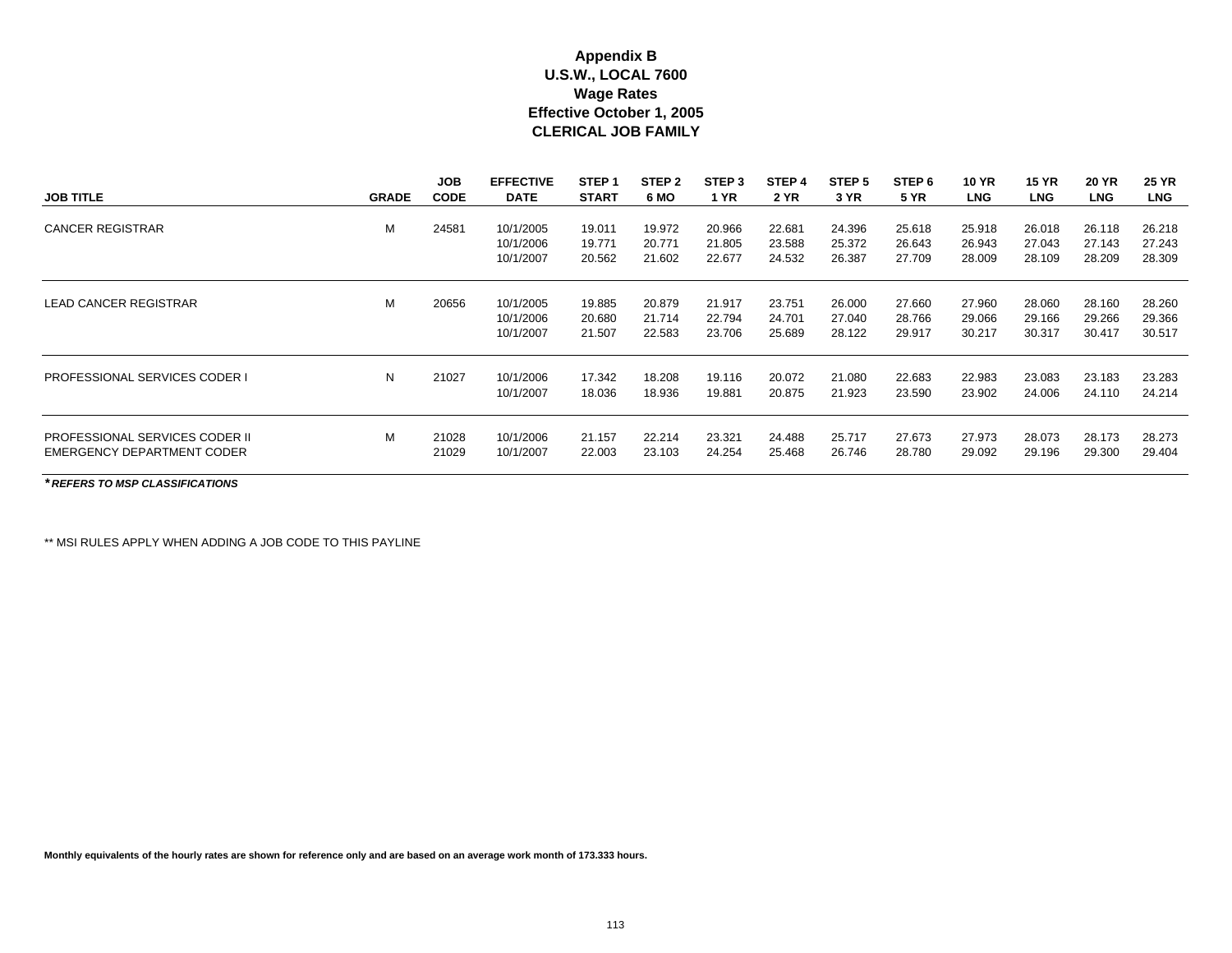**Appendix B**
**U.S.W., LOCAL 7600**
**Wage Rates**
**Effective October 1, 2005**
**CLERICAL JOB FAMILY**

| JOB TITLE | GRADE | JOB CODE | EFFECTIVE DATE | STEP 1 START | STEP 2 6 MO | STEP 3 1 YR | STEP 4 2 YR | STEP 5 3 YR | STEP 6 5 YR | 10 YR LNG | 15 YR LNG | 20 YR LNG | 25 YR LNG |
|---|---|---|---|---|---|---|---|---|---|---|---|---|---|
| CANCER REGISTRAR | M | 24581 | 10/1/2005 | 19.011 | 19.972 | 20.966 | 22.681 | 24.396 | 25.618 | 25.918 | 26.018 | 26.118 | 26.218 |
| | | | 10/1/2006 | 19.771 | 20.771 | 21.805 | 23.588 | 25.372 | 26.643 | 26.943 | 27.043 | 27.143 | 27.243 |
| | | | 10/1/2007 | 20.562 | 21.602 | 22.677 | 24.532 | 26.387 | 27.709 | 28.009 | 28.109 | 28.209 | 28.309 |
| LEAD CANCER REGISTRAR | M | 20656 | 10/1/2005 | 19.885 | 20.879 | 21.917 | 23.751 | 26.000 | 27.660 | 27.960 | 28.060 | 28.160 | 28.260 |
| | | | 10/1/2006 | 20.680 | 21.714 | 22.794 | 24.701 | 27.040 | 28.766 | 29.066 | 29.166 | 29.266 | 29.366 |
| | | | 10/1/2007 | 21.507 | 22.583 | 23.706 | 25.689 | 28.122 | 29.917 | 30.217 | 30.317 | 30.417 | 30.517 |
| PROFESSIONAL SERVICES CODER I | N | 21027 | 10/1/2006 | 17.342 | 18.208 | 19.116 | 20.072 | 21.080 | 22.683 | 22.983 | 23.083 | 23.183 | 23.283 |
| | | | 10/1/2007 | 18.036 | 18.936 | 19.881 | 20.875 | 21.923 | 23.590 | 23.902 | 24.006 | 24.110 | 24.214 |
| PROFESSIONAL SERVICES CODER II | M | 21028 | 10/1/2006 | 21.157 | 22.214 | 23.321 | 24.488 | 25.717 | 27.673 | 27.973 | 28.073 | 28.173 | 28.273 |
| EMERGENCY DEPARTMENT CODER | | 21029 | 10/1/2007 | 22.003 | 23.103 | 24.254 | 25.468 | 26.746 | 28.780 | 29.092 | 29.196 | 29.300 | 29.404 |

***REFERS TO MSP CLASSIFICATIONS**

** MSI RULES APPLY WHEN ADDING A JOB CODE TO THIS PAYLINE

**Monthly equivalents of the hourly rates are shown for reference only and are based on an average work month of 173.333 hours.**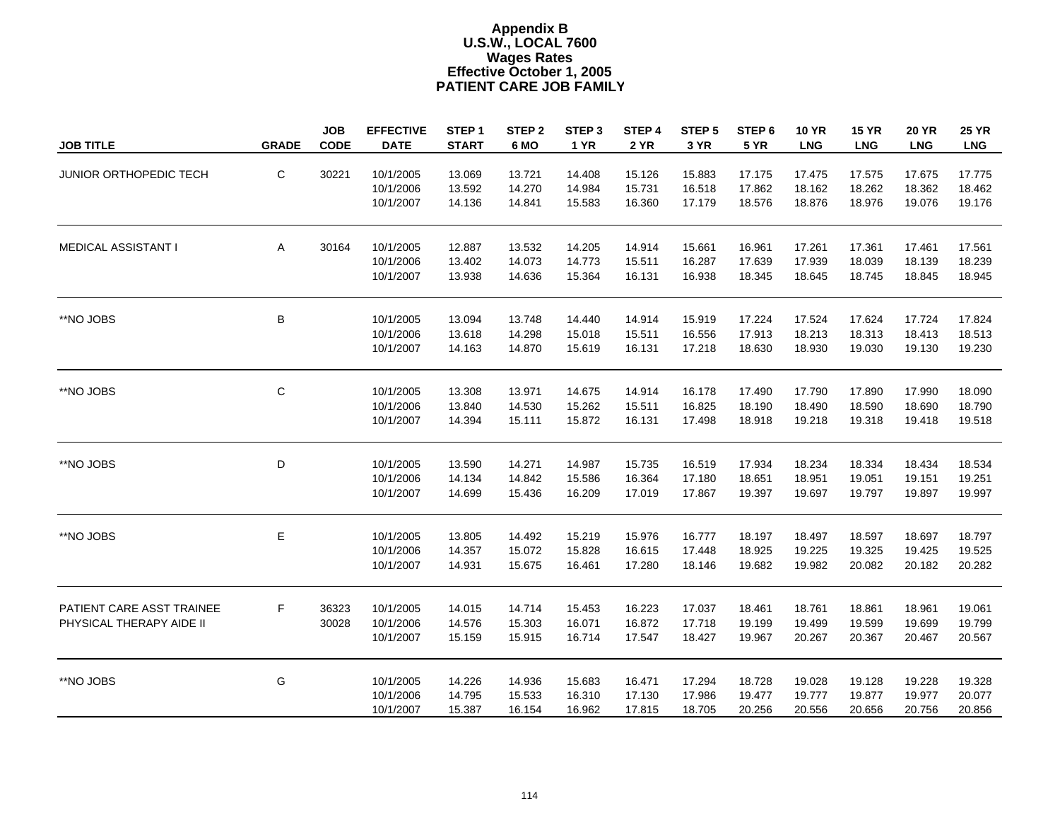# Appendix B
## U.S.W., LOCAL 7600
## Wages Rates
## Effective October 1, 2005
## PATIENT CARE JOB FAMILY

| JOB TITLE | GRADE | JOB CODE | EFFECTIVE DATE | STEP 1 START | STEP 2 6 MO | STEP 3 1 YR | STEP 4 2 YR | STEP 5 3 YR | STEP 6 5 YR | 10 YR LNG | 15 YR LNG | 20 YR LNG | 25 YR LNG |
|---|---|---|---|---|---|---|---|---|---|---|---|---|---|
| JUNIOR ORTHOPEDIC TECH | C | 30221 | 10/1/2005 | 13.069 | 13.721 | 14.408 | 15.126 | 15.883 | 17.175 | 17.475 | 17.575 | 17.675 | 17.775 |
| | | | 10/1/2006 | 13.592 | 14.270 | 14.984 | 15.731 | 16.518 | 17.862 | 18.162 | 18.262 | 18.362 | 18.462 |
| | | | 10/1/2007 | 14.136 | 14.841 | 15.583 | 16.360 | 17.179 | 18.576 | 18.876 | 18.976 | 19.076 | 19.176 |
| MEDICAL ASSISTANT I | A | 30164 | 10/1/2005 | 12.887 | 13.532 | 14.205 | 14.914 | 15.661 | 16.961 | 17.261 | 17.361 | 17.461 | 17.561 |
| | | | 10/1/2006 | 13.402 | 14.073 | 14.773 | 15.511 | 16.287 | 17.639 | 17.939 | 18.039 | 18.139 | 18.239 |
| | | | 10/1/2007 | 13.938 | 14.636 | 15.364 | 16.131 | 16.938 | 18.345 | 18.645 | 18.745 | 18.845 | 18.945 |
| **NO JOBS | B | | 10/1/2005 | 13.094 | 13.748 | 14.440 | 14.914 | 15.919 | 17.224 | 17.524 | 17.624 | 17.724 | 17.824 |
| | | | 10/1/2006 | 13.618 | 14.298 | 15.018 | 15.511 | 16.556 | 17.913 | 18.213 | 18.313 | 18.413 | 18.513 |
| | | | 10/1/2007 | 14.163 | 14.870 | 15.619 | 16.131 | 17.218 | 18.630 | 18.930 | 19.030 | 19.130 | 19.230 |
| **NO JOBS | C | | 10/1/2005 | 13.308 | 13.971 | 14.675 | 14.914 | 16.178 | 17.490 | 17.790 | 17.890 | 17.990 | 18.090 |
| | | | 10/1/2006 | 13.840 | 14.530 | 15.262 | 15.511 | 16.825 | 18.190 | 18.490 | 18.590 | 18.690 | 18.790 |
| | | | 10/1/2007 | 14.394 | 15.111 | 15.872 | 16.131 | 17.498 | 18.918 | 19.218 | 19.318 | 19.418 | 19.518 |
| **NO JOBS | D | | 10/1/2005 | 13.590 | 14.271 | 14.987 | 15.735 | 16.519 | 17.934 | 18.234 | 18.334 | 18.434 | 18.534 |
| | | | 10/1/2006 | 14.134 | 14.842 | 15.586 | 16.364 | 17.180 | 18.651 | 18.951 | 19.051 | 19.151 | 19.251 |
| | | | 10/1/2007 | 14.699 | 15.436 | 16.209 | 17.019 | 17.867 | 19.397 | 19.697 | 19.797 | 19.897 | 19.997 |
| **NO JOBS | E | | 10/1/2005 | 13.805 | 14.492 | 15.219 | 15.976 | 16.777 | 18.197 | 18.497 | 18.597 | 18.697 | 18.797 |
| | | | 10/1/2006 | 14.357 | 15.072 | 15.828 | 16.615 | 17.448 | 18.925 | 19.225 | 19.325 | 19.425 | 19.525 |
| | | | 10/1/2007 | 14.931 | 15.675 | 16.461 | 17.280 | 18.146 | 19.682 | 19.982 | 20.082 | 20.182 | 20.282 |
| PATIENT CARE ASST TRAINEE | F | 36323 | 10/1/2005 | 14.015 | 14.714 | 15.453 | 16.223 | 17.037 | 18.461 | 18.761 | 18.861 | 18.961 | 19.061 |
| PHYSICAL THERAPY AIDE II | | 30028 | 10/1/2006 | 14.576 | 15.303 | 16.071 | 16.872 | 17.718 | 19.199 | 19.499 | 19.599 | 19.699 | 19.799 |
| | | | 10/1/2007 | 15.159 | 15.915 | 16.714 | 17.547 | 18.427 | 19.967 | 20.267 | 20.367 | 20.467 | 20.567 |
| **NO JOBS | G | | 10/1/2005 | 14.226 | 14.936 | 15.683 | 16.471 | 17.294 | 18.728 | 19.028 | 19.128 | 19.228 | 19.328 |
| | | | 10/1/2006 | 14.795 | 15.533 | 16.310 | 17.130 | 17.986 | 19.477 | 19.777 | 19.877 | 19.977 | 20.077 |
| | | | 10/1/2007 | 15.387 | 16.154 | 16.962 | 17.815 | 18.705 | 20.256 | 20.556 | 20.656 | 20.756 | 20.856 |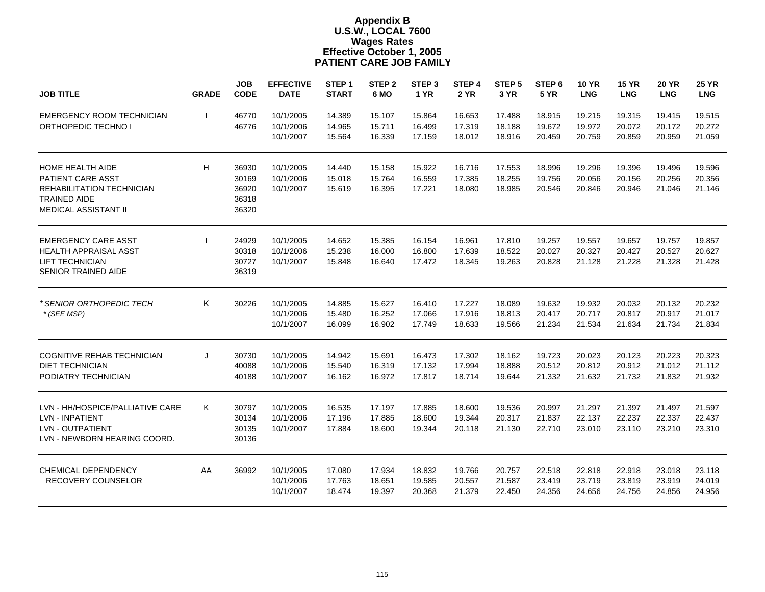# Appendix B
## U.S.W., LOCAL 7600
## Wages Rates
## Effective October 1, 2005
## PATIENT CARE JOB FAMILY

| JOB TITLE | GRADE | JOB CODE | EFFECTIVE DATE | STEP 1 START | STEP 2 6 MO | STEP 3 1 YR | STEP 4 2 YR | STEP 5 3 YR | STEP 6 5 YR | 10 YR LNG | 15 YR LNG | 20 YR LNG | 25 YR LNG |
|---|---|---|---|---|---|---|---|---|---|---|---|---|---|
| EMERGENCY ROOM TECHNICIAN | I | 46770 | 10/1/2005 | 14.389 | 15.107 | 15.864 | 16.653 | 17.488 | 18.915 | 19.215 | 19.315 | 19.415 | 19.515 |
| ORTHOPEDIC TECHNO I | | 46776 | 10/1/2006 | 14.965 | 15.711 | 16.499 | 17.319 | 18.188 | 19.672 | 19.972 | 20.072 | 20.172 | 20.272 |
| | | | 10/1/2007 | 15.564 | 16.339 | 17.159 | 18.012 | 18.916 | 20.459 | 20.759 | 20.859 | 20.959 | 21.059 |
| HOME HEALTH AIDE | H | 36930 | 10/1/2005 | 14.440 | 15.158 | 15.922 | 16.716 | 17.553 | 18.996 | 19.296 | 19.396 | 19.496 | 19.596 |
| PATIENT CARE ASST | | 30169 | 10/1/2006 | 15.018 | 15.764 | 16.559 | 17.385 | 18.255 | 19.756 | 20.056 | 20.156 | 20.256 | 20.356 |
| REHABILITATION TECHNICIAN | | 36920 | 10/1/2007 | 15.619 | 16.395 | 17.221 | 18.080 | 18.985 | 20.546 | 20.846 | 20.946 | 21.046 | 21.146 |
| TRAINED AIDE | | 36318 | | | | | | | | | | | |
| MEDICAL ASSISTANT II | | 36320 | | | | | | | | | | | |
| EMERGENCY CARE ASST | I | 24929 | 10/1/2005 | 14.652 | 15.385 | 16.154 | 16.961 | 17.810 | 19.257 | 19.557 | 19.657 | 19.757 | 19.857 |
| HEALTH APPRAISAL ASST | | 30318 | 10/1/2006 | 15.238 | 16.000 | 16.800 | 17.639 | 18.522 | 20.027 | 20.327 | 20.427 | 20.527 | 20.627 |
| LIFT TECHNICIAN | | 30727 | 10/1/2007 | 15.848 | 16.640 | 17.472 | 18.345 | 19.263 | 20.828 | 21.128 | 21.228 | 21.328 | 21.428 |
| SENIOR TRAINED AIDE | | 36319 | | | | | | | | | | | |
| *\*SENIOR ORTHOPEDIC TECH* | K | 30226 | 10/1/2005 | 14.885 | 15.627 | 16.410 | 17.227 | 18.089 | 19.632 | 19.932 | 20.032 | 20.132 | 20.232 |
| *\* (SEE MSP)* | | | 10/1/2006 | 15.480 | 16.252 | 17.066 | 17.916 | 18.813 | 20.417 | 20.717 | 20.817 | 20.917 | 21.017 |
| | | | 10/1/2007 | 16.099 | 16.902 | 17.749 | 18.633 | 19.566 | 21.234 | 21.534 | 21.634 | 21.734 | 21.834 |
| COGNITIVE REHAB TECHNICIAN | J | 30730 | 10/1/2005 | 14.942 | 15.691 | 16.473 | 17.302 | 18.162 | 19.723 | 20.023 | 20.123 | 20.223 | 20.323 |
| DIET TECHNICIAN | | 40088 | 10/1/2006 | 15.540 | 16.319 | 17.132 | 17.994 | 18.888 | 20.512 | 20.812 | 20.912 | 21.012 | 21.112 |
| PODIATRY TECHNICIAN | | 40188 | 10/1/2007 | 16.162 | 16.972 | 17.817 | 18.714 | 19.644 | 21.332 | 21.632 | 21.732 | 21.832 | 21.932 |
| LVN - HH/HOSPICE/PALLIATIVE CARE | K | 30797 | 10/1/2005 | 16.535 | 17.197 | 17.885 | 18.600 | 19.536 | 20.997 | 21.297 | 21.397 | 21.497 | 21.597 |
| LVN - INPATIENT | | 30134 | 10/1/2006 | 17.196 | 17.885 | 18.600 | 19.344 | 20.317 | 21.837 | 22.137 | 22.237 | 22.337 | 22.437 |
| LVN - OUTPATIENT | | 30135 | 10/1/2007 | 17.884 | 18.600 | 19.344 | 20.118 | 21.130 | 22.710 | 23.010 | 23.110 | 23.210 | 23.310 |
| LVN - NEWBORN HEARING COORD. | | 30136 | | | | | | | | | | | |
| CHEMICAL DEPENDENCY RECOVERY COUNSELOR | AA | 36992 | 10/1/2005 | 17.080 | 17.934 | 18.832 | 19.766 | 20.757 | 22.518 | 22.818 | 22.918 | 23.018 | 23.118 |
| | | | 10/1/2006 | 17.763 | 18.651 | 19.585 | 20.557 | 21.587 | 23.419 | 23.719 | 23.819 | 23.919 | 24.019 |
| | | | 10/1/2007 | 18.474 | 19.397 | 20.368 | 21.379 | 22.450 | 24.356 | 24.656 | 24.756 | 24.856 | 24.956 |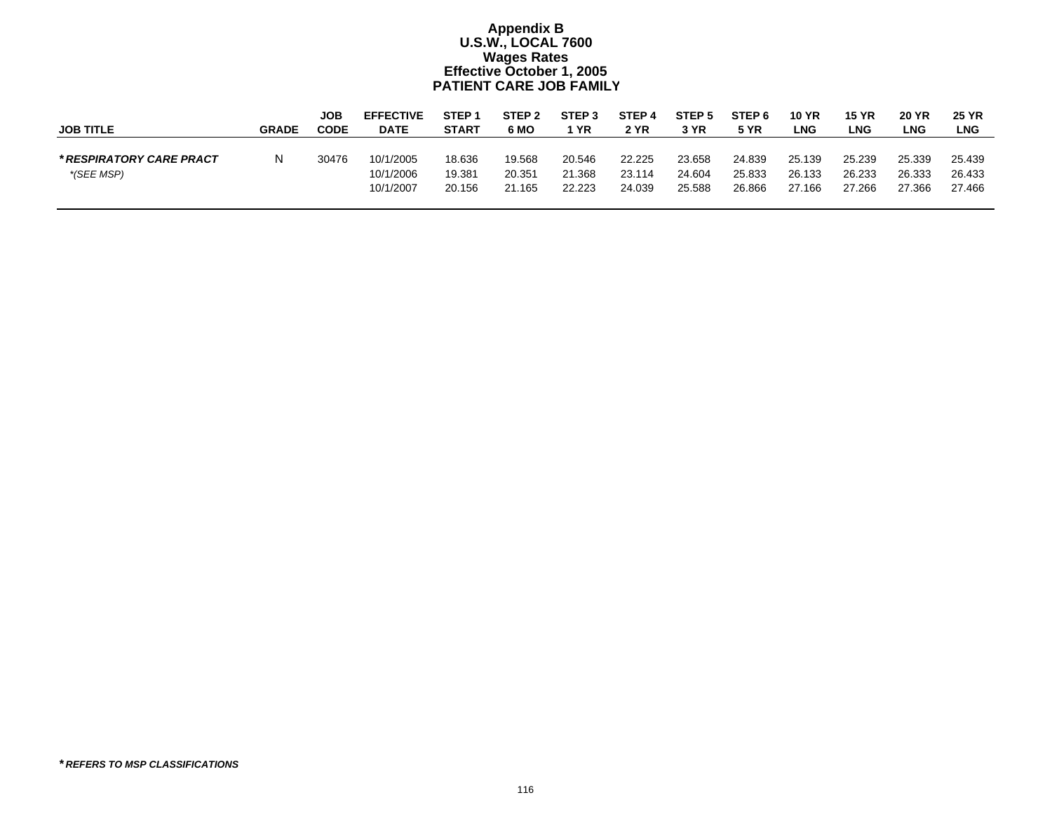# Appendix B
## U.S.W., LOCAL 7600
## Wages Rates
## Effective October 1, 2005
## PATIENT CARE JOB FAMILY

| JOB TITLE | GRADE | JOB CODE | EFFECTIVE DATE | STEP 1 START | STEP 2 6 MO | STEP 3 1 YR | STEP 4 2 YR | STEP 5 3 YR | STEP 6 5 YR | 10 YR LNG | 15 YR LNG | 20 YR LNG | 25 YR LNG |
|---|---|---|---|---|---|---|---|---|---|---|---|---|---|
| ***RESPIRATORY CARE PRACT** | N | 30476 | 10/1/2005 | 18.636 | 19.568 | 20.546 | 22.225 | 23.658 | 24.839 | 25.139 | 25.239 | 25.339 | 25.439 |
| *\*(SEE MSP)* | | | 10/1/2006 | 19.381 | 20.351 | 21.368 | 23.114 | 24.604 | 25.833 | 26.133 | 26.233 | 26.333 | 26.433 |
| | | | 10/1/2007 | 20.156 | 21.165 | 22.223 | 24.039 | 25.588 | 26.866 | 27.166 | 27.266 | 27.366 | 27.466 |

***REFERS TO MSP CLASSIFICATIONS**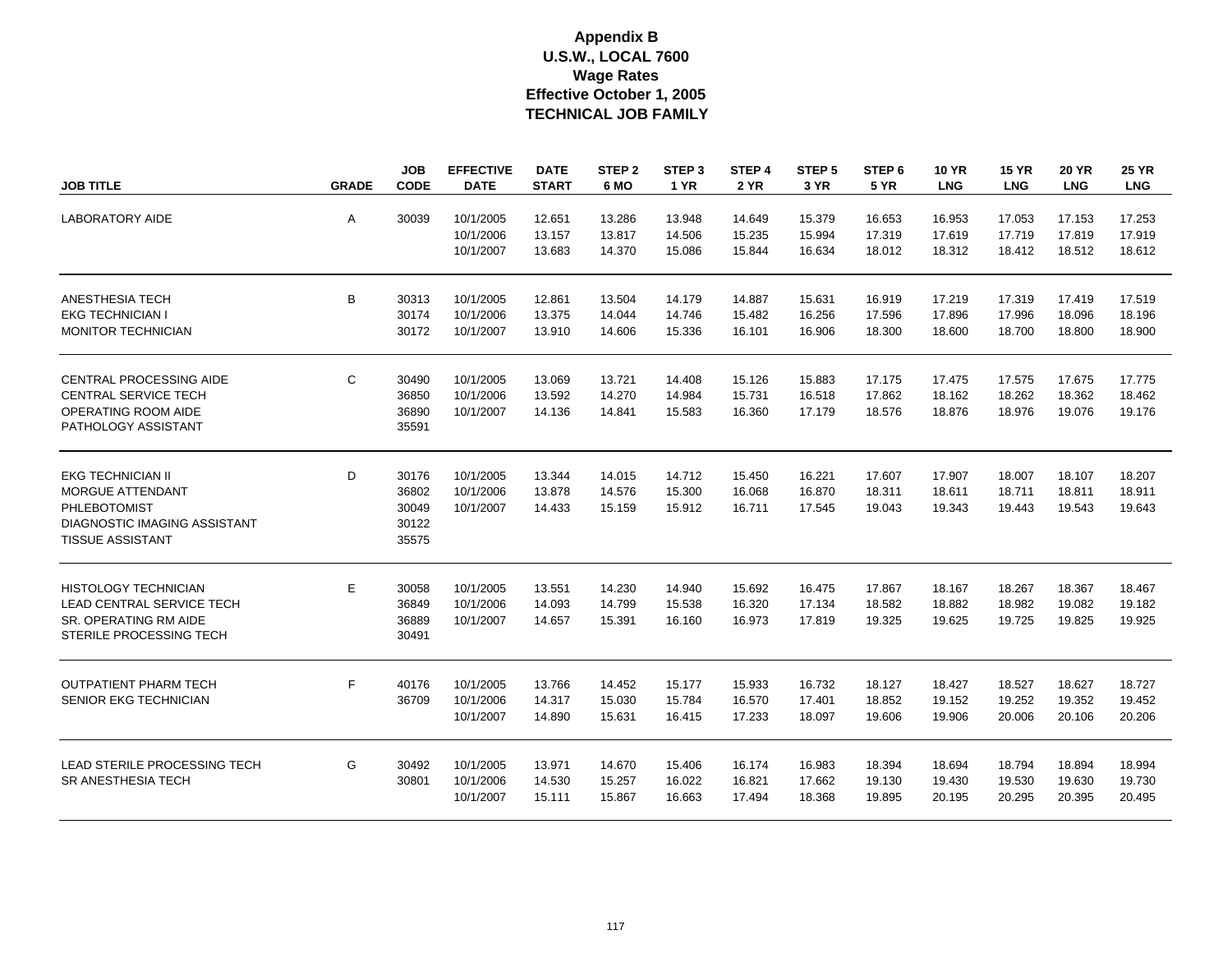# Appendix B
## U.S.W., LOCAL 7600
## Wage Rates
## Effective October 1, 2005
## TECHNICAL JOB FAMILY

| JOB TITLE | GRADE | JOB CODE | EFFECTIVE DATE | DATE START | STEP 2 6 MO | STEP 3 1 YR | STEP 4 2 YR | STEP 5 3 YR | STEP 6 5 YR | 10 YR LNG | 15 YR LNG | 20 YR LNG | 25 YR LNG |
|---|---|---|---|---|---|---|---|---|---|---|---|---|---|
| LABORATORY AIDE | A | 30039 | 10/1/2005 | 12.651 | 13.286 | 13.948 | 14.649 | 15.379 | 16.653 | 16.953 | 17.053 | 17.153 | 17.253 |
| | | | 10/1/2006 | 13.157 | 13.817 | 14.506 | 15.235 | 15.994 | 17.319 | 17.619 | 17.719 | 17.819 | 17.919 |
| | | | 10/1/2007 | 13.683 | 14.370 | 15.086 | 15.844 | 16.634 | 18.012 | 18.312 | 18.412 | 18.512 | 18.612 |
| ANESTHESIA TECH | B | 30313 | 10/1/2005 | 12.861 | 13.504 | 14.179 | 14.887 | 15.631 | 16.919 | 17.219 | 17.319 | 17.419 | 17.519 |
| EKG TECHNICIAN I | | 30174 | 10/1/2006 | 13.375 | 14.044 | 14.746 | 15.482 | 16.256 | 17.596 | 17.896 | 17.996 | 18.096 | 18.196 |
| MONITOR TECHNICIAN | | 30172 | 10/1/2007 | 13.910 | 14.606 | 15.336 | 16.101 | 16.906 | 18.300 | 18.600 | 18.700 | 18.800 | 18.900 |
| CENTRAL PROCESSING AIDE | C | 30490 | 10/1/2005 | 13.069 | 13.721 | 14.408 | 15.126 | 15.883 | 17.175 | 17.475 | 17.575 | 17.675 | 17.775 |
| CENTRAL SERVICE TECH | | 36850 | 10/1/2006 | 13.592 | 14.270 | 14.984 | 15.731 | 16.518 | 17.862 | 18.162 | 18.262 | 18.362 | 18.462 |
| OPERATING ROOM AIDE | | 36890 | 10/1/2007 | 14.136 | 14.841 | 15.583 | 16.360 | 17.179 | 18.576 | 18.876 | 18.976 | 19.076 | 19.176 |
| PATHOLOGY ASSISTANT | | 35591 | | | | | | | | | | | |
| EKG TECHNICIAN II | D | 30176 | 10/1/2005 | 13.344 | 14.015 | 14.712 | 15.450 | 16.221 | 17.607 | 17.907 | 18.007 | 18.107 | 18.207 |
| MORGUE ATTENDANT | | 36802 | 10/1/2006 | 13.878 | 14.576 | 15.300 | 16.068 | 16.870 | 18.311 | 18.611 | 18.711 | 18.811 | 18.911 |
| PHLEBOTOMIST | | 30049 | 10/1/2007 | 14.433 | 15.159 | 15.912 | 16.711 | 17.545 | 19.043 | 19.343 | 19.443 | 19.543 | 19.643 |
| DIAGNOSTIC IMAGING ASSISTANT | | 30122 | | | | | | | | | | | |
| TISSUE ASSISTANT | | 35575 | | | | | | | | | | | |
| HISTOLOGY TECHNICIAN | E | 30058 | 10/1/2005 | 13.551 | 14.230 | 14.940 | 15.692 | 16.475 | 17.867 | 18.167 | 18.267 | 18.367 | 18.467 |
| LEAD CENTRAL SERVICE TECH | | 36849 | 10/1/2006 | 14.093 | 14.799 | 15.538 | 16.320 | 17.134 | 18.582 | 18.882 | 18.982 | 19.082 | 19.182 |
| SR. OPERATING RM AIDE | | 36889 | 10/1/2007 | 14.657 | 15.391 | 16.160 | 16.973 | 17.819 | 19.325 | 19.625 | 19.725 | 19.825 | 19.925 |
| STERILE PROCESSING TECH | | 30491 | | | | | | | | | | | |
| OUTPATIENT PHARM TECH | F | 40176 | 10/1/2005 | 13.766 | 14.452 | 15.177 | 15.933 | 16.732 | 18.127 | 18.427 | 18.527 | 18.627 | 18.727 |
| SENIOR EKG TECHNICIAN | | 36709 | 10/1/2006 | 14.317 | 15.030 | 15.784 | 16.570 | 17.401 | 18.852 | 19.152 | 19.252 | 19.352 | 19.452 |
| | | | 10/1/2007 | 14.890 | 15.631 | 16.415 | 17.233 | 18.097 | 19.606 | 19.906 | 20.006 | 20.106 | 20.206 |
| LEAD STERILE PROCESSING TECH | G | 30492 | 10/1/2005 | 13.971 | 14.670 | 15.406 | 16.174 | 16.983 | 18.394 | 18.694 | 18.794 | 18.894 | 18.994 |
| SR ANESTHESIA TECH | | 30801 | 10/1/2006 | 14.530 | 15.257 | 16.022 | 16.821 | 17.662 | 19.130 | 19.430 | 19.530 | 19.630 | 19.730 |
| | | | 10/1/2007 | 15.111 | 15.867 | 16.663 | 17.494 | 18.368 | 19.895 | 20.195 | 20.295 | 20.395 | 20.495 |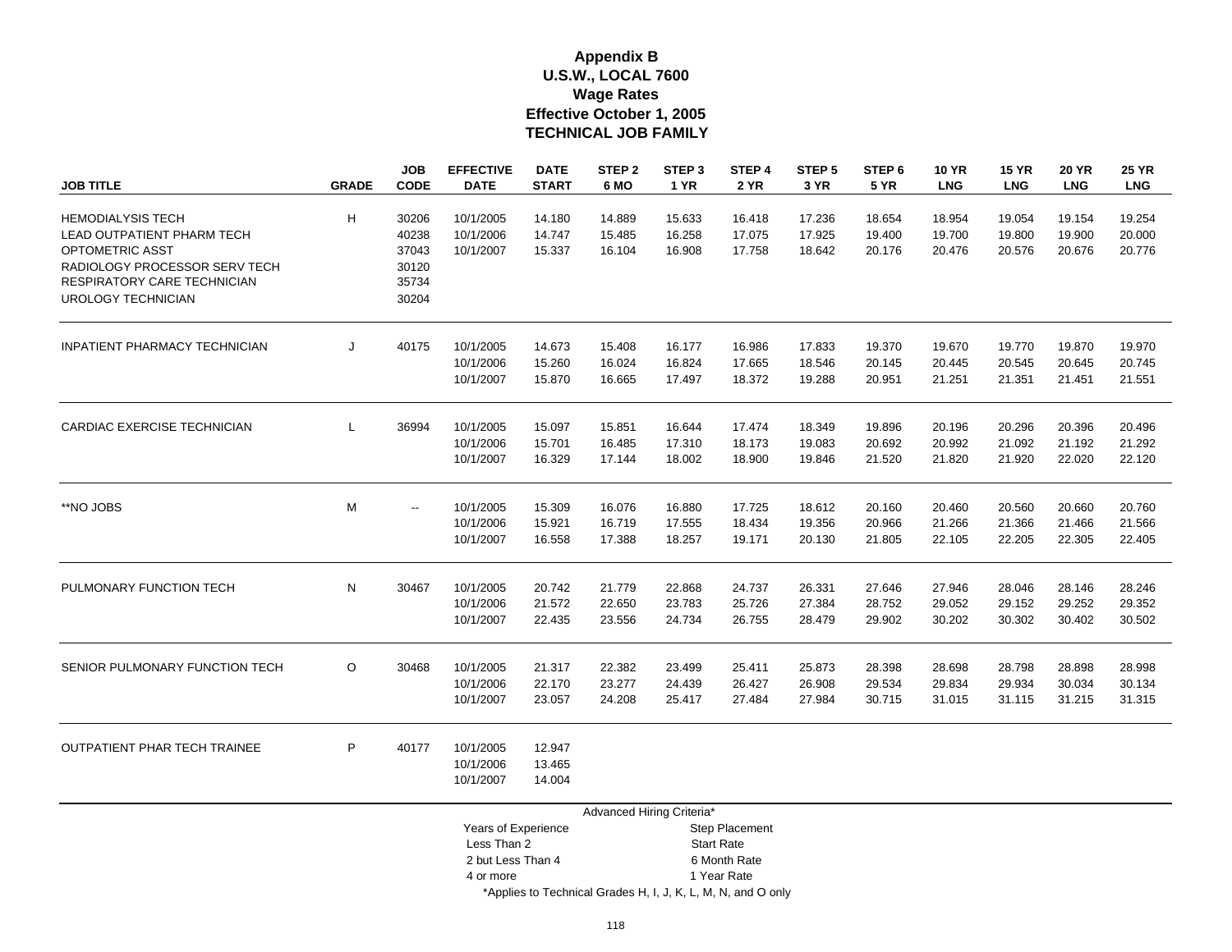# Appendix B
## U.S.W., LOCAL 7600
## Wage Rates
## Effective October 1, 2005
## TECHNICAL JOB FAMILY

| JOB TITLE | GRADE | JOB CODE | EFFECTIVE DATE | DATE START | STEP 2 6 MO | STEP 3 1 YR | STEP 4 2 YR | STEP 5 3 YR | STEP 6 5 YR | 10 YR LNG | 15 YR LNG | 20 YR LNG | 25 YR LNG |
|---|---|---|---|---|---|---|---|---|---|---|---|---|---|
| HEMODIALYSIS TECH | H | 30206 | 10/1/2005 | 14.180 | 14.889 | 15.633 | 16.418 | 17.236 | 18.654 | 18.954 | 19.054 | 19.154 | 19.254 |
| LEAD OUTPATIENT PHARM TECH | | 40238 | 10/1/2006 | 14.747 | 15.485 | 16.258 | 17.075 | 17.925 | 19.400 | 19.700 | 19.800 | 19.900 | 20.000 |
| OPTOMETRIC ASST | | 37043 | 10/1/2007 | 15.337 | 16.104 | 16.908 | 17.758 | 18.642 | 20.176 | 20.476 | 20.576 | 20.676 | 20.776 |
| RADIOLOGY PROCESSOR SERV TECH | | 30120 | | | | | | | | | | | |
| RESPIRATORY CARE TECHNICIAN | | 35734 | | | | | | | | | | | |
| UROLOGY TECHNICIAN | | 30204 | | | | | | | | | | | |
| INPATIENT PHARMACY TECHNICIAN | J | 40175 | 10/1/2005 | 14.673 | 15.408 | 16.177 | 16.986 | 17.833 | 19.370 | 19.670 | 19.770 | 19.870 | 19.970 |
| | | | 10/1/2006 | 15.260 | 16.024 | 16.824 | 17.665 | 18.546 | 20.145 | 20.445 | 20.545 | 20.645 | 20.745 |
| | | | 10/1/2007 | 15.870 | 16.665 | 17.497 | 18.372 | 19.288 | 20.951 | 21.251 | 21.351 | 21.451 | 21.551 |
| CARDIAC EXERCISE TECHNICIAN | L | 36994 | 10/1/2005 | 15.097 | 15.851 | 16.644 | 17.474 | 18.349 | 19.896 | 20.196 | 20.296 | 20.396 | 20.496 |
| | | | 10/1/2006 | 15.701 | 16.485 | 17.310 | 18.173 | 19.083 | 20.692 | 20.992 | 21.092 | 21.192 | 21.292 |
| | | | 10/1/2007 | 16.329 | 17.144 | 18.002 | 18.900 | 19.846 | 21.520 | 21.820 | 21.920 | 22.020 | 22.120 |
| **NO JOBS | M | -- | 10/1/2005 | 15.309 | 16.076 | 16.880 | 17.725 | 18.612 | 20.160 | 20.460 | 20.560 | 20.660 | 20.760 |
| | | | 10/1/2006 | 15.921 | 16.719 | 17.555 | 18.434 | 19.356 | 20.966 | 21.266 | 21.366 | 21.466 | 21.566 |
| | | | 10/1/2007 | 16.558 | 17.388 | 18.257 | 19.171 | 20.130 | 21.805 | 22.105 | 22.205 | 22.305 | 22.405 |
| PULMONARY FUNCTION TECH | N | 30467 | 10/1/2005 | 20.742 | 21.779 | 22.868 | 24.737 | 26.331 | 27.646 | 27.946 | 28.046 | 28.146 | 28.246 |
| | | | 10/1/2006 | 21.572 | 22.650 | 23.783 | 25.726 | 27.384 | 28.752 | 29.052 | 29.152 | 29.252 | 29.352 |
| | | | 10/1/2007 | 22.435 | 23.556 | 24.734 | 26.755 | 28.479 | 29.902 | 30.202 | 30.302 | 30.402 | 30.502 |
| SENIOR PULMONARY FUNCTION TECH | O | 30468 | 10/1/2005 | 21.317 | 22.382 | 23.499 | 25.411 | 25.873 | 28.398 | 28.698 | 28.798 | 28.898 | 28.998 |
| | | | 10/1/2006 | 22.170 | 23.277 | 24.439 | 26.427 | 26.908 | 29.534 | 29.834 | 29.934 | 30.034 | 30.134 |
| | | | 10/1/2007 | 23.057 | 24.208 | 25.417 | 27.484 | 27.984 | 30.715 | 31.015 | 31.115 | 31.215 | 31.315 |
| OUTPATIENT PHAR TECH TRAINEE | P | 40177 | 10/1/2005 | 12.947 | | | | | | | | | |
| | | | 10/1/2006 | 13.465 | | | | | | | | | |
| | | | 10/1/2007 | 14.004 | | | | | | | | | |

Advanced Hiring Criteria*

| Years of Experience | Step Placement |
|---|---|
| Less Than 2 | Start Rate |
| 2 but Less Than 4 | 6 Month Rate |
| 4 or more | 1 Year Rate |

*Applies to Technical Grades H, I, J, K, L, M, N, and O only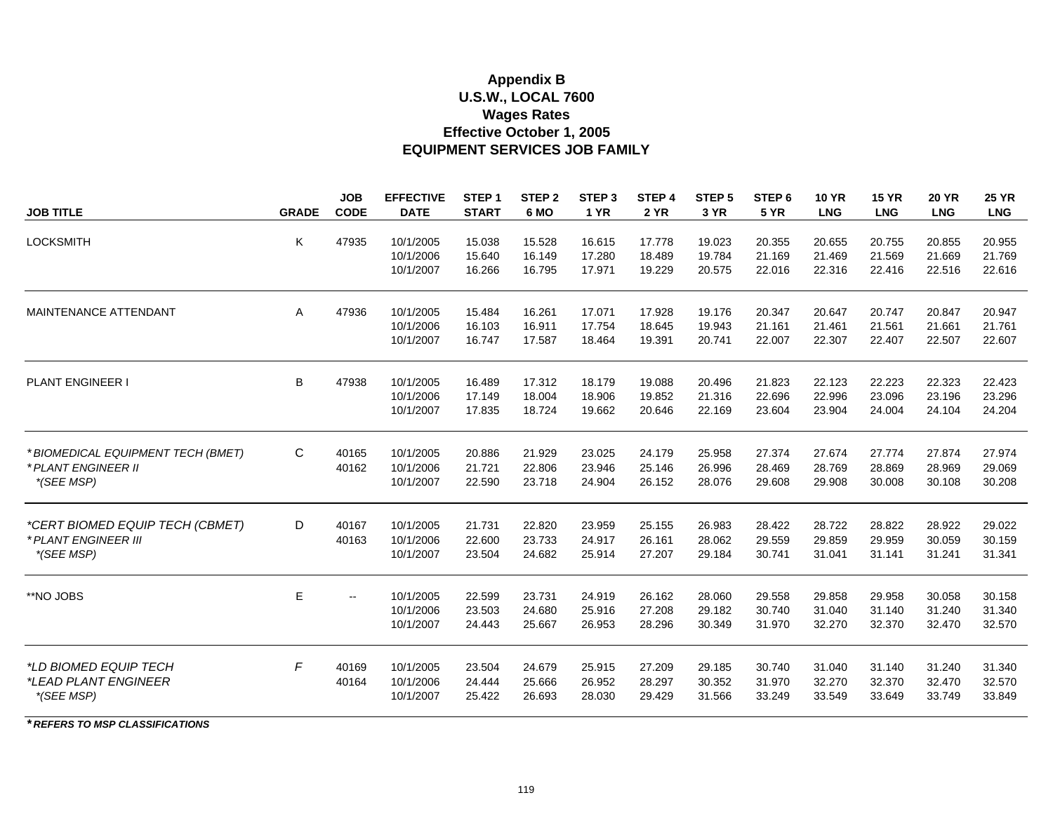# Appendix B
# U.S.W., LOCAL 7600
# Wages Rates
# Effective October 1, 2005
# EQUIPMENT SERVICES JOB FAMILY

| JOB TITLE | GRADE | JOB CODE | EFFECTIVE DATE | STEP 1 START | STEP 2 6 MO | STEP 3 1 YR | STEP 4 2 YR | STEP 5 3 YR | STEP 6 5 YR | 10 YR LNG | 15 YR LNG | 20 YR LNG | 25 YR LNG |
|---|---|---|---|---|---|---|---|---|---|---|---|---|---|
| LOCKSMITH | K | 47935 | 10/1/2005 | 15.038 | 15.528 | 16.615 | 17.778 | 19.023 | 20.355 | 20.655 | 20.755 | 20.855 | 20.955 |
| | | | 10/1/2006 | 15.640 | 16.149 | 17.280 | 18.489 | 19.784 | 21.169 | 21.469 | 21.569 | 21.669 | 21.769 |
| | | | 10/1/2007 | 16.266 | 16.795 | 17.971 | 19.229 | 20.575 | 22.016 | 22.316 | 22.416 | 22.516 | 22.616 |
| MAINTENANCE ATTENDANT | A | 47936 | 10/1/2005 | 15.484 | 16.261 | 17.071 | 17.928 | 19.176 | 20.347 | 20.647 | 20.747 | 20.847 | 20.947 |
| | | | 10/1/2006 | 16.103 | 16.911 | 17.754 | 18.645 | 19.943 | 21.161 | 21.461 | 21.561 | 21.661 | 21.761 |
| | | | 10/1/2007 | 16.747 | 17.587 | 18.464 | 19.391 | 20.741 | 22.007 | 22.307 | 22.407 | 22.507 | 22.607 |
| PLANT ENGINEER I | B | 47938 | 10/1/2005 | 16.489 | 17.312 | 18.179 | 19.088 | 20.496 | 21.823 | 22.123 | 22.223 | 22.323 | 22.423 |
| | | | 10/1/2006 | 17.149 | 18.004 | 18.906 | 19.852 | 21.316 | 22.696 | 22.996 | 23.096 | 23.196 | 23.296 |
| | | | 10/1/2007 | 17.835 | 18.724 | 19.662 | 20.646 | 22.169 | 23.604 | 23.904 | 24.004 | 24.104 | 24.204 |
| *\*BIOMEDICAL EQUIPMENT TECH (BMET)* | C | 40165 | 10/1/2005 | 20.886 | 21.929 | 23.025 | 24.179 | 25.958 | 27.374 | 27.674 | 27.774 | 27.874 | 27.974 |
| *\*PLANT ENGINEER II* | | 40162 | 10/1/2006 | 21.721 | 22.806 | 23.946 | 25.146 | 26.996 | 28.469 | 28.769 | 28.869 | 28.969 | 29.069 |
| *\*(SEE MSP)* | | | 10/1/2007 | 22.590 | 23.718 | 24.904 | 26.152 | 28.076 | 29.608 | 29.908 | 30.008 | 30.108 | 30.208 |
| *\*CERT BIOMED EQUIP TECH (CBMET)* | D | 40167 | 10/1/2005 | 21.731 | 22.820 | 23.959 | 25.155 | 26.983 | 28.422 | 28.722 | 28.822 | 28.922 | 29.022 |
| *\*PLANT ENGINEER III* | | 40163 | 10/1/2006 | 22.600 | 23.733 | 24.917 | 26.161 | 28.062 | 29.559 | 29.859 | 29.959 | 30.059 | 30.159 |
| *\*(SEE MSP)* | | | 10/1/2007 | 23.504 | 24.682 | 25.914 | 27.207 | 29.184 | 30.741 | 31.041 | 31.141 | 31.241 | 31.341 |
| **NO JOBS | E | -- | 10/1/2005 | 22.599 | 23.731 | 24.919 | 26.162 | 28.060 | 29.558 | 29.858 | 29.958 | 30.058 | 30.158 |
| | | | 10/1/2006 | 23.503 | 24.680 | 25.916 | 27.208 | 29.182 | 30.740 | 31.040 | 31.140 | 31.240 | 31.340 |
| | | | 10/1/2007 | 24.443 | 25.667 | 26.953 | 28.296 | 30.349 | 31.970 | 32.270 | 32.370 | 32.470 | 32.570 |
| *\*LD BIOMED EQUIP TECH* | *F* | 40169 | 10/1/2005 | 23.504 | 24.679 | 25.915 | 27.209 | 29.185 | 30.740 | 31.040 | 31.140 | 31.240 | 31.340 |
| *\*LEAD PLANT ENGINEER* | | 40164 | 10/1/2006 | 24.444 | 25.666 | 26.952 | 28.297 | 30.352 | 31.970 | 32.270 | 32.370 | 32.470 | 32.570 |
| *\*(SEE MSP)* | | | 10/1/2007 | 25.422 | 26.693 | 28.030 | 29.429 | 31.566 | 33.249 | 33.549 | 33.649 | 33.749 | 33.849 |

***REFERS TO MSP CLASSIFICATIONS**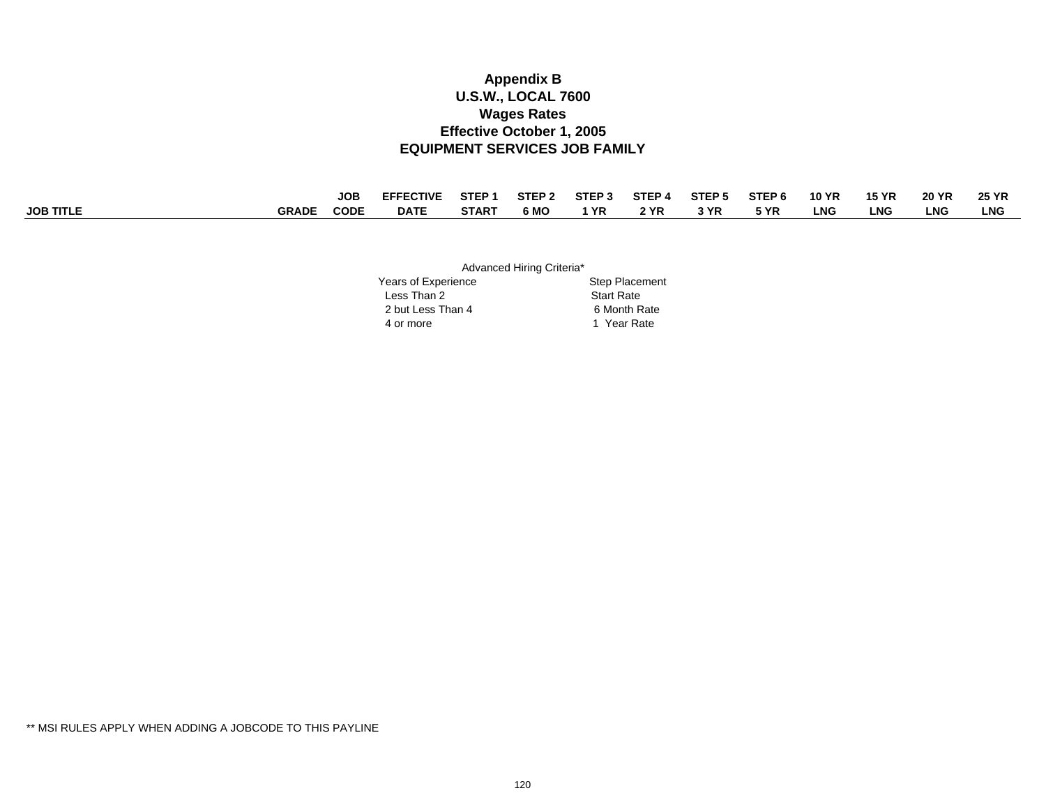**Appendix B**
**U.S.W., LOCAL 7600**
**Wages Rates**
**Effective October 1, 2005**
**EQUIPMENT SERVICES JOB FAMILY**

| JOB TITLE | GRADE | JOB CODE | EFFECTIVE DATE | STEP 1 START | STEP 2 6 MO | STEP 3 1 YR | STEP 4 2 YR | STEP 5 3 YR | STEP 6 5 YR | 10 YR LNG | 15 YR LNG | 20 YR LNG | 25 YR LNG |
|---|---|---|---|---|---|---|---|---|---|---|---|---|---|

Advanced Hiring Criteria*

| Years of Experience | Step Placement |
|---|---|
| Less Than 2 | Start Rate |
| 2 but Less Than 4 | 6 Month Rate |
| 4 or more | 1 Year Rate |

** MSI RULES APPLY WHEN ADDING A JOBCODE TO THIS PAYLINE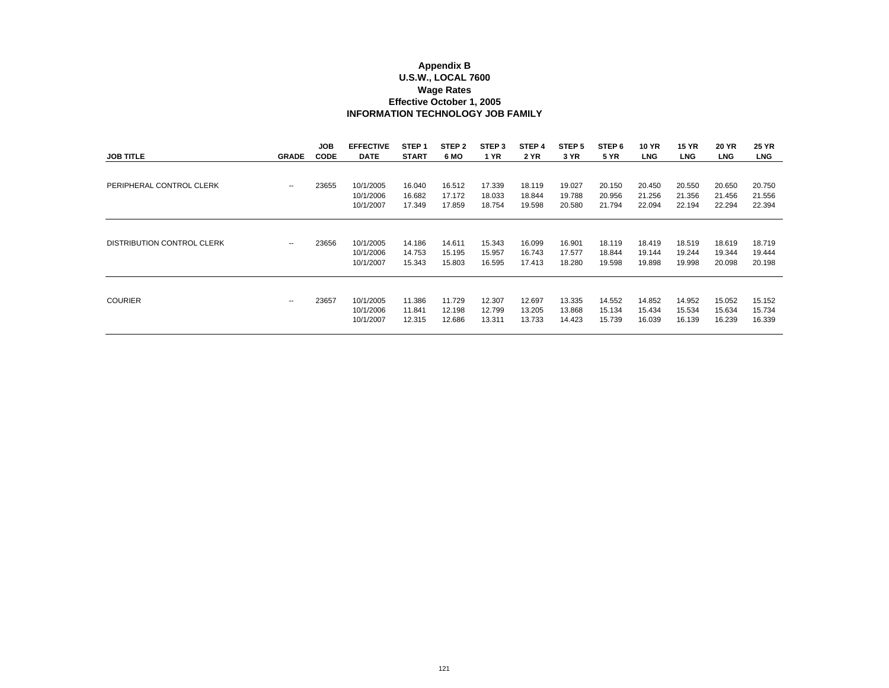**Appendix B**
**U.S.W., LOCAL 7600**
**Wage Rates**
**Effective October 1, 2005**
**INFORMATION TECHNOLOGY JOB FAMILY**

| JOB TITLE | GRADE | JOB CODE | EFFECTIVE DATE | STEP 1 START | STEP 2 6 MO | STEP 3 1 YR | STEP 4 2 YR | STEP 5 3 YR | STEP 6 5 YR | 10 YR LNG | 15 YR LNG | 20 YR LNG | 25 YR LNG |
|---|---|---|---|---|---|---|---|---|---|---|---|---|---|
| PERIPHERAL CONTROL CLERK | -- | 23655 | 10/1/2005 | 16.040 | 16.512 | 17.339 | 18.119 | 19.027 | 20.150 | 20.450 | 20.550 | 20.650 | 20.750 |
| | | | 10/1/2006 | 16.682 | 17.172 | 18.033 | 18.844 | 19.788 | 20.956 | 21.256 | 21.356 | 21.456 | 21.556 |
| | | | 10/1/2007 | 17.349 | 17.859 | 18.754 | 19.598 | 20.580 | 21.794 | 22.094 | 22.194 | 22.294 | 22.394 |
| DISTRIBUTION CONTROL CLERK | -- | 23656 | 10/1/2005 | 14.186 | 14.611 | 15.343 | 16.099 | 16.901 | 18.119 | 18.419 | 18.519 | 18.619 | 18.719 |
| | | | 10/1/2006 | 14.753 | 15.195 | 15.957 | 16.743 | 17.577 | 18.844 | 19.144 | 19.244 | 19.344 | 19.444 |
| | | | 10/1/2007 | 15.343 | 15.803 | 16.595 | 17.413 | 18.280 | 19.598 | 19.898 | 19.998 | 20.098 | 20.198 |
| COURIER | -- | 23657 | 10/1/2005 | 11.386 | 11.729 | 12.307 | 12.697 | 13.335 | 14.552 | 14.852 | 14.952 | 15.052 | 15.152 |
| | | | 10/1/2006 | 11.841 | 12.198 | 12.799 | 13.205 | 13.868 | 15.134 | 15.434 | 15.534 | 15.634 | 15.734 |
| | | | 10/1/2007 | 12.315 | 12.686 | 13.311 | 13.733 | 14.423 | 15.739 | 16.039 | 16.139 | 16.239 | 16.339 |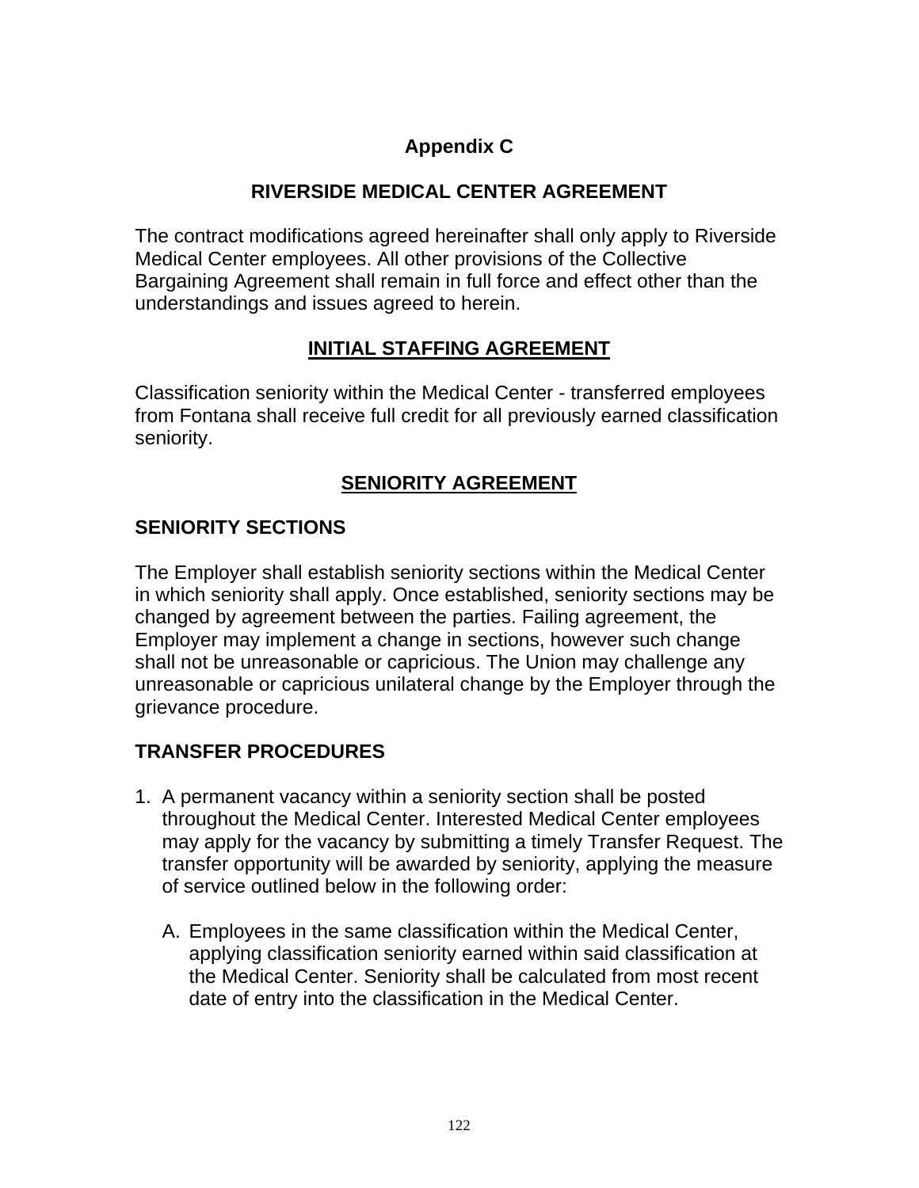# Appendix C

## RIVERSIDE MEDICAL CENTER AGREEMENT

The contract modifications agreed hereinafter shall only apply to Riverside Medical Center employees. All other provisions of the Collective Bargaining Agreement shall remain in full force and effect other than the understandings and issues agreed to herein.

## INITIAL STAFFING AGREEMENT

Classification seniority within the Medical Center - transferred employees from Fontana shall receive full credit for all previously earned classification seniority.

## SENIORITY AGREEMENT

### SENIORITY SECTIONS

The Employer shall establish seniority sections within the Medical Center in which seniority shall apply. Once established, seniority sections may be changed by agreement between the parties. Failing agreement, the Employer may implement a change in sections, however such change shall not be unreasonable or capricious. The Union may challenge any unreasonable or capricious unilateral change by the Employer through the grievance procedure.

### TRANSFER PROCEDURES

1. A permanent vacancy within a seniority section shall be posted throughout the Medical Center. Interested Medical Center employees may apply for the vacancy by submitting a timely Transfer Request. The transfer opportunity will be awarded by seniority, applying the measure of service outlined below in the following order:

   A. Employees in the same classification within the Medical Center, applying classification seniority earned within said classification at the Medical Center. Seniority shall be calculated from most recent date of entry into the classification in the Medical Center.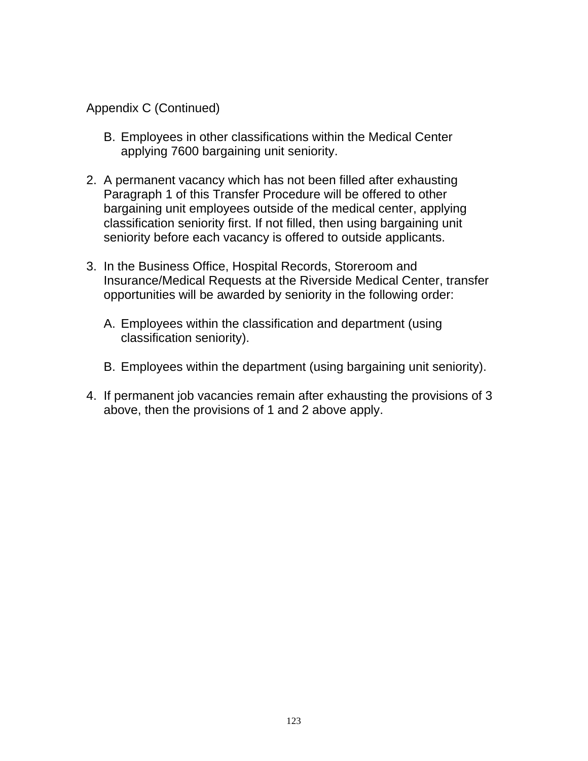Appendix C (Continued)

B. Employees in other classifications within the Medical Center applying 7600 bargaining unit seniority.

2. A permanent vacancy which has not been filled after exhausting Paragraph 1 of this Transfer Procedure will be offered to other bargaining unit employees outside of the medical center, applying classification seniority first. If not filled, then using bargaining unit seniority before each vacancy is offered to outside applicants.

3. In the Business Office, Hospital Records, Storeroom and Insurance/Medical Requests at the Riverside Medical Center, transfer opportunities will be awarded by seniority in the following order:

   A. Employees within the classification and department (using classification seniority).

   B. Employees within the department (using bargaining unit seniority).

4. If permanent job vacancies remain after exhausting the provisions of 3 above, then the provisions of 1 and 2 above apply.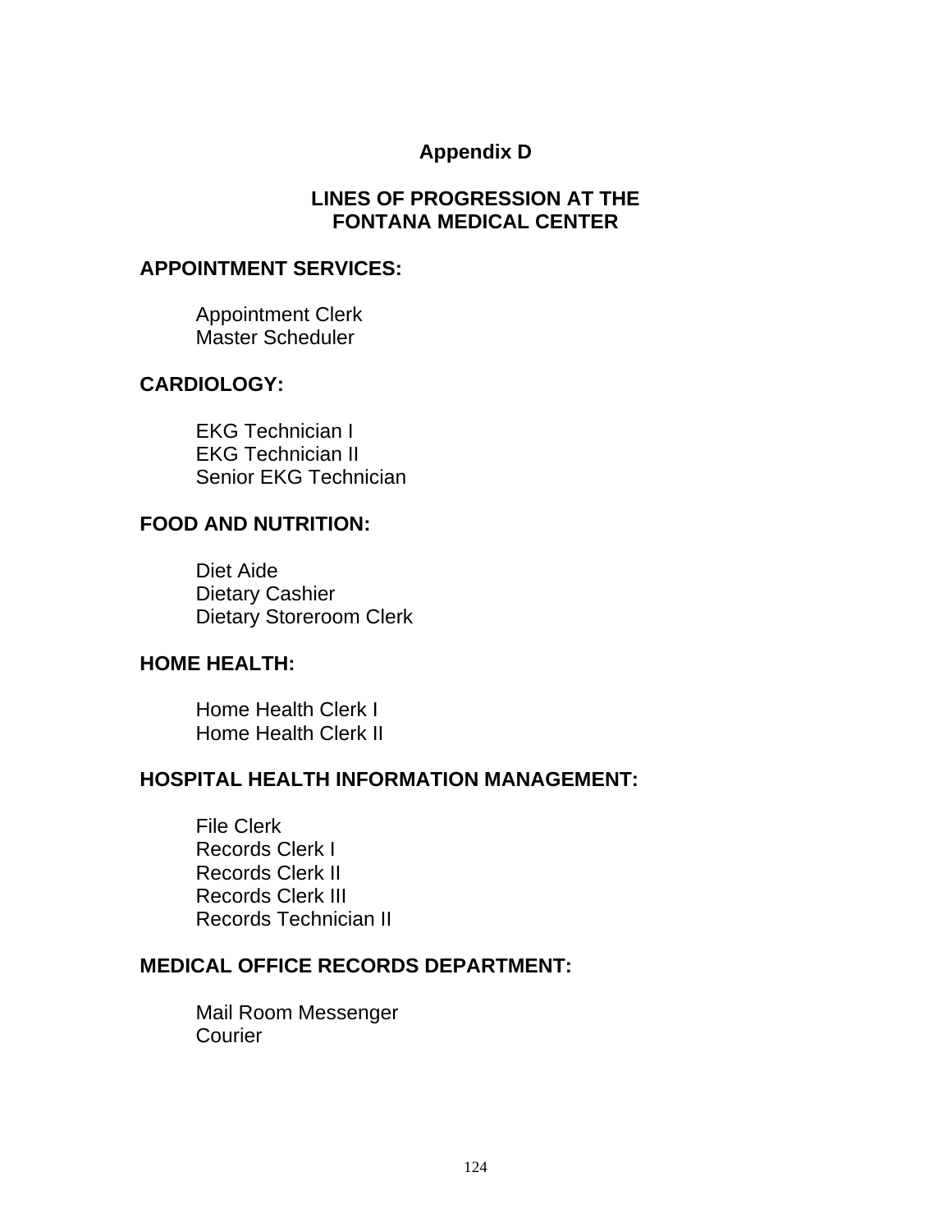# Appendix D

## LINES OF PROGRESSION AT THE FONTANA MEDICAL CENTER

### APPOINTMENT SERVICES:

Appointment Clerk
Master Scheduler

### CARDIOLOGY:

EKG Technician I
EKG Technician II
Senior EKG Technician

### FOOD AND NUTRITION:

Diet Aide
Dietary Cashier
Dietary Storeroom Clerk

### HOME HEALTH:

Home Health Clerk I
Home Health Clerk II

### HOSPITAL HEALTH INFORMATION MANAGEMENT:

File Clerk
Records Clerk I
Records Clerk II
Records Clerk III
Records Technician II

### MEDICAL OFFICE RECORDS DEPARTMENT:

Mail Room Messenger
Courier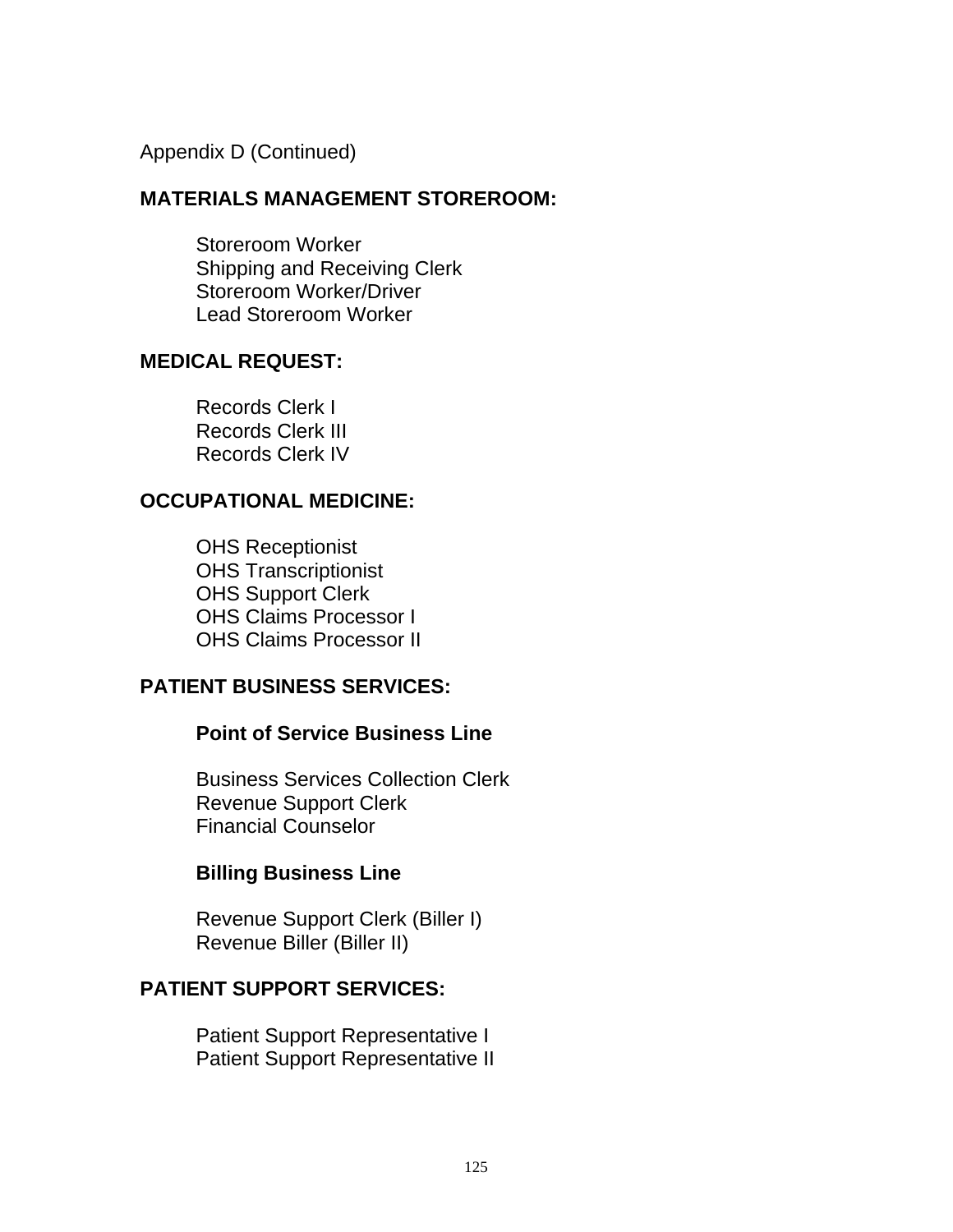Appendix D (Continued)

## MATERIALS MANAGEMENT STOREROOM:

Storeroom Worker
Shipping and Receiving Clerk
Storeroom Worker/Driver
Lead Storeroom Worker

## MEDICAL REQUEST:

Records Clerk I
Records Clerk III
Records Clerk IV

## OCCUPATIONAL MEDICINE:

OHS Receptionist
OHS Transcriptionist
OHS Support Clerk
OHS Claims Processor I
OHS Claims Processor II

## PATIENT BUSINESS SERVICES:

### Point of Service Business Line

Business Services Collection Clerk
Revenue Support Clerk
Financial Counselor

### Billing Business Line

Revenue Support Clerk (Biller I)
Revenue Biller (Biller II)

## PATIENT SUPPORT SERVICES:

Patient Support Representative I
Patient Support Representative II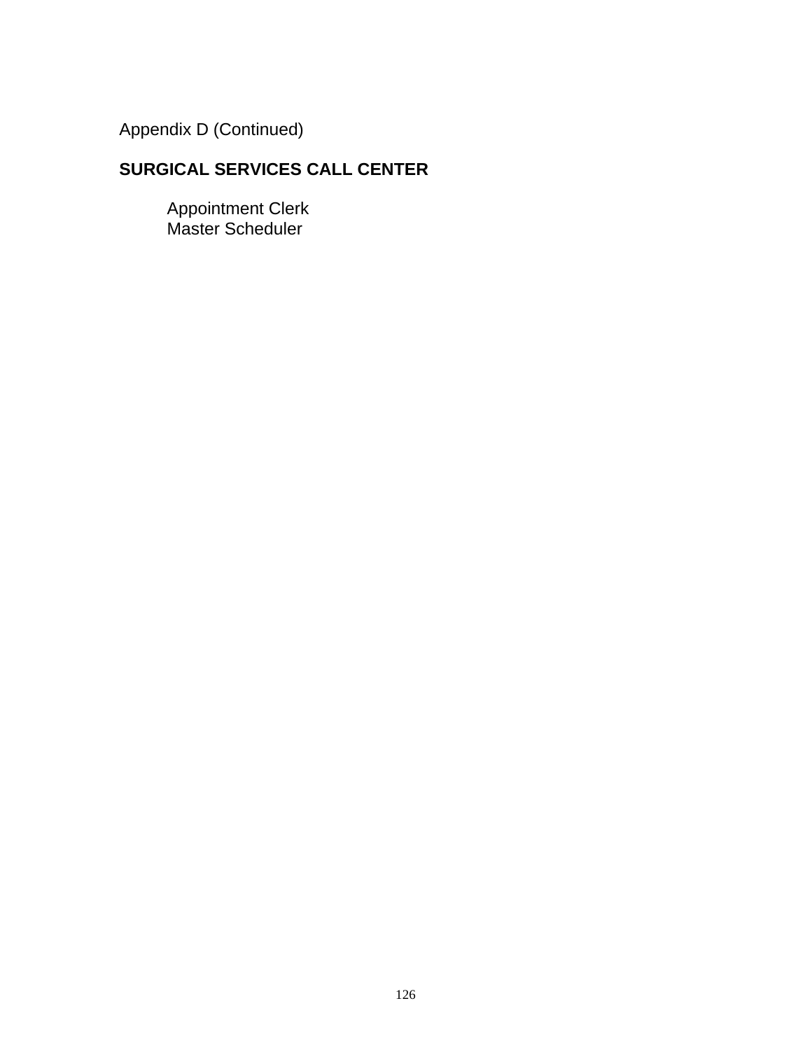Appendix D (Continued)

## SURGICAL SERVICES CALL CENTER

Appointment Clerk
Master Scheduler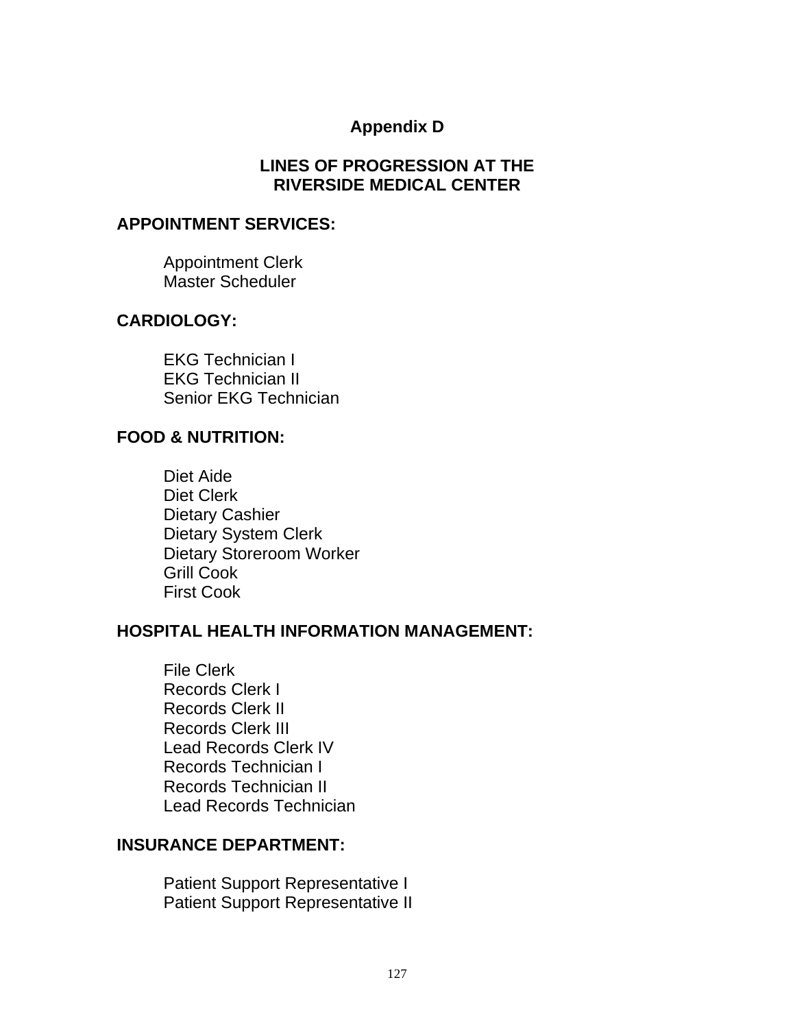# Appendix D

## LINES OF PROGRESSION AT THE RIVERSIDE MEDICAL CENTER

### APPOINTMENT SERVICES:

Appointment Clerk
Master Scheduler

### CARDIOLOGY:

EKG Technician I
EKG Technician II
Senior EKG Technician

### FOOD & NUTRITION:

Diet Aide
Diet Clerk
Dietary Cashier
Dietary System Clerk
Dietary Storeroom Worker
Grill Cook
First Cook

### HOSPITAL HEALTH INFORMATION MANAGEMENT:

File Clerk
Records Clerk I
Records Clerk II
Records Clerk III
Lead Records Clerk IV
Records Technician I
Records Technician II
Lead Records Technician

### INSURANCE DEPARTMENT:

Patient Support Representative I
Patient Support Representative II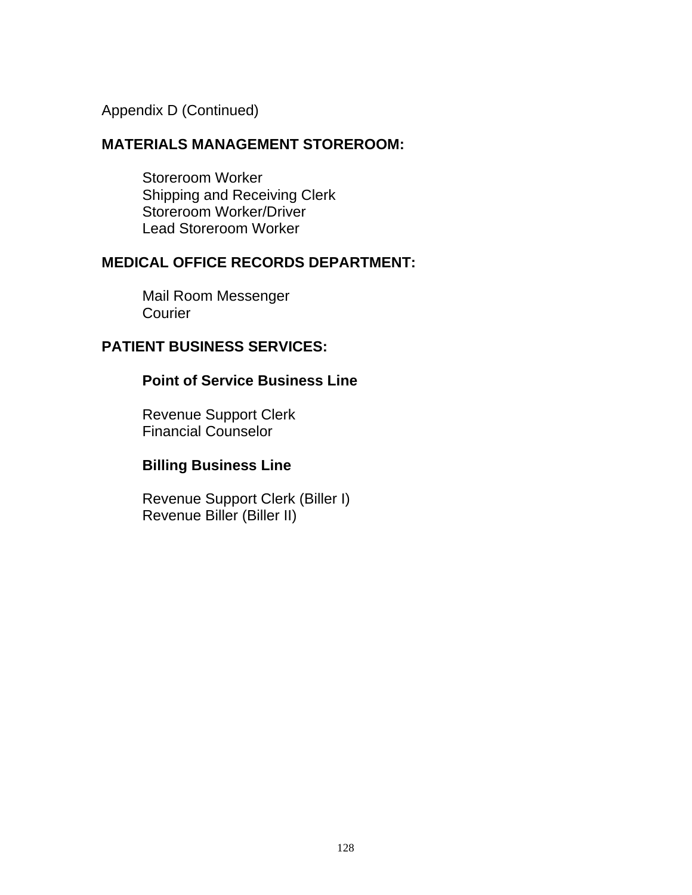Appendix D (Continued)

## MATERIALS MANAGEMENT STOREROOM:

Storeroom Worker
Shipping and Receiving Clerk
Storeroom Worker/Driver
Lead Storeroom Worker

## MEDICAL OFFICE RECORDS DEPARTMENT:

Mail Room Messenger
Courier

## PATIENT BUSINESS SERVICES:

### Point of Service Business Line

Revenue Support Clerk
Financial Counselor

### Billing Business Line

Revenue Support Clerk (Biller I)
Revenue Biller (Biller II)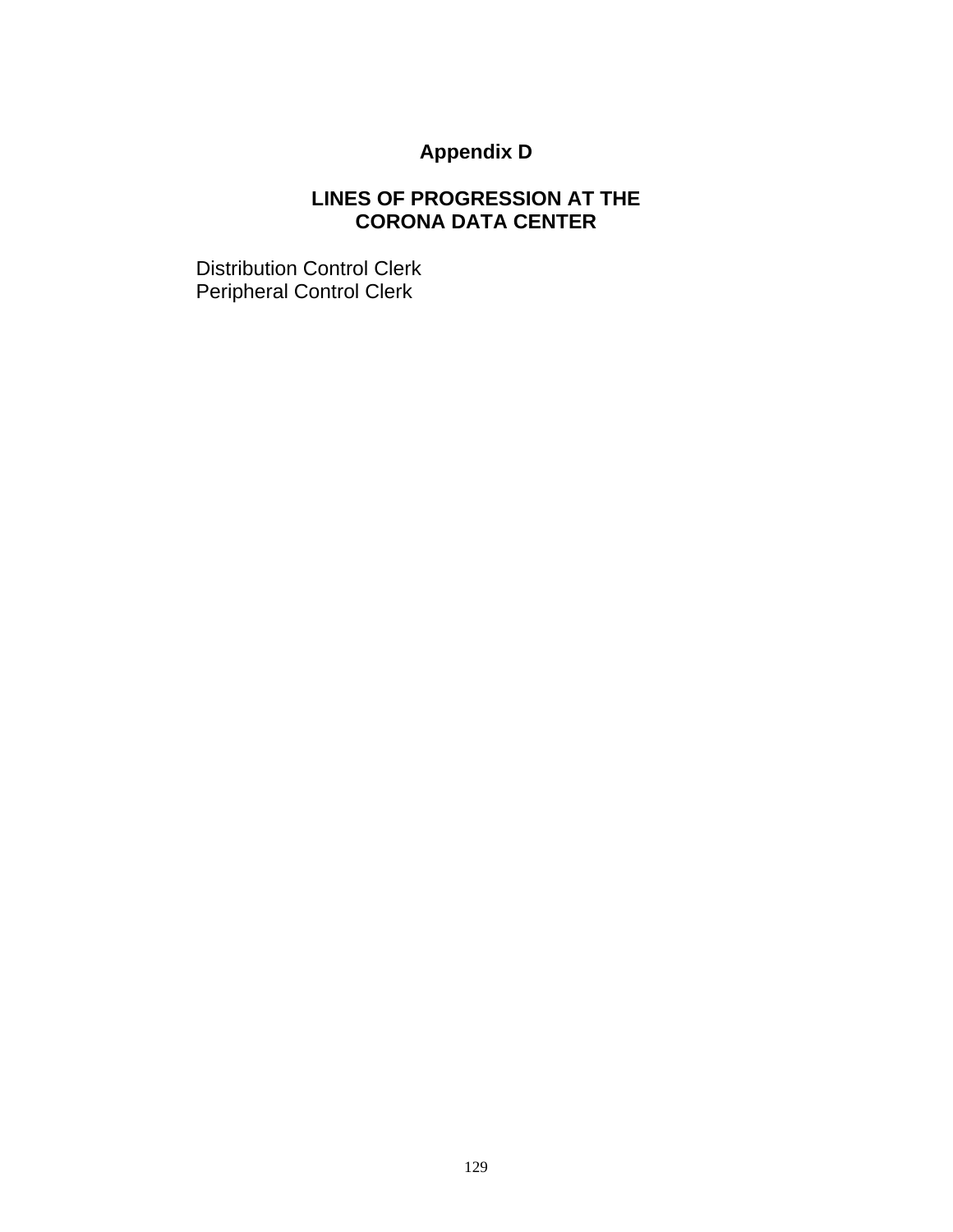# Appendix D

## LINES OF PROGRESSION AT THE CORONA DATA CENTER

Distribution Control Clerk
Peripheral Control Clerk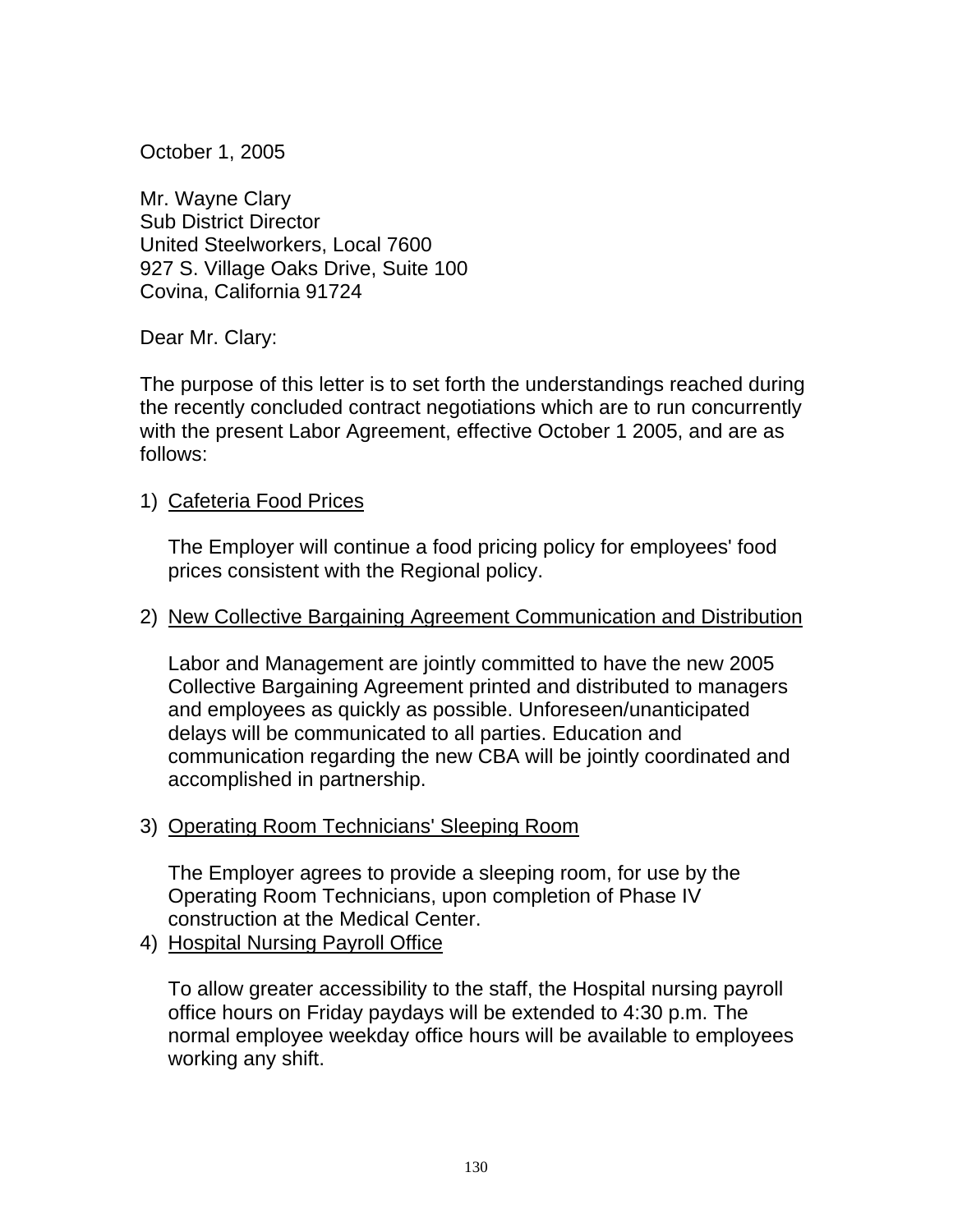October 1, 2005

Mr. Wayne Clary  
Sub District Director  
United Steelworkers, Local 7600  
927 S. Village Oaks Drive, Suite 100  
Covina, California 91724

Dear Mr. Clary:

The purpose of this letter is to set forth the understandings reached during the recently concluded contract negotiations which are to run concurrently with the present Labor Agreement, effective October 1 2005, and are as follows:

1) Cafeteria Food Prices

   The Employer will continue a food pricing policy for employees' food prices consistent with the Regional policy.

2) New Collective Bargaining Agreement Communication and Distribution

   Labor and Management are jointly committed to have the new 2005 Collective Bargaining Agreement printed and distributed to managers and employees as quickly as possible. Unforeseen/unanticipated delays will be communicated to all parties. Education and communication regarding the new CBA will be jointly coordinated and accomplished in partnership.

3) Operating Room Technicians' Sleeping Room

   The Employer agrees to provide a sleeping room, for use by the Operating Room Technicians, upon completion of Phase IV construction at the Medical Center.

4) Hospital Nursing Payroll Office

   To allow greater accessibility to the staff, the Hospital nursing payroll office hours on Friday paydays will be extended to 4:30 p.m. The normal employee weekday office hours will be available to employees working any shift.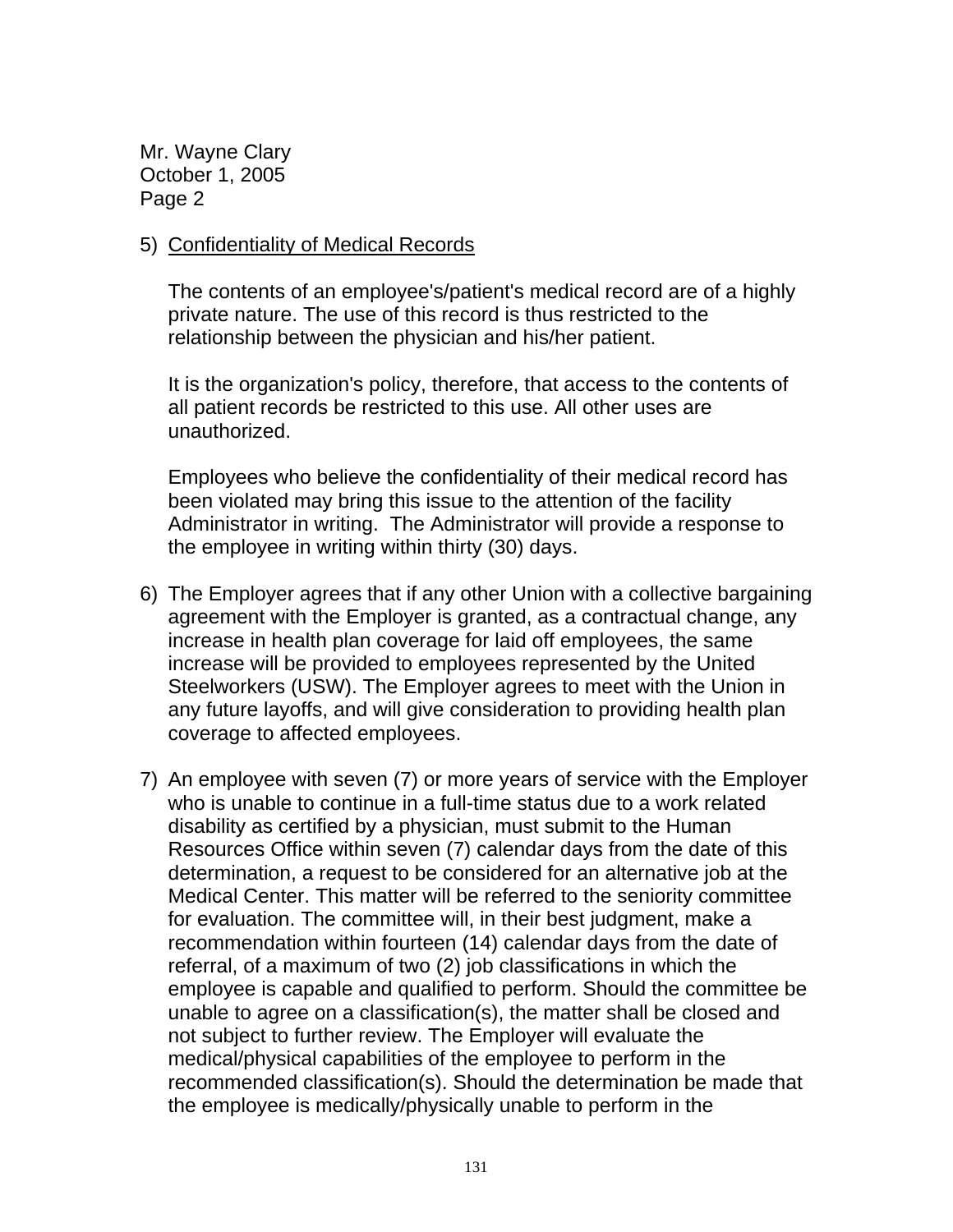Mr. Wayne Clary
October 1, 2005
Page 2

5) <u>Confidentiality of Medical Records</u>

   The contents of an employee's/patient's medical record are of a highly private nature. The use of this record is thus restricted to the relationship between the physician and his/her patient.

   It is the organization's policy, therefore, that access to the contents of all patient records be restricted to this use. All other uses are unauthorized.

   Employees who believe the confidentiality of their medical record has been violated may bring this issue to the attention of the facility Administrator in writing. The Administrator will provide a response to the employee in writing within thirty (30) days.

6) The Employer agrees that if any other Union with a collective bargaining agreement with the Employer is granted, as a contractual change, any increase in health plan coverage for laid off employees, the same increase will be provided to employees represented by the United Steelworkers (USW). The Employer agrees to meet with the Union in any future layoffs, and will give consideration to providing health plan coverage to affected employees.

7) An employee with seven (7) or more years of service with the Employer who is unable to continue in a full-time status due to a work related disability as certified by a physician, must submit to the Human Resources Office within seven (7) calendar days from the date of this determination, a request to be considered for an alternative job at the Medical Center. This matter will be referred to the seniority committee for evaluation. The committee will, in their best judgment, make a recommendation within fourteen (14) calendar days from the date of referral, of a maximum of two (2) job classifications in which the employee is capable and qualified to perform. Should the committee be unable to agree on a classification(s), the matter shall be closed and not subject to further review. The Employer will evaluate the medical/physical capabilities of the employee to perform in the recommended classification(s). Should the determination be made that the employee is medically/physically unable to perform in the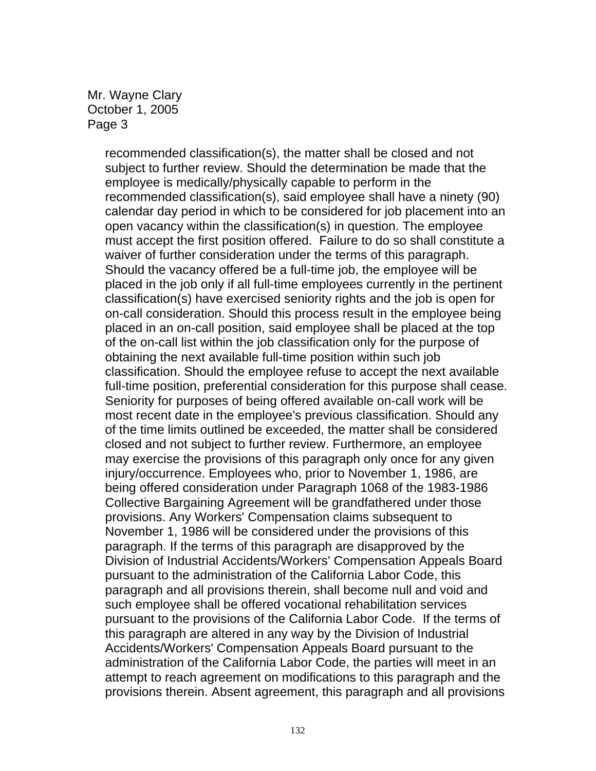recommended classification(s), the matter shall be closed and not subject to further review. Should the determination be made that the employee is medically/physically capable to perform in the recommended classification(s), said employee shall have a ninety (90) calendar day period in which to be considered for job placement into an open vacancy within the classification(s) in question. The employee must accept the first position offered. Failure to do so shall constitute a waiver of further consideration under the terms of this paragraph. Should the vacancy offered be a full-time job, the employee will be placed in the job only if all full-time employees currently in the pertinent classification(s) have exercised seniority rights and the job is open for on-call consideration. Should this process result in the employee being placed in an on-call position, said employee shall be placed at the top of the on-call list within the job classification only for the purpose of obtaining the next available full-time position within such job classification. Should the employee refuse to accept the next available full-time position, preferential consideration for this purpose shall cease. Seniority for purposes of being offered available on-call work will be most recent date in the employee's previous classification. Should any of the time limits outlined be exceeded, the matter shall be considered closed and not subject to further review. Furthermore, an employee may exercise the provisions of this paragraph only once for any given injury/occurrence. Employees who, prior to November 1, 1986, are being offered consideration under Paragraph 1068 of the 1983-1986 Collective Bargaining Agreement will be grandfathered under those provisions. Any Workers' Compensation claims subsequent to November 1, 1986 will be considered under the provisions of this paragraph. If the terms of this paragraph are disapproved by the Division of Industrial Accidents/Workers' Compensation Appeals Board pursuant to the administration of the California Labor Code, this paragraph and all provisions therein, shall become null and void and such employee shall be offered vocational rehabilitation services pursuant to the provisions of the California Labor Code. If the terms of this paragraph are altered in any way by the Division of Industrial Accidents/Workers' Compensation Appeals Board pursuant to the administration of the California Labor Code, the parties will meet in an attempt to reach agreement on modifications to this paragraph and the provisions therein. Absent agreement, this paragraph and all provisions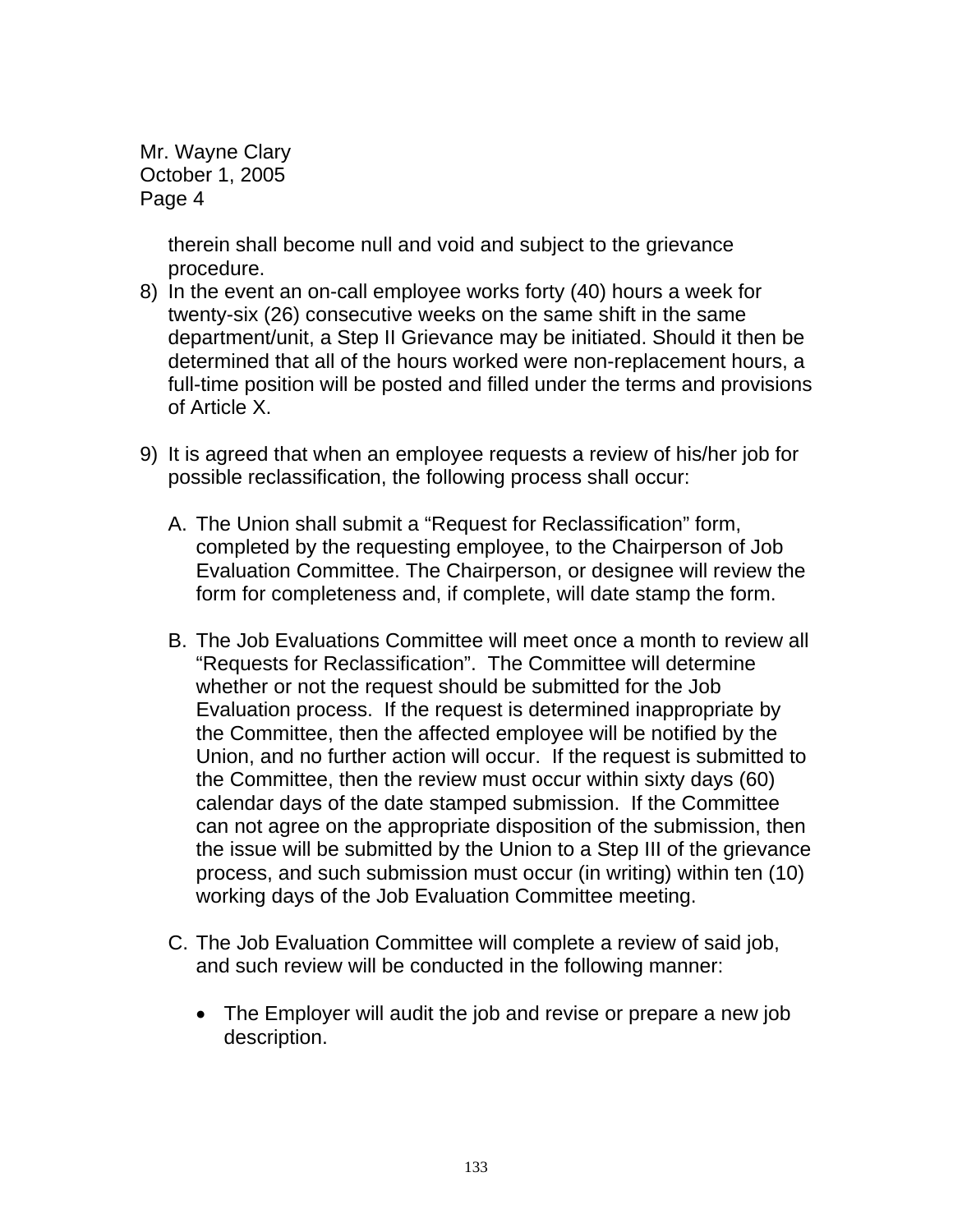Mr. Wayne Clary
October 1, 2005
Page 4

therein shall become null and void and subject to the grievance procedure.

8) In the event an on-call employee works forty (40) hours a week for twenty-six (26) consecutive weeks on the same shift in the same department/unit, a Step II Grievance may be initiated. Should it then be determined that all of the hours worked were non-replacement hours, a full-time position will be posted and filled under the terms and provisions of Article X.

9) It is agreed that when an employee requests a review of his/her job for possible reclassification, the following process shall occur:

   A. The Union shall submit a "Request for Reclassification" form, completed by the requesting employee, to the Chairperson of Job Evaluation Committee. The Chairperson, or designee will review the form for completeness and, if complete, will date stamp the form.

   B. The Job Evaluations Committee will meet once a month to review all "Requests for Reclassification". The Committee will determine whether or not the request should be submitted for the Job Evaluation process. If the request is determined inappropriate by the Committee, then the affected employee will be notified by the Union, and no further action will occur. If the request is submitted to the Committee, then the review must occur within sixty days (60) calendar days of the date stamped submission. If the Committee can not agree on the appropriate disposition of the submission, then the issue will be submitted by the Union to a Step III of the grievance process, and such submission must occur (in writing) within ten (10) working days of the Job Evaluation Committee meeting.

   C. The Job Evaluation Committee will complete a review of said job, and such review will be conducted in the following manner:

      - The Employer will audit the job and revise or prepare a new job description.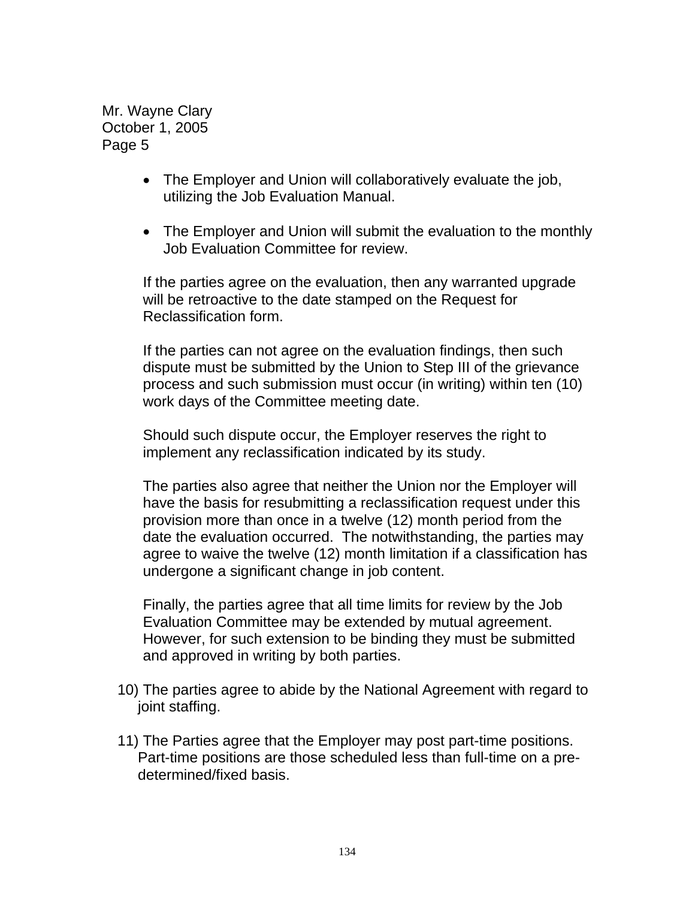Mr. Wayne Clary
October 1, 2005
Page 5

- The Employer and Union will collaboratively evaluate the job, utilizing the Job Evaluation Manual.

- The Employer and Union will submit the evaluation to the monthly Job Evaluation Committee for review.

If the parties agree on the evaluation, then any warranted upgrade will be retroactive to the date stamped on the Request for Reclassification form.

If the parties can not agree on the evaluation findings, then such dispute must be submitted by the Union to Step III of the grievance process and such submission must occur (in writing) within ten (10) work days of the Committee meeting date.

Should such dispute occur, the Employer reserves the right to implement any reclassification indicated by its study.

The parties also agree that neither the Union nor the Employer will have the basis for resubmitting a reclassification request under this provision more than once in a twelve (12) month period from the date the evaluation occurred. The notwithstanding, the parties may agree to waive the twelve (12) month limitation if a classification has undergone a significant change in job content.

Finally, the parties agree that all time limits for review by the Job Evaluation Committee may be extended by mutual agreement. However, for such extension to be binding they must be submitted and approved in writing by both parties.

10) The parties agree to abide by the National Agreement with regard to joint staffing.

11) The Parties agree that the Employer may post part-time positions. Part-time positions are those scheduled less than full-time on a pre-determined/fixed basis.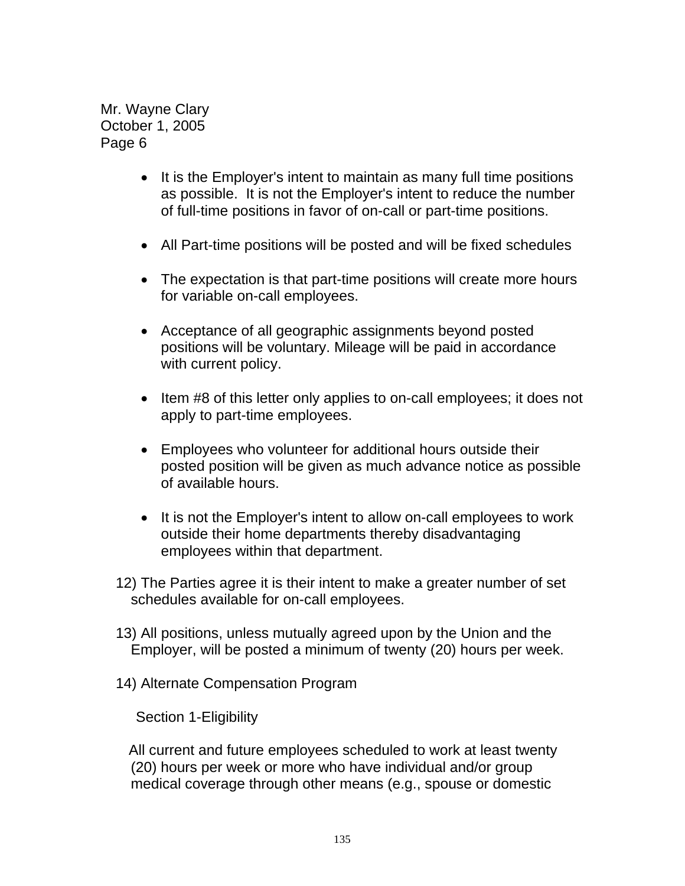Mr. Wayne Clary
October 1, 2005
Page 6

- It is the Employer's intent to maintain as many full time positions as possible. It is not the Employer's intent to reduce the number of full-time positions in favor of on-call or part-time positions.

- All Part-time positions will be posted and will be fixed schedules

- The expectation is that part-time positions will create more hours for variable on-call employees.

- Acceptance of all geographic assignments beyond posted positions will be voluntary. Mileage will be paid in accordance with current policy.

- Item #8 of this letter only applies to on-call employees; it does not apply to part-time employees.

- Employees who volunteer for additional hours outside their posted position will be given as much advance notice as possible of available hours.

- It is not the Employer's intent to allow on-call employees to work outside their home departments thereby disadvantaging employees within that department.

12) The Parties agree it is their intent to make a greater number of set schedules available for on-call employees.

13) All positions, unless mutually agreed upon by the Union and the Employer, will be posted a minimum of twenty (20) hours per week.

14) Alternate Compensation Program

Section 1-Eligibility

All current and future employees scheduled to work at least twenty (20) hours per week or more who have individual and/or group medical coverage through other means (e.g., spouse or domestic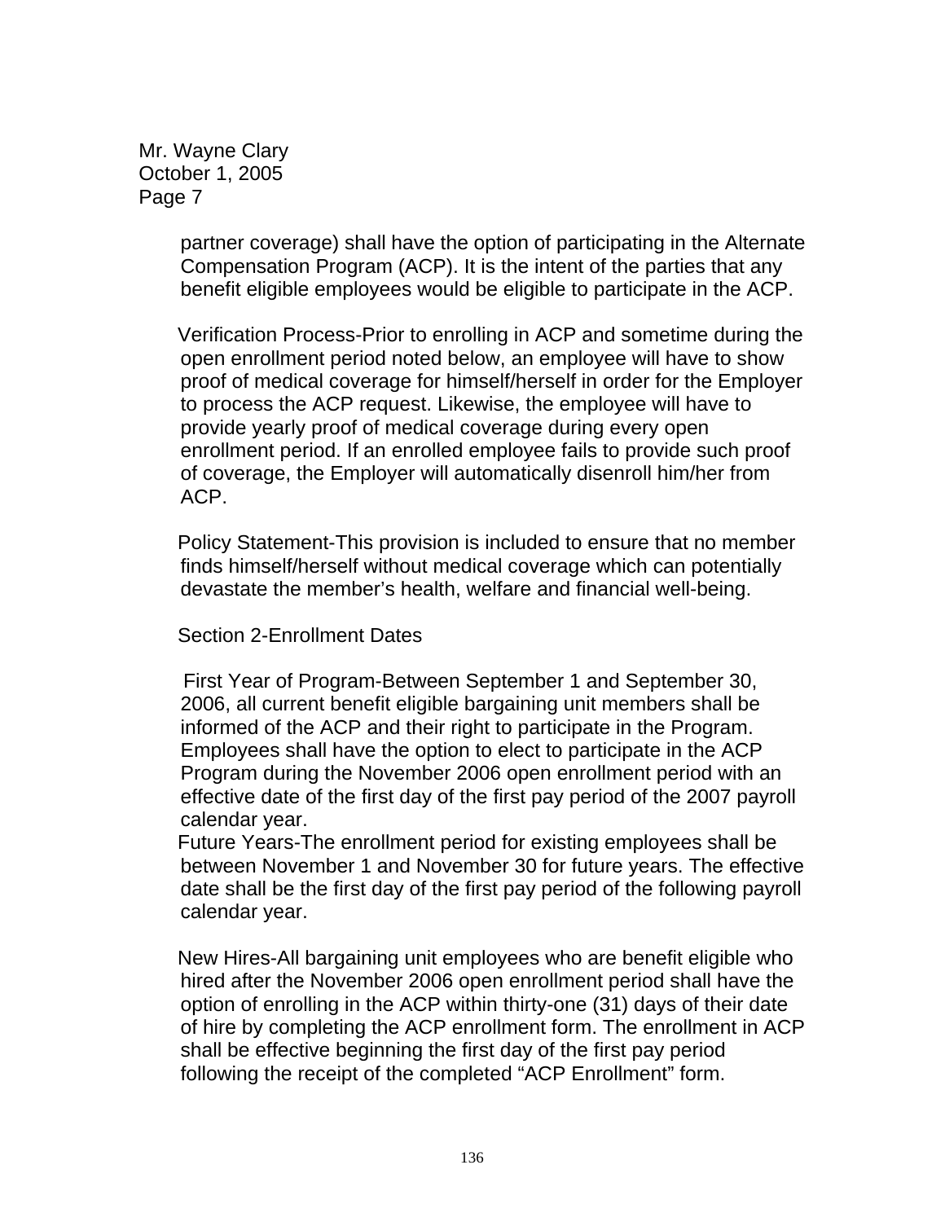partner coverage) shall have the option of participating in the Alternate Compensation Program (ACP). It is the intent of the parties that any benefit eligible employees would be eligible to participate in the ACP.

Verification Process-Prior to enrolling in ACP and sometime during the open enrollment period noted below, an employee will have to show proof of medical coverage for himself/herself in order for the Employer to process the ACP request. Likewise, the employee will have to provide yearly proof of medical coverage during every open enrollment period. If an enrolled employee fails to provide such proof of coverage, the Employer will automatically disenroll him/her from ACP.

Policy Statement-This provision is included to ensure that no member finds himself/herself without medical coverage which can potentially devastate the member's health, welfare and financial well-being.

Section 2-Enrollment Dates

First Year of Program-Between September 1 and September 30, 2006, all current benefit eligible bargaining unit members shall be informed of the ACP and their right to participate in the Program. Employees shall have the option to elect to participate in the ACP Program during the November 2006 open enrollment period with an effective date of the first day of the first pay period of the 2007 payroll calendar year.

Future Years-The enrollment period for existing employees shall be between November 1 and November 30 for future years. The effective date shall be the first day of the first pay period of the following payroll calendar year.

New Hires-All bargaining unit employees who are benefit eligible who hired after the November 2006 open enrollment period shall have the option of enrolling in the ACP within thirty-one (31) days of their date of hire by completing the ACP enrollment form. The enrollment in ACP shall be effective beginning the first day of the first pay period following the receipt of the completed "ACP Enrollment" form.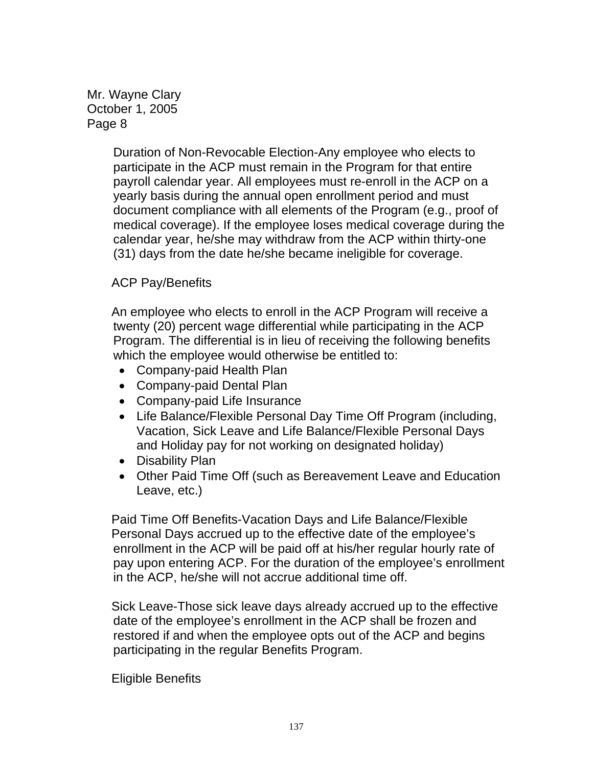Mr. Wayne Clary
October 1, 2005
Page 8

Duration of Non-Revocable Election-Any employee who elects to participate in the ACP must remain in the Program for that entire payroll calendar year. All employees must re-enroll in the ACP on a yearly basis during the annual open enrollment period and must document compliance with all elements of the Program (e.g., proof of medical coverage). If the employee loses medical coverage during the calendar year, he/she may withdraw from the ACP within thirty-one (31) days from the date he/she became ineligible for coverage.

ACP Pay/Benefits

An employee who elects to enroll in the ACP Program will receive a twenty (20) percent wage differential while participating in the ACP Program. The differential is in lieu of receiving the following benefits which the employee would otherwise be entitled to:

- Company-paid Health Plan
- Company-paid Dental Plan
- Company-paid Life Insurance
- Life Balance/Flexible Personal Day Time Off Program (including, Vacation, Sick Leave and Life Balance/Flexible Personal Days and Holiday pay for not working on designated holiday)
- Disability Plan
- Other Paid Time Off (such as Bereavement Leave and Education Leave, etc.)

Paid Time Off Benefits-Vacation Days and Life Balance/Flexible Personal Days accrued up to the effective date of the employee's enrollment in the ACP will be paid off at his/her regular hourly rate of pay upon entering ACP. For the duration of the employee's enrollment in the ACP, he/she will not accrue additional time off.

Sick Leave-Those sick leave days already accrued up to the effective date of the employee's enrollment in the ACP shall be frozen and restored if and when the employee opts out of the ACP and begins participating in the regular Benefits Program.

Eligible Benefits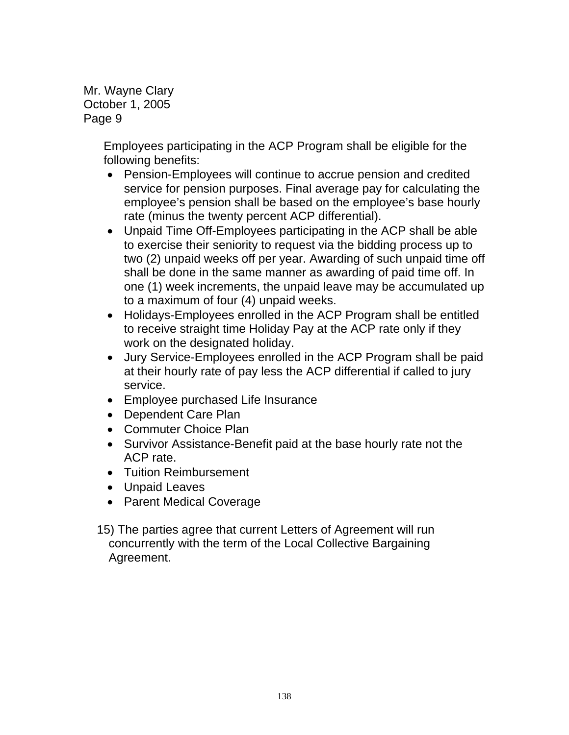Mr. Wayne Clary
October 1, 2005
Page 9

Employees participating in the ACP Program shall be eligible for the following benefits:

- Pension-Employees will continue to accrue pension and credited service for pension purposes. Final average pay for calculating the employee's pension shall be based on the employee's base hourly rate (minus the twenty percent ACP differential).
- Unpaid Time Off-Employees participating in the ACP shall be able to exercise their seniority to request via the bidding process up to two (2) unpaid weeks off per year. Awarding of such unpaid time off shall be done in the same manner as awarding of paid time off. In one (1) week increments, the unpaid leave may be accumulated up to a maximum of four (4) unpaid weeks.
- Holidays-Employees enrolled in the ACP Program shall be entitled to receive straight time Holiday Pay at the ACP rate only if they work on the designated holiday.
- Jury Service-Employees enrolled in the ACP Program shall be paid at their hourly rate of pay less the ACP differential if called to jury service.
- Employee purchased Life Insurance
- Dependent Care Plan
- Commuter Choice Plan
- Survivor Assistance-Benefit paid at the base hourly rate not the ACP rate.
- Tuition Reimbursement
- Unpaid Leaves
- Parent Medical Coverage

15) The parties agree that current Letters of Agreement will run concurrently with the term of the Local Collective Bargaining Agreement.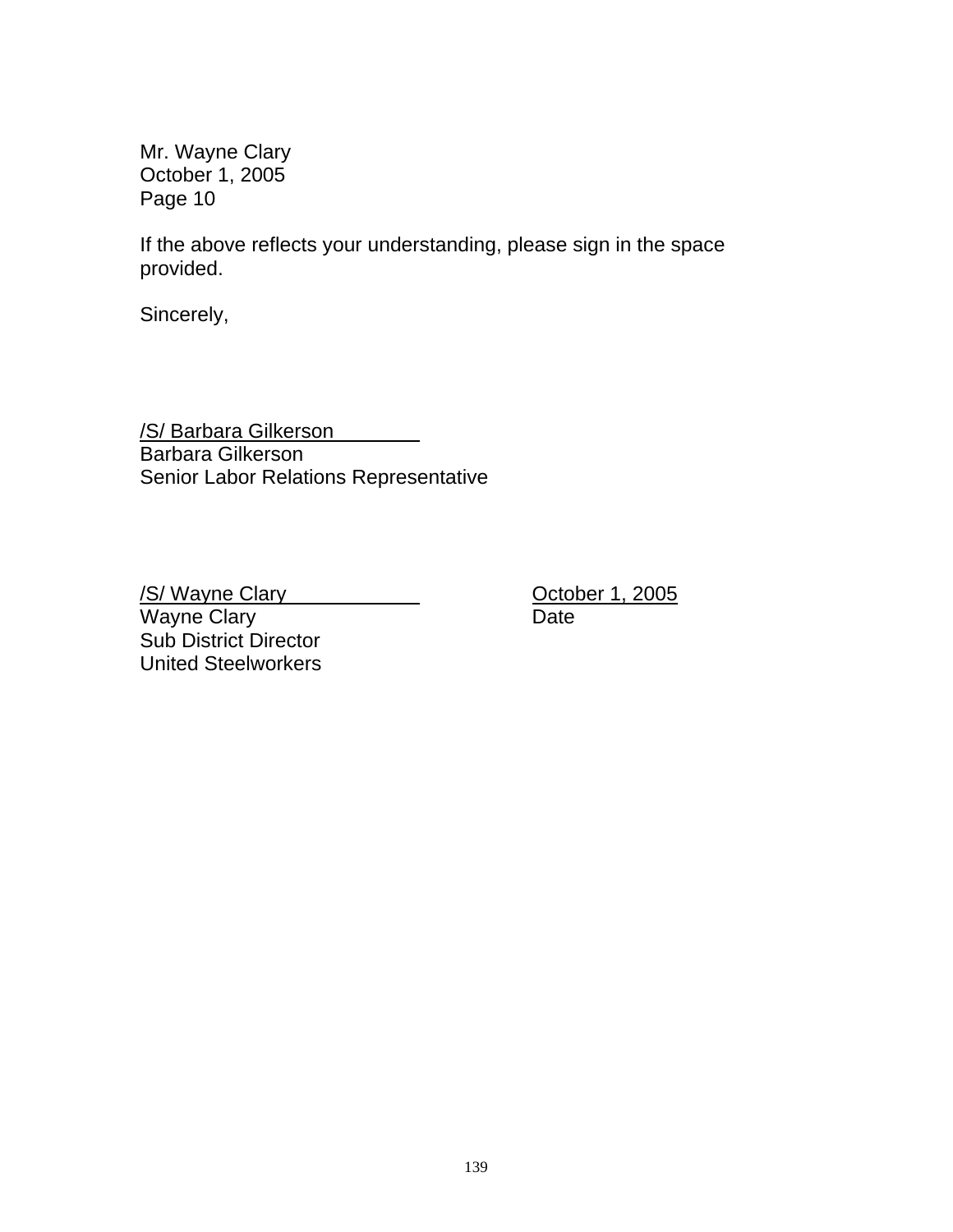Mr. Wayne Clary
October 1, 2005
Page 10

If the above reflects your understanding, please sign in the space provided.

Sincerely,

/S/ Barbara Gilkerson
Barbara Gilkerson
Senior Labor Relations Representative

/S/ Wayne Clary
Wayne Clary
Sub District Director
United Steelworkers

October 1, 2005
Date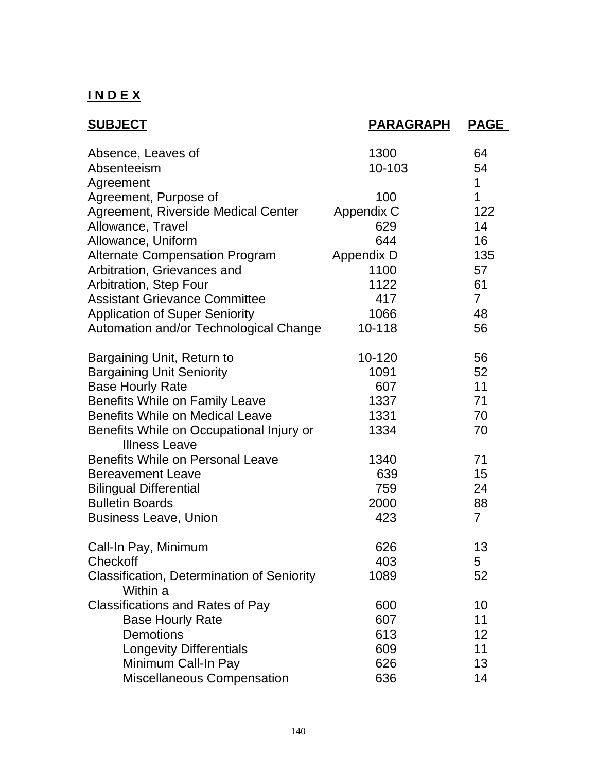**I N D E X**

| SUBJECT | PARAGRAPH | PAGE |
|---|---|---|
| Absence, Leaves of | 1300 | 64 |
| Absenteeism | 10-103 | 54 |
| Agreement | | 1 |
| Agreement, Purpose of | 100 | 1 |
| Agreement, Riverside Medical Center | Appendix C | 122 |
| Allowance, Travel | 629 | 14 |
| Allowance, Uniform | 644 | 16 |
| Alternate Compensation Program | Appendix D | 135 |
| Arbitration, Grievances and | 1100 | 57 |
| Arbitration, Step Four | 1122 | 61 |
| Assistant Grievance Committee | 417 | 7 |
| Application of Super Seniority | 1066 | 48 |
| Automation and/or Technological Change | 10-118 | 56 |
| | | |
| Bargaining Unit, Return to | 10-120 | 56 |
| Bargaining Unit Seniority | 1091 | 52 |
| Base Hourly Rate | 607 | 11 |
| Benefits While on Family Leave | 1337 | 71 |
| Benefits While on Medical Leave | 1331 | 70 |
| Benefits While on Occupational Injury or Illness Leave | 1334 | 70 |
| Benefits While on Personal Leave | 1340 | 71 |
| Bereavement Leave | 639 | 15 |
| Bilingual Differential | 759 | 24 |
| Bulletin Boards | 2000 | 88 |
| Business Leave, Union | 423 | 7 |
| | | |
| Call-In Pay, Minimum | 626 | 13 |
| Checkoff | 403 | 5 |
| Classification, Determination of Seniority Within a | 1089 | 52 |
| Classifications and Rates of Pay | 600 | 10 |
| Base Hourly Rate | 607 | 11 |
| Demotions | 613 | 12 |
| Longevity Differentials | 609 | 11 |
| Minimum Call-In Pay | 626 | 13 |
| Miscellaneous Compensation | 636 | 14 |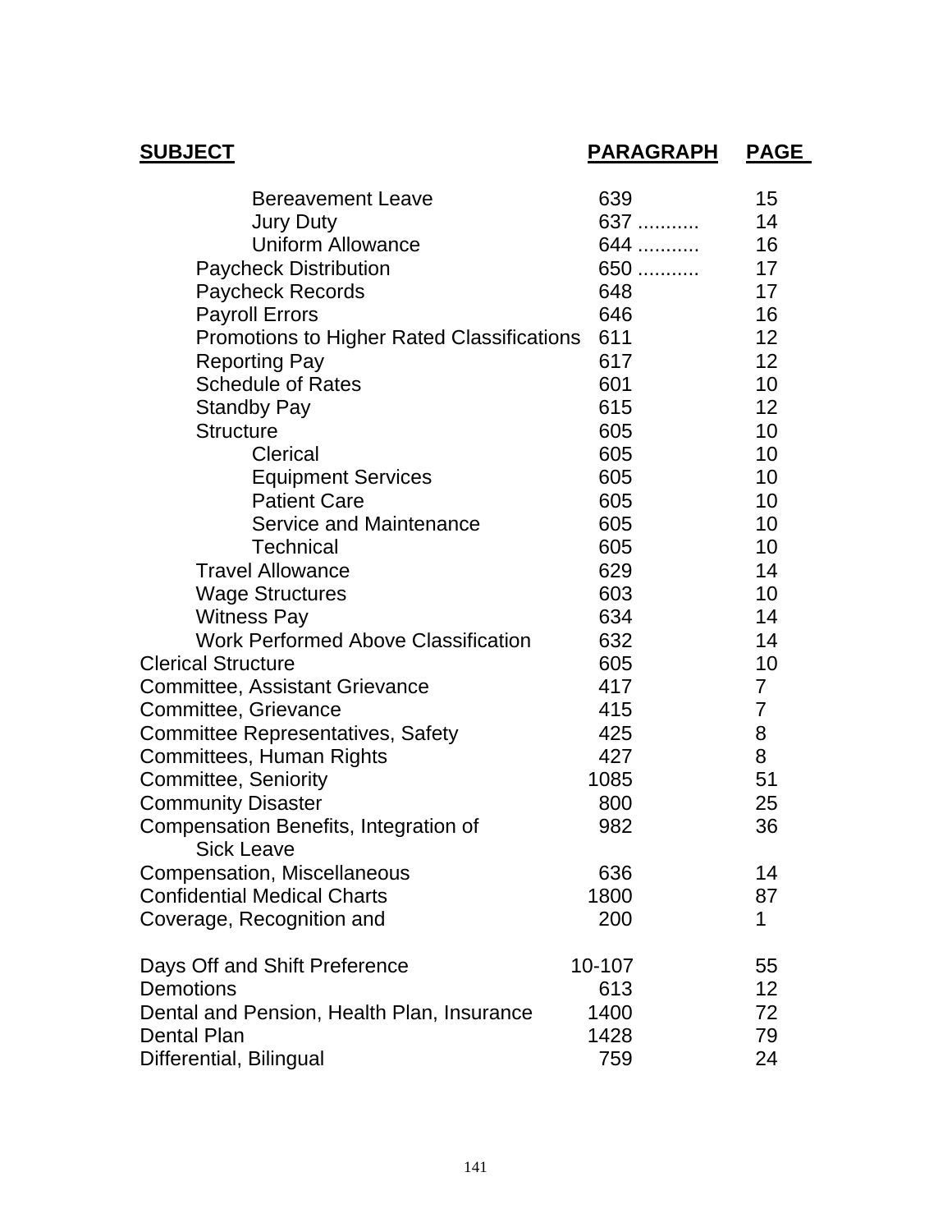| SUBJECT | PARAGRAPH | PAGE |
|---|---|---|
| Bereavement Leave | 639 | 15 |
| Jury Duty | 637 .......... | 14 |
| Uniform Allowance | 644 .......... | 16 |
| Paycheck Distribution | 650 .......... | 17 |
| Paycheck Records | 648 | 17 |
| Payroll Errors | 646 | 16 |
| Promotions to Higher Rated Classifications | 611 | 12 |
| Reporting Pay | 617 | 12 |
| Schedule of Rates | 601 | 10 |
| Standby Pay | 615 | 12 |
| Structure | 605 | 10 |
| Clerical | 605 | 10 |
| Equipment Services | 605 | 10 |
| Patient Care | 605 | 10 |
| Service and Maintenance | 605 | 10 |
| Technical | 605 | 10 |
| Travel Allowance | 629 | 14 |
| Wage Structures | 603 | 10 |
| Witness Pay | 634 | 14 |
| Work Performed Above Classification | 632 | 14 |
| Clerical Structure | 605 | 10 |
| Committee, Assistant Grievance | 417 | 7 |
| Committee, Grievance | 415 | 7 |
| Committee Representatives, Safety | 425 | 8 |
| Committees, Human Rights | 427 | 8 |
| Committee, Seniority | 1085 | 51 |
| Community Disaster | 800 | 25 |
| Compensation Benefits, Integration of Sick Leave | 982 | 36 |
| Compensation, Miscellaneous | 636 | 14 |
| Confidential Medical Charts | 1800 | 87 |
| Coverage, Recognition and | 200 | 1 |
| Days Off and Shift Preference | 10-107 | 55 |
| Demotions | 613 | 12 |
| Dental and Pension, Health Plan, Insurance | 1400 | 72 |
| Dental Plan | 1428 | 79 |
| Differential, Bilingual | 759 | 24 |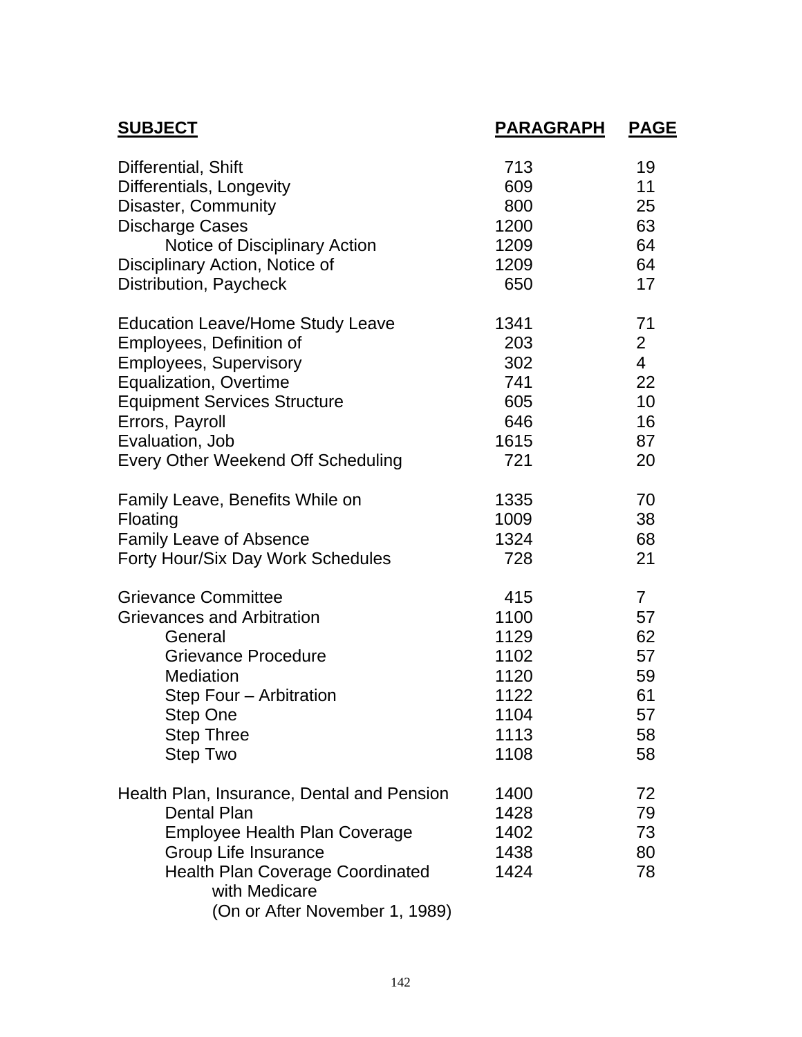| SUBJECT | PARAGRAPH | PAGE |
|---|---|---|
| Differential, Shift | 713 | 19 |
| Differentials, Longevity | 609 | 11 |
| Disaster, Community | 800 | 25 |
| Discharge Cases | 1200 | 63 |
| Notice of Disciplinary Action | 1209 | 64 |
| Disciplinary Action, Notice of | 1209 | 64 |
| Distribution, Paycheck | 650 | 17 |
| | | |
| Education Leave/Home Study Leave | 1341 | 71 |
| Employees, Definition of | 203 | 2 |
| Employees, Supervisory | 302 | 4 |
| Equalization, Overtime | 741 | 22 |
| Equipment Services Structure | 605 | 10 |
| Errors, Payroll | 646 | 16 |
| Evaluation, Job | 1615 | 87 |
| Every Other Weekend Off Scheduling | 721 | 20 |
| | | |
| Family Leave, Benefits While on | 1335 | 70 |
| Floating | 1009 | 38 |
| Family Leave of Absence | 1324 | 68 |
| Forty Hour/Six Day Work Schedules | 728 | 21 |
| | | |
| Grievance Committee | 415 | 7 |
| Grievances and Arbitration | 1100 | 57 |
| General | 1129 | 62 |
| Grievance Procedure | 1102 | 57 |
| Mediation | 1120 | 59 |
| Step Four – Arbitration | 1122 | 61 |
| Step One | 1104 | 57 |
| Step Three | 1113 | 58 |
| Step Two | 1108 | 58 |
| | | |
| Health Plan, Insurance, Dental and Pension | 1400 | 72 |
| Dental Plan | 1428 | 79 |
| Employee Health Plan Coverage | 1402 | 73 |
| Group Life Insurance | 1438 | 80 |
| Health Plan Coverage Coordinated with Medicare (On or After November 1, 1989) | 1424 | 78 |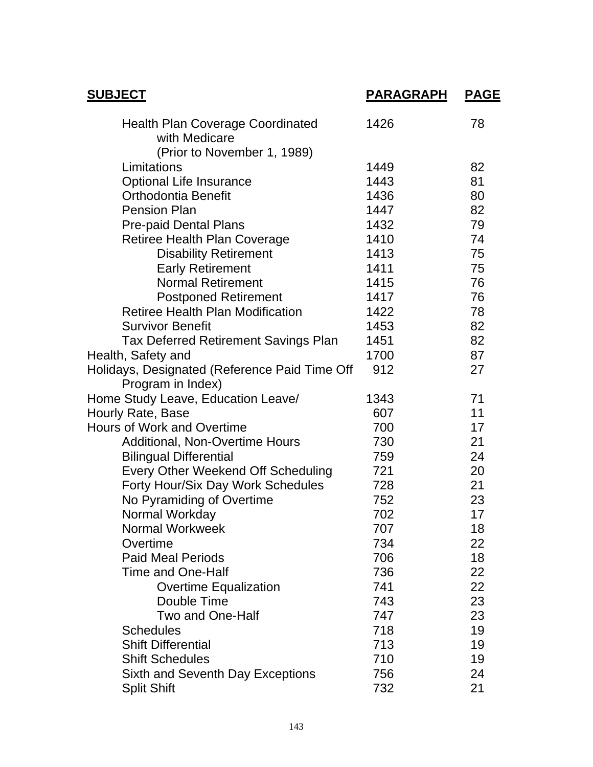| SUBJECT | PARAGRAPH | PAGE |
|---|---|---|
| Health Plan Coverage Coordinated with Medicare (Prior to November 1, 1989) | 1426 | 78 |
| Limitations | 1449 | 82 |
| Optional Life Insurance | 1443 | 81 |
| Orthodontia Benefit | 1436 | 80 |
| Pension Plan | 1447 | 82 |
| Pre-paid Dental Plans | 1432 | 79 |
| Retiree Health Plan Coverage | 1410 | 74 |
| Disability Retirement | 1413 | 75 |
| Early Retirement | 1411 | 75 |
| Normal Retirement | 1415 | 76 |
| Postponed Retirement | 1417 | 76 |
| Retiree Health Plan Modification | 1422 | 78 |
| Survivor Benefit | 1453 | 82 |
| Tax Deferred Retirement Savings Plan | 1451 | 82 |
| Health, Safety and | 1700 | 87 |
| Holidays, Designated (Reference Paid Time Off Program in Index) | 912 | 27 |
| Home Study Leave, Education Leave/ | 1343 | 71 |
| Hourly Rate, Base | 607 | 11 |
| Hours of Work and Overtime | 700 | 17 |
| Additional, Non-Overtime Hours | 730 | 21 |
| Bilingual Differential | 759 | 24 |
| Every Other Weekend Off Scheduling | 721 | 20 |
| Forty Hour/Six Day Work Schedules | 728 | 21 |
| No Pyramiding of Overtime | 752 | 23 |
| Normal Workday | 702 | 17 |
| Normal Workweek | 707 | 18 |
| Overtime | 734 | 22 |
| Paid Meal Periods | 706 | 18 |
| Time and One-Half | 736 | 22 |
| Overtime Equalization | 741 | 22 |
| Double Time | 743 | 23 |
| Two and One-Half | 747 | 23 |
| Schedules | 718 | 19 |
| Shift Differential | 713 | 19 |
| Shift Schedules | 710 | 19 |
| Sixth and Seventh Day Exceptions | 756 | 24 |
| Split Shift | 732 | 21 |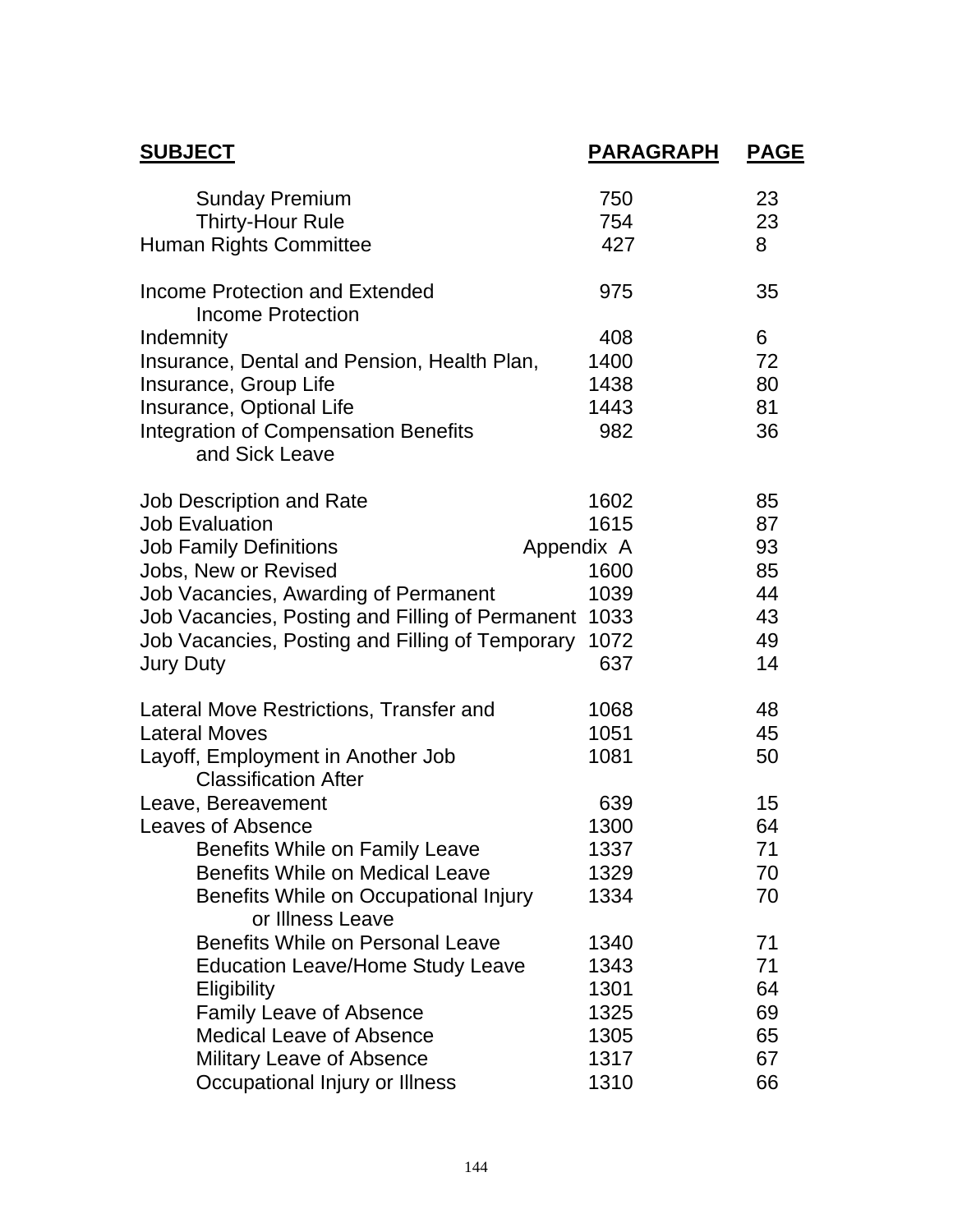| SUBJECT | PARAGRAPH | PAGE |
|---|---|---|
| Sunday Premium | 750 | 23 |
| Thirty-Hour Rule | 754 | 23 |
| Human Rights Committee | 427 | 8 |
| Income Protection and Extended Income Protection | 975 | 35 |
| Indemnity | 408 | 6 |
| Insurance, Dental and Pension, Health Plan, | 1400 | 72 |
| Insurance, Group Life | 1438 | 80 |
| Insurance, Optional Life | 1443 | 81 |
| Integration of Compensation Benefits and Sick Leave | 982 | 36 |
| Job Description and Rate | 1602 | 85 |
| Job Evaluation | 1615 | 87 |
| Job Family Definitions | Appendix A | 93 |
| Jobs, New or Revised | 1600 | 85 |
| Job Vacancies, Awarding of Permanent | 1039 | 44 |
| Job Vacancies, Posting and Filling of Permanent | 1033 | 43 |
| Job Vacancies, Posting and Filling of Temporary | 1072 | 49 |
| Jury Duty | 637 | 14 |
| Lateral Move Restrictions, Transfer and | 1068 | 48 |
| Lateral Moves | 1051 | 45 |
| Layoff, Employment in Another Job Classification After | 1081 | 50 |
| Leave, Bereavement | 639 | 15 |
| Leaves of Absence | 1300 | 64 |
| Benefits While on Family Leave | 1337 | 71 |
| Benefits While on Medical Leave | 1329 | 70 |
| Benefits While on Occupational Injury or Illness Leave | 1334 | 70 |
| Benefits While on Personal Leave | 1340 | 71 |
| Education Leave/Home Study Leave | 1343 | 71 |
| Eligibility | 1301 | 64 |
| Family Leave of Absence | 1325 | 69 |
| Medical Leave of Absence | 1305 | 65 |
| Military Leave of Absence | 1317 | 67 |
| Occupational Injury or Illness | 1310 | 66 |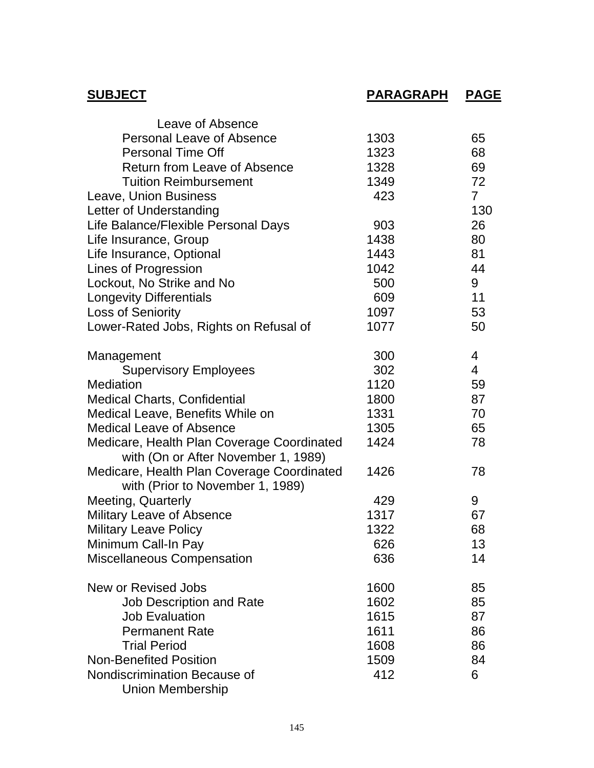| SUBJECT | PARAGRAPH | PAGE |
|---|---|---|
| Leave of Absence | | |
| Personal Leave of Absence | 1303 | 65 |
| Personal Time Off | 1323 | 68 |
| Return from Leave of Absence | 1328 | 69 |
| Tuition Reimbursement | 1349 | 72 |
| Leave, Union Business | 423 | 7 |
| Letter of Understanding | | 130 |
| Life Balance/Flexible Personal Days | 903 | 26 |
| Life Insurance, Group | 1438 | 80 |
| Life Insurance, Optional | 1443 | 81 |
| Lines of Progression | 1042 | 44 |
| Lockout, No Strike and No | 500 | 9 |
| Longevity Differentials | 609 | 11 |
| Loss of Seniority | 1097 | 53 |
| Lower-Rated Jobs, Rights on Refusal of | 1077 | 50 |
| | | |
| Management | 300 | 4 |
| Supervisory Employees | 302 | 4 |
| Mediation | 1120 | 59 |
| Medical Charts, Confidential | 1800 | 87 |
| Medical Leave, Benefits While on | 1331 | 70 |
| Medical Leave of Absence | 1305 | 65 |
| Medicare, Health Plan Coverage Coordinated with (On or After November 1, 1989) | 1424 | 78 |
| Medicare, Health Plan Coverage Coordinated with (Prior to November 1, 1989) | 1426 | 78 |
| Meeting, Quarterly | 429 | 9 |
| Military Leave of Absence | 1317 | 67 |
| Military Leave Policy | 1322 | 68 |
| Minimum Call-In Pay | 626 | 13 |
| Miscellaneous Compensation | 636 | 14 |
| | | |
| New or Revised Jobs | 1600 | 85 |
| Job Description and Rate | 1602 | 85 |
| Job Evaluation | 1615 | 87 |
| Permanent Rate | 1611 | 86 |
| Trial Period | 1608 | 86 |
| Non-Benefited Position | 1509 | 84 |
| Nondiscrimination Because of Union Membership | 412 | 6 |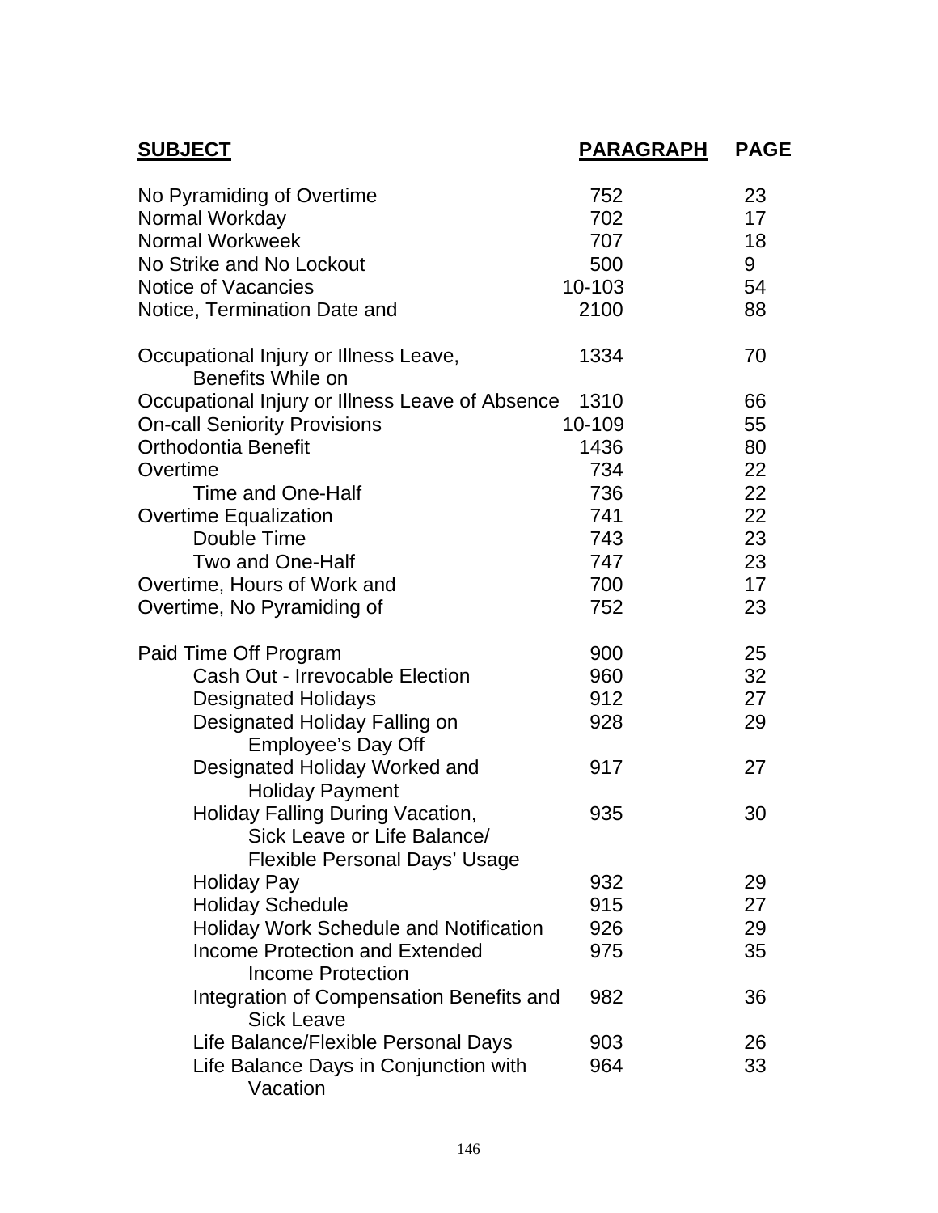| SUBJECT | PARAGRAPH | PAGE |
|---|---|---|
| No Pyramiding of Overtime | 752 | 23 |
| Normal Workday | 702 | 17 |
| Normal Workweek | 707 | 18 |
| No Strike and No Lockout | 500 | 9 |
| Notice of Vacancies | 10-103 | 54 |
| Notice, Termination Date and | 2100 | 88 |
| | | |
| Occupational Injury or Illness Leave, Benefits While on | 1334 | 70 |
| Occupational Injury or Illness Leave of Absence | 1310 | 66 |
| On-call Seniority Provisions | 10-109 | 55 |
| Orthodontia Benefit | 1436 | 80 |
| Overtime | 734 | 22 |
| Time and One-Half | 736 | 22 |
| Overtime Equalization | 741 | 22 |
| Double Time | 743 | 23 |
| Two and One-Half | 747 | 23 |
| Overtime, Hours of Work and | 700 | 17 |
| Overtime, No Pyramiding of | 752 | 23 |
| | | |
| Paid Time Off Program | 900 | 25 |
| Cash Out - Irrevocable Election | 960 | 32 |
| Designated Holidays | 912 | 27 |
| Designated Holiday Falling on Employee's Day Off | 928 | 29 |
| Designated Holiday Worked and Holiday Payment | 917 | 27 |
| Holiday Falling During Vacation, Sick Leave or Life Balance/ Flexible Personal Days' Usage | 935 | 30 |
| Holiday Pay | 932 | 29 |
| Holiday Schedule | 915 | 27 |
| Holiday Work Schedule and Notification | 926 | 29 |
| Income Protection and Extended Income Protection | 975 | 35 |
| Integration of Compensation Benefits and Sick Leave | 982 | 36 |
| Life Balance/Flexible Personal Days | 903 | 26 |
| Life Balance Days in Conjunction with Vacation | 964 | 33 |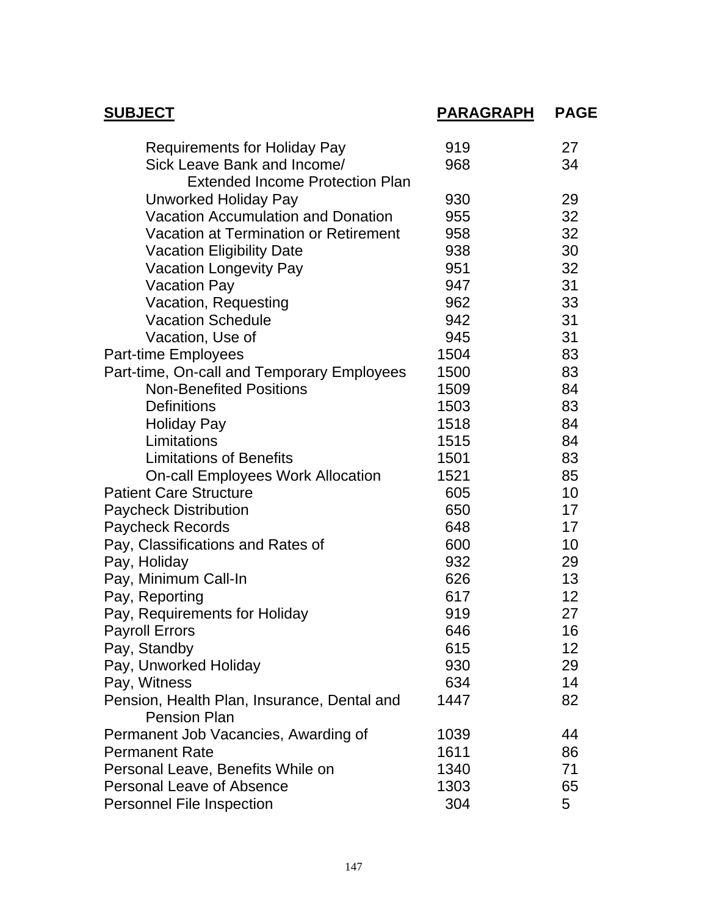| SUBJECT | PARAGRAPH | PAGE |
|---|---|---|
| Requirements for Holiday Pay | 919 | 27 |
| Sick Leave Bank and Income/ Extended Income Protection Plan | 968 | 34 |
| Unworked Holiday Pay | 930 | 29 |
| Vacation Accumulation and Donation | 955 | 32 |
| Vacation at Termination or Retirement | 958 | 32 |
| Vacation Eligibility Date | 938 | 30 |
| Vacation Longevity Pay | 951 | 32 |
| Vacation Pay | 947 | 31 |
| Vacation, Requesting | 962 | 33 |
| Vacation Schedule | 942 | 31 |
| Vacation, Use of | 945 | 31 |
| Part-time Employees | 1504 | 83 |
| Part-time, On-call and Temporary Employees | 1500 | 83 |
| Non-Benefited Positions | 1509 | 84 |
| Definitions | 1503 | 83 |
| Holiday Pay | 1518 | 84 |
| Limitations | 1515 | 84 |
| Limitations of Benefits | 1501 | 83 |
| On-call Employees Work Allocation | 1521 | 85 |
| Patient Care Structure | 605 | 10 |
| Paycheck Distribution | 650 | 17 |
| Paycheck Records | 648 | 17 |
| Pay, Classifications and Rates of | 600 | 10 |
| Pay, Holiday | 932 | 29 |
| Pay, Minimum Call-In | 626 | 13 |
| Pay, Reporting | 617 | 12 |
| Pay, Requirements for Holiday | 919 | 27 |
| Payroll Errors | 646 | 16 |
| Pay, Standby | 615 | 12 |
| Pay, Unworked Holiday | 930 | 29 |
| Pay, Witness | 634 | 14 |
| Pension, Health Plan, Insurance, Dental and Pension Plan | 1447 | 82 |
| Permanent Job Vacancies, Awarding of | 1039 | 44 |
| Permanent Rate | 1611 | 86 |
| Personal Leave, Benefits While on | 1340 | 71 |
| Personal Leave of Absence | 1303 | 65 |
| Personnel File Inspection | 304 | 5 |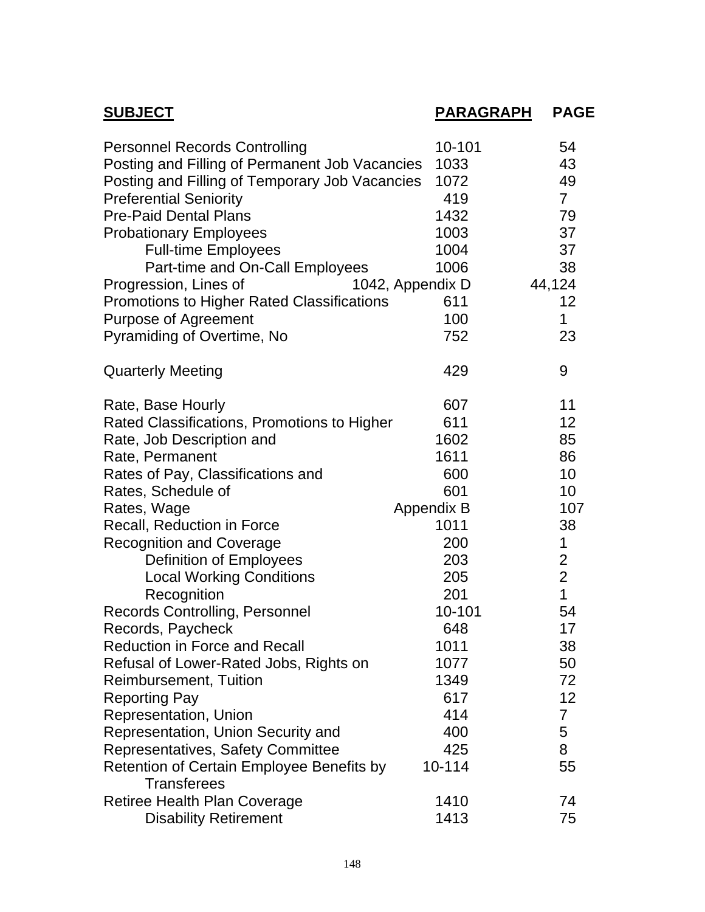| SUBJECT | PARAGRAPH | PAGE |
|---|---|---|
| Personnel Records Controlling | 10-101 | 54 |
| Posting and Filling of Permanent Job Vacancies | 1033 | 43 |
| Posting and Filling of Temporary Job Vacancies | 1072 | 49 |
| Preferential Seniority | 419 | 7 |
| Pre-Paid Dental Plans | 1432 | 79 |
| Probationary Employees | 1003 | 37 |
| Full-time Employees | 1004 | 37 |
| Part-time and On-Call Employees | 1006 | 38 |
| Progression, Lines of | 1042, Appendix D | 44,124 |
| Promotions to Higher Rated Classifications | 611 | 12 |
| Purpose of Agreement | 100 | 1 |
| Pyramiding of Overtime, No | 752 | 23 |
| | | |
| Quarterly Meeting | 429 | 9 |
| | | |
| Rate, Base Hourly | 607 | 11 |
| Rated Classifications, Promotions to Higher | 611 | 12 |
| Rate, Job Description and | 1602 | 85 |
| Rate, Permanent | 1611 | 86 |
| Rates of Pay, Classifications and | 600 | 10 |
| Rates, Schedule of | 601 | 10 |
| Rates, Wage | Appendix B | 107 |
| Recall, Reduction in Force | 1011 | 38 |
| Recognition and Coverage | 200 | 1 |
| Definition of Employees | 203 | 2 |
| Local Working Conditions | 205 | 2 |
| Recognition | 201 | 1 |
| Records Controlling, Personnel | 10-101 | 54 |
| Records, Paycheck | 648 | 17 |
| Reduction in Force and Recall | 1011 | 38 |
| Refusal of Lower-Rated Jobs, Rights on | 1077 | 50 |
| Reimbursement, Tuition | 1349 | 72 |
| Reporting Pay | 617 | 12 |
| Representation, Union | 414 | 7 |
| Representation, Union Security and | 400 | 5 |
| Representatives, Safety Committee | 425 | 8 |
| Retention of Certain Employee Benefits by Transferees | 10-114 | 55 |
| Retiree Health Plan Coverage | 1410 | 74 |
| Disability Retirement | 1413 | 75 |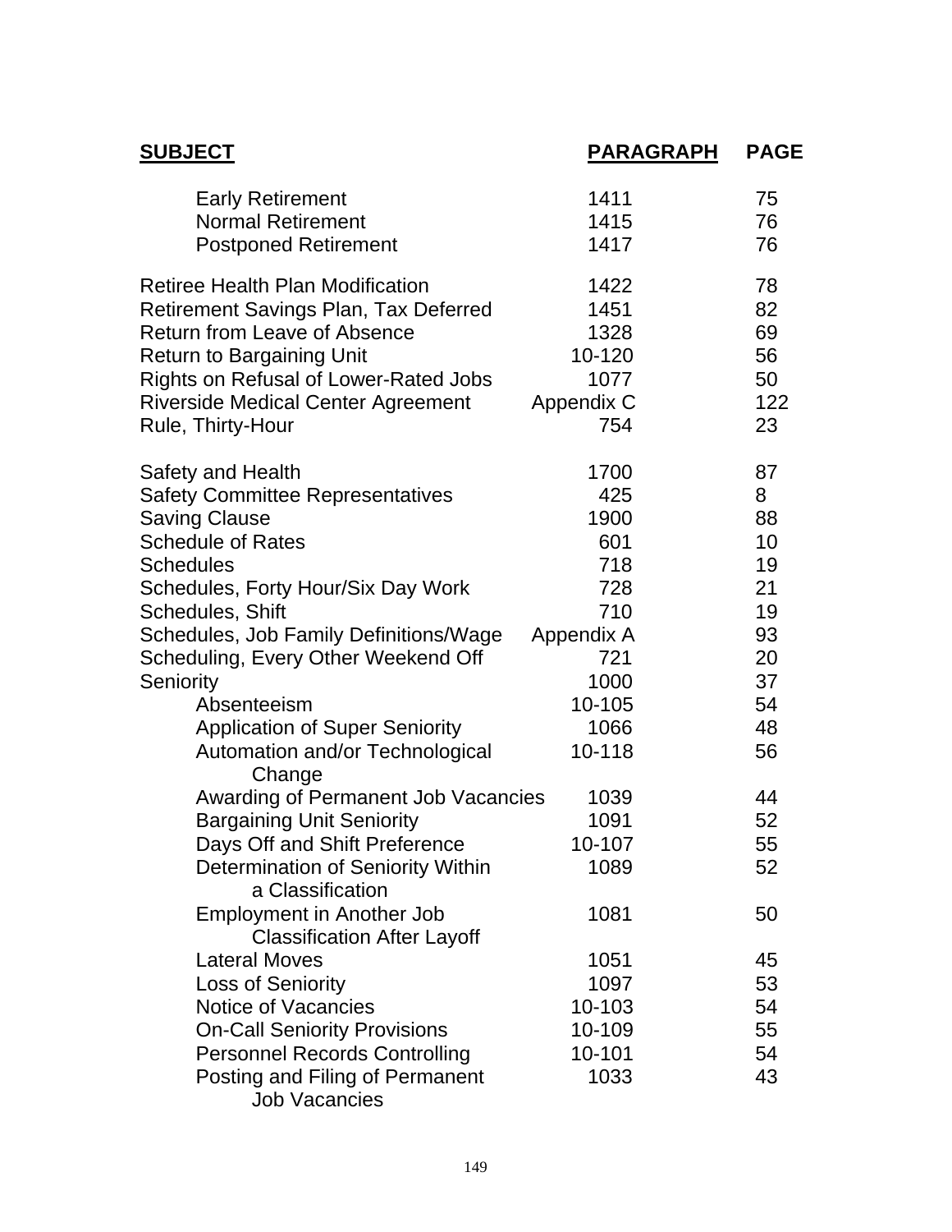| SUBJECT | PARAGRAPH | PAGE |
|---|---|---|
| Early Retirement | 1411 | 75 |
| Normal Retirement | 1415 | 76 |
| Postponed Retirement | 1417 | 76 |
| Retiree Health Plan Modification | 1422 | 78 |
| Retirement Savings Plan, Tax Deferred | 1451 | 82 |
| Return from Leave of Absence | 1328 | 69 |
| Return to Bargaining Unit | 10-120 | 56 |
| Rights on Refusal of Lower-Rated Jobs | 1077 | 50 |
| Riverside Medical Center Agreement | Appendix C | 122 |
| Rule, Thirty-Hour | 754 | 23 |
| Safety and Health | 1700 | 87 |
| Safety Committee Representatives | 425 | 8 |
| Saving Clause | 1900 | 88 |
| Schedule of Rates | 601 | 10 |
| Schedules | 718 | 19 |
| Schedules, Forty Hour/Six Day Work | 728 | 21 |
| Schedules, Shift | 710 | 19 |
| Schedules, Job Family Definitions/Wage | Appendix A | 93 |
| Scheduling, Every Other Weekend Off | 721 | 20 |
| Seniority | 1000 | 37 |
| Absenteeism | 10-105 | 54 |
| Application of Super Seniority | 1066 | 48 |
| Automation and/or Technological Change | 10-118 | 56 |
| Awarding of Permanent Job Vacancies | 1039 | 44 |
| Bargaining Unit Seniority | 1091 | 52 |
| Days Off and Shift Preference | 10-107 | 55 |
| Determination of Seniority Within a Classification | 1089 | 52 |
| Employment in Another Job Classification After Layoff | 1081 | 50 |
| Lateral Moves | 1051 | 45 |
| Loss of Seniority | 1097 | 53 |
| Notice of Vacancies | 10-103 | 54 |
| On-Call Seniority Provisions | 10-109 | 55 |
| Personnel Records Controlling | 10-101 | 54 |
| Posting and Filing of Permanent Job Vacancies | 1033 | 43 |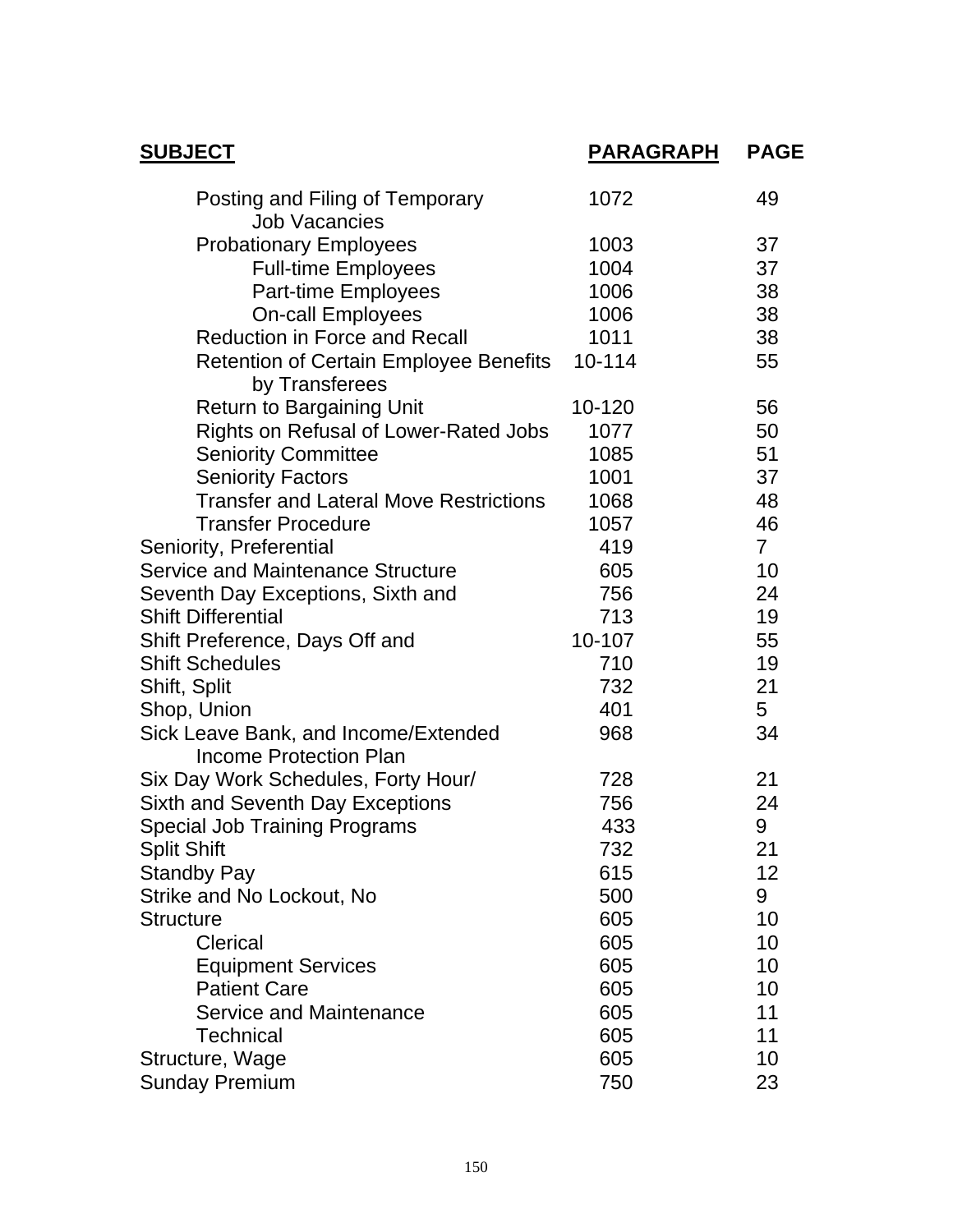| SUBJECT | PARAGRAPH | PAGE |
|---|---|---|
| Posting and Filing of Temporary Job Vacancies | 1072 | 49 |
| Probationary Employees | 1003 | 37 |
| Full-time Employees | 1004 | 37 |
| Part-time Employees | 1006 | 38 |
| On-call Employees | 1006 | 38 |
| Reduction in Force and Recall | 1011 | 38 |
| Retention of Certain Employee Benefits by Transferees | 10-114 | 55 |
| Return to Bargaining Unit | 10-120 | 56 |
| Rights on Refusal of Lower-Rated Jobs | 1077 | 50 |
| Seniority Committee | 1085 | 51 |
| Seniority Factors | 1001 | 37 |
| Transfer and Lateral Move Restrictions | 1068 | 48 |
| Transfer Procedure | 1057 | 46 |
| Seniority, Preferential | 419 | 7 |
| Service and Maintenance Structure | 605 | 10 |
| Seventh Day Exceptions, Sixth and | 756 | 24 |
| Shift Differential | 713 | 19 |
| Shift Preference, Days Off and | 10-107 | 55 |
| Shift Schedules | 710 | 19 |
| Shift, Split | 732 | 21 |
| Shop, Union | 401 | 5 |
| Sick Leave Bank, and Income/Extended Income Protection Plan | 968 | 34 |
| Six Day Work Schedules, Forty Hour/ | 728 | 21 |
| Sixth and Seventh Day Exceptions | 756 | 24 |
| Special Job Training Programs | 433 | 9 |
| Split Shift | 732 | 21 |
| Standby Pay | 615 | 12 |
| Strike and No Lockout, No | 500 | 9 |
| Structure | 605 | 10 |
| Clerical | 605 | 10 |
| Equipment Services | 605 | 10 |
| Patient Care | 605 | 10 |
| Service and Maintenance | 605 | 11 |
| Technical | 605 | 11 |
| Structure, Wage | 605 | 10 |
| Sunday Premium | 750 | 23 |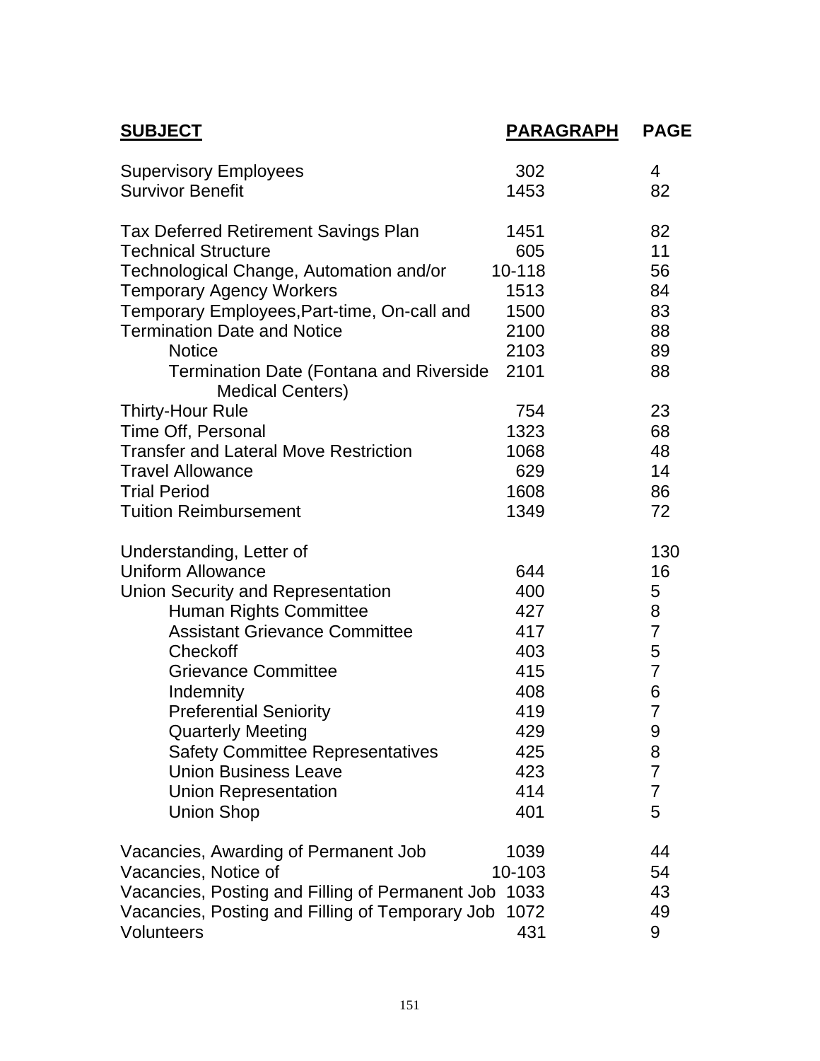| **SUBJECT** | **PARAGRAPH** | **PAGE** |
|---|---|---|
| Supervisory Employees | 302 | 4 |
| Survivor Benefit | 1453 | 82 |
| | | |
| Tax Deferred Retirement Savings Plan | 1451 | 82 |
| Technical Structure | 605 | 11 |
| Technological Change, Automation and/or | 10-118 | 56 |
| Temporary Agency Workers | 1513 | 84 |
| Temporary Employees,Part-time, On-call and | 1500 | 83 |
| Termination Date and Notice | 2100 | 88 |
| Notice | 2103 | 89 |
| Termination Date (Fontana and Riverside Medical Centers) | 2101 | 88 |
| Thirty-Hour Rule | 754 | 23 |
| Time Off, Personal | 1323 | 68 |
| Transfer and Lateral Move Restriction | 1068 | 48 |
| Travel Allowance | 629 | 14 |
| Trial Period | 1608 | 86 |
| Tuition Reimbursement | 1349 | 72 |
| | | |
| Understanding, Letter of | | 130 |
| Uniform Allowance | 644 | 16 |
| Union Security and Representation | 400 | 5 |
| Human Rights Committee | 427 | 8 |
| Assistant Grievance Committee | 417 | 7 |
| Checkoff | 403 | 5 |
| Grievance Committee | 415 | 7 |
| Indemnity | 408 | 6 |
| Preferential Seniority | 419 | 7 |
| Quarterly Meeting | 429 | 9 |
| Safety Committee Representatives | 425 | 8 |
| Union Business Leave | 423 | 7 |
| Union Representation | 414 | 7 |
| Union Shop | 401 | 5 |
| | | |
| Vacancies, Awarding of Permanent Job | 1039 | 44 |
| Vacancies, Notice of | 10-103 | 54 |
| Vacancies, Posting and Filling of Permanent Job | 1033 | 43 |
| Vacancies, Posting and Filling of Temporary Job | 1072 | 49 |
| Volunteers | 431 | 9 |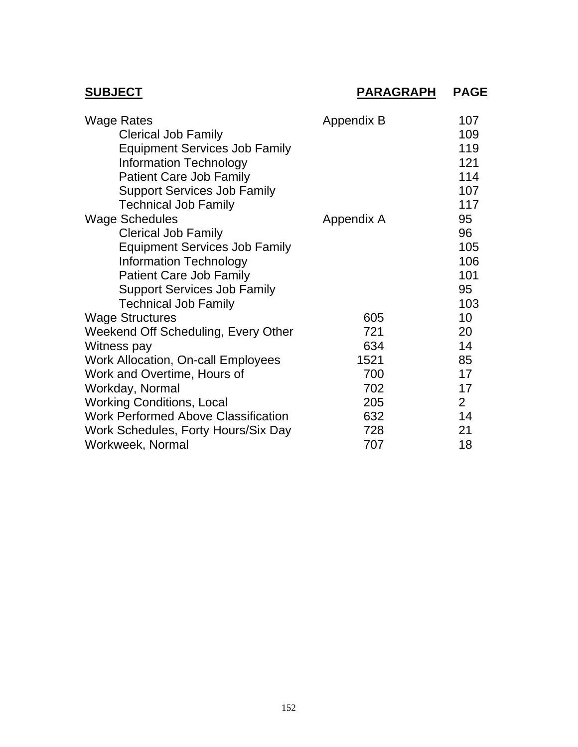| SUBJECT | PARAGRAPH | PAGE |
|---|---|---|
| Wage Rates | Appendix B | 107 |
| Clerical Job Family | | 109 |
| Equipment Services Job Family | | 119 |
| Information Technology | | 121 |
| Patient Care Job Family | | 114 |
| Support Services Job Family | | 107 |
| Technical Job Family | | 117 |
| Wage Schedules | Appendix A | 95 |
| Clerical Job Family | | 96 |
| Equipment Services Job Family | | 105 |
| Information Technology | | 106 |
| Patient Care Job Family | | 101 |
| Support Services Job Family | | 95 |
| Technical Job Family | | 103 |
| Wage Structures | 605 | 10 |
| Weekend Off Scheduling, Every Other | 721 | 20 |
| Witness pay | 634 | 14 |
| Work Allocation, On-call Employees | 1521 | 85 |
| Work and Overtime, Hours of | 700 | 17 |
| Workday, Normal | 702 | 17 |
| Working Conditions, Local | 205 | 2 |
| Work Performed Above Classification | 632 | 14 |
| Work Schedules, Forty Hours/Six Day | 728 | 21 |
| Workweek, Normal | 707 | 18 |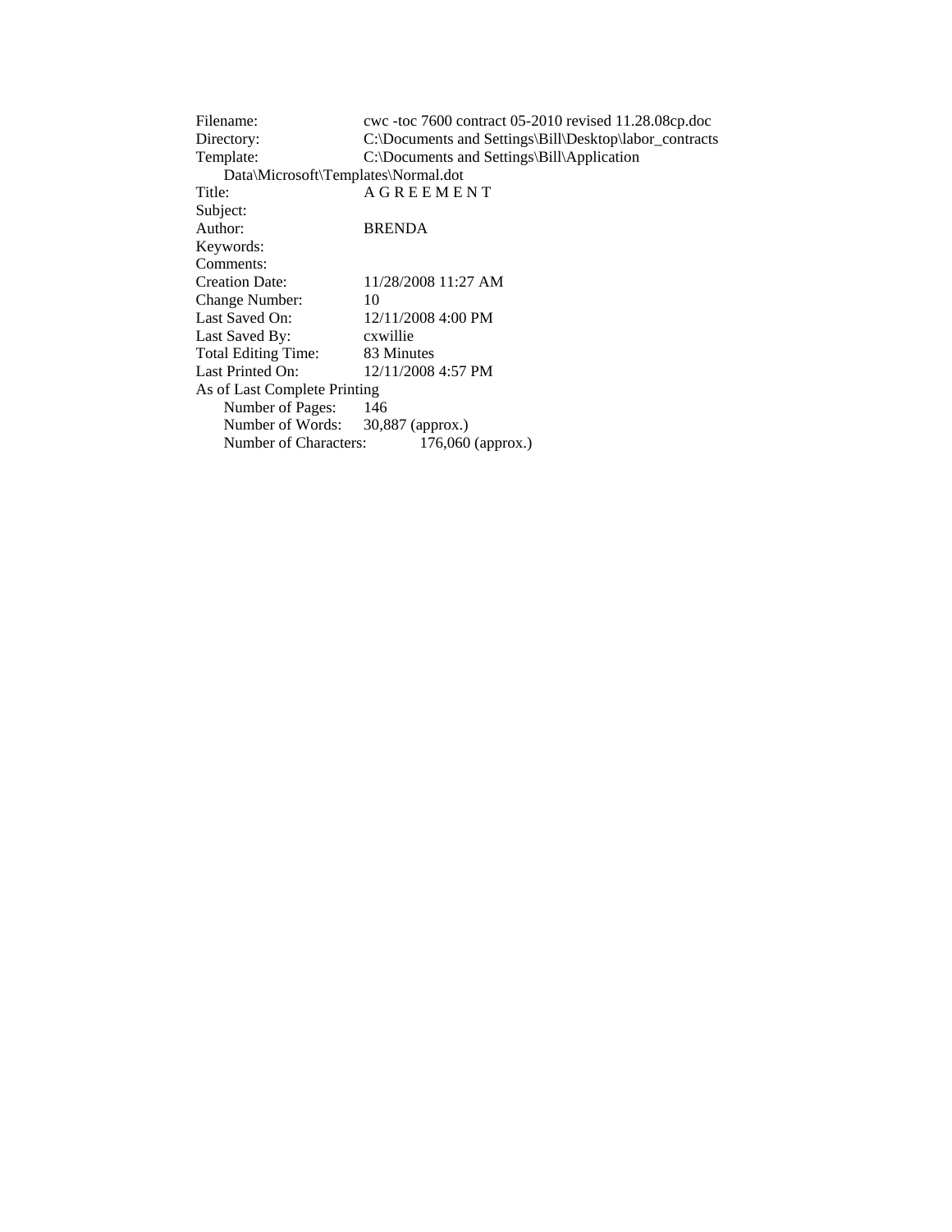Filename: cwc -toc 7600 contract 05-2010 revised 11.28.08cp.doc
Directory: C:\Documents and Settings\Bill\Desktop\labor_contracts
Template: C:\Documents and Settings\Bill\Application Data\Microsoft\Templates\Normal.dot
Title: A G R E E M E N T
Subject:
Author: BRENDA
Keywords:
Comments:
Creation Date: 11/28/2008 11:27 AM
Change Number: 10
Last Saved On: 12/11/2008 4:00 PM
Last Saved By: cxwillie
Total Editing Time: 83 Minutes
Last Printed On: 12/11/2008 4:57 PM
As of Last Complete Printing
Number of Pages: 146
Number of Words: 30,887 (approx.)
Number of Characters: 176,060 (approx.)